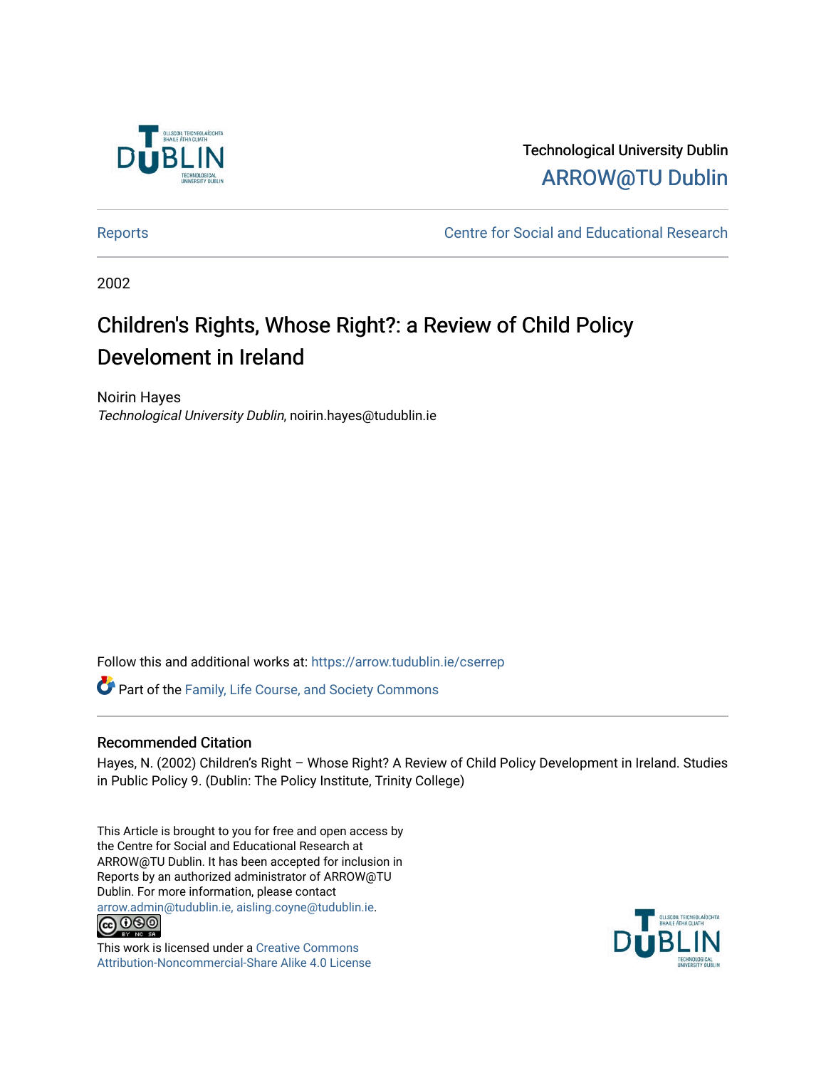Technological University Dublin

ARROW@TU Dublin

Reports

Centre for Social and Educational Research

2002

# Children's Rights, Whose Right?: a Review of Child Policy Develoment in Ireland

Noirin Hayes

*Technological University Dublin*, noirin.hayes@tudublin.ie

Follow this and additional works at: https://arrow.tudublin.ie/cserrep

Part of the Family, Life Course, and Society Commons

## Recommended Citation

Hayes, N. (2002) Children's Right – Whose Right? A Review of Child Policy Development in Ireland. Studies in Public Policy 9. (Dublin: The Policy Institute, Trinity College)

This Article is brought to you for free and open access by the Centre for Social and Educational Research at ARROW@TU Dublin. It has been accepted for inclusion in Reports by an authorized administrator of ARROW@TU Dublin. For more information, please contact arrow.admin@tudublin.ie, aisling.coyne@tudublin.ie.

This work is licensed under a Creative Commons Attribution-Noncommercial-Share Alike 4.0 License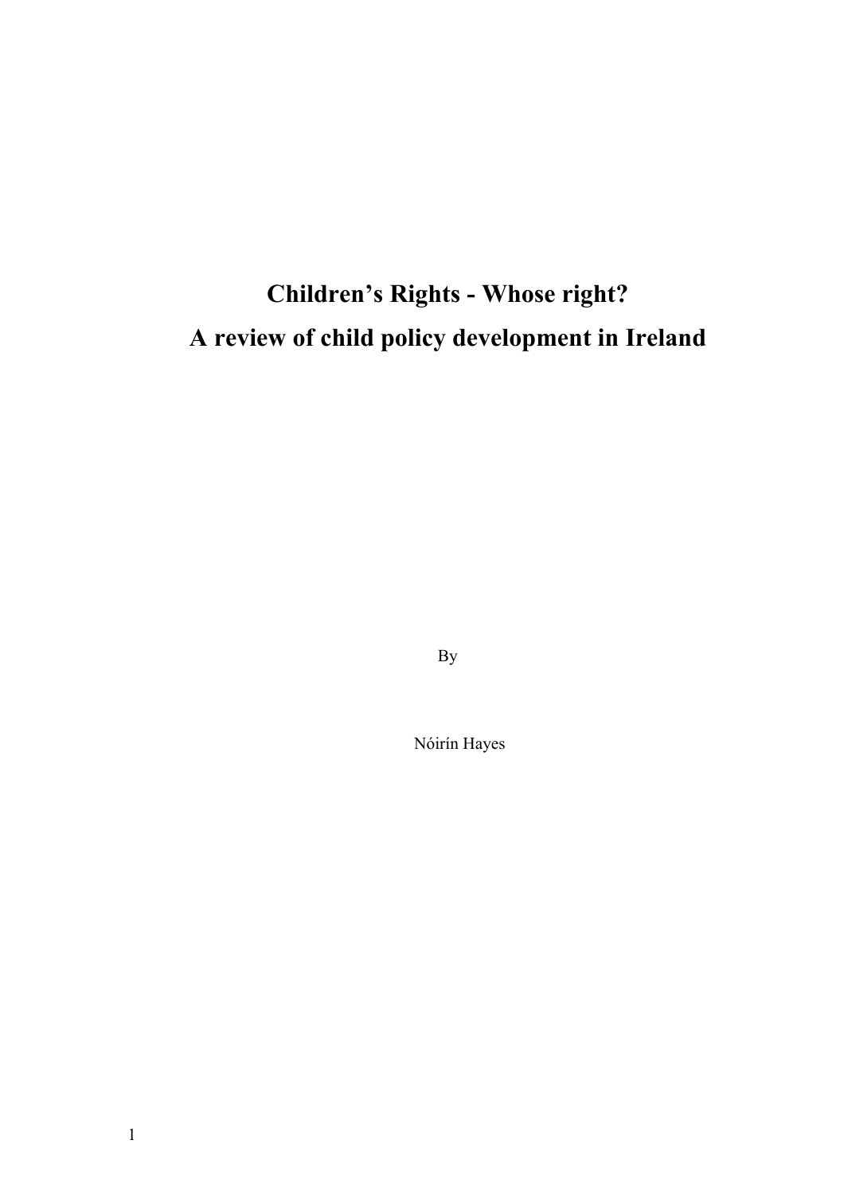# Children's Rights - Whose right?

# A review of child policy development in Ireland

By

Nóirín Hayes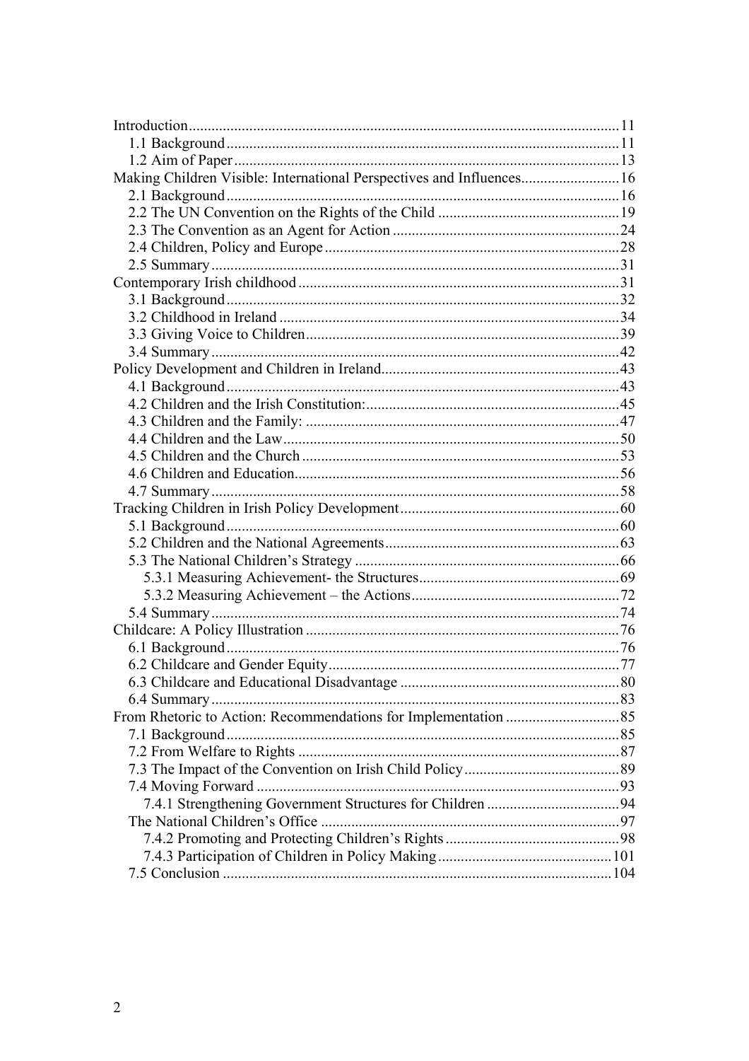Introduction ........ 11
- 1.1 Background ........ 11
- 1.2 Aim of Paper ........ 13

Making Children Visible: International Perspectives and Influences ........ 16
- 2.1 Background ........ 16
- 2.2 The UN Convention on the Rights of the Child ........ 19
- 2.3 The Convention as an Agent for Action ........ 24
- 2.4 Children, Policy and Europe ........ 28
- 2.5 Summary ........ 31

Contemporary Irish childhood ........ 31
- 3.1 Background ........ 32
- 3.2 Childhood in Ireland ........ 34
- 3.3 Giving Voice to Children ........ 39
- 3.4 Summary ........ 42

Policy Development and Children in Ireland ........ 43
- 4.1 Background ........ 43
- 4.2 Children and the Irish Constitution: ........ 45
- 4.3 Children and the Family: ........ 47
- 4.4 Children and the Law ........ 50
- 4.5 Children and the Church ........ 53
- 4.6 Children and Education ........ 56
- 4.7 Summary ........ 58

Tracking Children in Irish Policy Development ........ 60
- 5.1 Background ........ 60
- 5.2 Children and the National Agreements ........ 63
- 5.3 The National Children's Strategy ........ 66
  - 5.3.1 Measuring Achievement- the Structures ........ 69
  - 5.3.2 Measuring Achievement – the Actions ........ 72
- 5.4 Summary ........ 74

Childcare: A Policy Illustration ........ 76
- 6.1 Background ........ 76
- 6.2 Childcare and Gender Equity ........ 77
- 6.3 Childcare and Educational Disadvantage ........ 80
- 6.4 Summary ........ 83

From Rhetoric to Action: Recommendations for Implementation ........ 85
- 7.1 Background ........ 85
- 7.2 From Welfare to Rights ........ 87
- 7.3 The Impact of the Convention on Irish Child Policy ........ 89
- 7.4 Moving Forward ........ 93
  - 7.4.1 Strengthening Government Structures for Children ........ 94
- The National Children's Office ........ 97
  - 7.4.2 Promoting and Protecting Children's Rights ........ 98
  - 7.4.3 Participation of Children in Policy Making ........ 101
- 7.5 Conclusion ........ 104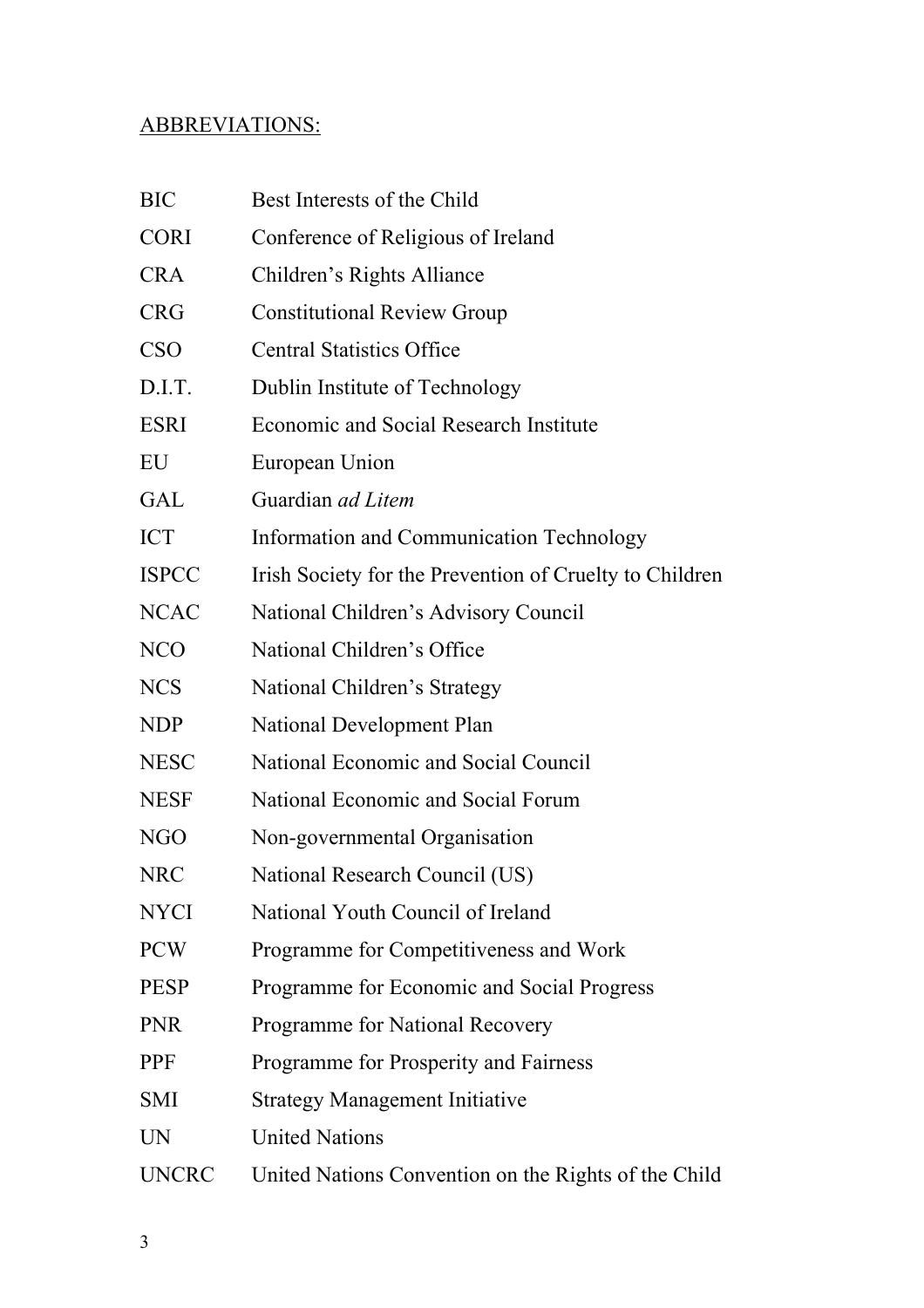ABBREVIATIONS:

| | |
|---|---|
| BIC | Best Interests of the Child |
| CORI | Conference of Religious of Ireland |
| CRA | Children's Rights Alliance |
| CRG | Constitutional Review Group |
| CSO | Central Statistics Office |
| D.I.T. | Dublin Institute of Technology |
| ESRI | Economic and Social Research Institute |
| EU | European Union |
| GAL | Guardian *ad Litem* |
| ICT | Information and Communication Technology |
| ISPCC | Irish Society for the Prevention of Cruelty to Children |
| NCAC | National Children's Advisory Council |
| NCO | National Children's Office |
| NCS | National Children's Strategy |
| NDP | National Development Plan |
| NESC | National Economic and Social Council |
| NESF | National Economic and Social Forum |
| NGO | Non-governmental Organisation |
| NRC | National Research Council (US) |
| NYCI | National Youth Council of Ireland |
| PCW | Programme for Competitiveness and Work |
| PESP | Programme for Economic and Social Progress |
| PNR | Programme for National Recovery |
| PPF | Programme for Prosperity and Fairness |
| SMI | Strategy Management Initiative |
| UN | United Nations |
| UNCRC | United Nations Convention on the Rights of the Child |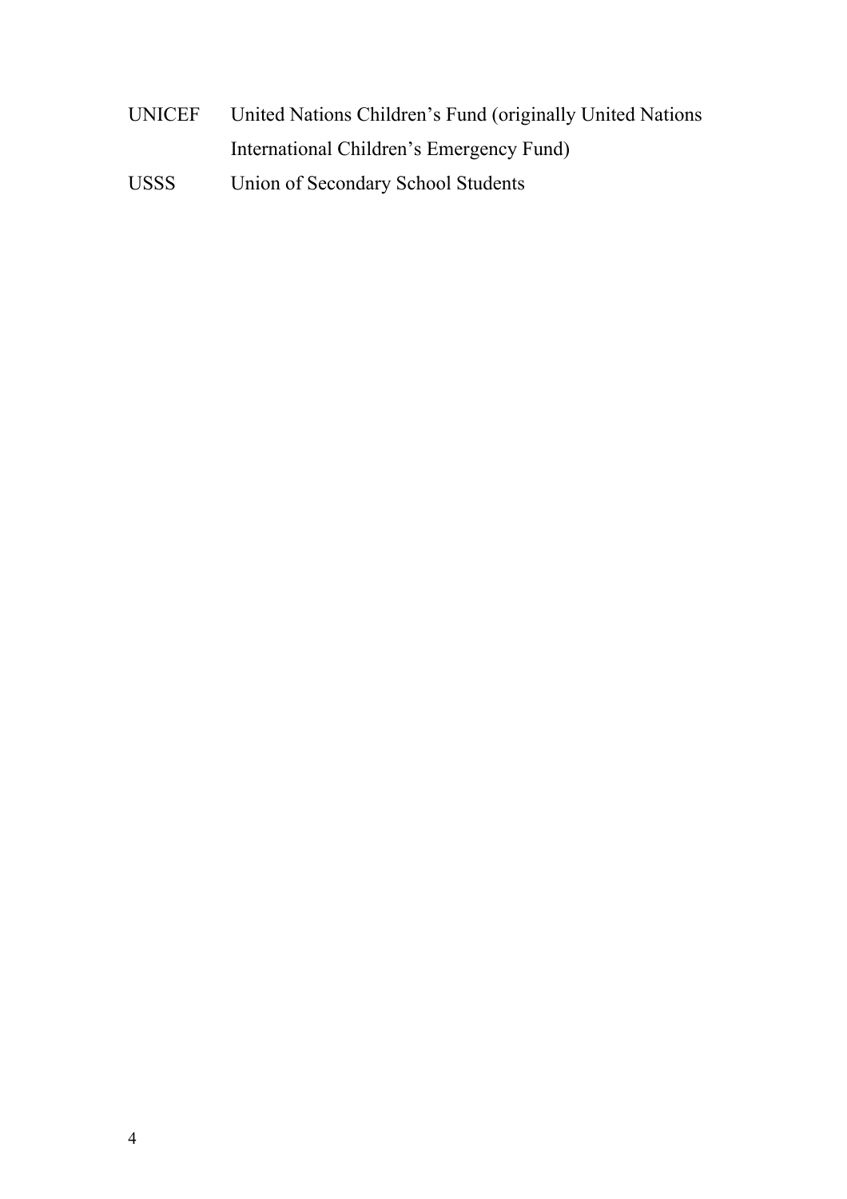| | |
|---|---|
| UNICEF | United Nations Children's Fund (originally United Nations International Children's Emergency Fund) |
| USSS | Union of Secondary School Students |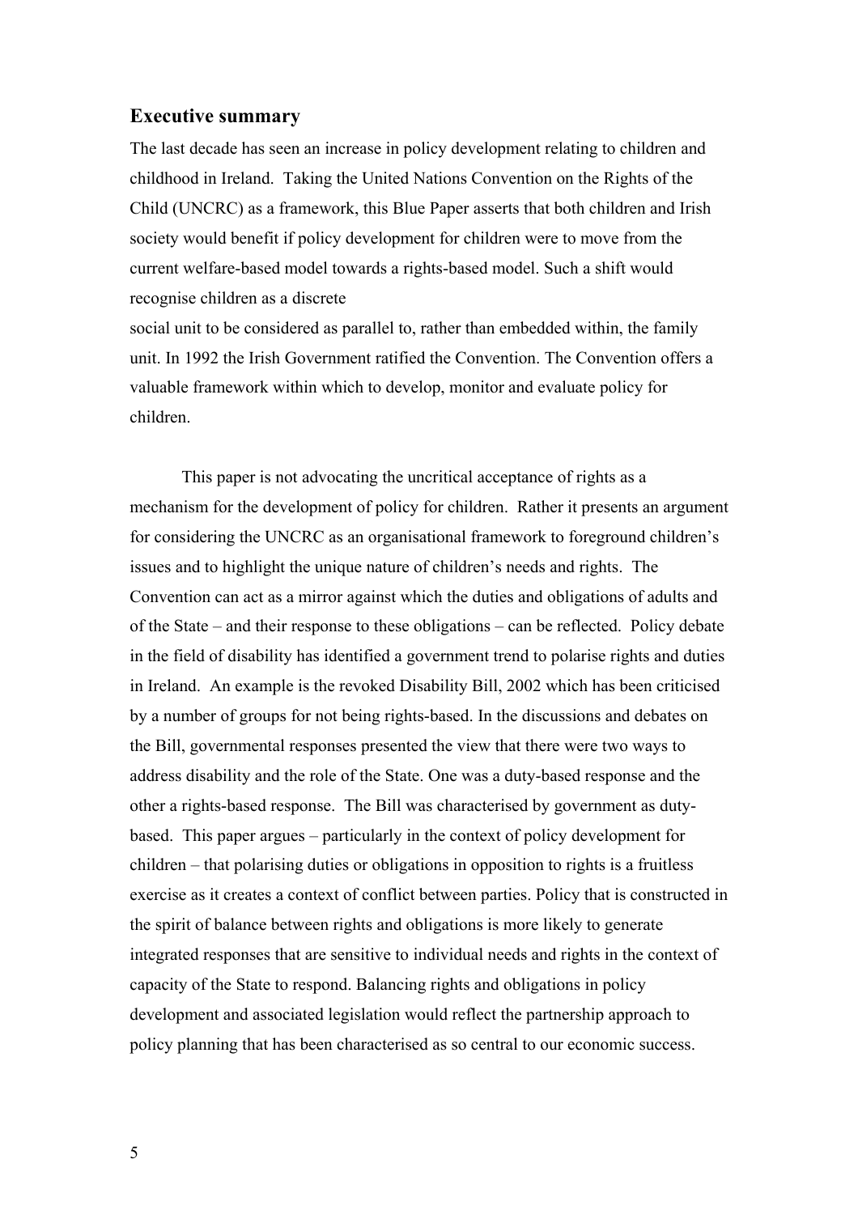## Executive summary

The last decade has seen an increase in policy development relating to children and childhood in Ireland. Taking the United Nations Convention on the Rights of the Child (UNCRC) as a framework, this Blue Paper asserts that both children and Irish society would benefit if policy development for children were to move from the current welfare-based model towards a rights-based model. Such a shift would recognise children as a discrete social unit to be considered as parallel to, rather than embedded within, the family unit. In 1992 the Irish Government ratified the Convention. The Convention offers a valuable framework within which to develop, monitor and evaluate policy for children.

This paper is not advocating the uncritical acceptance of rights as a mechanism for the development of policy for children. Rather it presents an argument for considering the UNCRC as an organisational framework to foreground children's issues and to highlight the unique nature of children's needs and rights. The Convention can act as a mirror against which the duties and obligations of adults and of the State – and their response to these obligations – can be reflected. Policy debate in the field of disability has identified a government trend to polarise rights and duties in Ireland. An example is the revoked Disability Bill, 2002 which has been criticised by a number of groups for not being rights-based. In the discussions and debates on the Bill, governmental responses presented the view that there were two ways to address disability and the role of the State. One was a duty-based response and the other a rights-based response. The Bill was characterised by government as duty-based. This paper argues – particularly in the context of policy development for children – that polarising duties or obligations in opposition to rights is a fruitless exercise as it creates a context of conflict between parties. Policy that is constructed in the spirit of balance between rights and obligations is more likely to generate integrated responses that are sensitive to individual needs and rights in the context of capacity of the State to respond. Balancing rights and obligations in policy development and associated legislation would reflect the partnership approach to policy planning that has been characterised as so central to our economic success.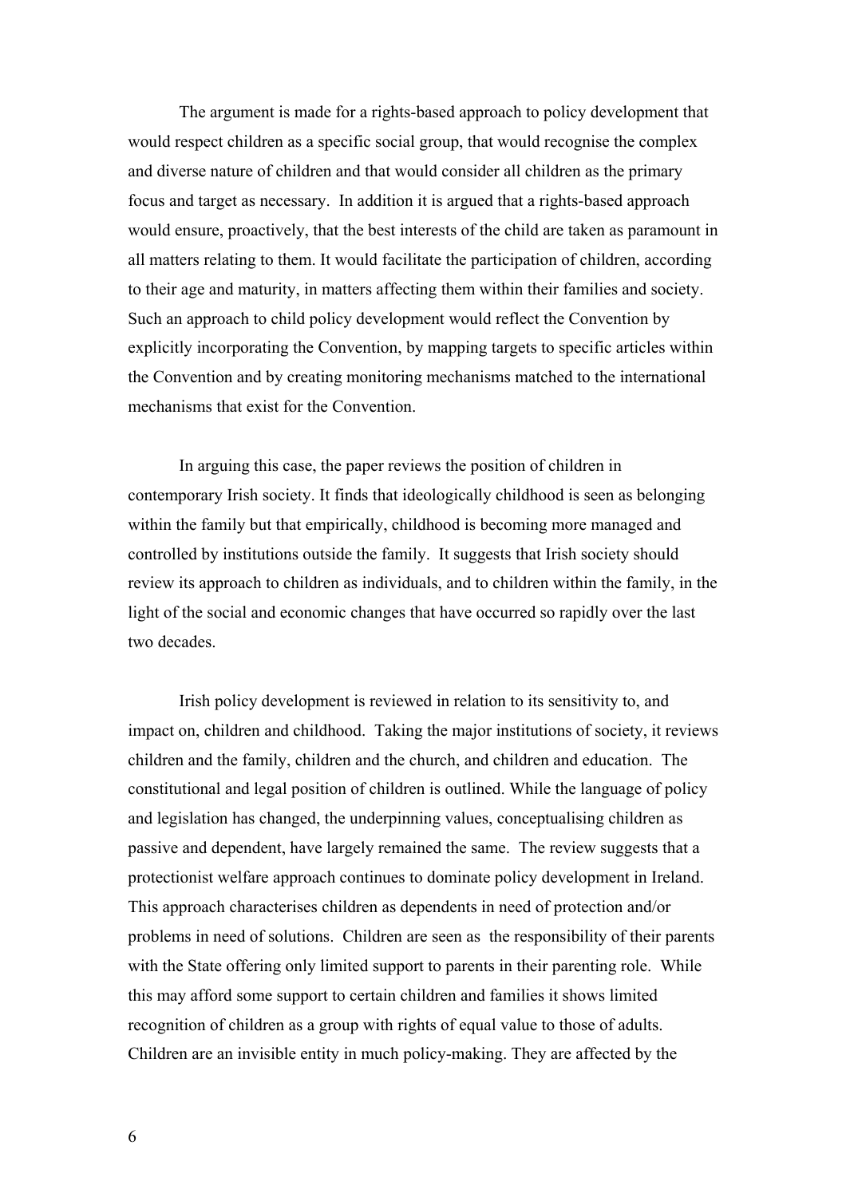The argument is made for a rights-based approach to policy development that would respect children as a specific social group, that would recognise the complex and diverse nature of children and that would consider all children as the primary focus and target as necessary. In addition it is argued that a rights-based approach would ensure, proactively, that the best interests of the child are taken as paramount in all matters relating to them. It would facilitate the participation of children, according to their age and maturity, in matters affecting them within their families and society. Such an approach to child policy development would reflect the Convention by explicitly incorporating the Convention, by mapping targets to specific articles within the Convention and by creating monitoring mechanisms matched to the international mechanisms that exist for the Convention.

In arguing this case, the paper reviews the position of children in contemporary Irish society. It finds that ideologically childhood is seen as belonging within the family but that empirically, childhood is becoming more managed and controlled by institutions outside the family. It suggests that Irish society should review its approach to children as individuals, and to children within the family, in the light of the social and economic changes that have occurred so rapidly over the last two decades.

Irish policy development is reviewed in relation to its sensitivity to, and impact on, children and childhood. Taking the major institutions of society, it reviews children and the family, children and the church, and children and education. The constitutional and legal position of children is outlined. While the language of policy and legislation has changed, the underpinning values, conceptualising children as passive and dependent, have largely remained the same. The review suggests that a protectionist welfare approach continues to dominate policy development in Ireland. This approach characterises children as dependents in need of protection and/or problems in need of solutions. Children are seen as the responsibility of their parents with the State offering only limited support to parents in their parenting role. While this may afford some support to certain children and families it shows limited recognition of children as a group with rights of equal value to those of adults. Children are an invisible entity in much policy-making. They are affected by the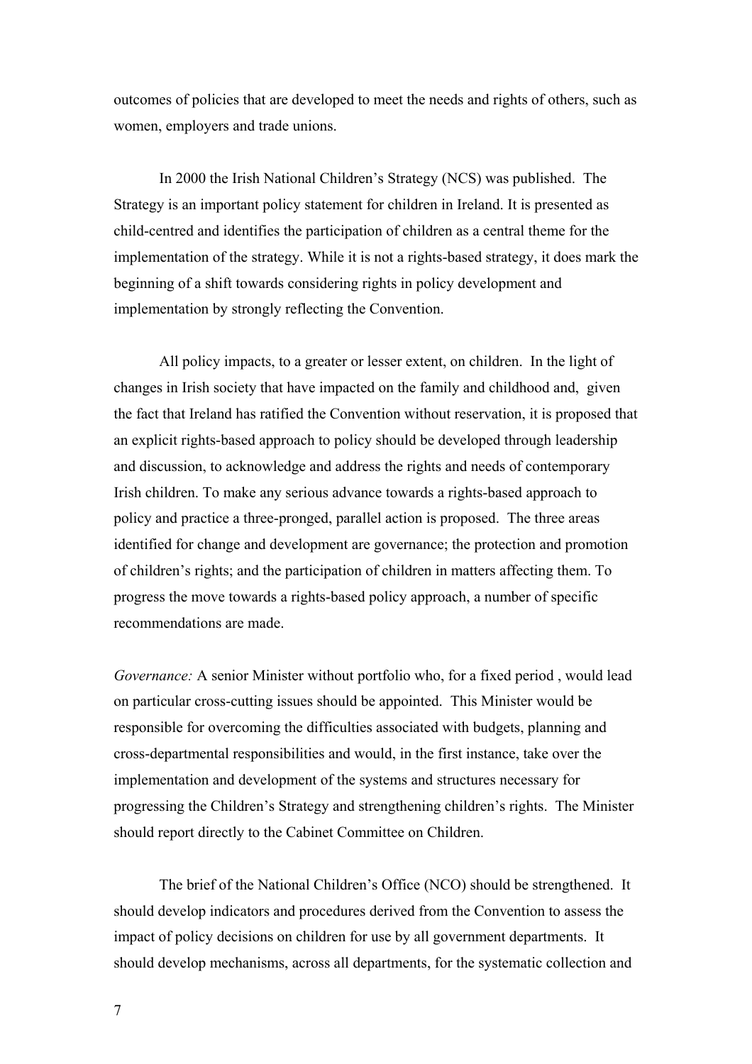outcomes of policies that are developed to meet the needs and rights of others, such as women, employers and trade unions.

In 2000 the Irish National Children's Strategy (NCS) was published. The Strategy is an important policy statement for children in Ireland. It is presented as child-centred and identifies the participation of children as a central theme for the implementation of the strategy. While it is not a rights-based strategy, it does mark the beginning of a shift towards considering rights in policy development and implementation by strongly reflecting the Convention.

All policy impacts, to a greater or lesser extent, on children. In the light of changes in Irish society that have impacted on the family and childhood and, given the fact that Ireland has ratified the Convention without reservation, it is proposed that an explicit rights-based approach to policy should be developed through leadership and discussion, to acknowledge and address the rights and needs of contemporary Irish children. To make any serious advance towards a rights-based approach to policy and practice a three-pronged, parallel action is proposed. The three areas identified for change and development are governance; the protection and promotion of children's rights; and the participation of children in matters affecting them. To progress the move towards a rights-based policy approach, a number of specific recommendations are made.

*Governance:* A senior Minister without portfolio who, for a fixed period , would lead on particular cross-cutting issues should be appointed. This Minister would be responsible for overcoming the difficulties associated with budgets, planning and cross-departmental responsibilities and would, in the first instance, take over the implementation and development of the systems and structures necessary for progressing the Children's Strategy and strengthening children's rights. The Minister should report directly to the Cabinet Committee on Children.

The brief of the National Children's Office (NCO) should be strengthened. It should develop indicators and procedures derived from the Convention to assess the impact of policy decisions on children for use by all government departments. It should develop mechanisms, across all departments, for the systematic collection and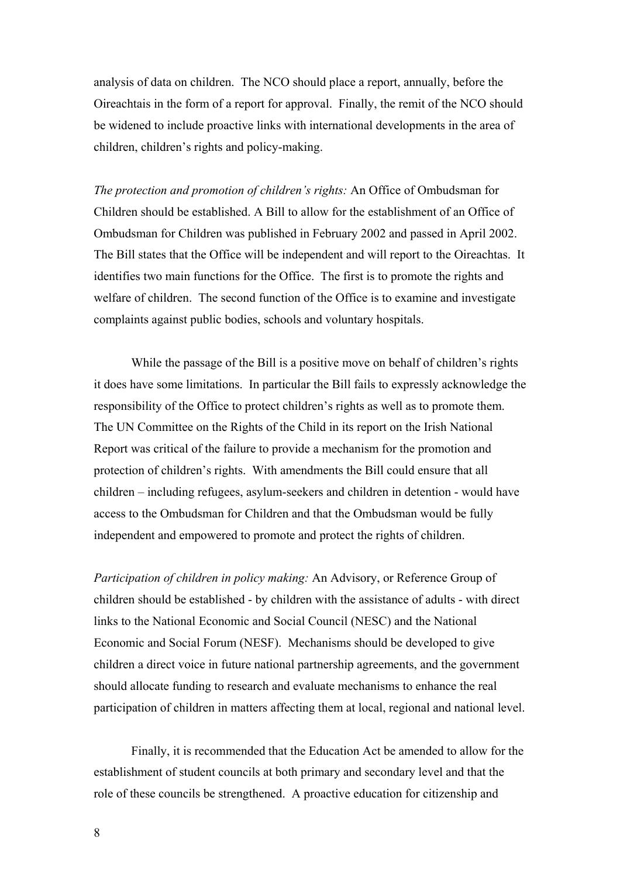analysis of data on children. The NCO should place a report, annually, before the Oireachtais in the form of a report for approval. Finally, the remit of the NCO should be widened to include proactive links with international developments in the area of children, children's rights and policy-making.

*The protection and promotion of children's rights:* An Office of Ombudsman for Children should be established. A Bill to allow for the establishment of an Office of Ombudsman for Children was published in February 2002 and passed in April 2002. The Bill states that the Office will be independent and will report to the Oireachtas. It identifies two main functions for the Office. The first is to promote the rights and welfare of children. The second function of the Office is to examine and investigate complaints against public bodies, schools and voluntary hospitals.

While the passage of the Bill is a positive move on behalf of children's rights it does have some limitations. In particular the Bill fails to expressly acknowledge the responsibility of the Office to protect children's rights as well as to promote them. The UN Committee on the Rights of the Child in its report on the Irish National Report was critical of the failure to provide a mechanism for the promotion and protection of children's rights. With amendments the Bill could ensure that all children – including refugees, asylum-seekers and children in detention - would have access to the Ombudsman for Children and that the Ombudsman would be fully independent and empowered to promote and protect the rights of children.

*Participation of children in policy making:* An Advisory, or Reference Group of children should be established - by children with the assistance of adults - with direct links to the National Economic and Social Council (NESC) and the National Economic and Social Forum (NESF). Mechanisms should be developed to give children a direct voice in future national partnership agreements, and the government should allocate funding to research and evaluate mechanisms to enhance the real participation of children in matters affecting them at local, regional and national level.

Finally, it is recommended that the Education Act be amended to allow for the establishment of student councils at both primary and secondary level and that the role of these councils be strengthened. A proactive education for citizenship and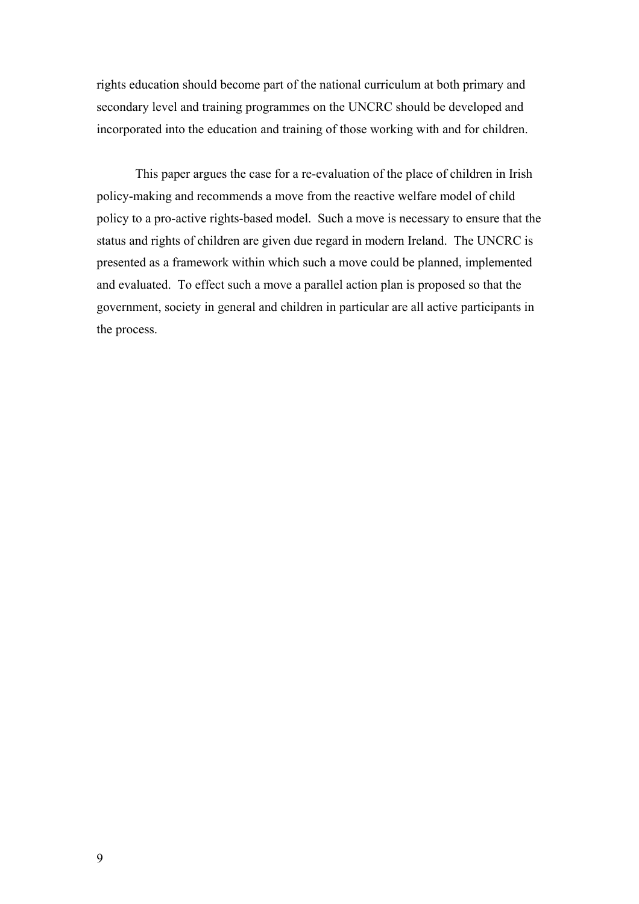rights education should become part of the national curriculum at both primary and secondary level and training programmes on the UNCRC should be developed and incorporated into the education and training of those working with and for children.

This paper argues the case for a re-evaluation of the place of children in Irish policy-making and recommends a move from the reactive welfare model of child policy to a pro-active rights-based model. Such a move is necessary to ensure that the status and rights of children are given due regard in modern Ireland. The UNCRC is presented as a framework within which such a move could be planned, implemented and evaluated. To effect such a move a parallel action plan is proposed so that the government, society in general and children in particular are all active participants in the process.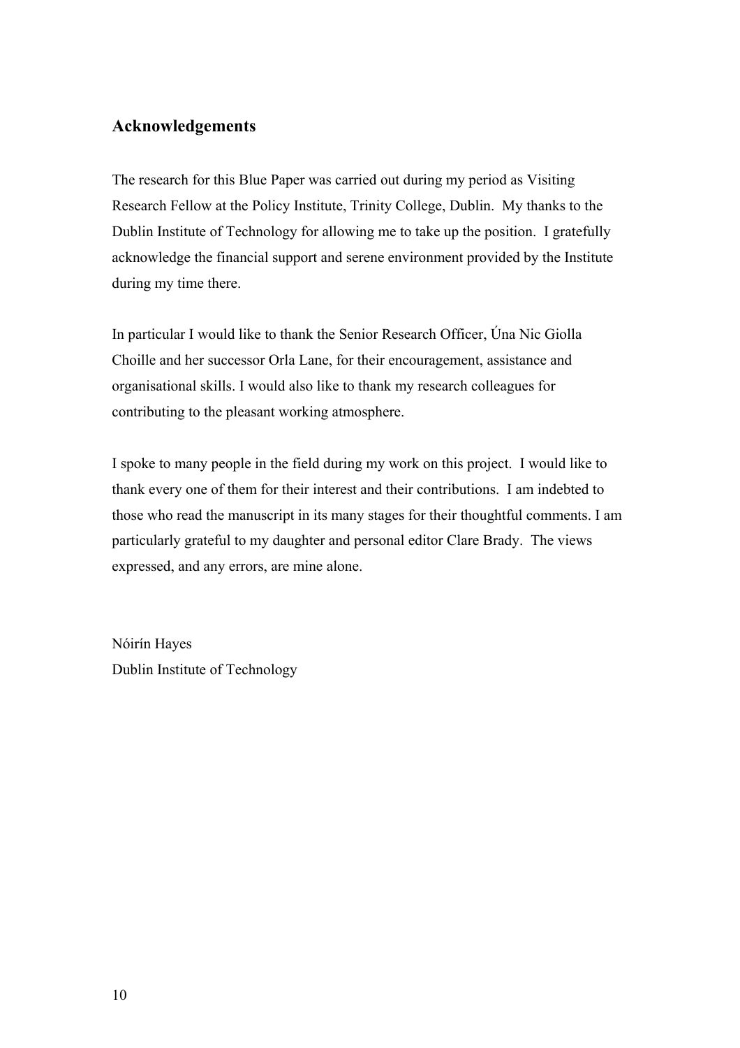## Acknowledgements

The research for this Blue Paper was carried out during my period as Visiting Research Fellow at the Policy Institute, Trinity College, Dublin. My thanks to the Dublin Institute of Technology for allowing me to take up the position. I gratefully acknowledge the financial support and serene environment provided by the Institute during my time there.

In particular I would like to thank the Senior Research Officer, Úna Nic Giolla Choille and her successor Orla Lane, for their encouragement, assistance and organisational skills. I would also like to thank my research colleagues for contributing to the pleasant working atmosphere.

I spoke to many people in the field during my work on this project. I would like to thank every one of them for their interest and their contributions. I am indebted to those who read the manuscript in its many stages for their thoughtful comments. I am particularly grateful to my daughter and personal editor Clare Brady. The views expressed, and any errors, are mine alone.

Nóirín Hayes  
Dublin Institute of Technology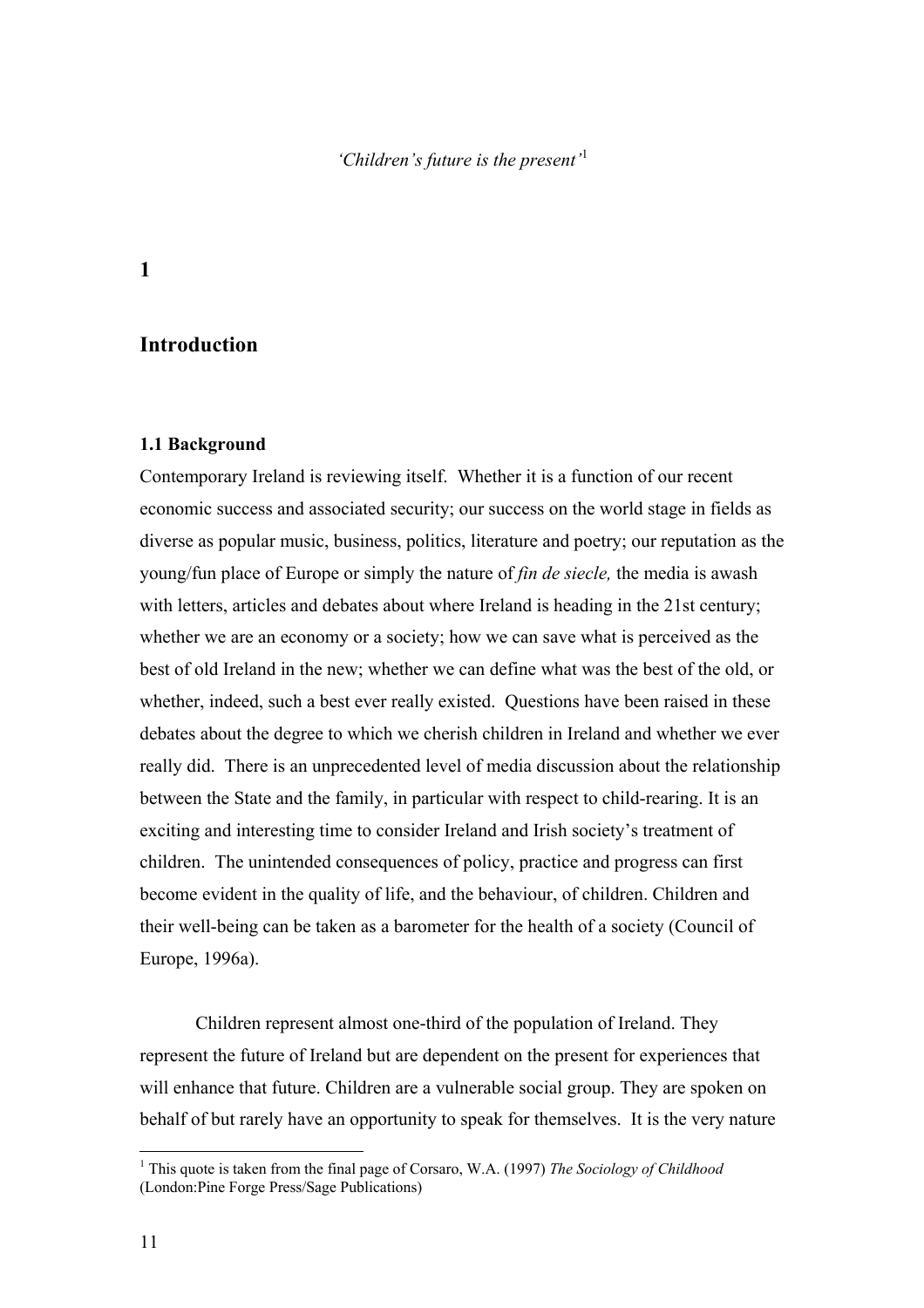*'Children's future is the present'*[1]

# 1

# Introduction

### 1.1 Background

Contemporary Ireland is reviewing itself. Whether it is a function of our recent economic success and associated security; our success on the world stage in fields as diverse as popular music, business, politics, literature and poetry; our reputation as the young/fun place of Europe or simply the nature of *fin de siecle,* the media is awash with letters, articles and debates about where Ireland is heading in the 21st century; whether we are an economy or a society; how we can save what is perceived as the best of old Ireland in the new; whether we can define what was the best of the old, or whether, indeed, such a best ever really existed. Questions have been raised in these debates about the degree to which we cherish children in Ireland and whether we ever really did. There is an unprecedented level of media discussion about the relationship between the State and the family, in particular with respect to child-rearing. It is an exciting and interesting time to consider Ireland and Irish society's treatment of children. The unintended consequences of policy, practice and progress can first become evident in the quality of life, and the behaviour, of children. Children and their well-being can be taken as a barometer for the health of a society (Council of Europe, 1996a).

Children represent almost one-third of the population of Ireland. They represent the future of Ireland but are dependent on the present for experiences that will enhance that future. Children are a vulnerable social group. They are spoken on behalf of but rarely have an opportunity to speak for themselves. It is the very nature

[1] This quote is taken from the final page of Corsaro, W.A. (1997) *The Sociology of Childhood* (London:Pine Forge Press/Sage Publications)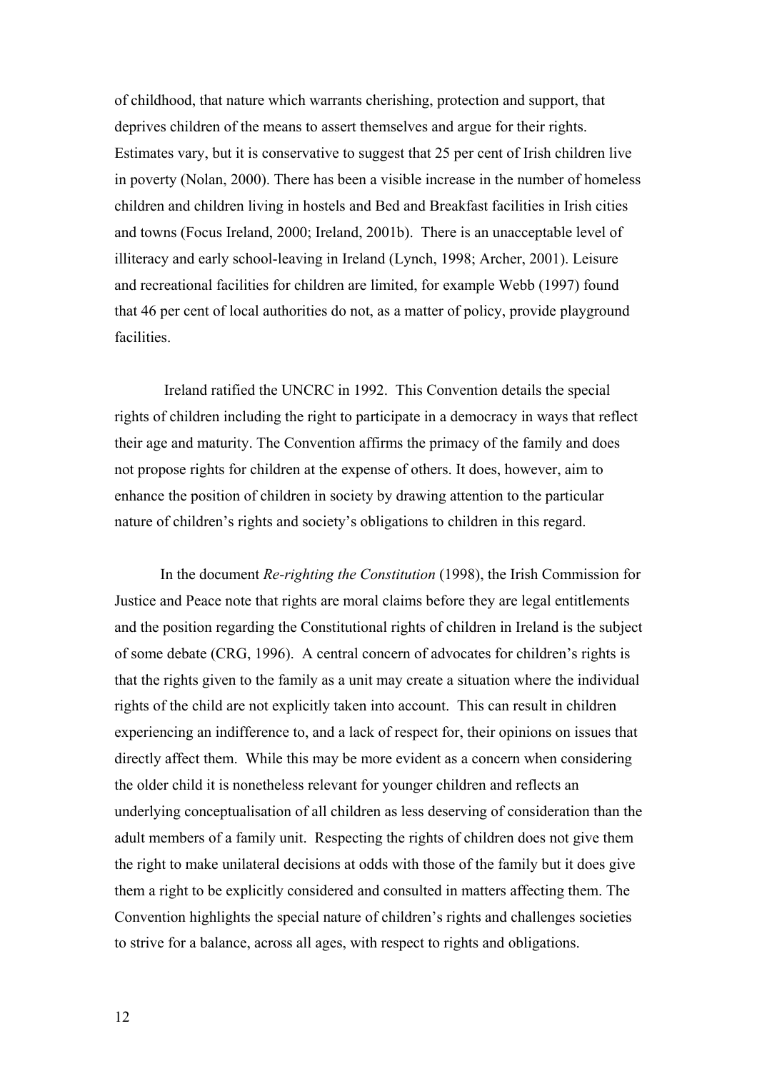of childhood, that nature which warrants cherishing, protection and support, that deprives children of the means to assert themselves and argue for their rights. Estimates vary, but it is conservative to suggest that 25 per cent of Irish children live in poverty (Nolan, 2000). There has been a visible increase in the number of homeless children and children living in hostels and Bed and Breakfast facilities in Irish cities and towns (Focus Ireland, 2000; Ireland, 2001b). There is an unacceptable level of illiteracy and early school-leaving in Ireland (Lynch, 1998; Archer, 2001). Leisure and recreational facilities for children are limited, for example Webb (1997) found that 46 per cent of local authorities do not, as a matter of policy, provide playground facilities.

Ireland ratified the UNCRC in 1992. This Convention details the special rights of children including the right to participate in a democracy in ways that reflect their age and maturity. The Convention affirms the primacy of the family and does not propose rights for children at the expense of others. It does, however, aim to enhance the position of children in society by drawing attention to the particular nature of children's rights and society's obligations to children in this regard.

In the document *Re-righting the Constitution* (1998), the Irish Commission for Justice and Peace note that rights are moral claims before they are legal entitlements and the position regarding the Constitutional rights of children in Ireland is the subject of some debate (CRG, 1996). A central concern of advocates for children's rights is that the rights given to the family as a unit may create a situation where the individual rights of the child are not explicitly taken into account. This can result in children experiencing an indifference to, and a lack of respect for, their opinions on issues that directly affect them. While this may be more evident as a concern when considering the older child it is nonetheless relevant for younger children and reflects an underlying conceptualisation of all children as less deserving of consideration than the adult members of a family unit. Respecting the rights of children does not give them the right to make unilateral decisions at odds with those of the family but it does give them a right to be explicitly considered and consulted in matters affecting them. The Convention highlights the special nature of children's rights and challenges societies to strive for a balance, across all ages, with respect to rights and obligations.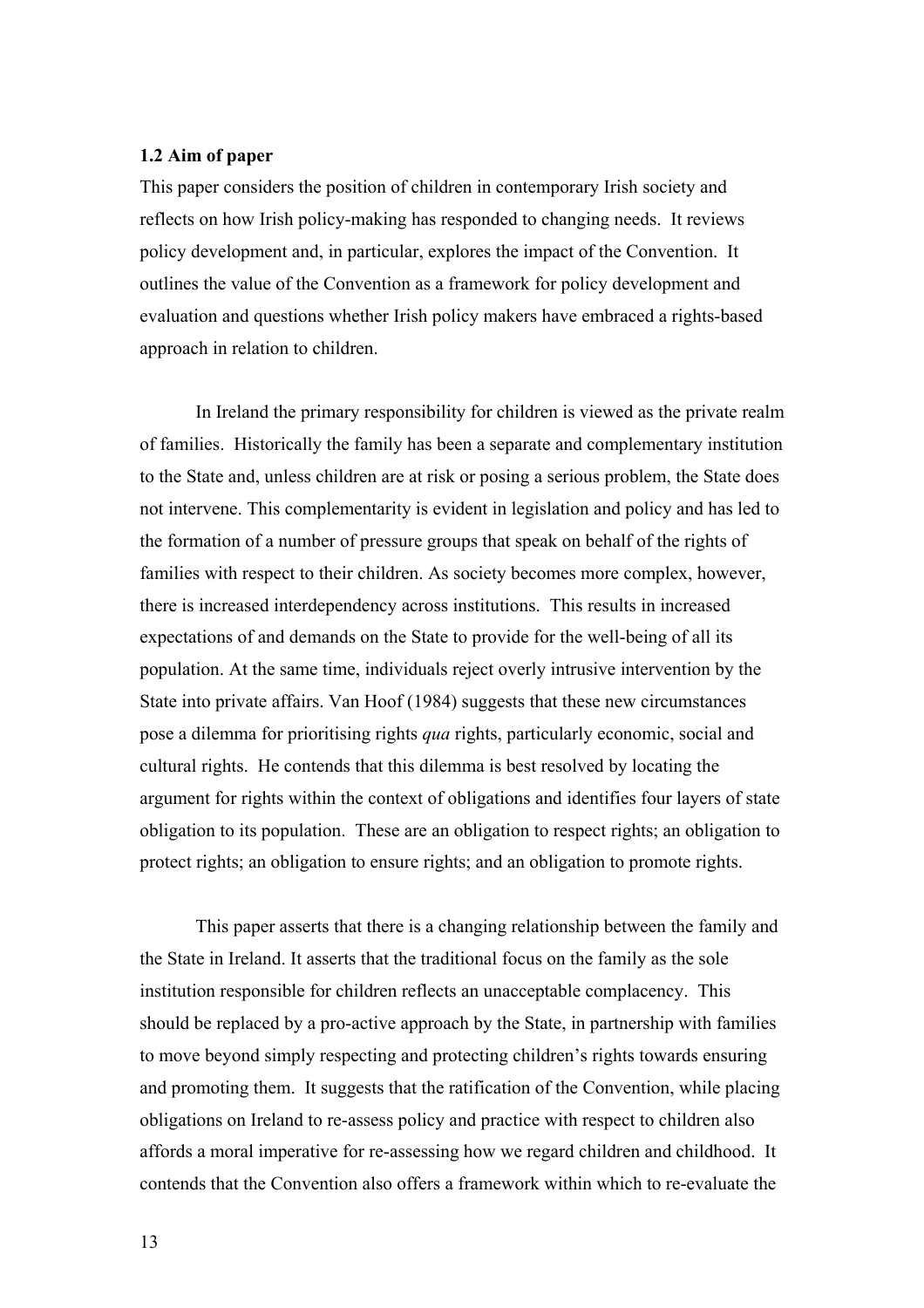**1.2 Aim of paper**

This paper considers the position of children in contemporary Irish society and reflects on how Irish policy-making has responded to changing needs. It reviews policy development and, in particular, explores the impact of the Convention. It outlines the value of the Convention as a framework for policy development and evaluation and questions whether Irish policy makers have embraced a rights-based approach in relation to children.

In Ireland the primary responsibility for children is viewed as the private realm of families. Historically the family has been a separate and complementary institution to the State and, unless children are at risk or posing a serious problem, the State does not intervene. This complementarity is evident in legislation and policy and has led to the formation of a number of pressure groups that speak on behalf of the rights of families with respect to their children. As society becomes more complex, however, there is increased interdependency across institutions. This results in increased expectations of and demands on the State to provide for the well-being of all its population. At the same time, individuals reject overly intrusive intervention by the State into private affairs. Van Hoof (1984) suggests that these new circumstances pose a dilemma for prioritising rights *qua* rights, particularly economic, social and cultural rights. He contends that this dilemma is best resolved by locating the argument for rights within the context of obligations and identifies four layers of state obligation to its population. These are an obligation to respect rights; an obligation to protect rights; an obligation to ensure rights; and an obligation to promote rights.

This paper asserts that there is a changing relationship between the family and the State in Ireland. It asserts that the traditional focus on the family as the sole institution responsible for children reflects an unacceptable complacency. This should be replaced by a pro-active approach by the State, in partnership with families to move beyond simply respecting and protecting children's rights towards ensuring and promoting them. It suggests that the ratification of the Convention, while placing obligations on Ireland to re-assess policy and practice with respect to children also affords a moral imperative for re-assessing how we regard children and childhood. It contends that the Convention also offers a framework within which to re-evaluate the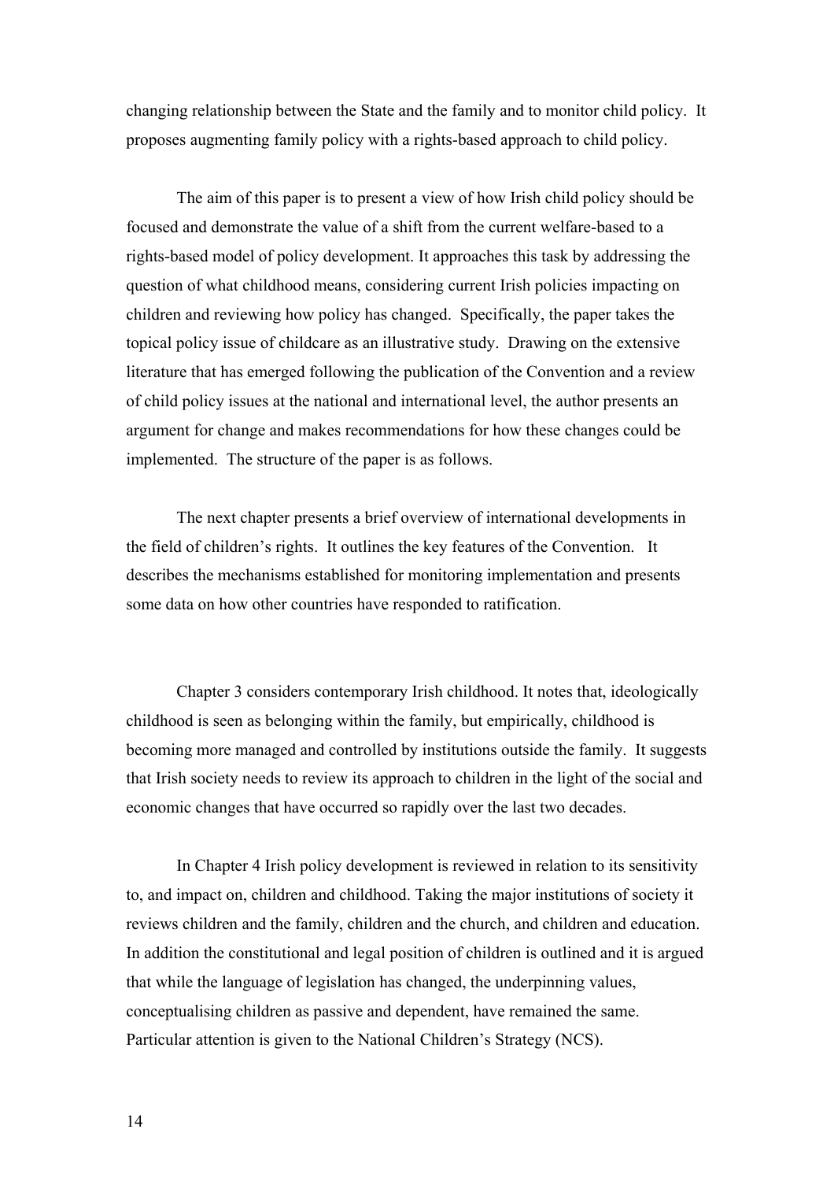changing relationship between the State and the family and to monitor child policy. It proposes augmenting family policy with a rights-based approach to child policy.

The aim of this paper is to present a view of how Irish child policy should be focused and demonstrate the value of a shift from the current welfare-based to a rights-based model of policy development. It approaches this task by addressing the question of what childhood means, considering current Irish policies impacting on children and reviewing how policy has changed. Specifically, the paper takes the topical policy issue of childcare as an illustrative study. Drawing on the extensive literature that has emerged following the publication of the Convention and a review of child policy issues at the national and international level, the author presents an argument for change and makes recommendations for how these changes could be implemented. The structure of the paper is as follows.

The next chapter presents a brief overview of international developments in the field of children's rights. It outlines the key features of the Convention. It describes the mechanisms established for monitoring implementation and presents some data on how other countries have responded to ratification.

Chapter 3 considers contemporary Irish childhood. It notes that, ideologically childhood is seen as belonging within the family, but empirically, childhood is becoming more managed and controlled by institutions outside the family. It suggests that Irish society needs to review its approach to children in the light of the social and economic changes that have occurred so rapidly over the last two decades.

In Chapter 4 Irish policy development is reviewed in relation to its sensitivity to, and impact on, children and childhood. Taking the major institutions of society it reviews children and the family, children and the church, and children and education. In addition the constitutional and legal position of children is outlined and it is argued that while the language of legislation has changed, the underpinning values, conceptualising children as passive and dependent, have remained the same. Particular attention is given to the National Children's Strategy (NCS).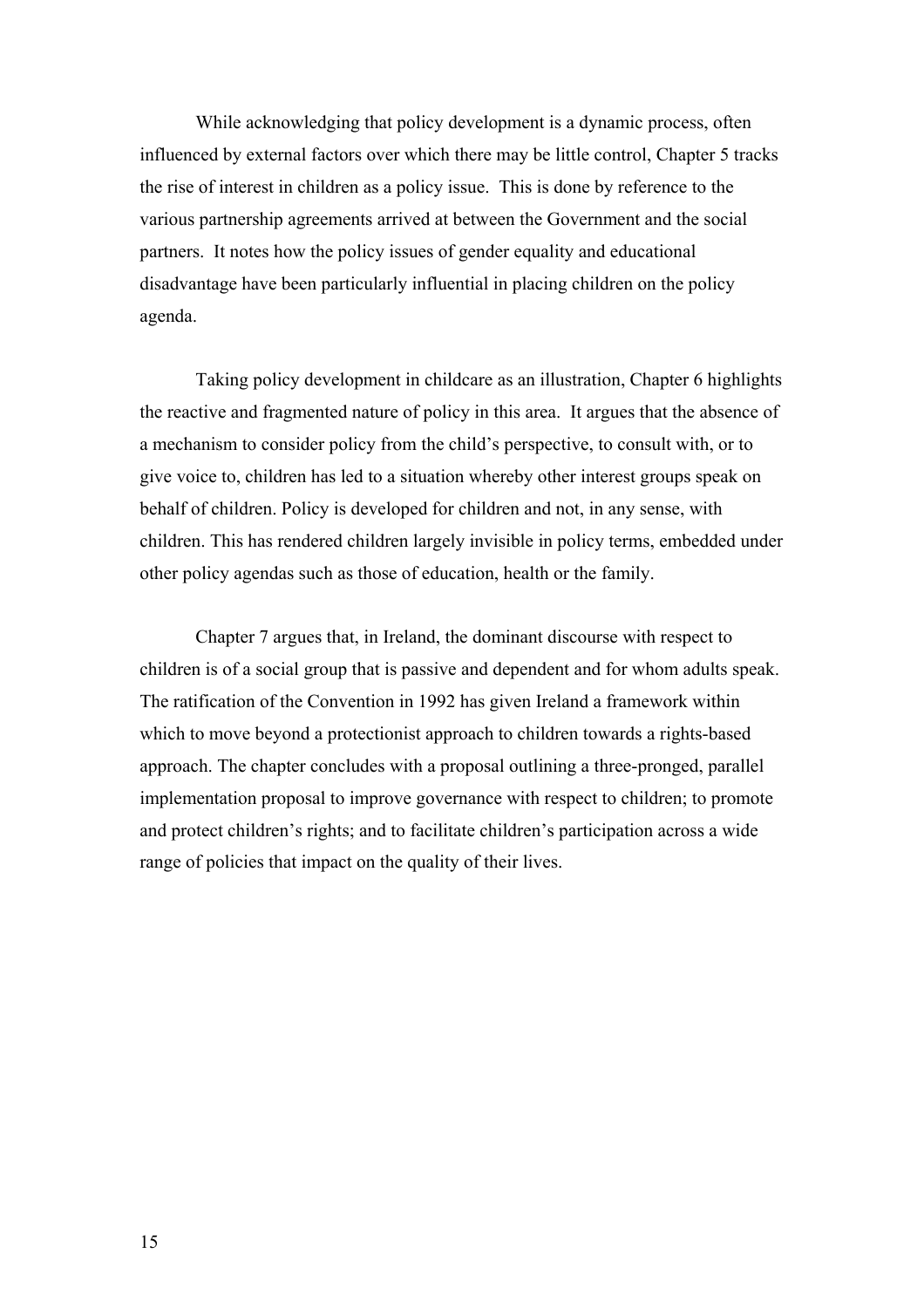While acknowledging that policy development is a dynamic process, often influenced by external factors over which there may be little control, Chapter 5 tracks the rise of interest in children as a policy issue. This is done by reference to the various partnership agreements arrived at between the Government and the social partners. It notes how the policy issues of gender equality and educational disadvantage have been particularly influential in placing children on the policy agenda.

Taking policy development in childcare as an illustration, Chapter 6 highlights the reactive and fragmented nature of policy in this area. It argues that the absence of a mechanism to consider policy from the child's perspective, to consult with, or to give voice to, children has led to a situation whereby other interest groups speak on behalf of children. Policy is developed for children and not, in any sense, with children. This has rendered children largely invisible in policy terms, embedded under other policy agendas such as those of education, health or the family.

Chapter 7 argues that, in Ireland, the dominant discourse with respect to children is of a social group that is passive and dependent and for whom adults speak. The ratification of the Convention in 1992 has given Ireland a framework within which to move beyond a protectionist approach to children towards a rights-based approach. The chapter concludes with a proposal outlining a three-pronged, parallel implementation proposal to improve governance with respect to children; to promote and protect children's rights; and to facilitate children's participation across a wide range of policies that impact on the quality of their lives.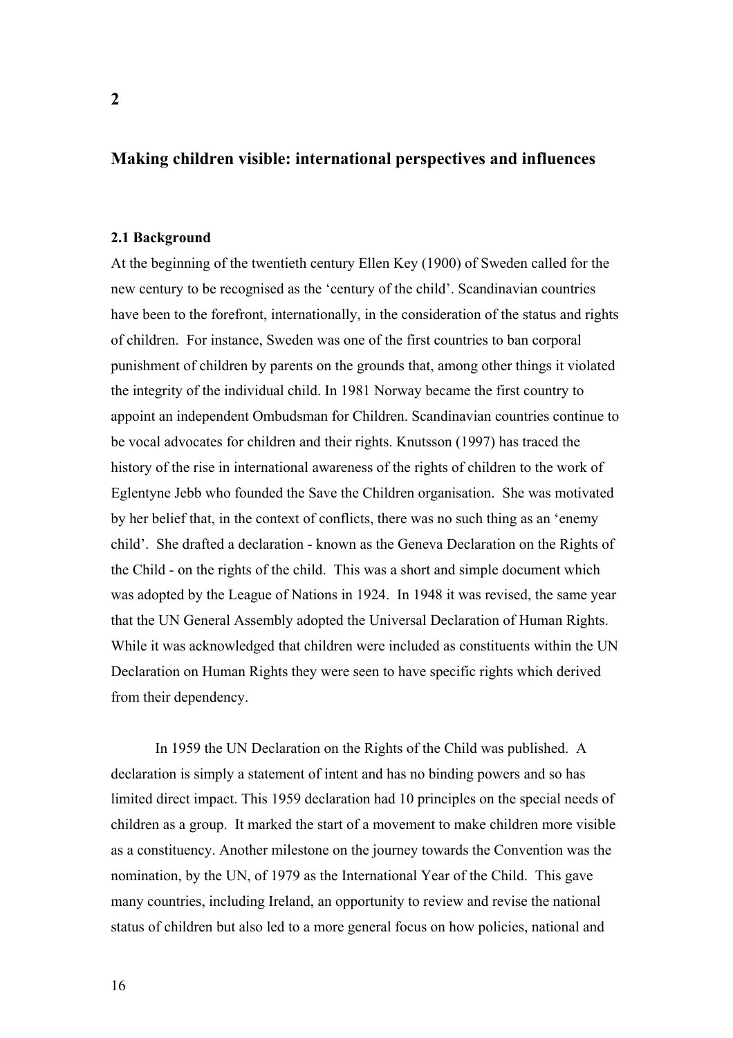# 2

## Making children visible: international perspectives and influences

### 2.1 Background

At the beginning of the twentieth century Ellen Key (1900) of Sweden called for the new century to be recognised as the 'century of the child'. Scandinavian countries have been to the forefront, internationally, in the consideration of the status and rights of children. For instance, Sweden was one of the first countries to ban corporal punishment of children by parents on the grounds that, among other things it violated the integrity of the individual child. In 1981 Norway became the first country to appoint an independent Ombudsman for Children. Scandinavian countries continue to be vocal advocates for children and their rights. Knutsson (1997) has traced the history of the rise in international awareness of the rights of children to the work of Eglentyne Jebb who founded the Save the Children organisation. She was motivated by her belief that, in the context of conflicts, there was no such thing as an 'enemy child'. She drafted a declaration - known as the Geneva Declaration on the Rights of the Child - on the rights of the child. This was a short and simple document which was adopted by the League of Nations in 1924. In 1948 it was revised, the same year that the UN General Assembly adopted the Universal Declaration of Human Rights. While it was acknowledged that children were included as constituents within the UN Declaration on Human Rights they were seen to have specific rights which derived from their dependency.

In 1959 the UN Declaration on the Rights of the Child was published. A declaration is simply a statement of intent and has no binding powers and so has limited direct impact. This 1959 declaration had 10 principles on the special needs of children as a group. It marked the start of a movement to make children more visible as a constituency. Another milestone on the journey towards the Convention was the nomination, by the UN, of 1979 as the International Year of the Child. This gave many countries, including Ireland, an opportunity to review and revise the national status of children but also led to a more general focus on how policies, national and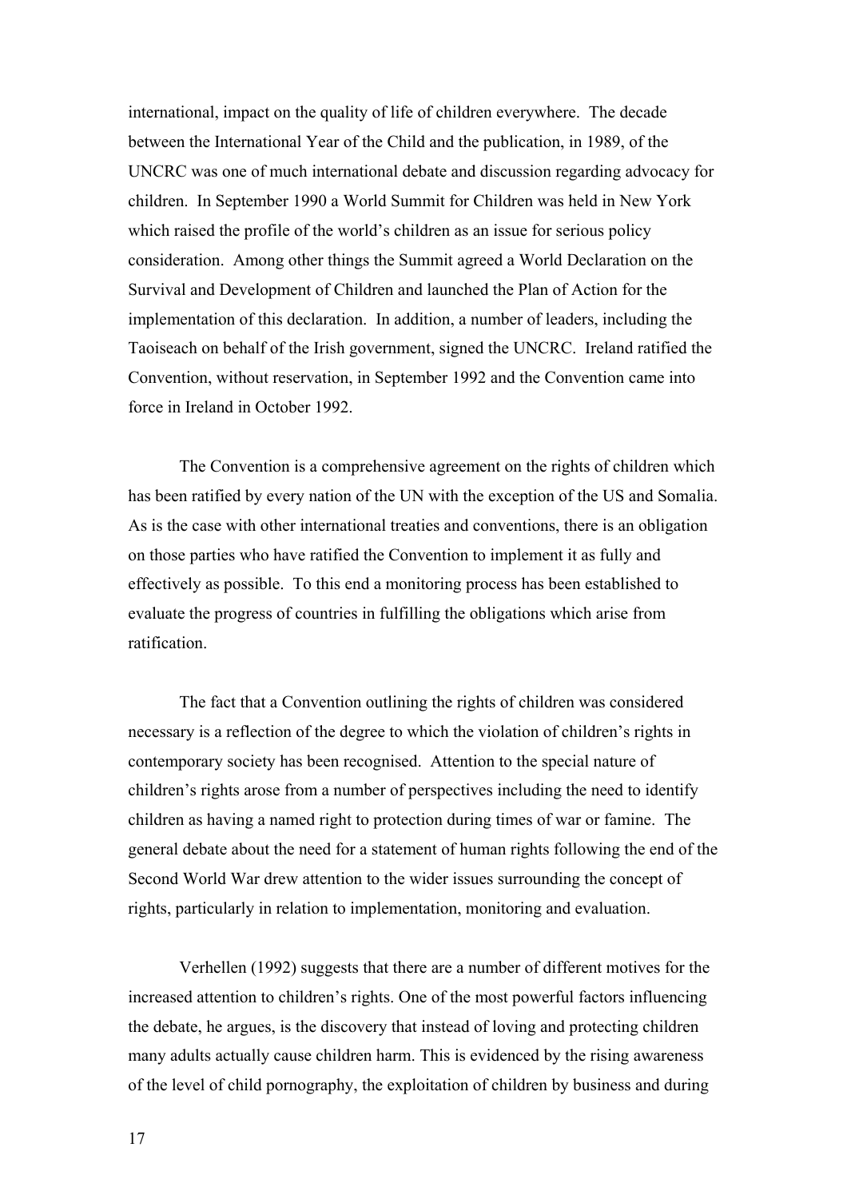international, impact on the quality of life of children everywhere. The decade between the International Year of the Child and the publication, in 1989, of the UNCRC was one of much international debate and discussion regarding advocacy for children. In September 1990 a World Summit for Children was held in New York which raised the profile of the world's children as an issue for serious policy consideration. Among other things the Summit agreed a World Declaration on the Survival and Development of Children and launched the Plan of Action for the implementation of this declaration. In addition, a number of leaders, including the Taoiseach on behalf of the Irish government, signed the UNCRC. Ireland ratified the Convention, without reservation, in September 1992 and the Convention came into force in Ireland in October 1992.

The Convention is a comprehensive agreement on the rights of children which has been ratified by every nation of the UN with the exception of the US and Somalia. As is the case with other international treaties and conventions, there is an obligation on those parties who have ratified the Convention to implement it as fully and effectively as possible. To this end a monitoring process has been established to evaluate the progress of countries in fulfilling the obligations which arise from ratification.

The fact that a Convention outlining the rights of children was considered necessary is a reflection of the degree to which the violation of children's rights in contemporary society has been recognised. Attention to the special nature of children's rights arose from a number of perspectives including the need to identify children as having a named right to protection during times of war or famine. The general debate about the need for a statement of human rights following the end of the Second World War drew attention to the wider issues surrounding the concept of rights, particularly in relation to implementation, monitoring and evaluation.

Verhellen (1992) suggests that there are a number of different motives for the increased attention to children's rights. One of the most powerful factors influencing the debate, he argues, is the discovery that instead of loving and protecting children many adults actually cause children harm. This is evidenced by the rising awareness of the level of child pornography, the exploitation of children by business and during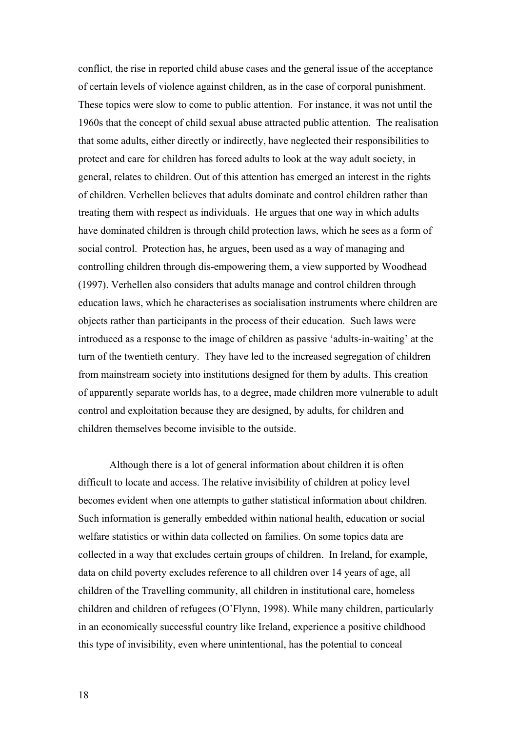conflict, the rise in reported child abuse cases and the general issue of the acceptance of certain levels of violence against children, as in the case of corporal punishment. These topics were slow to come to public attention. For instance, it was not until the 1960s that the concept of child sexual abuse attracted public attention. The realisation that some adults, either directly or indirectly, have neglected their responsibilities to protect and care for children has forced adults to look at the way adult society, in general, relates to children. Out of this attention has emerged an interest in the rights of children. Verhellen believes that adults dominate and control children rather than treating them with respect as individuals. He argues that one way in which adults have dominated children is through child protection laws, which he sees as a form of social control. Protection has, he argues, been used as a way of managing and controlling children through dis-empowering them, a view supported by Woodhead (1997). Verhellen also considers that adults manage and control children through education laws, which he characterises as socialisation instruments where children are objects rather than participants in the process of their education. Such laws were introduced as a response to the image of children as passive 'adults-in-waiting' at the turn of the twentieth century. They have led to the increased segregation of children from mainstream society into institutions designed for them by adults. This creation of apparently separate worlds has, to a degree, made children more vulnerable to adult control and exploitation because they are designed, by adults, for children and children themselves become invisible to the outside.

Although there is a lot of general information about children it is often difficult to locate and access. The relative invisibility of children at policy level becomes evident when one attempts to gather statistical information about children. Such information is generally embedded within national health, education or social welfare statistics or within data collected on families. On some topics data are collected in a way that excludes certain groups of children. In Ireland, for example, data on child poverty excludes reference to all children over 14 years of age, all children of the Travelling community, all children in institutional care, homeless children and children of refugees (O'Flynn, 1998). While many children, particularly in an economically successful country like Ireland, experience a positive childhood this type of invisibility, even where unintentional, has the potential to conceal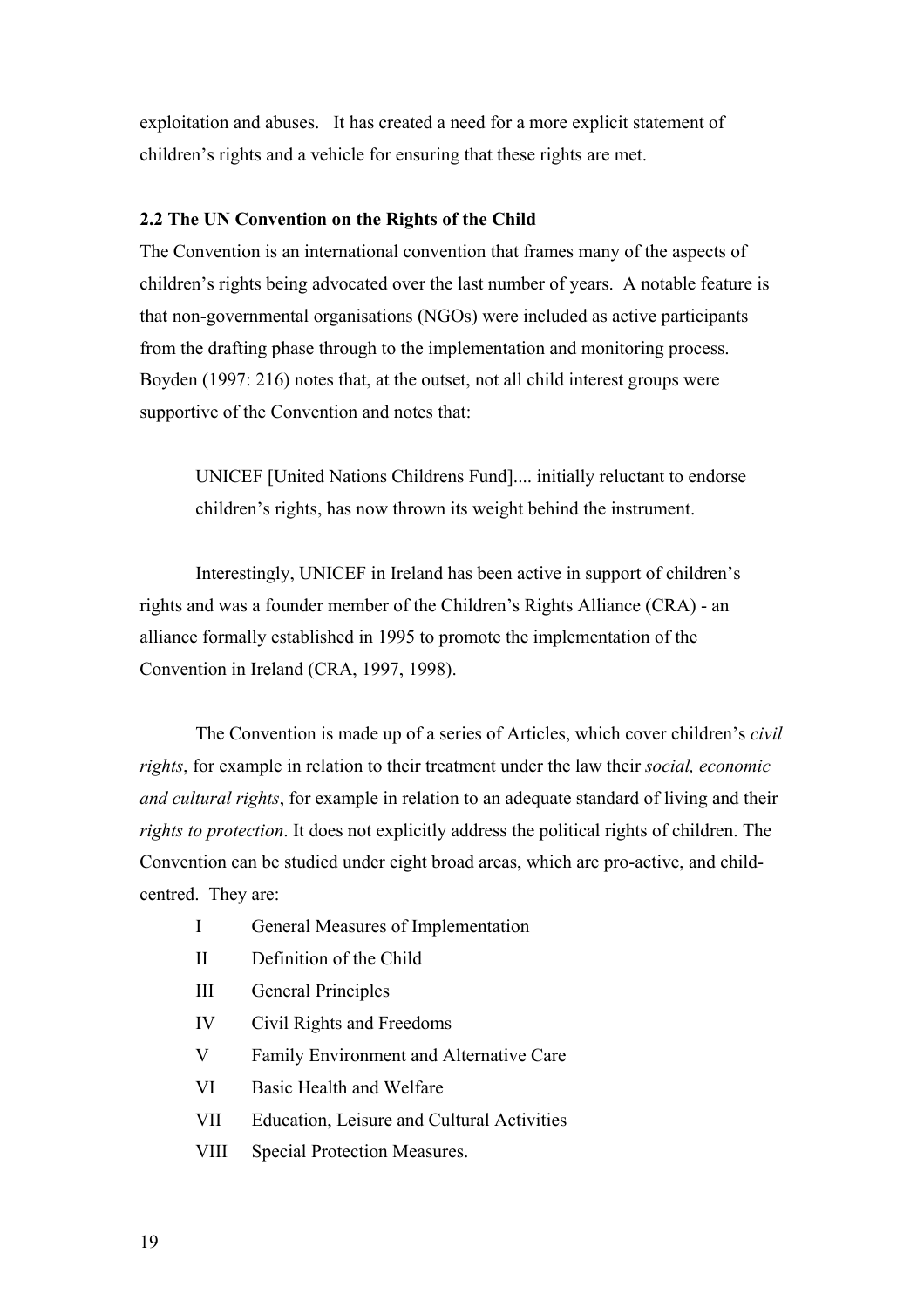exploitation and abuses. It has created a need for a more explicit statement of children's rights and a vehicle for ensuring that these rights are met.

### 2.2 The UN Convention on the Rights of the Child

The Convention is an international convention that frames many of the aspects of children's rights being advocated over the last number of years. A notable feature is that non-governmental organisations (NGOs) were included as active participants from the drafting phase through to the implementation and monitoring process. Boyden (1997: 216) notes that, at the outset, not all child interest groups were supportive of the Convention and notes that:

> UNICEF [United Nations Childrens Fund].... initially reluctant to endorse children's rights, has now thrown its weight behind the instrument.

Interestingly, UNICEF in Ireland has been active in support of children's rights and was a founder member of the Children's Rights Alliance (CRA) - an alliance formally established in 1995 to promote the implementation of the Convention in Ireland (CRA, 1997, 1998).

The Convention is made up of a series of Articles, which cover children's *civil rights*, for example in relation to their treatment under the law their *social, economic and cultural rights*, for example in relation to an adequate standard of living and their *rights to protection*. It does not explicitly address the political rights of children. The Convention can be studied under eight broad areas, which are pro-active, and child-centred. They are:

- I General Measures of Implementation
- II Definition of the Child
- III General Principles
- IV Civil Rights and Freedoms
- V Family Environment and Alternative Care
- VI Basic Health and Welfare
- VII Education, Leisure and Cultural Activities
- VIII Special Protection Measures.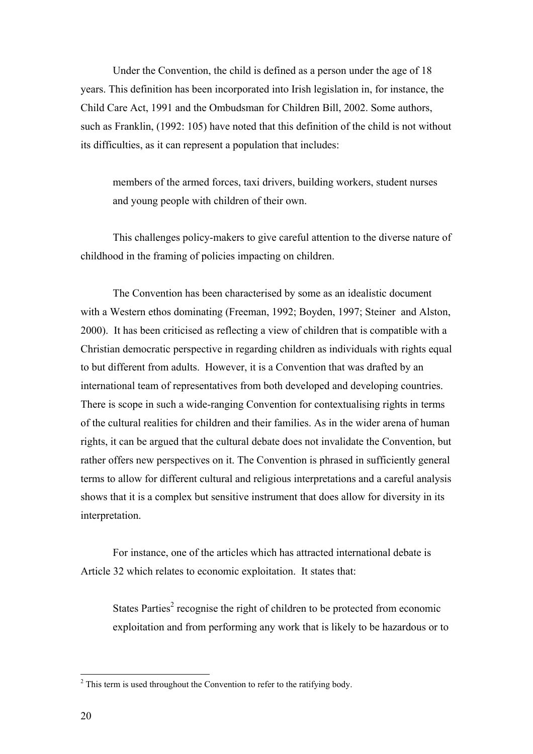Under the Convention, the child is defined as a person under the age of 18 years. This definition has been incorporated into Irish legislation in, for instance, the Child Care Act, 1991 and the Ombudsman for Children Bill, 2002. Some authors, such as Franklin, (1992: 105) have noted that this definition of the child is not without its difficulties, as it can represent a population that includes:

> members of the armed forces, taxi drivers, building workers, student nurses and young people with children of their own.

This challenges policy-makers to give careful attention to the diverse nature of childhood in the framing of policies impacting on children.

The Convention has been characterised by some as an idealistic document with a Western ethos dominating (Freeman, 1992; Boyden, 1997; Steiner and Alston, 2000). It has been criticised as reflecting a view of children that is compatible with a Christian democratic perspective in regarding children as individuals with rights equal to but different from adults. However, it is a Convention that was drafted by an international team of representatives from both developed and developing countries. There is scope in such a wide-ranging Convention for contextualising rights in terms of the cultural realities for children and their families. As in the wider arena of human rights, it can be argued that the cultural debate does not invalidate the Convention, but rather offers new perspectives on it. The Convention is phrased in sufficiently general terms to allow for different cultural and religious interpretations and a careful analysis shows that it is a complex but sensitive instrument that does allow for diversity in its interpretation.

For instance, one of the articles which has attracted international debate is Article 32 which relates to economic exploitation. It states that:

> States Parties[2] recognise the right of children to be protected from economic exploitation and from performing any work that is likely to be hazardous or to

[2] This term is used throughout the Convention to refer to the ratifying body.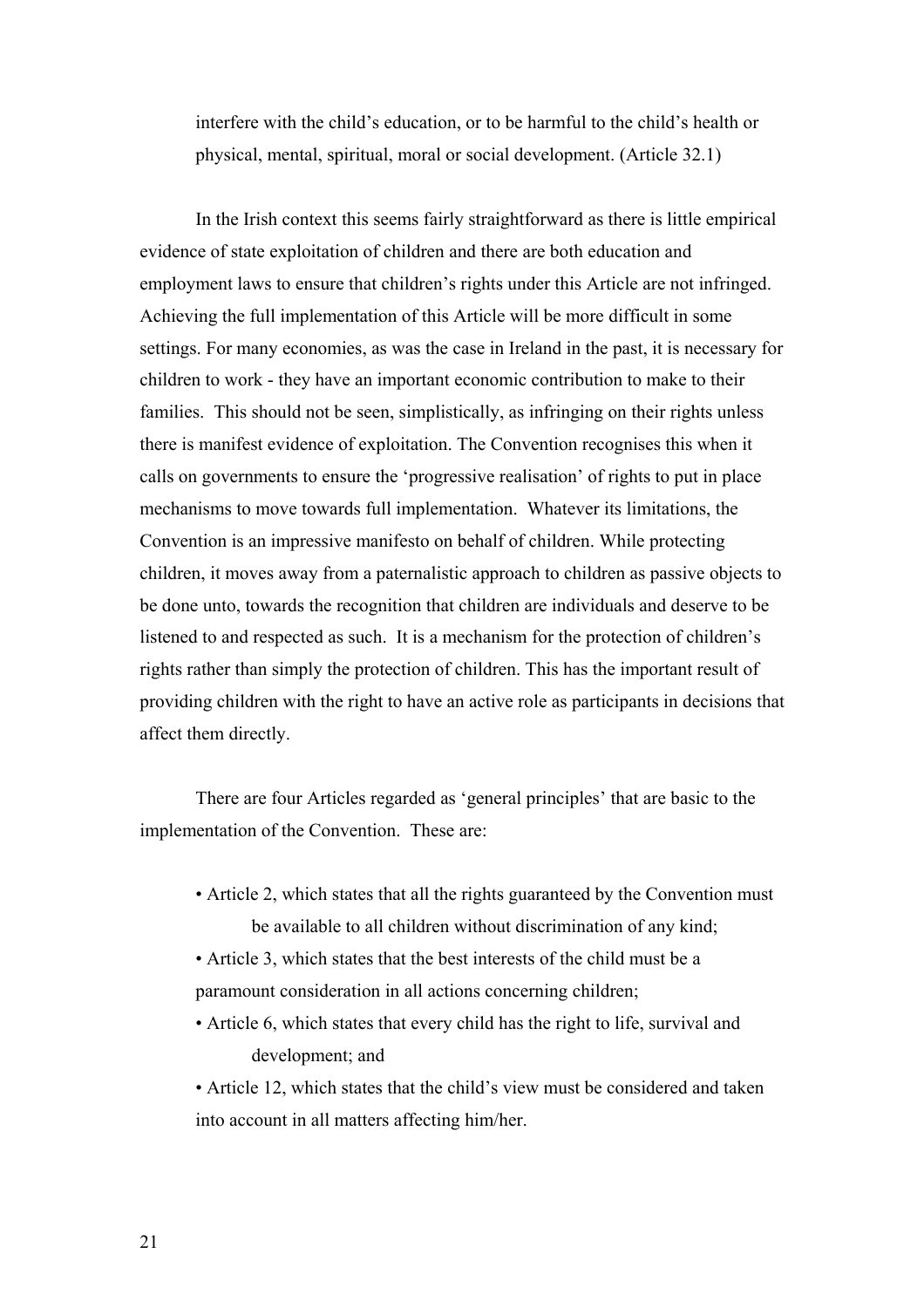interfere with the child's education, or to be harmful to the child's health or physical, mental, spiritual, moral or social development. (Article 32.1)

In the Irish context this seems fairly straightforward as there is little empirical evidence of state exploitation of children and there are both education and employment laws to ensure that children's rights under this Article are not infringed. Achieving the full implementation of this Article will be more difficult in some settings. For many economies, as was the case in Ireland in the past, it is necessary for children to work - they have an important economic contribution to make to their families. This should not be seen, simplistically, as infringing on their rights unless there is manifest evidence of exploitation. The Convention recognises this when it calls on governments to ensure the 'progressive realisation' of rights to put in place mechanisms to move towards full implementation. Whatever its limitations, the Convention is an impressive manifesto on behalf of children. While protecting children, it moves away from a paternalistic approach to children as passive objects to be done unto, towards the recognition that children are individuals and deserve to be listened to and respected as such. It is a mechanism for the protection of children's rights rather than simply the protection of children. This has the important result of providing children with the right to have an active role as participants in decisions that affect them directly.

There are four Articles regarded as 'general principles' that are basic to the implementation of the Convention. These are:

- Article 2, which states that all the rights guaranteed by the Convention must be available to all children without discrimination of any kind;
- Article 3, which states that the best interests of the child must be a paramount consideration in all actions concerning children;
- Article 6, which states that every child has the right to life, survival and development; and
- Article 12, which states that the child's view must be considered and taken into account in all matters affecting him/her.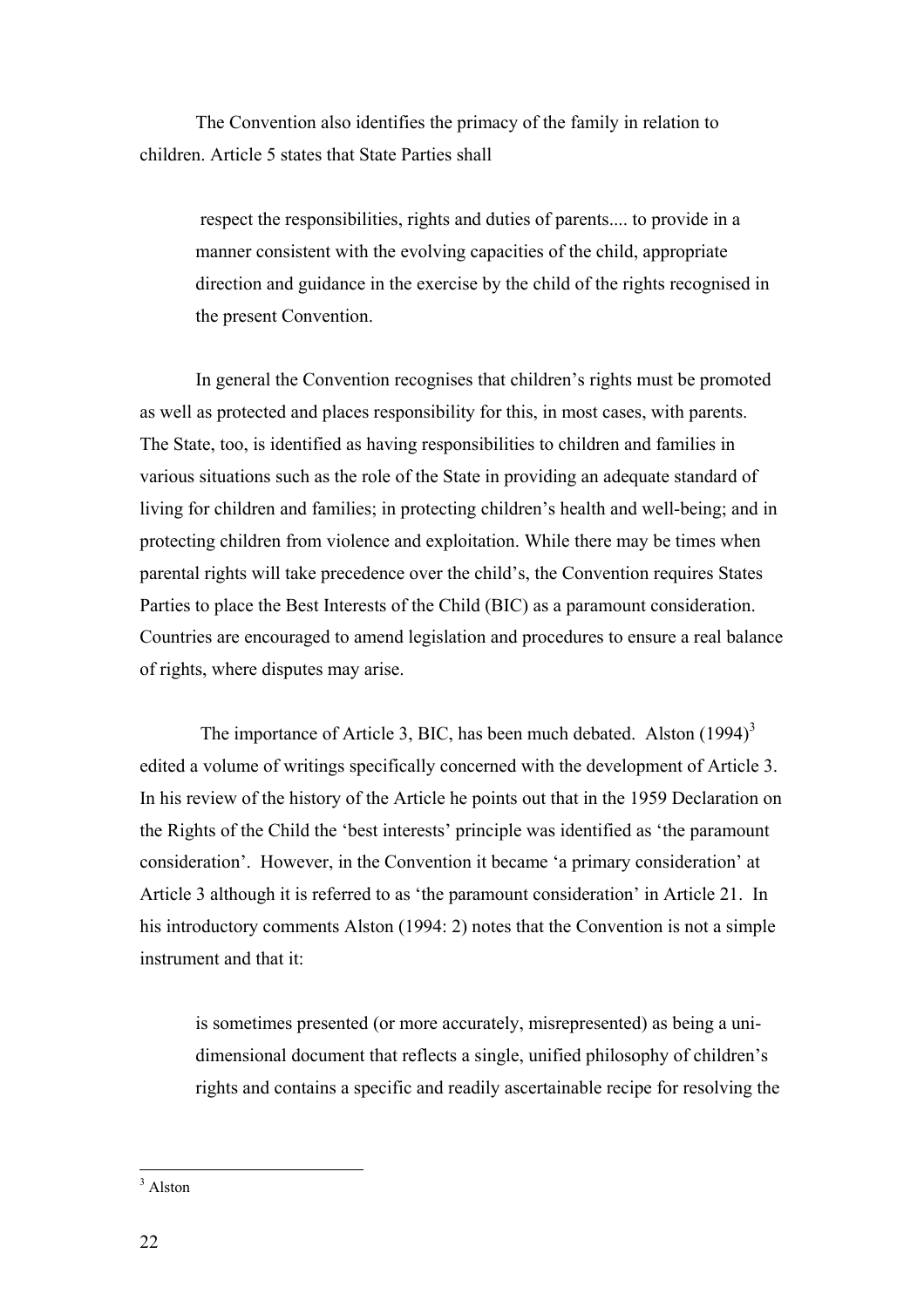The Convention also identifies the primacy of the family in relation to children. Article 5 states that State Parties shall

> respect the responsibilities, rights and duties of parents.... to provide in a manner consistent with the evolving capacities of the child, appropriate direction and guidance in the exercise by the child of the rights recognised in the present Convention.

In general the Convention recognises that children's rights must be promoted as well as protected and places responsibility for this, in most cases, with parents. The State, too, is identified as having responsibilities to children and families in various situations such as the role of the State in providing an adequate standard of living for children and families; in protecting children's health and well-being; and in protecting children from violence and exploitation. While there may be times when parental rights will take precedence over the child's, the Convention requires States Parties to place the Best Interests of the Child (BIC) as a paramount consideration. Countries are encouraged to amend legislation and procedures to ensure a real balance of rights, where disputes may arise.

The importance of Article 3, BIC, has been much debated. Alston (1994)[3] edited a volume of writings specifically concerned with the development of Article 3. In his review of the history of the Article he points out that in the 1959 Declaration on the Rights of the Child the 'best interests' principle was identified as 'the paramount consideration'. However, in the Convention it became 'a primary consideration' at Article 3 although it is referred to as 'the paramount consideration' in Article 21. In his introductory comments Alston (1994: 2) notes that the Convention is not a simple instrument and that it:

> is sometimes presented (or more accurately, misrepresented) as being a uni-dimensional document that reflects a single, unified philosophy of children's rights and contains a specific and readily ascertainable recipe for resolving the

---

[3] Alston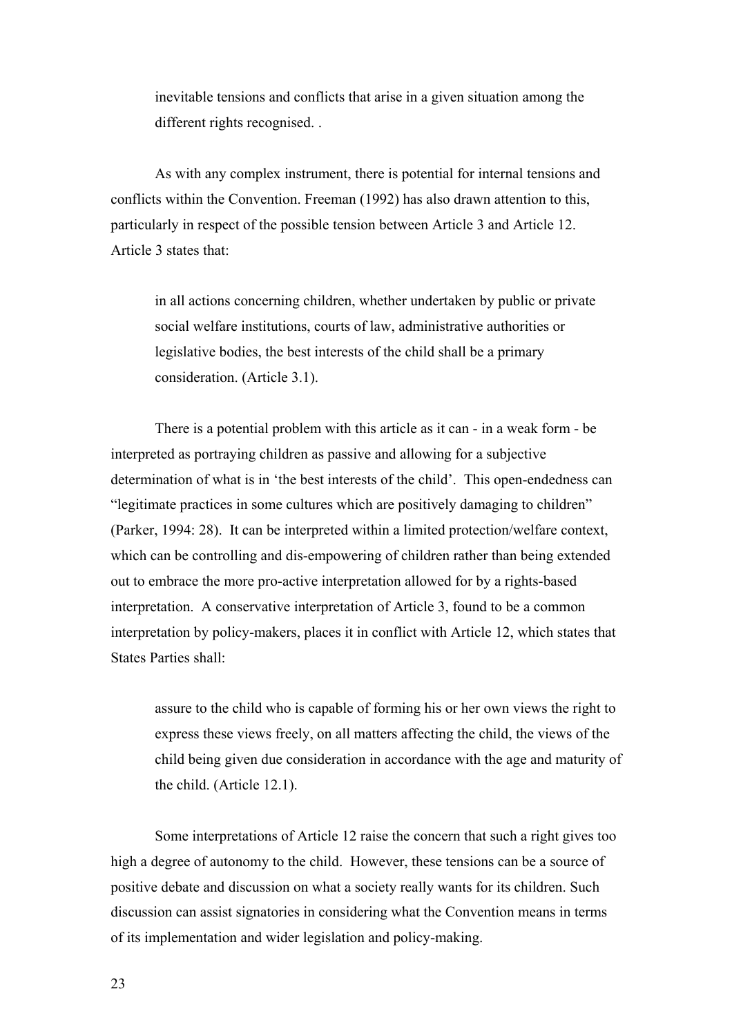> inevitable tensions and conflicts that arise in a given situation among the different rights recognised. .

As with any complex instrument, there is potential for internal tensions and conflicts within the Convention. Freeman (1992) has also drawn attention to this, particularly in respect of the possible tension between Article 3 and Article 12. Article 3 states that:

> in all actions concerning children, whether undertaken by public or private social welfare institutions, courts of law, administrative authorities or legislative bodies, the best interests of the child shall be a primary consideration. (Article 3.1).

There is a potential problem with this article as it can - in a weak form - be interpreted as portraying children as passive and allowing for a subjective determination of what is in 'the best interests of the child'. This open-endedness can "legitimate practices in some cultures which are positively damaging to children" (Parker, 1994: 28). It can be interpreted within a limited protection/welfare context, which can be controlling and dis-empowering of children rather than being extended out to embrace the more pro-active interpretation allowed for by a rights-based interpretation. A conservative interpretation of Article 3, found to be a common interpretation by policy-makers, places it in conflict with Article 12, which states that States Parties shall:

> assure to the child who is capable of forming his or her own views the right to express these views freely, on all matters affecting the child, the views of the child being given due consideration in accordance with the age and maturity of the child. (Article 12.1).

Some interpretations of Article 12 raise the concern that such a right gives too high a degree of autonomy to the child. However, these tensions can be a source of positive debate and discussion on what a society really wants for its children. Such discussion can assist signatories in considering what the Convention means in terms of its implementation and wider legislation and policy-making.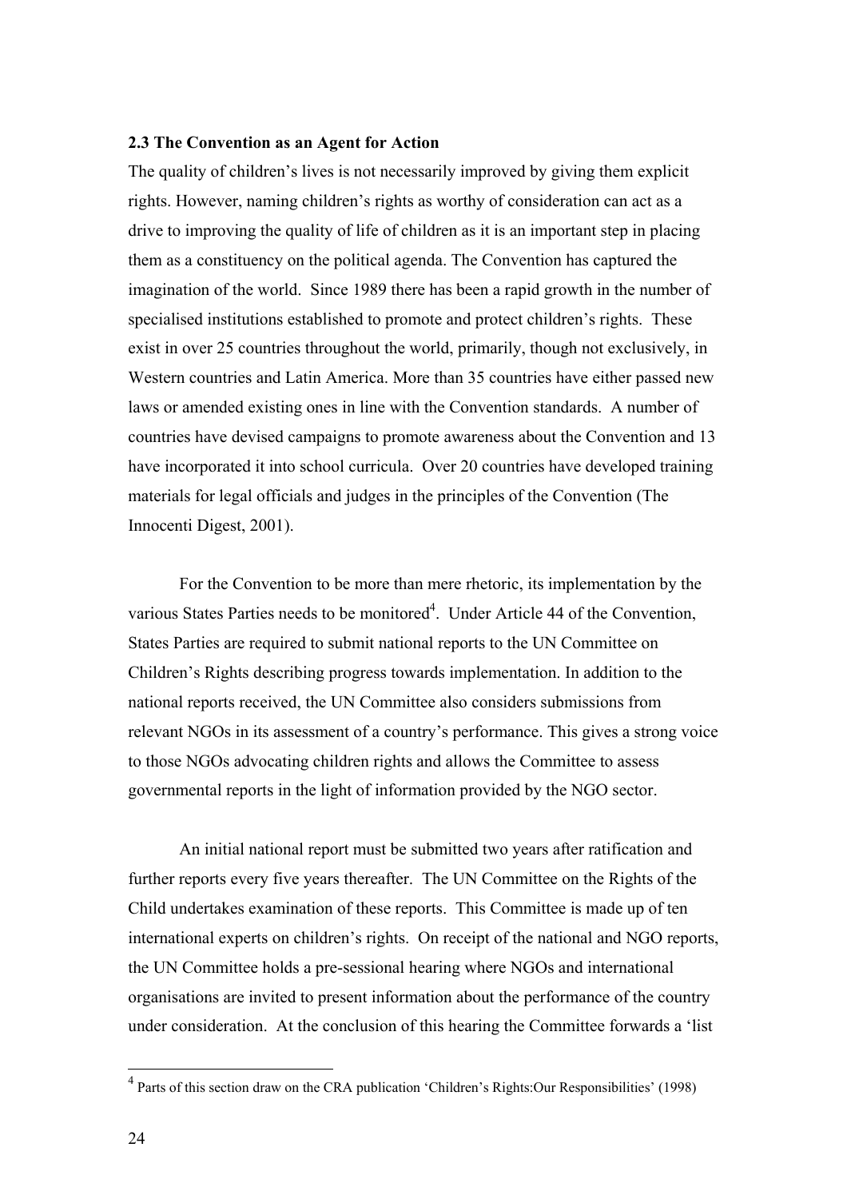**2.3 The Convention as an Agent for Action**

The quality of children's lives is not necessarily improved by giving them explicit rights. However, naming children's rights as worthy of consideration can act as a drive to improving the quality of life of children as it is an important step in placing them as a constituency on the political agenda. The Convention has captured the imagination of the world. Since 1989 there has been a rapid growth in the number of specialised institutions established to promote and protect children's rights. These exist in over 25 countries throughout the world, primarily, though not exclusively, in Western countries and Latin America. More than 35 countries have either passed new laws or amended existing ones in line with the Convention standards. A number of countries have devised campaigns to promote awareness about the Convention and 13 have incorporated it into school curricula. Over 20 countries have developed training materials for legal officials and judges in the principles of the Convention (The Innocenti Digest, 2001).

For the Convention to be more than mere rhetoric, its implementation by the various States Parties needs to be monitored[4]. Under Article 44 of the Convention, States Parties are required to submit national reports to the UN Committee on Children's Rights describing progress towards implementation. In addition to the national reports received, the UN Committee also considers submissions from relevant NGOs in its assessment of a country's performance. This gives a strong voice to those NGOs advocating children rights and allows the Committee to assess governmental reports in the light of information provided by the NGO sector.

An initial national report must be submitted two years after ratification and further reports every five years thereafter. The UN Committee on the Rights of the Child undertakes examination of these reports. This Committee is made up of ten international experts on children's rights. On receipt of the national and NGO reports, the UN Committee holds a pre-sessional hearing where NGOs and international organisations are invited to present information about the performance of the country under consideration. At the conclusion of this hearing the Committee forwards a 'list

[4] Parts of this section draw on the CRA publication 'Children's Rights:Our Responsibilities' (1998)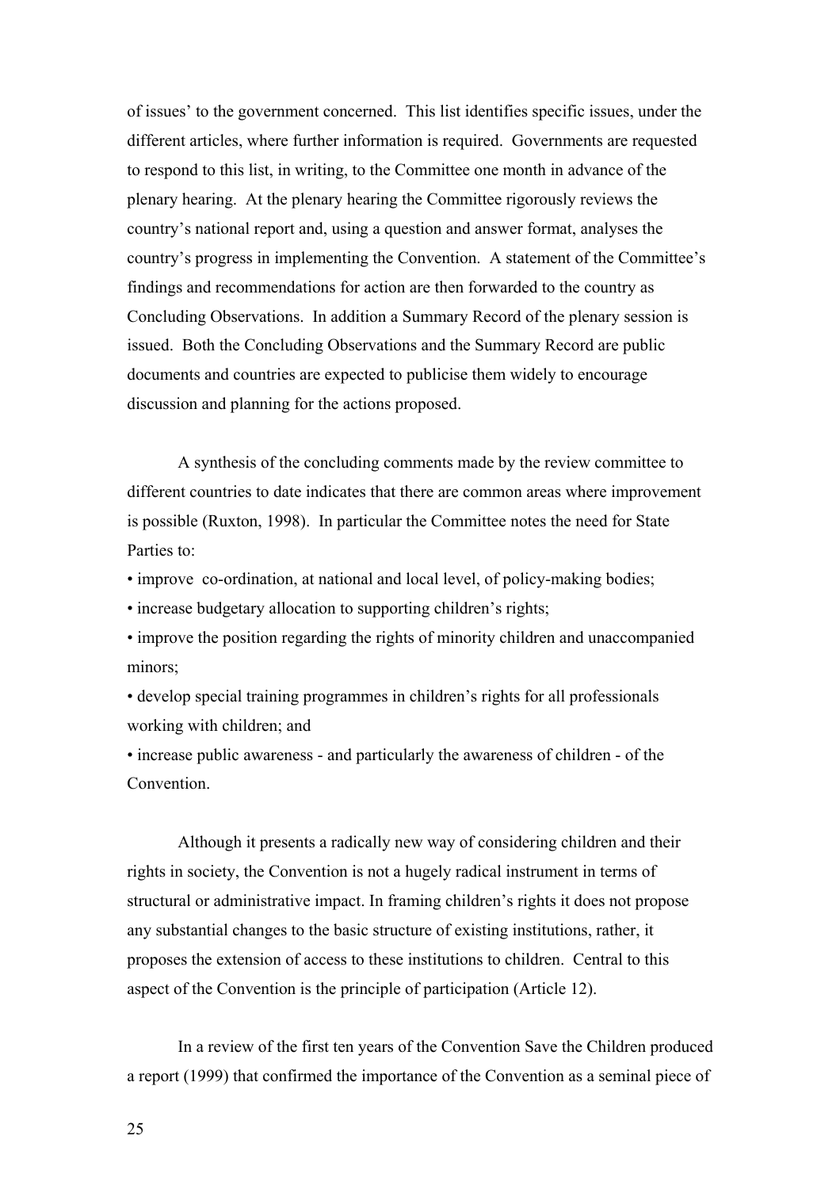of issues' to the government concerned. This list identifies specific issues, under the different articles, where further information is required. Governments are requested to respond to this list, in writing, to the Committee one month in advance of the plenary hearing. At the plenary hearing the Committee rigorously reviews the country's national report and, using a question and answer format, analyses the country's progress in implementing the Convention. A statement of the Committee's findings and recommendations for action are then forwarded to the country as Concluding Observations. In addition a Summary Record of the plenary session is issued. Both the Concluding Observations and the Summary Record are public documents and countries are expected to publicise them widely to encourage discussion and planning for the actions proposed.

A synthesis of the concluding comments made by the review committee to different countries to date indicates that there are common areas where improvement is possible (Ruxton, 1998). In particular the Committee notes the need for State Parties to:

- improve co-ordination, at national and local level, of policy-making bodies;
- increase budgetary allocation to supporting children's rights;
- improve the position regarding the rights of minority children and unaccompanied minors;
- develop special training programmes in children's rights for all professionals working with children; and
- increase public awareness - and particularly the awareness of children - of the Convention.

Although it presents a radically new way of considering children and their rights in society, the Convention is not a hugely radical instrument in terms of structural or administrative impact. In framing children's rights it does not propose any substantial changes to the basic structure of existing institutions, rather, it proposes the extension of access to these institutions to children. Central to this aspect of the Convention is the principle of participation (Article 12).

In a review of the first ten years of the Convention Save the Children produced a report (1999) that confirmed the importance of the Convention as a seminal piece of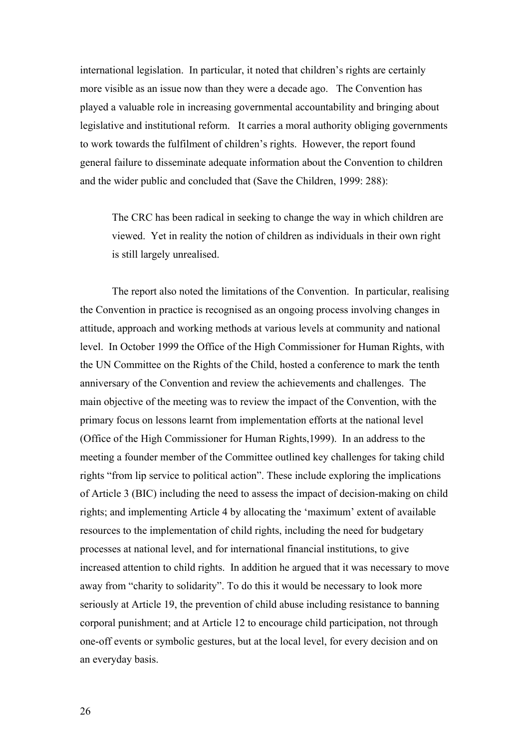international legislation. In particular, it noted that children's rights are certainly more visible as an issue now than they were a decade ago. The Convention has played a valuable role in increasing governmental accountability and bringing about legislative and institutional reform. It carries a moral authority obliging governments to work towards the fulfilment of children's rights. However, the report found general failure to disseminate adequate information about the Convention to children and the wider public and concluded that (Save the Children, 1999: 288):

> The CRC has been radical in seeking to change the way in which children are viewed. Yet in reality the notion of children as individuals in their own right is still largely unrealised.

The report also noted the limitations of the Convention. In particular, realising the Convention in practice is recognised as an ongoing process involving changes in attitude, approach and working methods at various levels at community and national level. In October 1999 the Office of the High Commissioner for Human Rights, with the UN Committee on the Rights of the Child, hosted a conference to mark the tenth anniversary of the Convention and review the achievements and challenges. The main objective of the meeting was to review the impact of the Convention, with the primary focus on lessons learnt from implementation efforts at the national level (Office of the High Commissioner for Human Rights,1999). In an address to the meeting a founder member of the Committee outlined key challenges for taking child rights "from lip service to political action". These include exploring the implications of Article 3 (BIC) including the need to assess the impact of decision-making on child rights; and implementing Article 4 by allocating the 'maximum' extent of available resources to the implementation of child rights, including the need for budgetary processes at national level, and for international financial institutions, to give increased attention to child rights. In addition he argued that it was necessary to move away from "charity to solidarity". To do this it would be necessary to look more seriously at Article 19, the prevention of child abuse including resistance to banning corporal punishment; and at Article 12 to encourage child participation, not through one-off events or symbolic gestures, but at the local level, for every decision and on an everyday basis.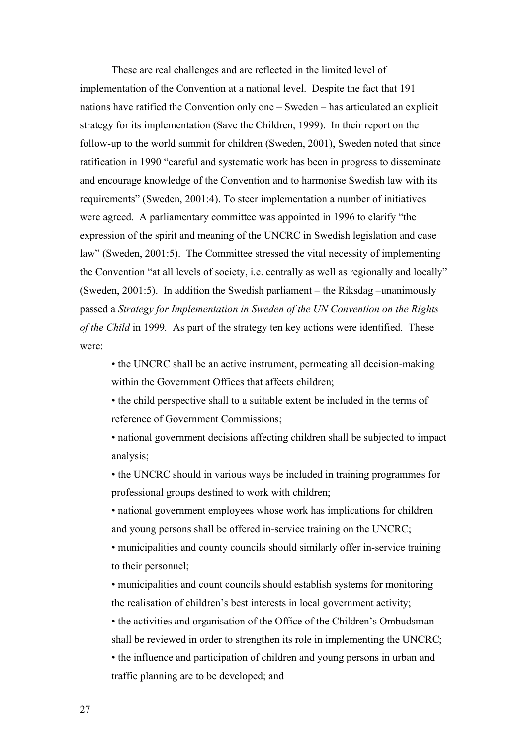These are real challenges and are reflected in the limited level of implementation of the Convention at a national level. Despite the fact that 191 nations have ratified the Convention only one – Sweden – has articulated an explicit strategy for its implementation (Save the Children, 1999). In their report on the follow-up to the world summit for children (Sweden, 2001), Sweden noted that since ratification in 1990 "careful and systematic work has been in progress to disseminate and encourage knowledge of the Convention and to harmonise Swedish law with its requirements" (Sweden, 2001:4). To steer implementation a number of initiatives were agreed. A parliamentary committee was appointed in 1996 to clarify "the expression of the spirit and meaning of the UNCRC in Swedish legislation and case law" (Sweden, 2001:5). The Committee stressed the vital necessity of implementing the Convention "at all levels of society, i.e. centrally as well as regionally and locally" (Sweden, 2001:5). In addition the Swedish parliament – the Riksdag –unanimously passed a *Strategy for Implementation in Sweden of the UN Convention on the Rights of the Child* in 1999. As part of the strategy ten key actions were identified. These were:

- the UNCRC shall be an active instrument, permeating all decision-making within the Government Offices that affects children;
- the child perspective shall to a suitable extent be included in the terms of reference of Government Commissions;
- national government decisions affecting children shall be subjected to impact analysis;
- the UNCRC should in various ways be included in training programmes for professional groups destined to work with children;
- national government employees whose work has implications for children and young persons shall be offered in-service training on the UNCRC;
- municipalities and county councils should similarly offer in-service training to their personnel;
- municipalities and count councils should establish systems for monitoring the realisation of children's best interests in local government activity;
- the activities and organisation of the Office of the Children's Ombudsman shall be reviewed in order to strengthen its role in implementing the UNCRC;
- the influence and participation of children and young persons in urban and traffic planning are to be developed; and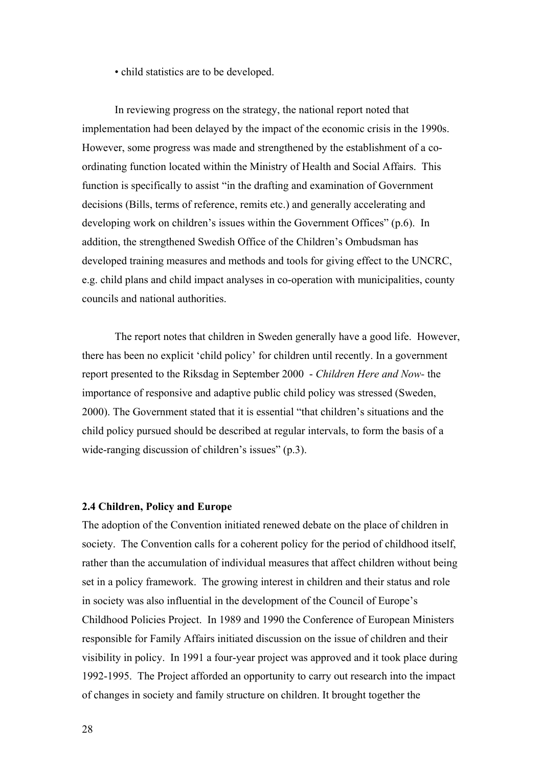• child statistics are to be developed.

In reviewing progress on the strategy, the national report noted that implementation had been delayed by the impact of the economic crisis in the 1990s. However, some progress was made and strengthened by the establishment of a co-ordinating function located within the Ministry of Health and Social Affairs. This function is specifically to assist "in the drafting and examination of Government decisions (Bills, terms of reference, remits etc.) and generally accelerating and developing work on children's issues within the Government Offices" (p.6). In addition, the strengthened Swedish Office of the Children's Ombudsman has developed training measures and methods and tools for giving effect to the UNCRC, e.g. child plans and child impact analyses in co-operation with municipalities, county councils and national authorities.

The report notes that children in Sweden generally have a good life. However, there has been no explicit 'child policy' for children until recently. In a government report presented to the Riksdag in September 2000 - *Children Here and Now*- the importance of responsive and adaptive public child policy was stressed (Sweden, 2000). The Government stated that it is essential "that children's situations and the child policy pursued should be described at regular intervals, to form the basis of a wide-ranging discussion of children's issues" (p.3).

### 2.4 Children, Policy and Europe

The adoption of the Convention initiated renewed debate on the place of children in society. The Convention calls for a coherent policy for the period of childhood itself, rather than the accumulation of individual measures that affect children without being set in a policy framework. The growing interest in children and their status and role in society was also influential in the development of the Council of Europe's Childhood Policies Project. In 1989 and 1990 the Conference of European Ministers responsible for Family Affairs initiated discussion on the issue of children and their visibility in policy. In 1991 a four-year project was approved and it took place during 1992-1995. The Project afforded an opportunity to carry out research into the impact of changes in society and family structure on children. It brought together the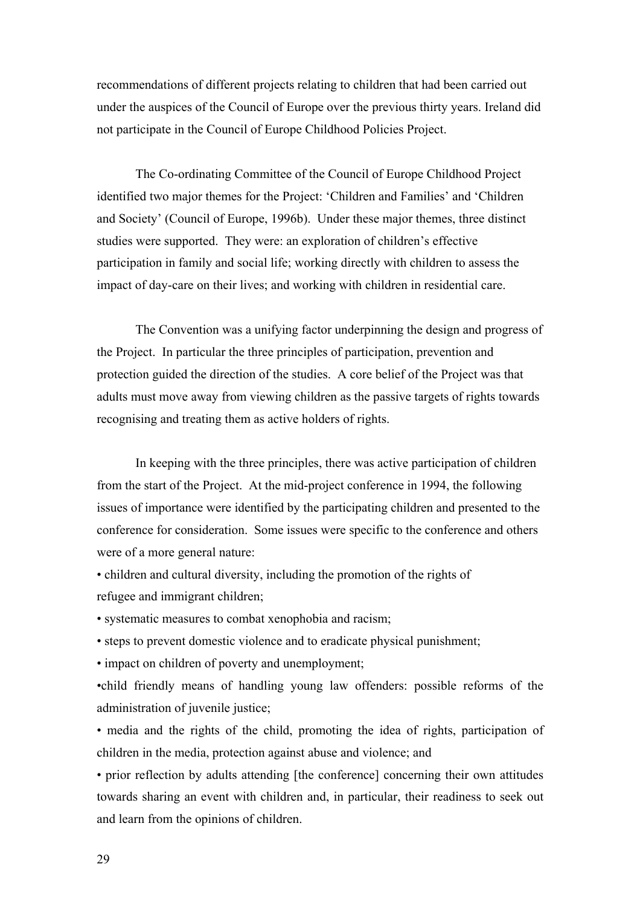recommendations of different projects relating to children that had been carried out under the auspices of the Council of Europe over the previous thirty years. Ireland did not participate in the Council of Europe Childhood Policies Project.

The Co-ordinating Committee of the Council of Europe Childhood Project identified two major themes for the Project: 'Children and Families' and 'Children and Society' (Council of Europe, 1996b). Under these major themes, three distinct studies were supported. They were: an exploration of children's effective participation in family and social life; working directly with children to assess the impact of day-care on their lives; and working with children in residential care.

The Convention was a unifying factor underpinning the design and progress of the Project. In particular the three principles of participation, prevention and protection guided the direction of the studies. A core belief of the Project was that adults must move away from viewing children as the passive targets of rights towards recognising and treating them as active holders of rights.

In keeping with the three principles, there was active participation of children from the start of the Project. At the mid-project conference in 1994, the following issues of importance were identified by the participating children and presented to the conference for consideration. Some issues were specific to the conference and others were of a more general nature:

- children and cultural diversity, including the promotion of the rights of refugee and immigrant children;
- systematic measures to combat xenophobia and racism;
- steps to prevent domestic violence and to eradicate physical punishment;
- impact on children of poverty and unemployment;
- child friendly means of handling young law offenders: possible reforms of the administration of juvenile justice;
- media and the rights of the child, promoting the idea of rights, participation of children in the media, protection against abuse and violence; and
- prior reflection by adults attending [the conference] concerning their own attitudes towards sharing an event with children and, in particular, their readiness to seek out and learn from the opinions of children.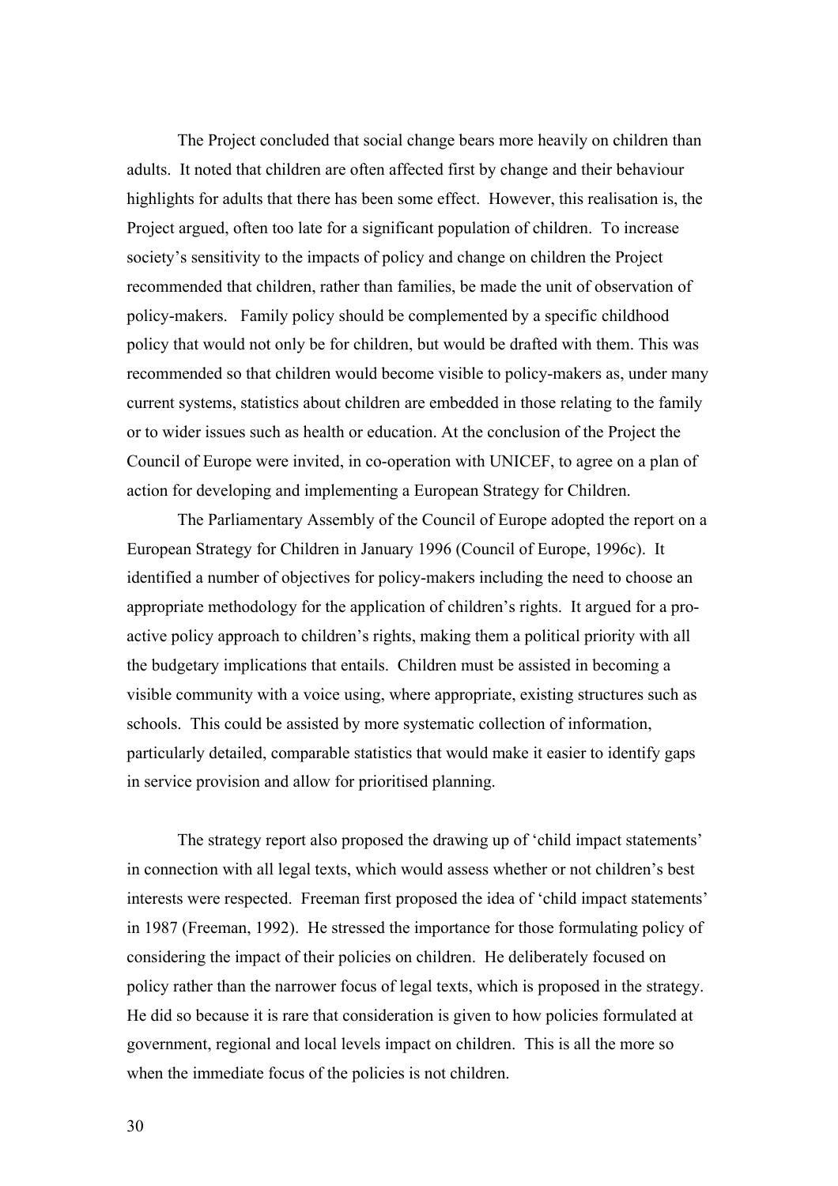The Project concluded that social change bears more heavily on children than adults. It noted that children are often affected first by change and their behaviour highlights for adults that there has been some effect. However, this realisation is, the Project argued, often too late for a significant population of children. To increase society's sensitivity to the impacts of policy and change on children the Project recommended that children, rather than families, be made the unit of observation of policy-makers. Family policy should be complemented by a specific childhood policy that would not only be for children, but would be drafted with them. This was recommended so that children would become visible to policy-makers as, under many current systems, statistics about children are embedded in those relating to the family or to wider issues such as health or education. At the conclusion of the Project the Council of Europe were invited, in co-operation with UNICEF, to agree on a plan of action for developing and implementing a European Strategy for Children.

The Parliamentary Assembly of the Council of Europe adopted the report on a European Strategy for Children in January 1996 (Council of Europe, 1996c). It identified a number of objectives for policy-makers including the need to choose an appropriate methodology for the application of children's rights. It argued for a pro-active policy approach to children's rights, making them a political priority with all the budgetary implications that entails. Children must be assisted in becoming a visible community with a voice using, where appropriate, existing structures such as schools. This could be assisted by more systematic collection of information, particularly detailed, comparable statistics that would make it easier to identify gaps in service provision and allow for prioritised planning.

The strategy report also proposed the drawing up of 'child impact statements' in connection with all legal texts, which would assess whether or not children's best interests were respected. Freeman first proposed the idea of 'child impact statements' in 1987 (Freeman, 1992). He stressed the importance for those formulating policy of considering the impact of their policies on children. He deliberately focused on policy rather than the narrower focus of legal texts, which is proposed in the strategy. He did so because it is rare that consideration is given to how policies formulated at government, regional and local levels impact on children. This is all the more so when the immediate focus of the policies is not children.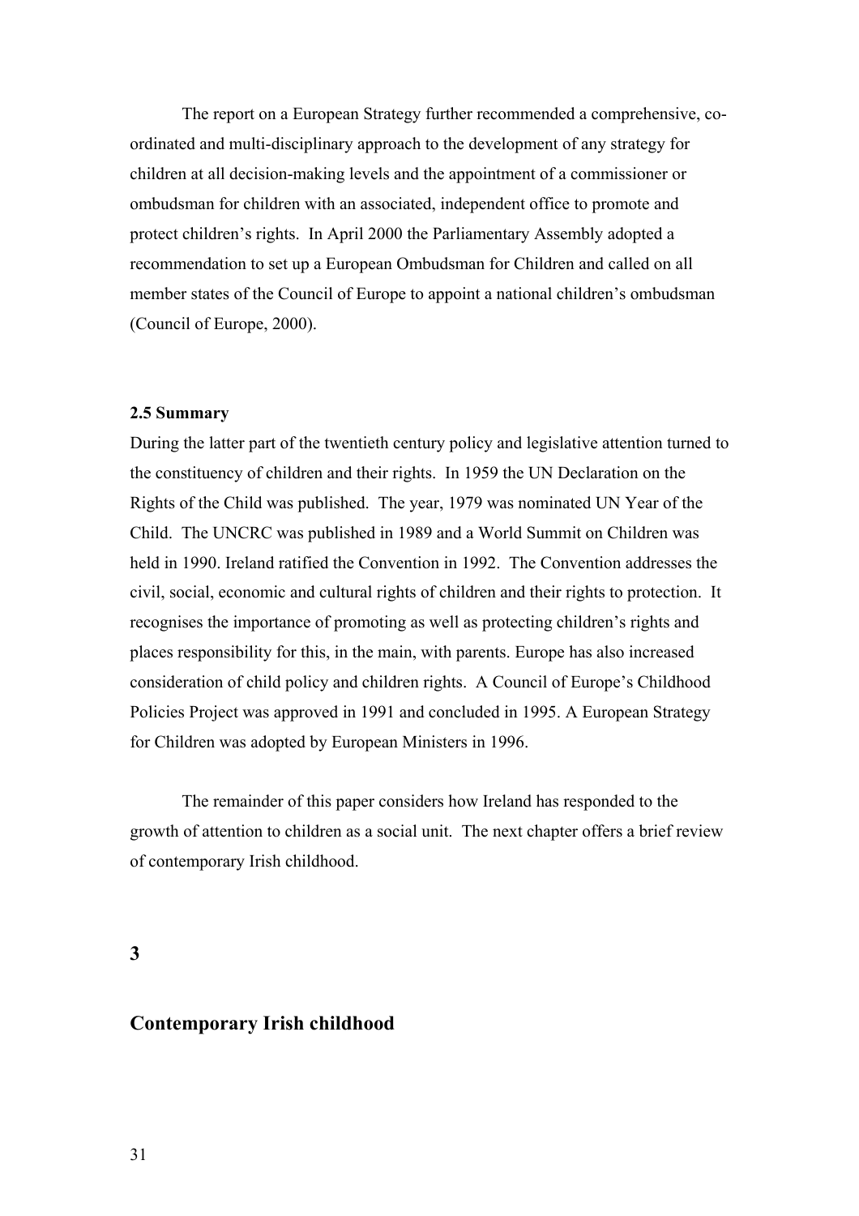The report on a European Strategy further recommended a comprehensive, co-ordinated and multi-disciplinary approach to the development of any strategy for children at all decision-making levels and the appointment of a commissioner or ombudsman for children with an associated, independent office to promote and protect children's rights. In April 2000 the Parliamentary Assembly adopted a recommendation to set up a European Ombudsman for Children and called on all member states of the Council of Europe to appoint a national children's ombudsman (Council of Europe, 2000).

### 2.5 Summary

During the latter part of the twentieth century policy and legislative attention turned to the constituency of children and their rights. In 1959 the UN Declaration on the Rights of the Child was published. The year, 1979 was nominated UN Year of the Child. The UNCRC was published in 1989 and a World Summit on Children was held in 1990. Ireland ratified the Convention in 1992. The Convention addresses the civil, social, economic and cultural rights of children and their rights to protection. It recognises the importance of promoting as well as protecting children's rights and places responsibility for this, in the main, with parents. Europe has also increased consideration of child policy and children rights. A Council of Europe's Childhood Policies Project was approved in 1991 and concluded in 1995. A European Strategy for Children was adopted by European Ministers in 1996.

The remainder of this paper considers how Ireland has responded to the growth of attention to children as a social unit. The next chapter offers a brief review of contemporary Irish childhood.

# 3

# Contemporary Irish childhood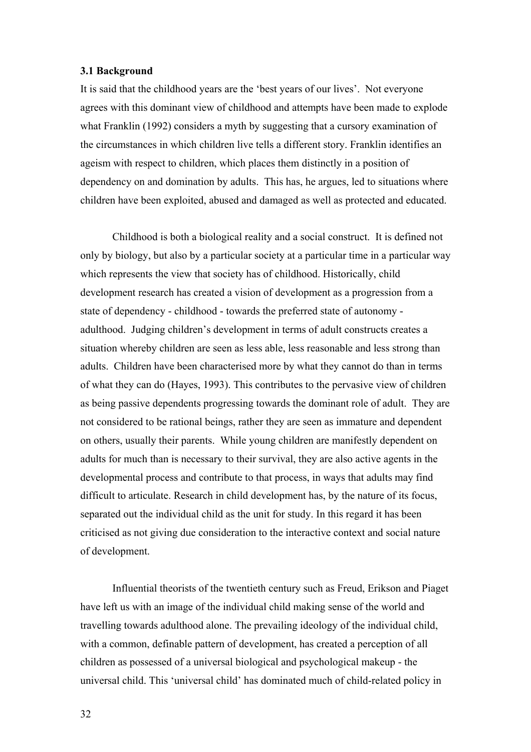**3.1 Background**

It is said that the childhood years are the 'best years of our lives'. Not everyone agrees with this dominant view of childhood and attempts have been made to explode what Franklin (1992) considers a myth by suggesting that a cursory examination of the circumstances in which children live tells a different story. Franklin identifies an ageism with respect to children, which places them distinctly in a position of dependency on and domination by adults. This has, he argues, led to situations where children have been exploited, abused and damaged as well as protected and educated.

Childhood is both a biological reality and a social construct. It is defined not only by biology, but also by a particular society at a particular time in a particular way which represents the view that society has of childhood. Historically, child development research has created a vision of development as a progression from a state of dependency - childhood - towards the preferred state of autonomy - adulthood. Judging children's development in terms of adult constructs creates a situation whereby children are seen as less able, less reasonable and less strong than adults. Children have been characterised more by what they cannot do than in terms of what they can do (Hayes, 1993). This contributes to the pervasive view of children as being passive dependents progressing towards the dominant role of adult. They are not considered to be rational beings, rather they are seen as immature and dependent on others, usually their parents. While young children are manifestly dependent on adults for much than is necessary to their survival, they are also active agents in the developmental process and contribute to that process, in ways that adults may find difficult to articulate. Research in child development has, by the nature of its focus, separated out the individual child as the unit for study. In this regard it has been criticised as not giving due consideration to the interactive context and social nature of development.

Influential theorists of the twentieth century such as Freud, Erikson and Piaget have left us with an image of the individual child making sense of the world and travelling towards adulthood alone. The prevailing ideology of the individual child, with a common, definable pattern of development, has created a perception of all children as possessed of a universal biological and psychological makeup - the universal child. This 'universal child' has dominated much of child-related policy in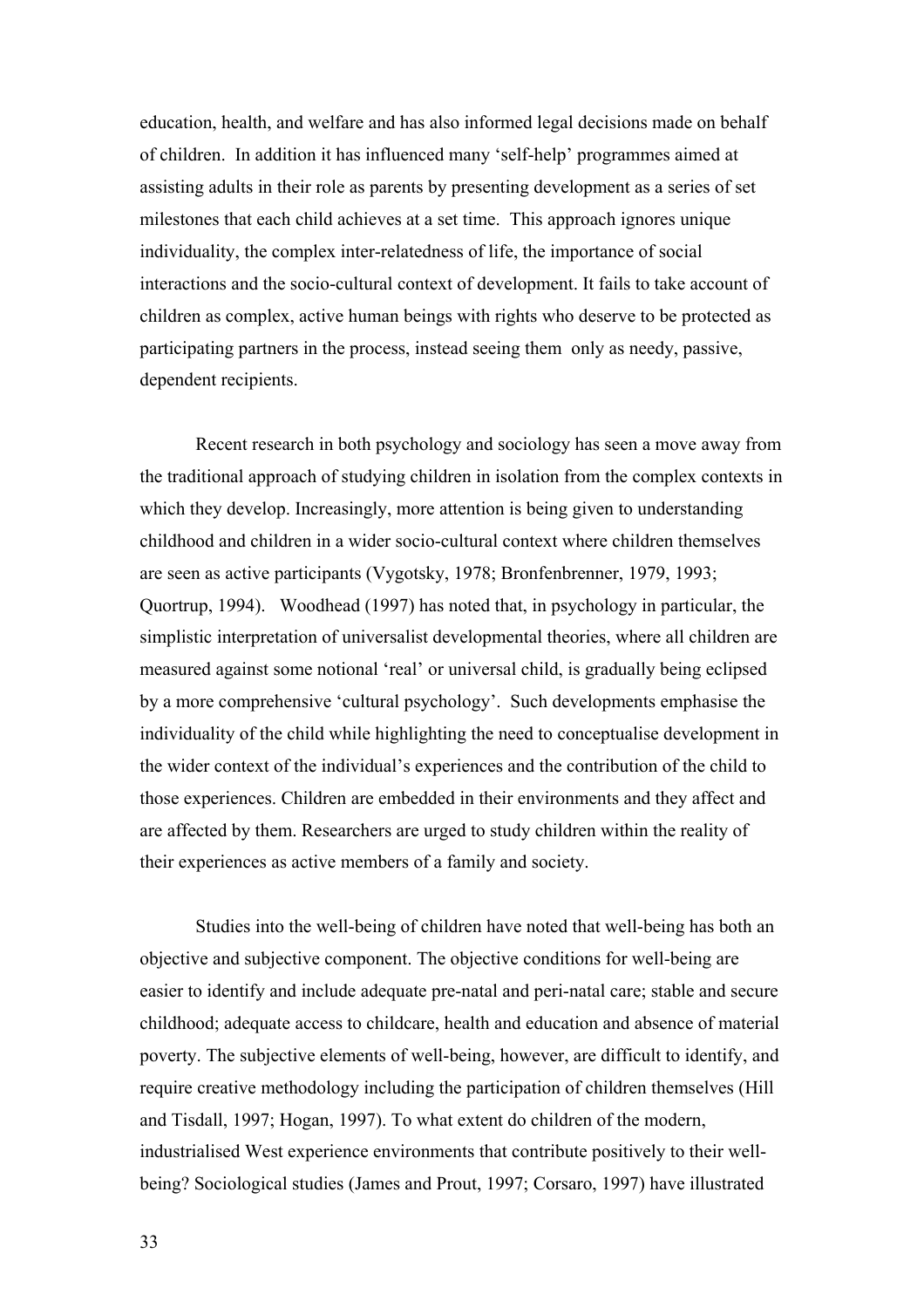education, health, and welfare and has also informed legal decisions made on behalf of children. In addition it has influenced many 'self-help' programmes aimed at assisting adults in their role as parents by presenting development as a series of set milestones that each child achieves at a set time. This approach ignores unique individuality, the complex inter-relatedness of life, the importance of social interactions and the socio-cultural context of development. It fails to take account of children as complex, active human beings with rights who deserve to be protected as participating partners in the process, instead seeing them only as needy, passive, dependent recipients.

Recent research in both psychology and sociology has seen a move away from the traditional approach of studying children in isolation from the complex contexts in which they develop. Increasingly, more attention is being given to understanding childhood and children in a wider socio-cultural context where children themselves are seen as active participants (Vygotsky, 1978; Bronfenbrenner, 1979, 1993; Quortrup, 1994). Woodhead (1997) has noted that, in psychology in particular, the simplistic interpretation of universalist developmental theories, where all children are measured against some notional 'real' or universal child, is gradually being eclipsed by a more comprehensive 'cultural psychology'. Such developments emphasise the individuality of the child while highlighting the need to conceptualise development in the wider context of the individual's experiences and the contribution of the child to those experiences. Children are embedded in their environments and they affect and are affected by them. Researchers are urged to study children within the reality of their experiences as active members of a family and society.

Studies into the well-being of children have noted that well-being has both an objective and subjective component. The objective conditions for well-being are easier to identify and include adequate pre-natal and peri-natal care; stable and secure childhood; adequate access to childcare, health and education and absence of material poverty. The subjective elements of well-being, however, are difficult to identify, and require creative methodology including the participation of children themselves (Hill and Tisdall, 1997; Hogan, 1997). To what extent do children of the modern, industrialised West experience environments that contribute positively to their well-being? Sociological studies (James and Prout, 1997; Corsaro, 1997) have illustrated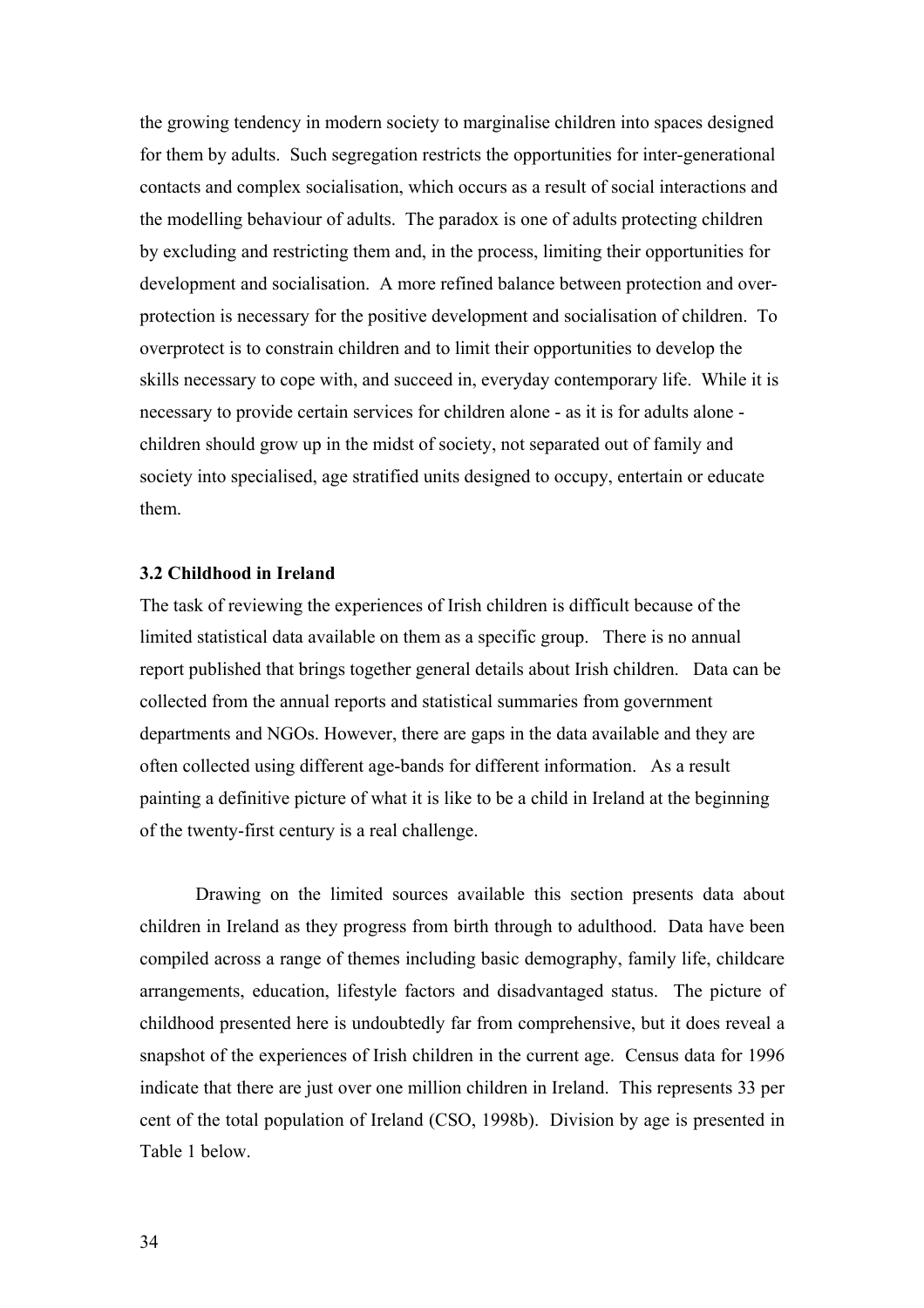the growing tendency in modern society to marginalise children into spaces designed for them by adults. Such segregation restricts the opportunities for inter-generational contacts and complex socialisation, which occurs as a result of social interactions and the modelling behaviour of adults. The paradox is one of adults protecting children by excluding and restricting them and, in the process, limiting their opportunities for development and socialisation. A more refined balance between protection and over-protection is necessary for the positive development and socialisation of children. To overprotect is to constrain children and to limit their opportunities to develop the skills necessary to cope with, and succeed in, everyday contemporary life. While it is necessary to provide certain services for children alone - as it is for adults alone - children should grow up in the midst of society, not separated out of family and society into specialised, age stratified units designed to occupy, entertain or educate them.

### 3.2 Childhood in Ireland

The task of reviewing the experiences of Irish children is difficult because of the limited statistical data available on them as a specific group. There is no annual report published that brings together general details about Irish children. Data can be collected from the annual reports and statistical summaries from government departments and NGOs. However, there are gaps in the data available and they are often collected using different age-bands for different information. As a result painting a definitive picture of what it is like to be a child in Ireland at the beginning of the twenty-first century is a real challenge.

Drawing on the limited sources available this section presents data about children in Ireland as they progress from birth through to adulthood. Data have been compiled across a range of themes including basic demography, family life, childcare arrangements, education, lifestyle factors and disadvantaged status. The picture of childhood presented here is undoubtedly far from comprehensive, but it does reveal a snapshot of the experiences of Irish children in the current age. Census data for 1996 indicate that there are just over one million children in Ireland. This represents 33 per cent of the total population of Ireland (CSO, 1998b). Division by age is presented in Table 1 below.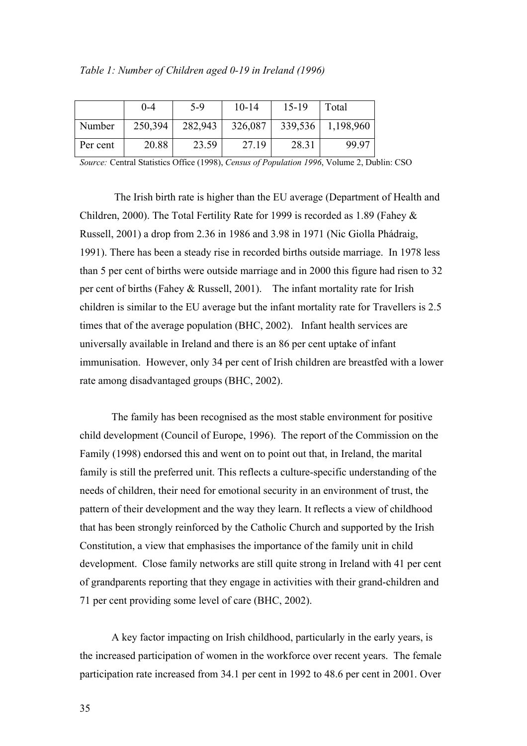*Table 1: Number of Children aged 0-19 in Ireland (1996)*

| | 0-4 | 5-9 | 10-14 | 15-19 | Total |
|---|---|---|---|---|---|
| Number | 250,394 | 282,943 | 326,087 | 339,536 | 1,198,960 |
| Per cent | 20.88 | 23.59 | 27.19 | 28.31 | 99.97 |

*Source:* Central Statistics Office (1998), *Census of Population 1996*, Volume 2, Dublin: CSO

The Irish birth rate is higher than the EU average (Department of Health and Children, 2000). The Total Fertility Rate for 1999 is recorded as 1.89 (Fahey & Russell, 2001) a drop from 2.36 in 1986 and 3.98 in 1971 (Nic Giolla Phádraig, 1991). There has been a steady rise in recorded births outside marriage. In 1978 less than 5 per cent of births were outside marriage and in 2000 this figure had risen to 32 per cent of births (Fahey & Russell, 2001). The infant mortality rate for Irish children is similar to the EU average but the infant mortality rate for Travellers is 2.5 times that of the average population (BHC, 2002). Infant health services are universally available in Ireland and there is an 86 per cent uptake of infant immunisation. However, only 34 per cent of Irish children are breastfed with a lower rate among disadvantaged groups (BHC, 2002).

The family has been recognised as the most stable environment for positive child development (Council of Europe, 1996). The report of the Commission on the Family (1998) endorsed this and went on to point out that, in Ireland, the marital family is still the preferred unit. This reflects a culture-specific understanding of the needs of children, their need for emotional security in an environment of trust, the pattern of their development and the way they learn. It reflects a view of childhood that has been strongly reinforced by the Catholic Church and supported by the Irish Constitution, a view that emphasises the importance of the family unit in child development. Close family networks are still quite strong in Ireland with 41 per cent of grandparents reporting that they engage in activities with their grand-children and 71 per cent providing some level of care (BHC, 2002).

A key factor impacting on Irish childhood, particularly in the early years, is the increased participation of women in the workforce over recent years. The female participation rate increased from 34.1 per cent in 1992 to 48.6 per cent in 2001. Over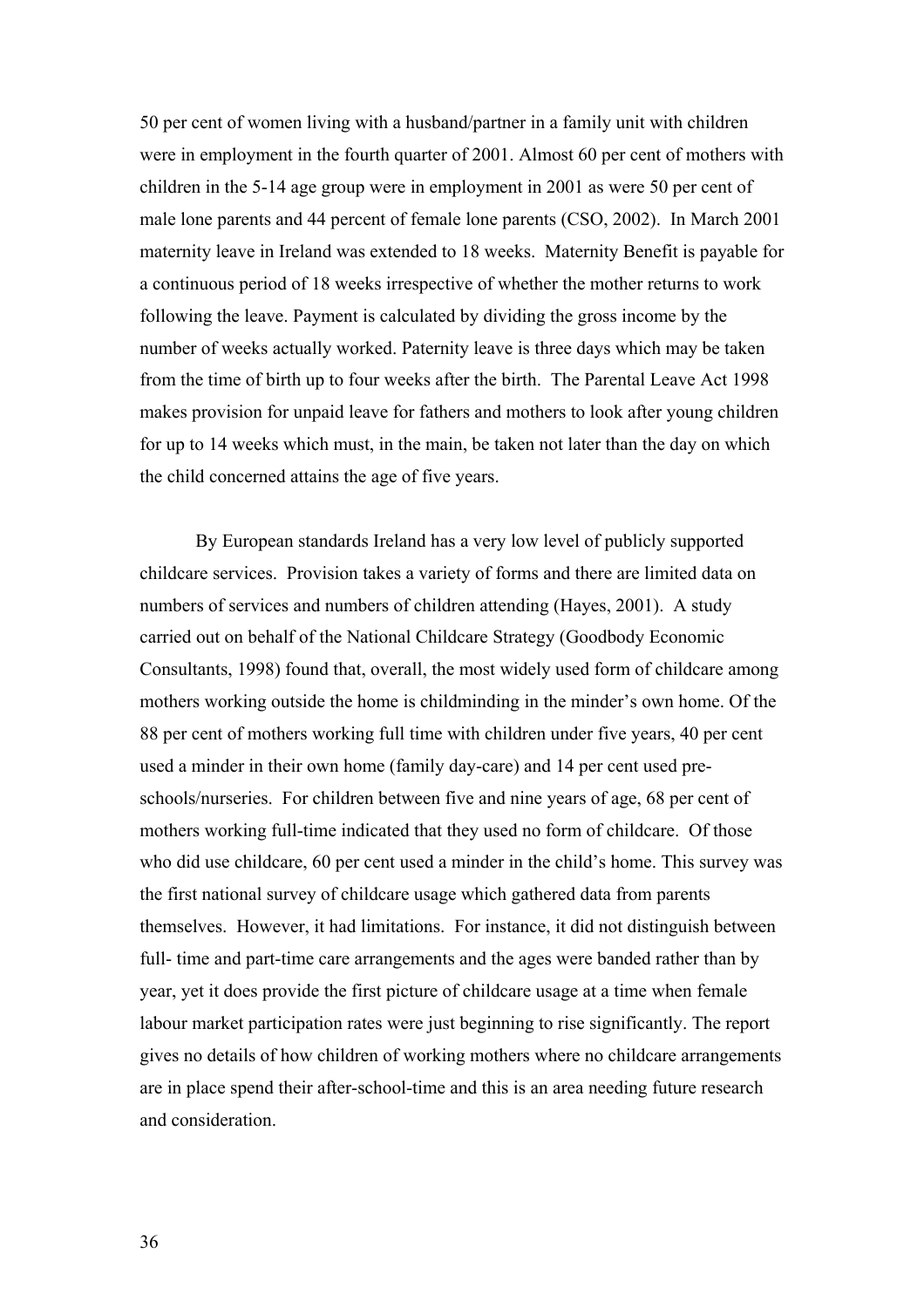50 per cent of women living with a husband/partner in a family unit with children were in employment in the fourth quarter of 2001. Almost 60 per cent of mothers with children in the 5-14 age group were in employment in 2001 as were 50 per cent of male lone parents and 44 percent of female lone parents (CSO, 2002). In March 2001 maternity leave in Ireland was extended to 18 weeks. Maternity Benefit is payable for a continuous period of 18 weeks irrespective of whether the mother returns to work following the leave. Payment is calculated by dividing the gross income by the number of weeks actually worked. Paternity leave is three days which may be taken from the time of birth up to four weeks after the birth. The Parental Leave Act 1998 makes provision for unpaid leave for fathers and mothers to look after young children for up to 14 weeks which must, in the main, be taken not later than the day on which the child concerned attains the age of five years.

By European standards Ireland has a very low level of publicly supported childcare services. Provision takes a variety of forms and there are limited data on numbers of services and numbers of children attending (Hayes, 2001). A study carried out on behalf of the National Childcare Strategy (Goodbody Economic Consultants, 1998) found that, overall, the most widely used form of childcare among mothers working outside the home is childminding in the minder's own home. Of the 88 per cent of mothers working full time with children under five years, 40 per cent used a minder in their own home (family day-care) and 14 per cent used pre-schools/nurseries. For children between five and nine years of age, 68 per cent of mothers working full-time indicated that they used no form of childcare. Of those who did use childcare, 60 per cent used a minder in the child's home. This survey was the first national survey of childcare usage which gathered data from parents themselves. However, it had limitations. For instance, it did not distinguish between full- time and part-time care arrangements and the ages were banded rather than by year, yet it does provide the first picture of childcare usage at a time when female labour market participation rates were just beginning to rise significantly. The report gives no details of how children of working mothers where no childcare arrangements are in place spend their after-school-time and this is an area needing future research and consideration.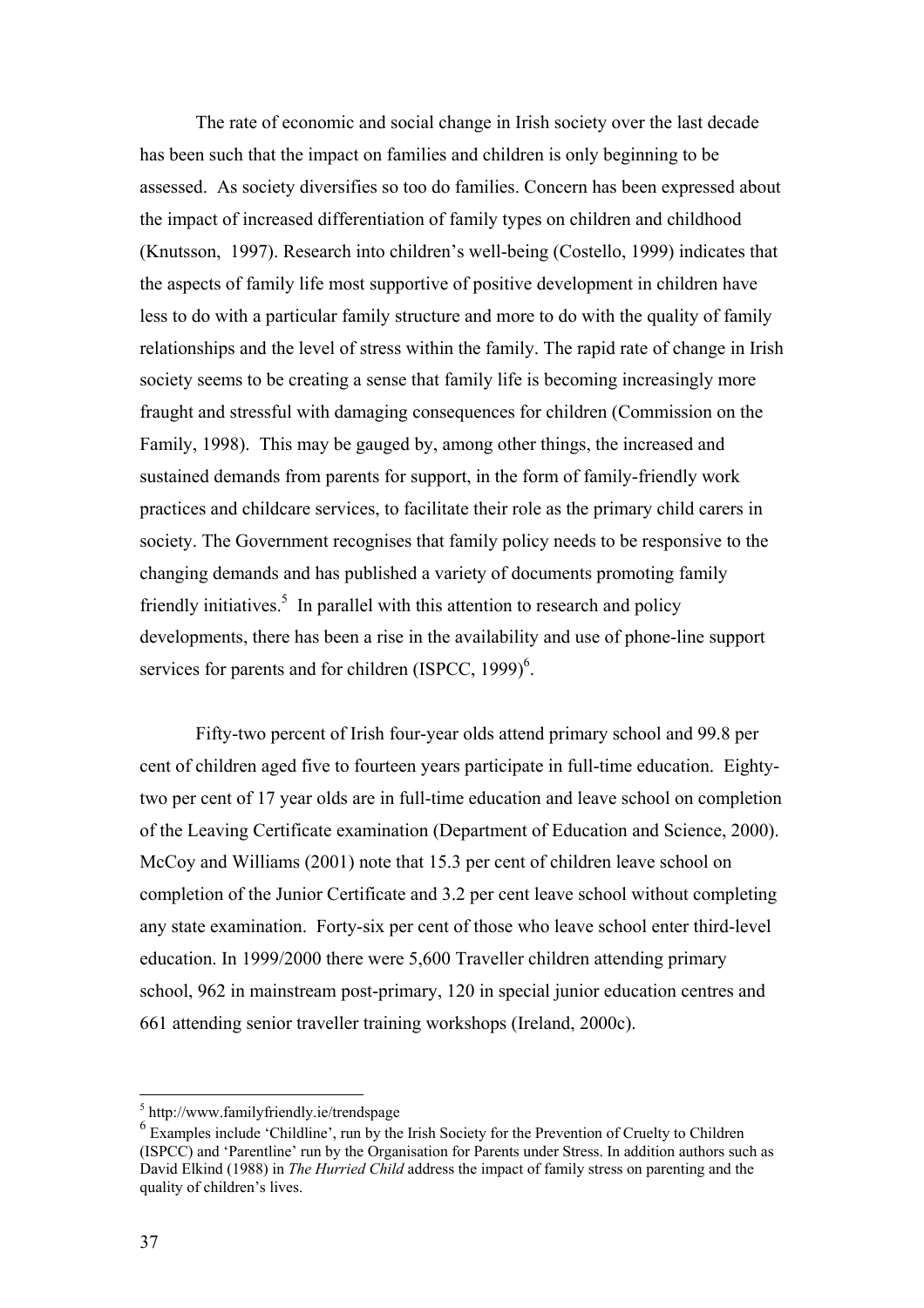The rate of economic and social change in Irish society over the last decade has been such that the impact on families and children is only beginning to be assessed. As society diversifies so too do families. Concern has been expressed about the impact of increased differentiation of family types on children and childhood (Knutsson, 1997). Research into children's well-being (Costello, 1999) indicates that the aspects of family life most supportive of positive development in children have less to do with a particular family structure and more to do with the quality of family relationships and the level of stress within the family. The rapid rate of change in Irish society seems to be creating a sense that family life is becoming increasingly more fraught and stressful with damaging consequences for children (Commission on the Family, 1998). This may be gauged by, among other things, the increased and sustained demands from parents for support, in the form of family-friendly work practices and childcare services, to facilitate their role as the primary child carers in society. The Government recognises that family policy needs to be responsive to the changing demands and has published a variety of documents promoting family friendly initiatives.[5] In parallel with this attention to research and policy developments, there has been a rise in the availability and use of phone-line support services for parents and for children (ISPCC, 1999)[6].

Fifty-two percent of Irish four-year olds attend primary school and 99.8 per cent of children aged five to fourteen years participate in full-time education. Eighty-two per cent of 17 year olds are in full-time education and leave school on completion of the Leaving Certificate examination (Department of Education and Science, 2000). McCoy and Williams (2001) note that 15.3 per cent of children leave school on completion of the Junior Certificate and 3.2 per cent leave school without completing any state examination. Forty-six per cent of those who leave school enter third-level education. In 1999/2000 there were 5,600 Traveller children attending primary school, 962 in mainstream post-primary, 120 in special junior education centres and 661 attending senior traveller training workshops (Ireland, 2000c).

[5] http://www.familyfriendly.ie/trendspage

[6] Examples include 'Childline', run by the Irish Society for the Prevention of Cruelty to Children (ISPCC) and 'Parentline' run by the Organisation for Parents under Stress. In addition authors such as David Elkind (1988) in *The Hurried Child* address the impact of family stress on parenting and the quality of children's lives.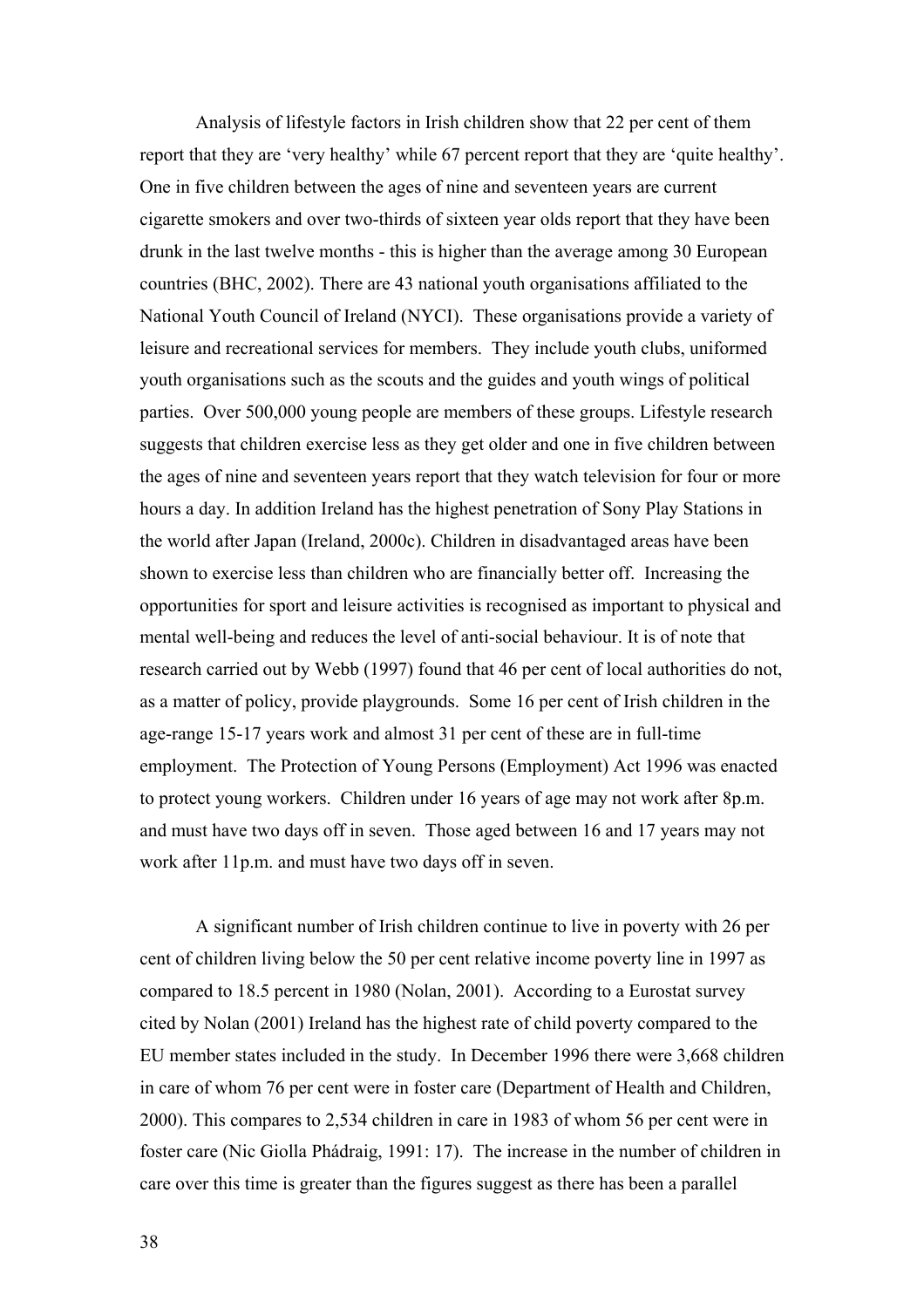Analysis of lifestyle factors in Irish children show that 22 per cent of them report that they are 'very healthy' while 67 percent report that they are 'quite healthy'. One in five children between the ages of nine and seventeen years are current cigarette smokers and over two-thirds of sixteen year olds report that they have been drunk in the last twelve months - this is higher than the average among 30 European countries (BHC, 2002). There are 43 national youth organisations affiliated to the National Youth Council of Ireland (NYCI). These organisations provide a variety of leisure and recreational services for members. They include youth clubs, uniformed youth organisations such as the scouts and the guides and youth wings of political parties. Over 500,000 young people are members of these groups. Lifestyle research suggests that children exercise less as they get older and one in five children between the ages of nine and seventeen years report that they watch television for four or more hours a day. In addition Ireland has the highest penetration of Sony Play Stations in the world after Japan (Ireland, 2000c). Children in disadvantaged areas have been shown to exercise less than children who are financially better off. Increasing the opportunities for sport and leisure activities is recognised as important to physical and mental well-being and reduces the level of anti-social behaviour. It is of note that research carried out by Webb (1997) found that 46 per cent of local authorities do not, as a matter of policy, provide playgrounds. Some 16 per cent of Irish children in the age-range 15-17 years work and almost 31 per cent of these are in full-time employment. The Protection of Young Persons (Employment) Act 1996 was enacted to protect young workers. Children under 16 years of age may not work after 8p.m. and must have two days off in seven. Those aged between 16 and 17 years may not work after 11p.m. and must have two days off in seven.

A significant number of Irish children continue to live in poverty with 26 per cent of children living below the 50 per cent relative income poverty line in 1997 as compared to 18.5 percent in 1980 (Nolan, 2001). According to a Eurostat survey cited by Nolan (2001) Ireland has the highest rate of child poverty compared to the EU member states included in the study. In December 1996 there were 3,668 children in care of whom 76 per cent were in foster care (Department of Health and Children, 2000). This compares to 2,534 children in care in 1983 of whom 56 per cent were in foster care (Nic Giolla Phádraig, 1991: 17). The increase in the number of children in care over this time is greater than the figures suggest as there has been a parallel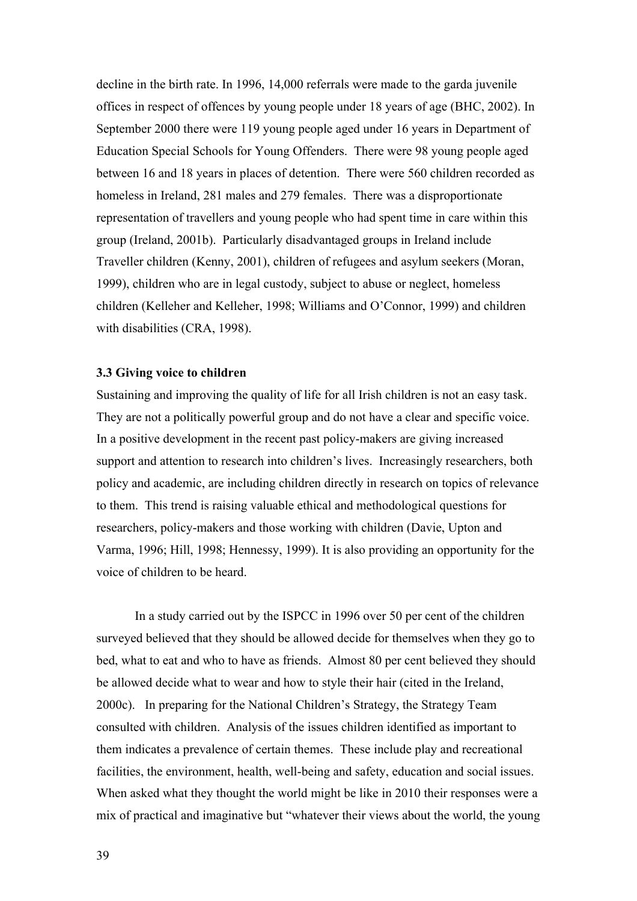decline in the birth rate. In 1996, 14,000 referrals were made to the garda juvenile offices in respect of offences by young people under 18 years of age (BHC, 2002). In September 2000 there were 119 young people aged under 16 years in Department of Education Special Schools for Young Offenders. There were 98 young people aged between 16 and 18 years in places of detention. There were 560 children recorded as homeless in Ireland, 281 males and 279 females. There was a disproportionate representation of travellers and young people who had spent time in care within this group (Ireland, 2001b). Particularly disadvantaged groups in Ireland include Traveller children (Kenny, 2001), children of refugees and asylum seekers (Moran, 1999), children who are in legal custody, subject to abuse or neglect, homeless children (Kelleher and Kelleher, 1998; Williams and O'Connor, 1999) and children with disabilities (CRA, 1998).

### 3.3 Giving voice to children

Sustaining and improving the quality of life for all Irish children is not an easy task. They are not a politically powerful group and do not have a clear and specific voice. In a positive development in the recent past policy-makers are giving increased support and attention to research into children's lives. Increasingly researchers, both policy and academic, are including children directly in research on topics of relevance to them. This trend is raising valuable ethical and methodological questions for researchers, policy-makers and those working with children (Davie, Upton and Varma, 1996; Hill, 1998; Hennessy, 1999). It is also providing an opportunity for the voice of children to be heard.

In a study carried out by the ISPCC in 1996 over 50 per cent of the children surveyed believed that they should be allowed decide for themselves when they go to bed, what to eat and who to have as friends. Almost 80 per cent believed they should be allowed decide what to wear and how to style their hair (cited in the Ireland, 2000c). In preparing for the National Children's Strategy, the Strategy Team consulted with children. Analysis of the issues children identified as important to them indicates a prevalence of certain themes. These include play and recreational facilities, the environment, health, well-being and safety, education and social issues. When asked what they thought the world might be like in 2010 their responses were a mix of practical and imaginative but "whatever their views about the world, the young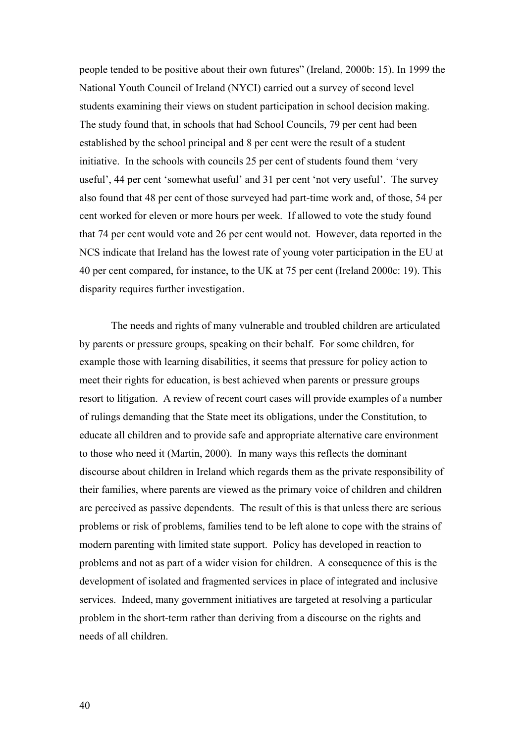people tended to be positive about their own futures" (Ireland, 2000b: 15). In 1999 the National Youth Council of Ireland (NYCI) carried out a survey of second level students examining their views on student participation in school decision making. The study found that, in schools that had School Councils, 79 per cent had been established by the school principal and 8 per cent were the result of a student initiative. In the schools with councils 25 per cent of students found them 'very useful', 44 per cent 'somewhat useful' and 31 per cent 'not very useful'. The survey also found that 48 per cent of those surveyed had part-time work and, of those, 54 per cent worked for eleven or more hours per week. If allowed to vote the study found that 74 per cent would vote and 26 per cent would not. However, data reported in the NCS indicate that Ireland has the lowest rate of young voter participation in the EU at 40 per cent compared, for instance, to the UK at 75 per cent (Ireland 2000c: 19). This disparity requires further investigation.

The needs and rights of many vulnerable and troubled children are articulated by parents or pressure groups, speaking on their behalf. For some children, for example those with learning disabilities, it seems that pressure for policy action to meet their rights for education, is best achieved when parents or pressure groups resort to litigation. A review of recent court cases will provide examples of a number of rulings demanding that the State meet its obligations, under the Constitution, to educate all children and to provide safe and appropriate alternative care environment to those who need it (Martin, 2000). In many ways this reflects the dominant discourse about children in Ireland which regards them as the private responsibility of their families, where parents are viewed as the primary voice of children and children are perceived as passive dependents. The result of this is that unless there are serious problems or risk of problems, families tend to be left alone to cope with the strains of modern parenting with limited state support. Policy has developed in reaction to problems and not as part of a wider vision for children. A consequence of this is the development of isolated and fragmented services in place of integrated and inclusive services. Indeed, many government initiatives are targeted at resolving a particular problem in the short-term rather than deriving from a discourse on the rights and needs of all children.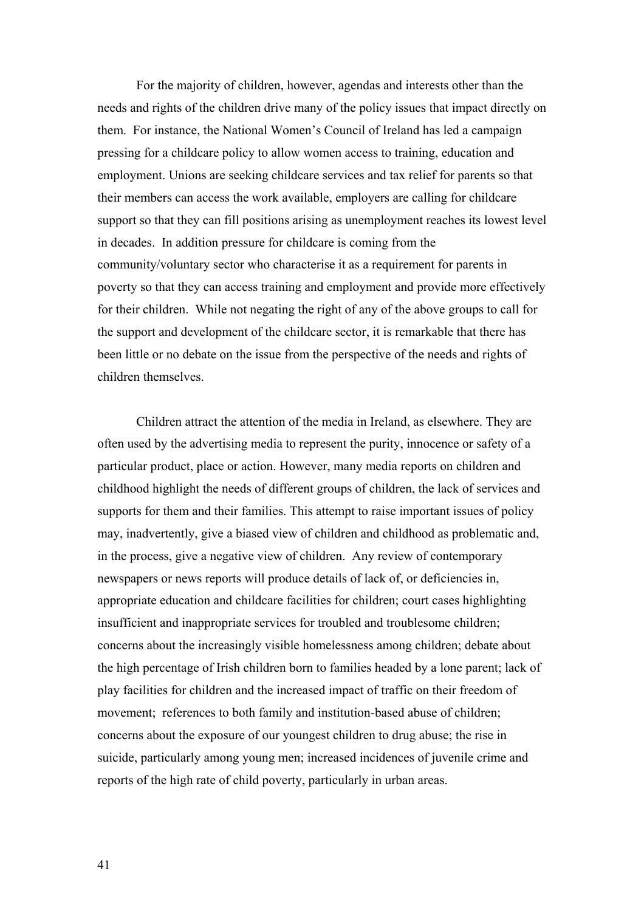For the majority of children, however, agendas and interests other than the needs and rights of the children drive many of the policy issues that impact directly on them. For instance, the National Women's Council of Ireland has led a campaign pressing for a childcare policy to allow women access to training, education and employment. Unions are seeking childcare services and tax relief for parents so that their members can access the work available, employers are calling for childcare support so that they can fill positions arising as unemployment reaches its lowest level in decades. In addition pressure for childcare is coming from the community/voluntary sector who characterise it as a requirement for parents in poverty so that they can access training and employment and provide more effectively for their children. While not negating the right of any of the above groups to call for the support and development of the childcare sector, it is remarkable that there has been little or no debate on the issue from the perspective of the needs and rights of children themselves.

Children attract the attention of the media in Ireland, as elsewhere. They are often used by the advertising media to represent the purity, innocence or safety of a particular product, place or action. However, many media reports on children and childhood highlight the needs of different groups of children, the lack of services and supports for them and their families. This attempt to raise important issues of policy may, inadvertently, give a biased view of children and childhood as problematic and, in the process, give a negative view of children. Any review of contemporary newspapers or news reports will produce details of lack of, or deficiencies in, appropriate education and childcare facilities for children; court cases highlighting insufficient and inappropriate services for troubled and troublesome children; concerns about the increasingly visible homelessness among children; debate about the high percentage of Irish children born to families headed by a lone parent; lack of play facilities for children and the increased impact of traffic on their freedom of movement; references to both family and institution-based abuse of children; concerns about the exposure of our youngest children to drug abuse; the rise in suicide, particularly among young men; increased incidences of juvenile crime and reports of the high rate of child poverty, particularly in urban areas.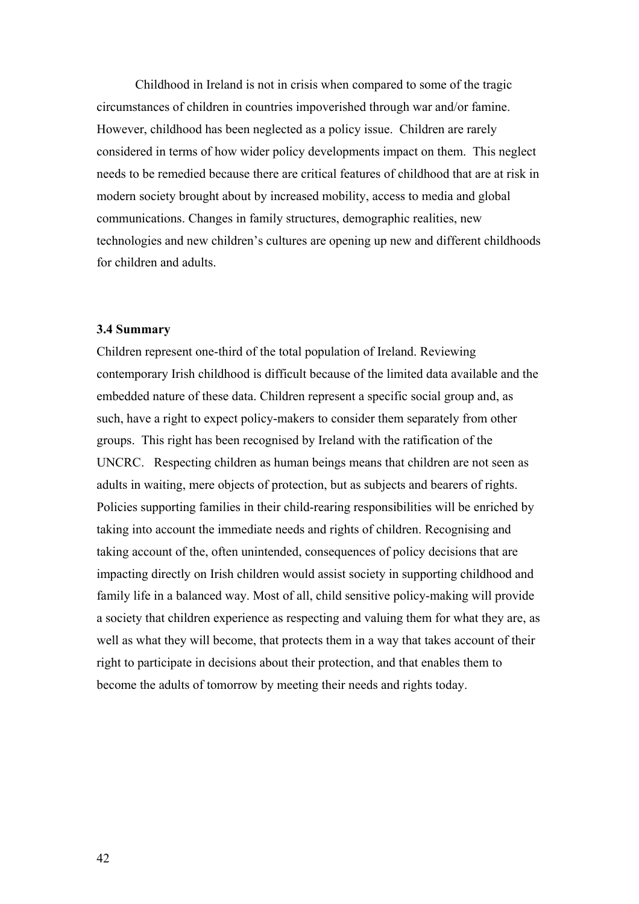Childhood in Ireland is not in crisis when compared to some of the tragic circumstances of children in countries impoverished through war and/or famine. However, childhood has been neglected as a policy issue. Children are rarely considered in terms of how wider policy developments impact on them. This neglect needs to be remedied because there are critical features of childhood that are at risk in modern society brought about by increased mobility, access to media and global communications. Changes in family structures, demographic realities, new technologies and new children's cultures are opening up new and different childhoods for children and adults.

### 3.4 Summary

Children represent one-third of the total population of Ireland. Reviewing contemporary Irish childhood is difficult because of the limited data available and the embedded nature of these data. Children represent a specific social group and, as such, have a right to expect policy-makers to consider them separately from other groups. This right has been recognised by Ireland with the ratification of the UNCRC. Respecting children as human beings means that children are not seen as adults in waiting, mere objects of protection, but as subjects and bearers of rights. Policies supporting families in their child-rearing responsibilities will be enriched by taking into account the immediate needs and rights of children. Recognising and taking account of the, often unintended, consequences of policy decisions that are impacting directly on Irish children would assist society in supporting childhood and family life in a balanced way. Most of all, child sensitive policy-making will provide a society that children experience as respecting and valuing them for what they are, as well as what they will become, that protects them in a way that takes account of their right to participate in decisions about their protection, and that enables them to become the adults of tomorrow by meeting their needs and rights today.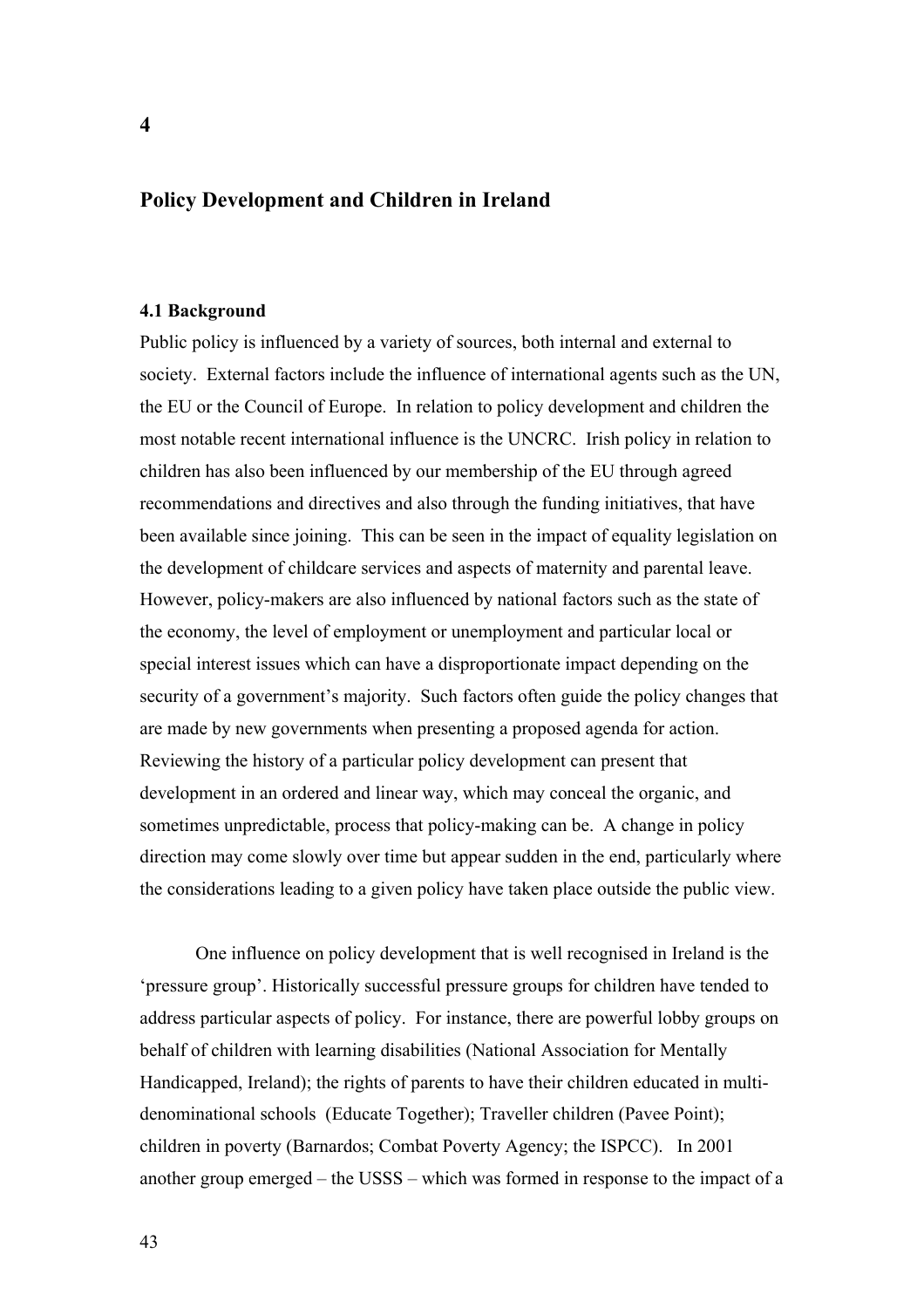# 4

## Policy Development and Children in Ireland

### 4.1 Background

Public policy is influenced by a variety of sources, both internal and external to society. External factors include the influence of international agents such as the UN, the EU or the Council of Europe. In relation to policy development and children the most notable recent international influence is the UNCRC. Irish policy in relation to children has also been influenced by our membership of the EU through agreed recommendations and directives and also through the funding initiatives, that have been available since joining. This can be seen in the impact of equality legislation on the development of childcare services and aspects of maternity and parental leave. However, policy-makers are also influenced by national factors such as the state of the economy, the level of employment or unemployment and particular local or special interest issues which can have a disproportionate impact depending on the security of a government's majority. Such factors often guide the policy changes that are made by new governments when presenting a proposed agenda for action. Reviewing the history of a particular policy development can present that development in an ordered and linear way, which may conceal the organic, and sometimes unpredictable, process that policy-making can be. A change in policy direction may come slowly over time but appear sudden in the end, particularly where the considerations leading to a given policy have taken place outside the public view.

One influence on policy development that is well recognised in Ireland is the 'pressure group'. Historically successful pressure groups for children have tended to address particular aspects of policy. For instance, there are powerful lobby groups on behalf of children with learning disabilities (National Association for Mentally Handicapped, Ireland); the rights of parents to have their children educated in multi-denominational schools (Educate Together); Traveller children (Pavee Point); children in poverty (Barnardos; Combat Poverty Agency; the ISPCC). In 2001 another group emerged – the USSS – which was formed in response to the impact of a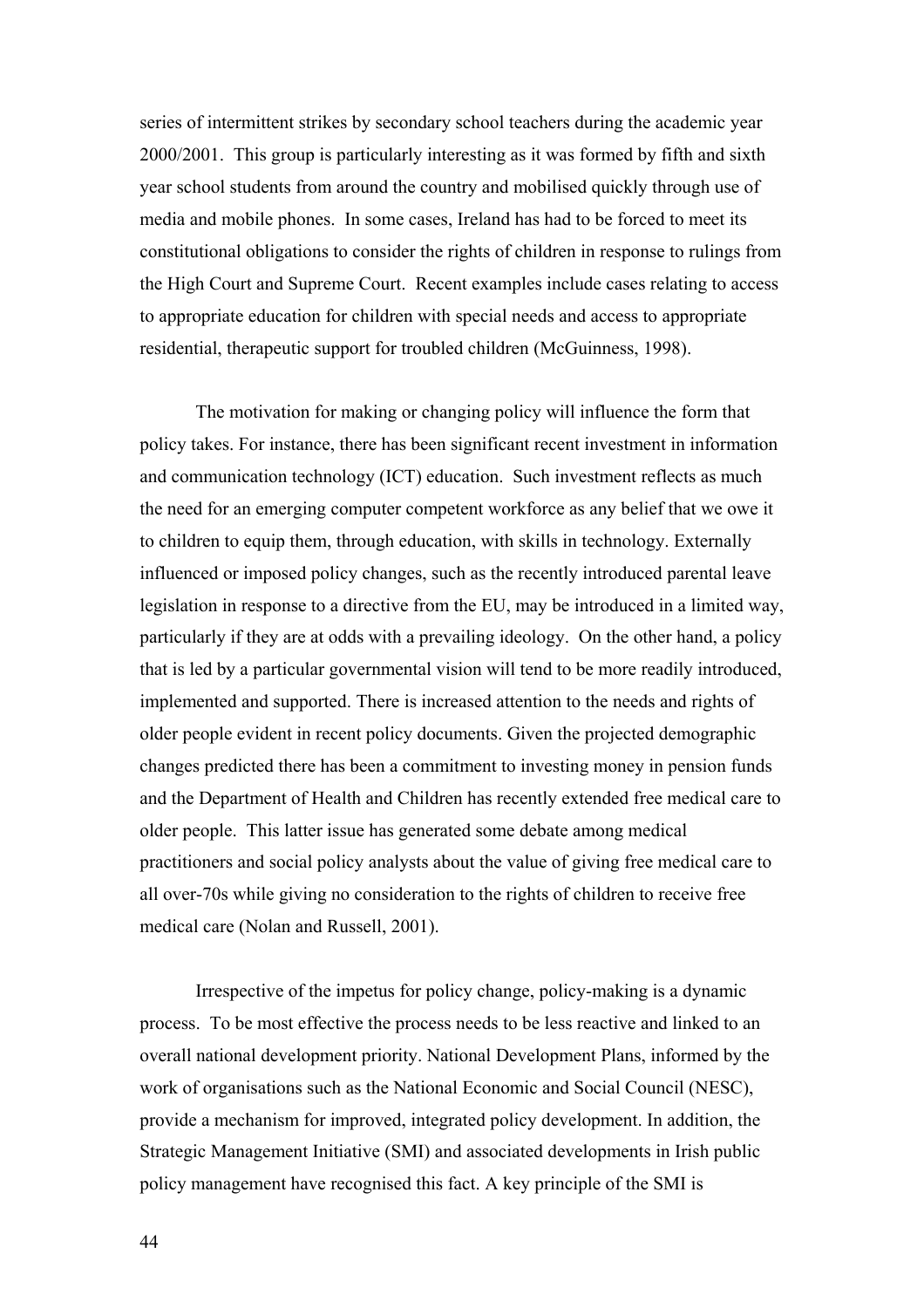series of intermittent strikes by secondary school teachers during the academic year 2000/2001. This group is particularly interesting as it was formed by fifth and sixth year school students from around the country and mobilised quickly through use of media and mobile phones. In some cases, Ireland has had to be forced to meet its constitutional obligations to consider the rights of children in response to rulings from the High Court and Supreme Court. Recent examples include cases relating to access to appropriate education for children with special needs and access to appropriate residential, therapeutic support for troubled children (McGuinness, 1998).

The motivation for making or changing policy will influence the form that policy takes. For instance, there has been significant recent investment in information and communication technology (ICT) education. Such investment reflects as much the need for an emerging computer competent workforce as any belief that we owe it to children to equip them, through education, with skills in technology. Externally influenced or imposed policy changes, such as the recently introduced parental leave legislation in response to a directive from the EU, may be introduced in a limited way, particularly if they are at odds with a prevailing ideology. On the other hand, a policy that is led by a particular governmental vision will tend to be more readily introduced, implemented and supported. There is increased attention to the needs and rights of older people evident in recent policy documents. Given the projected demographic changes predicted there has been a commitment to investing money in pension funds and the Department of Health and Children has recently extended free medical care to older people. This latter issue has generated some debate among medical practitioners and social policy analysts about the value of giving free medical care to all over-70s while giving no consideration to the rights of children to receive free medical care (Nolan and Russell, 2001).

Irrespective of the impetus for policy change, policy-making is a dynamic process. To be most effective the process needs to be less reactive and linked to an overall national development priority. National Development Plans, informed by the work of organisations such as the National Economic and Social Council (NESC), provide a mechanism for improved, integrated policy development. In addition, the Strategic Management Initiative (SMI) and associated developments in Irish public policy management have recognised this fact. A key principle of the SMI is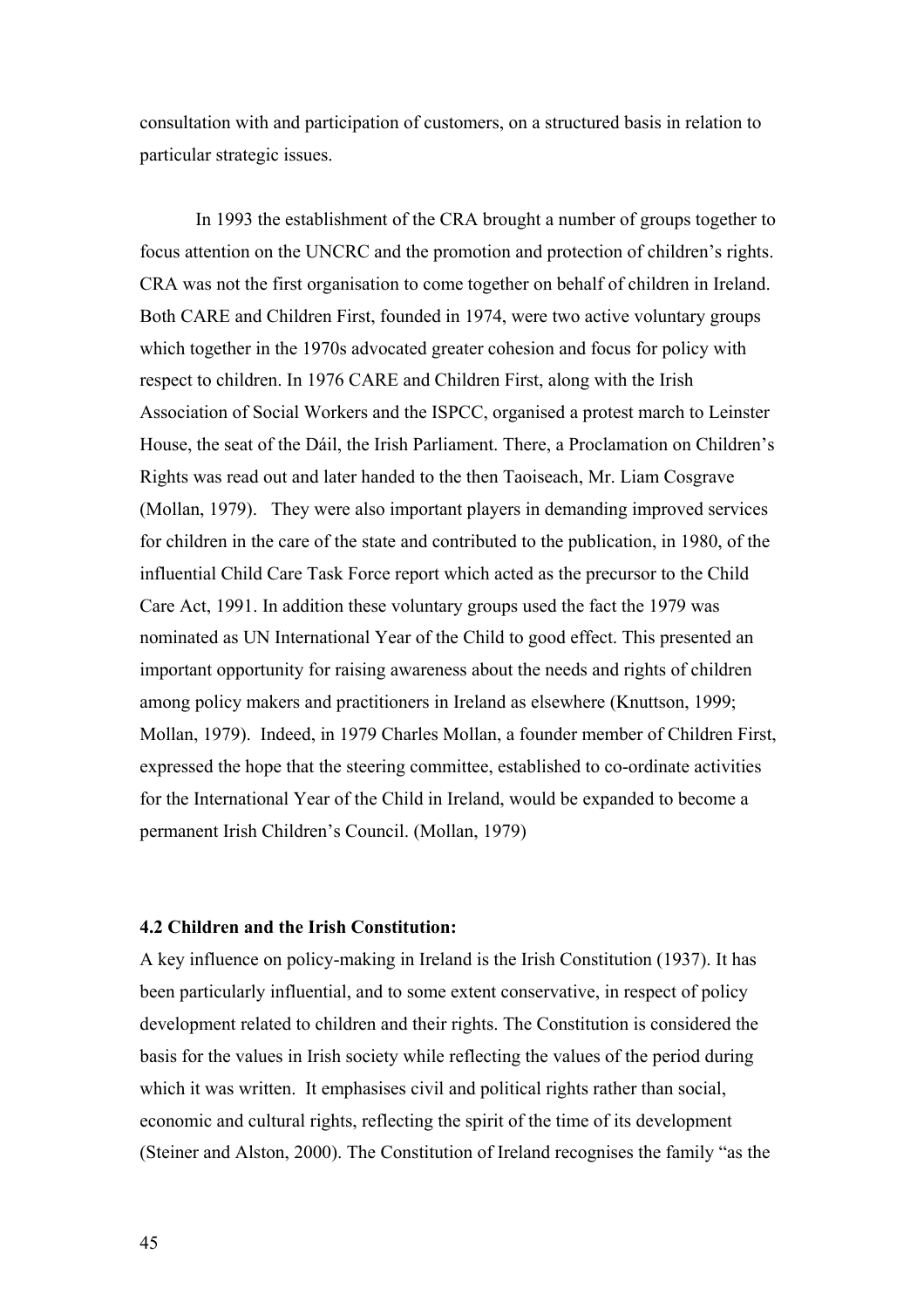consultation with and participation of customers, on a structured basis in relation to particular strategic issues.

In 1993 the establishment of the CRA brought a number of groups together to focus attention on the UNCRC and the promotion and protection of children's rights. CRA was not the first organisation to come together on behalf of children in Ireland. Both CARE and Children First, founded in 1974, were two active voluntary groups which together in the 1970s advocated greater cohesion and focus for policy with respect to children. In 1976 CARE and Children First, along with the Irish Association of Social Workers and the ISPCC, organised a protest march to Leinster House, the seat of the Dáil, the Irish Parliament. There, a Proclamation on Children's Rights was read out and later handed to the then Taoiseach, Mr. Liam Cosgrave (Mollan, 1979). They were also important players in demanding improved services for children in the care of the state and contributed to the publication, in 1980, of the influential Child Care Task Force report which acted as the precursor to the Child Care Act, 1991. In addition these voluntary groups used the fact the 1979 was nominated as UN International Year of the Child to good effect. This presented an important opportunity for raising awareness about the needs and rights of children among policy makers and practitioners in Ireland as elsewhere (Knuttson, 1999; Mollan, 1979). Indeed, in 1979 Charles Mollan, a founder member of Children First, expressed the hope that the steering committee, established to co-ordinate activities for the International Year of the Child in Ireland, would be expanded to become a permanent Irish Children's Council. (Mollan, 1979)

**4.2 Children and the Irish Constitution:**

A key influence on policy-making in Ireland is the Irish Constitution (1937). It has been particularly influential, and to some extent conservative, in respect of policy development related to children and their rights. The Constitution is considered the basis for the values in Irish society while reflecting the values of the period during which it was written. It emphasises civil and political rights rather than social, economic and cultural rights, reflecting the spirit of the time of its development (Steiner and Alston, 2000). The Constitution of Ireland recognises the family "as the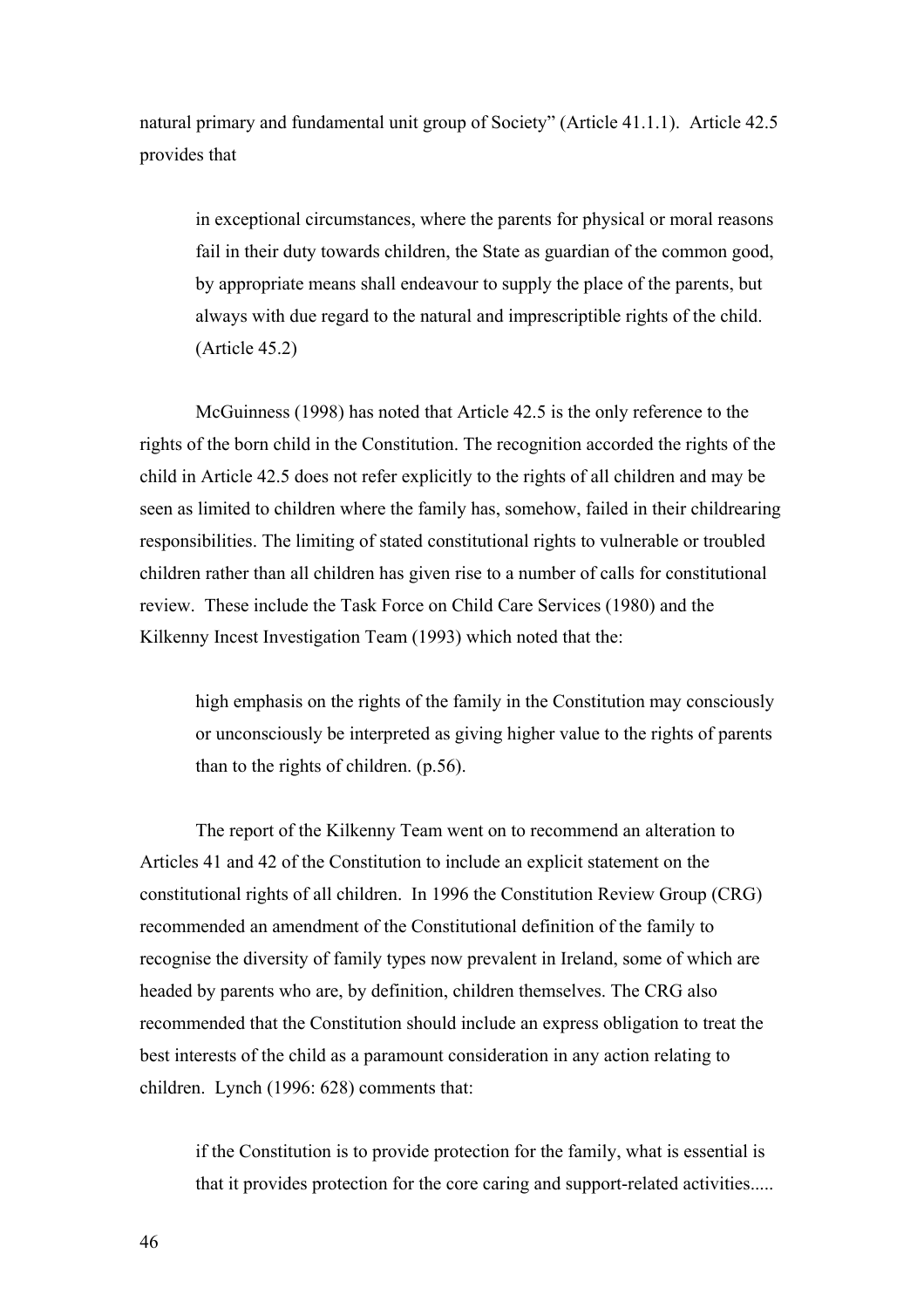natural primary and fundamental unit group of Society" (Article 41.1.1). Article 42.5 provides that

> in exceptional circumstances, where the parents for physical or moral reasons fail in their duty towards children, the State as guardian of the common good, by appropriate means shall endeavour to supply the place of the parents, but always with due regard to the natural and imprescriptible rights of the child. (Article 45.2)

McGuinness (1998) has noted that Article 42.5 is the only reference to the rights of the born child in the Constitution. The recognition accorded the rights of the child in Article 42.5 does not refer explicitly to the rights of all children and may be seen as limited to children where the family has, somehow, failed in their childrearing responsibilities. The limiting of stated constitutional rights to vulnerable or troubled children rather than all children has given rise to a number of calls for constitutional review. These include the Task Force on Child Care Services (1980) and the Kilkenny Incest Investigation Team (1993) which noted that the:

> high emphasis on the rights of the family in the Constitution may consciously or unconsciously be interpreted as giving higher value to the rights of parents than to the rights of children. (p.56).

The report of the Kilkenny Team went on to recommend an alteration to Articles 41 and 42 of the Constitution to include an explicit statement on the constitutional rights of all children. In 1996 the Constitution Review Group (CRG) recommended an amendment of the Constitutional definition of the family to recognise the diversity of family types now prevalent in Ireland, some of which are headed by parents who are, by definition, children themselves. The CRG also recommended that the Constitution should include an express obligation to treat the best interests of the child as a paramount consideration in any action relating to children. Lynch (1996: 628) comments that:

> if the Constitution is to provide protection for the family, what is essential is that it provides protection for the core caring and support-related activities.....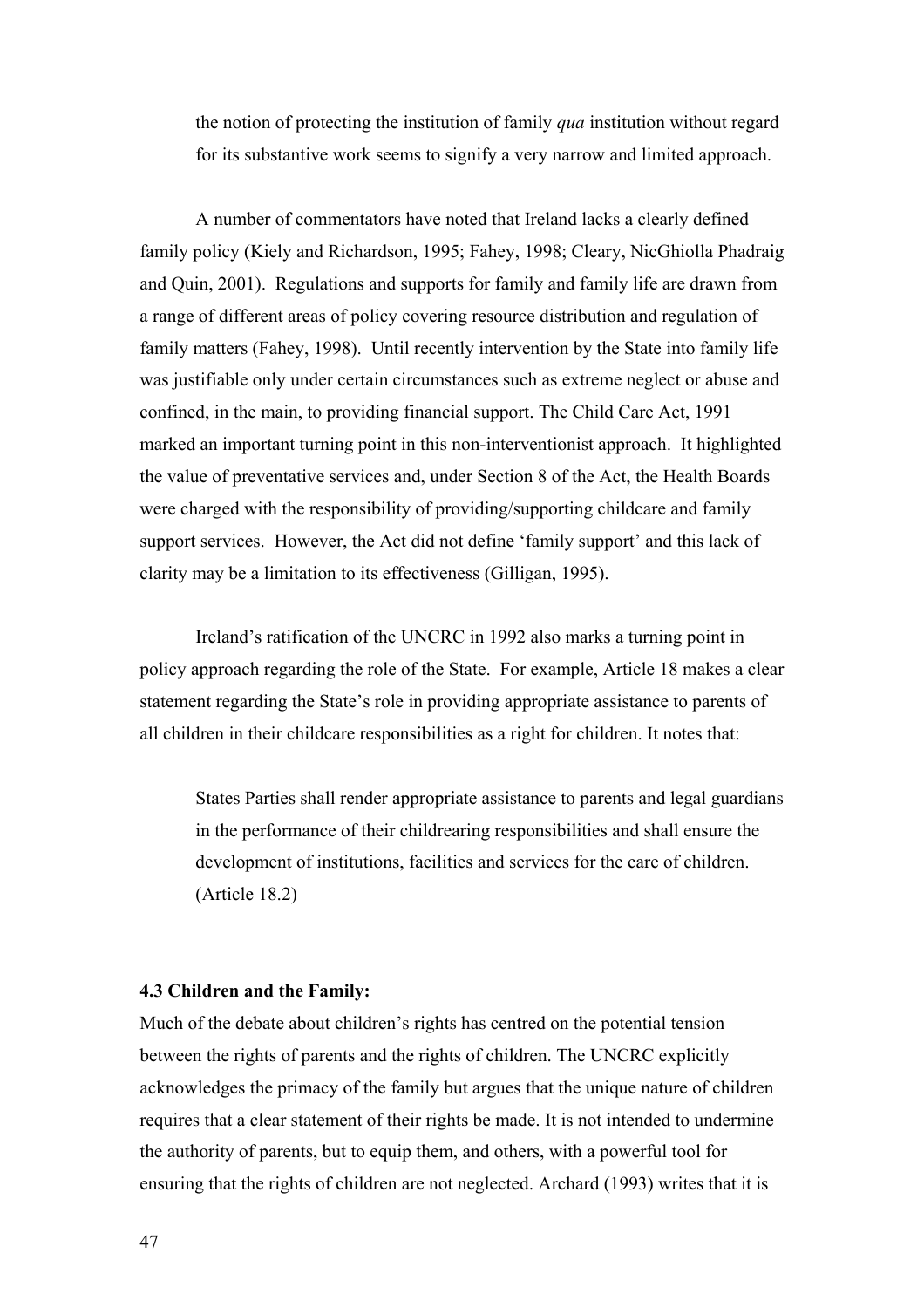> the notion of protecting the institution of family *qua* institution without regard for its substantive work seems to signify a very narrow and limited approach.

A number of commentators have noted that Ireland lacks a clearly defined family policy (Kiely and Richardson, 1995; Fahey, 1998; Cleary, NicGhiolla Phadraig and Quin, 2001). Regulations and supports for family and family life are drawn from a range of different areas of policy covering resource distribution and regulation of family matters (Fahey, 1998). Until recently intervention by the State into family life was justifiable only under certain circumstances such as extreme neglect or abuse and confined, in the main, to providing financial support. The Child Care Act, 1991 marked an important turning point in this non-interventionist approach. It highlighted the value of preventative services and, under Section 8 of the Act, the Health Boards were charged with the responsibility of providing/supporting childcare and family support services. However, the Act did not define 'family support' and this lack of clarity may be a limitation to its effectiveness (Gilligan, 1995).

Ireland's ratification of the UNCRC in 1992 also marks a turning point in policy approach regarding the role of the State. For example, Article 18 makes a clear statement regarding the State's role in providing appropriate assistance to parents of all children in their childcare responsibilities as a right for children. It notes that:

> States Parties shall render appropriate assistance to parents and legal guardians in the performance of their childrearing responsibilities and shall ensure the development of institutions, facilities and services for the care of children. (Article 18.2)

**4.3 Children and the Family:**

Much of the debate about children's rights has centred on the potential tension between the rights of parents and the rights of children. The UNCRC explicitly acknowledges the primacy of the family but argues that the unique nature of children requires that a clear statement of their rights be made. It is not intended to undermine the authority of parents, but to equip them, and others, with a powerful tool for ensuring that the rights of children are not neglected. Archard (1993) writes that it is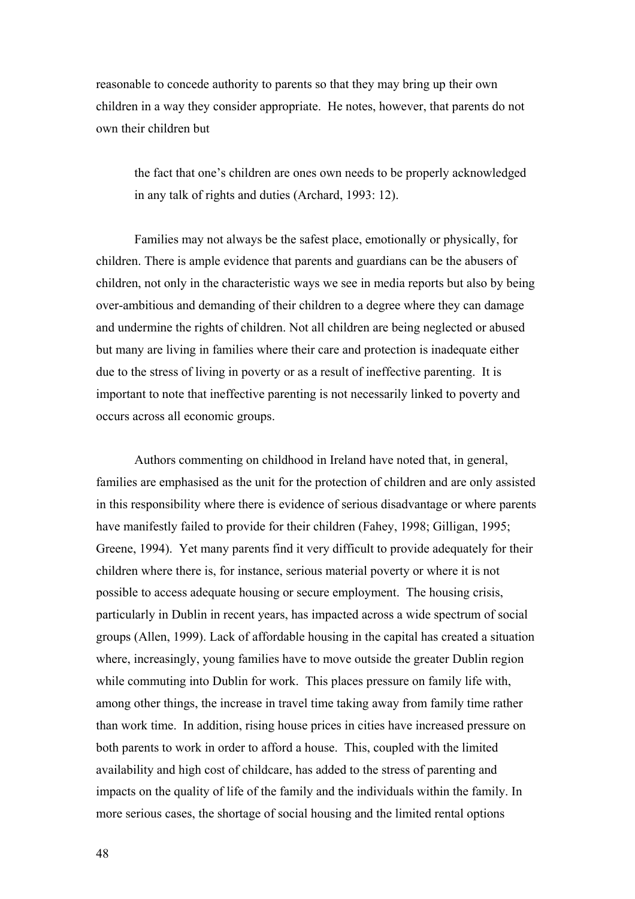reasonable to concede authority to parents so that they may bring up their own children in a way they consider appropriate. He notes, however, that parents do not own their children but

> the fact that one's children are ones own needs to be properly acknowledged in any talk of rights and duties (Archard, 1993: 12).

Families may not always be the safest place, emotionally or physically, for children. There is ample evidence that parents and guardians can be the abusers of children, not only in the characteristic ways we see in media reports but also by being over-ambitious and demanding of their children to a degree where they can damage and undermine the rights of children. Not all children are being neglected or abused but many are living in families where their care and protection is inadequate either due to the stress of living in poverty or as a result of ineffective parenting. It is important to note that ineffective parenting is not necessarily linked to poverty and occurs across all economic groups.

Authors commenting on childhood in Ireland have noted that, in general, families are emphasised as the unit for the protection of children and are only assisted in this responsibility where there is evidence of serious disadvantage or where parents have manifestly failed to provide for their children (Fahey, 1998; Gilligan, 1995; Greene, 1994). Yet many parents find it very difficult to provide adequately for their children where there is, for instance, serious material poverty or where it is not possible to access adequate housing or secure employment. The housing crisis, particularly in Dublin in recent years, has impacted across a wide spectrum of social groups (Allen, 1999). Lack of affordable housing in the capital has created a situation where, increasingly, young families have to move outside the greater Dublin region while commuting into Dublin for work. This places pressure on family life with, among other things, the increase in travel time taking away from family time rather than work time. In addition, rising house prices in cities have increased pressure on both parents to work in order to afford a house. This, coupled with the limited availability and high cost of childcare, has added to the stress of parenting and impacts on the quality of life of the family and the individuals within the family. In more serious cases, the shortage of social housing and the limited rental options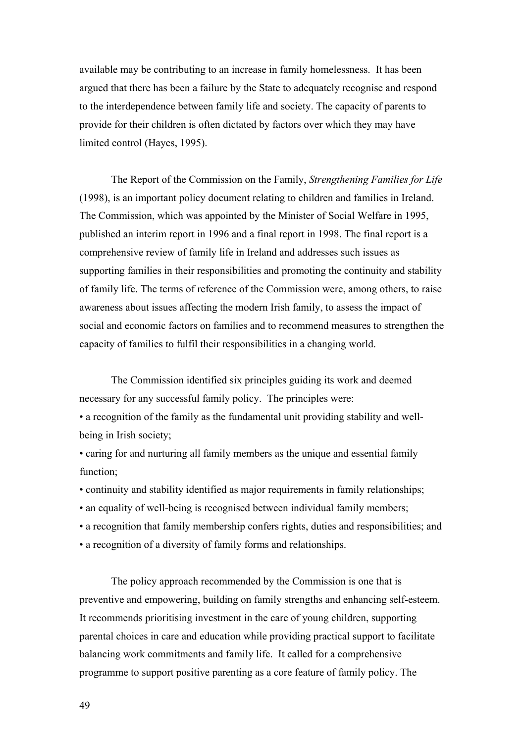available may be contributing to an increase in family homelessness. It has been argued that there has been a failure by the State to adequately recognise and respond to the interdependence between family life and society. The capacity of parents to provide for their children is often dictated by factors over which they may have limited control (Hayes, 1995).

The Report of the Commission on the Family, *Strengthening Families for Life* (1998), is an important policy document relating to children and families in Ireland. The Commission, which was appointed by the Minister of Social Welfare in 1995, published an interim report in 1996 and a final report in 1998. The final report is a comprehensive review of family life in Ireland and addresses such issues as supporting families in their responsibilities and promoting the continuity and stability of family life. The terms of reference of the Commission were, among others, to raise awareness about issues affecting the modern Irish family, to assess the impact of social and economic factors on families and to recommend measures to strengthen the capacity of families to fulfil their responsibilities in a changing world.

The Commission identified six principles guiding its work and deemed necessary for any successful family policy. The principles were:

- a recognition of the family as the fundamental unit providing stability and well-being in Irish society;
- caring for and nurturing all family members as the unique and essential family function;
- continuity and stability identified as major requirements in family relationships;
- an equality of well-being is recognised between individual family members;
- a recognition that family membership confers rights, duties and responsibilities; and
- a recognition of a diversity of family forms and relationships.

The policy approach recommended by the Commission is one that is preventive and empowering, building on family strengths and enhancing self-esteem. It recommends prioritising investment in the care of young children, supporting parental choices in care and education while providing practical support to facilitate balancing work commitments and family life. It called for a comprehensive programme to support positive parenting as a core feature of family policy. The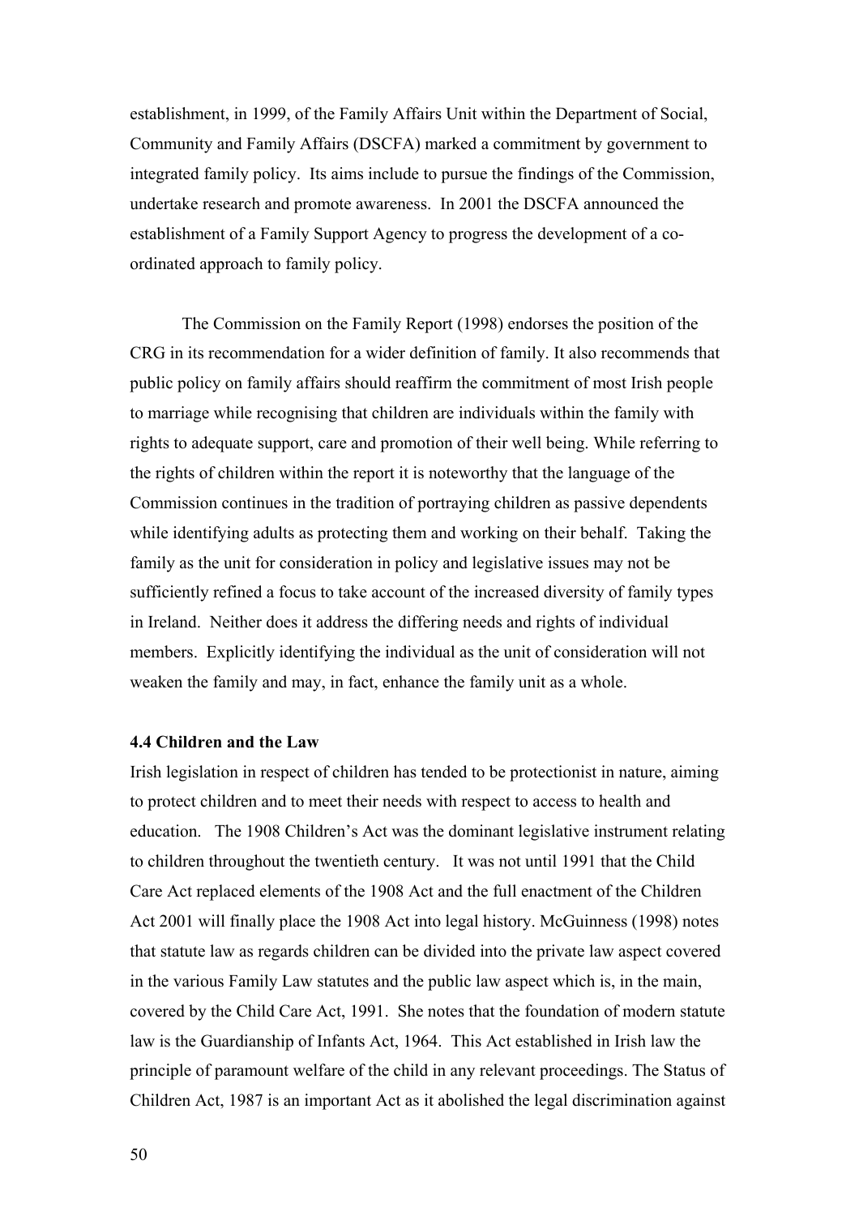establishment, in 1999, of the Family Affairs Unit within the Department of Social, Community and Family Affairs (DSCFA) marked a commitment by government to integrated family policy. Its aims include to pursue the findings of the Commission, undertake research and promote awareness. In 2001 the DSCFA announced the establishment of a Family Support Agency to progress the development of a co-ordinated approach to family policy.

The Commission on the Family Report (1998) endorses the position of the CRG in its recommendation for a wider definition of family. It also recommends that public policy on family affairs should reaffirm the commitment of most Irish people to marriage while recognising that children are individuals within the family with rights to adequate support, care and promotion of their well being. While referring to the rights of children within the report it is noteworthy that the language of the Commission continues in the tradition of portraying children as passive dependents while identifying adults as protecting them and working on their behalf. Taking the family as the unit for consideration in policy and legislative issues may not be sufficiently refined a focus to take account of the increased diversity of family types in Ireland. Neither does it address the differing needs and rights of individual members. Explicitly identifying the individual as the unit of consideration will not weaken the family and may, in fact, enhance the family unit as a whole.

### 4.4 Children and the Law

Irish legislation in respect of children has tended to be protectionist in nature, aiming to protect children and to meet their needs with respect to access to health and education. The 1908 Children's Act was the dominant legislative instrument relating to children throughout the twentieth century. It was not until 1991 that the Child Care Act replaced elements of the 1908 Act and the full enactment of the Children Act 2001 will finally place the 1908 Act into legal history. McGuinness (1998) notes that statute law as regards children can be divided into the private law aspect covered in the various Family Law statutes and the public law aspect which is, in the main, covered by the Child Care Act, 1991. She notes that the foundation of modern statute law is the Guardianship of Infants Act, 1964. This Act established in Irish law the principle of paramount welfare of the child in any relevant proceedings. The Status of Children Act, 1987 is an important Act as it abolished the legal discrimination against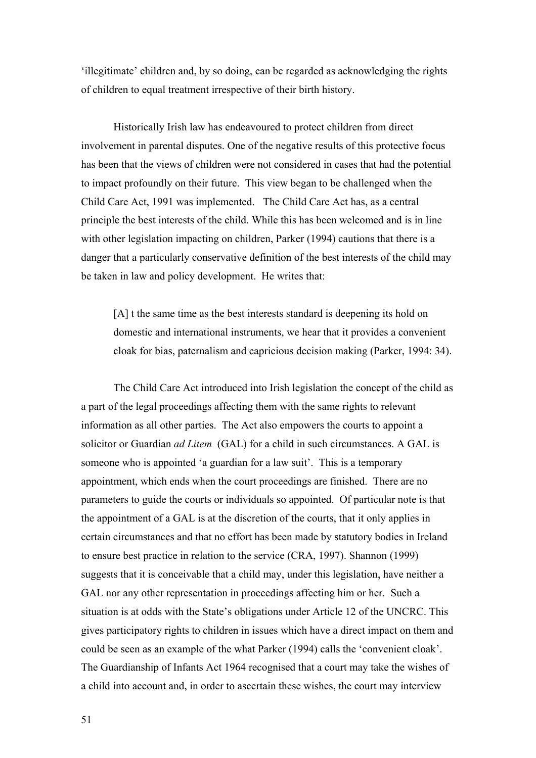'illegitimate' children and, by so doing, can be regarded as acknowledging the rights of children to equal treatment irrespective of their birth history.

Historically Irish law has endeavoured to protect children from direct involvement in parental disputes. One of the negative results of this protective focus has been that the views of children were not considered in cases that had the potential to impact profoundly on their future. This view began to be challenged when the Child Care Act, 1991 was implemented. The Child Care Act has, as a central principle the best interests of the child. While this has been welcomed and is in line with other legislation impacting on children, Parker (1994) cautions that there is a danger that a particularly conservative definition of the best interests of the child may be taken in law and policy development. He writes that:

> [A] t the same time as the best interests standard is deepening its hold on domestic and international instruments, we hear that it provides a convenient cloak for bias, paternalism and capricious decision making (Parker, 1994: 34).

The Child Care Act introduced into Irish legislation the concept of the child as a part of the legal proceedings affecting them with the same rights to relevant information as all other parties. The Act also empowers the courts to appoint a solicitor or Guardian *ad Litem* (GAL) for a child in such circumstances. A GAL is someone who is appointed 'a guardian for a law suit'. This is a temporary appointment, which ends when the court proceedings are finished. There are no parameters to guide the courts or individuals so appointed. Of particular note is that the appointment of a GAL is at the discretion of the courts, that it only applies in certain circumstances and that no effort has been made by statutory bodies in Ireland to ensure best practice in relation to the service (CRA, 1997). Shannon (1999) suggests that it is conceivable that a child may, under this legislation, have neither a GAL nor any other representation in proceedings affecting him or her. Such a situation is at odds with the State's obligations under Article 12 of the UNCRC. This gives participatory rights to children in issues which have a direct impact on them and could be seen as an example of the what Parker (1994) calls the 'convenient cloak'. The Guardianship of Infants Act 1964 recognised that a court may take the wishes of a child into account and, in order to ascertain these wishes, the court may interview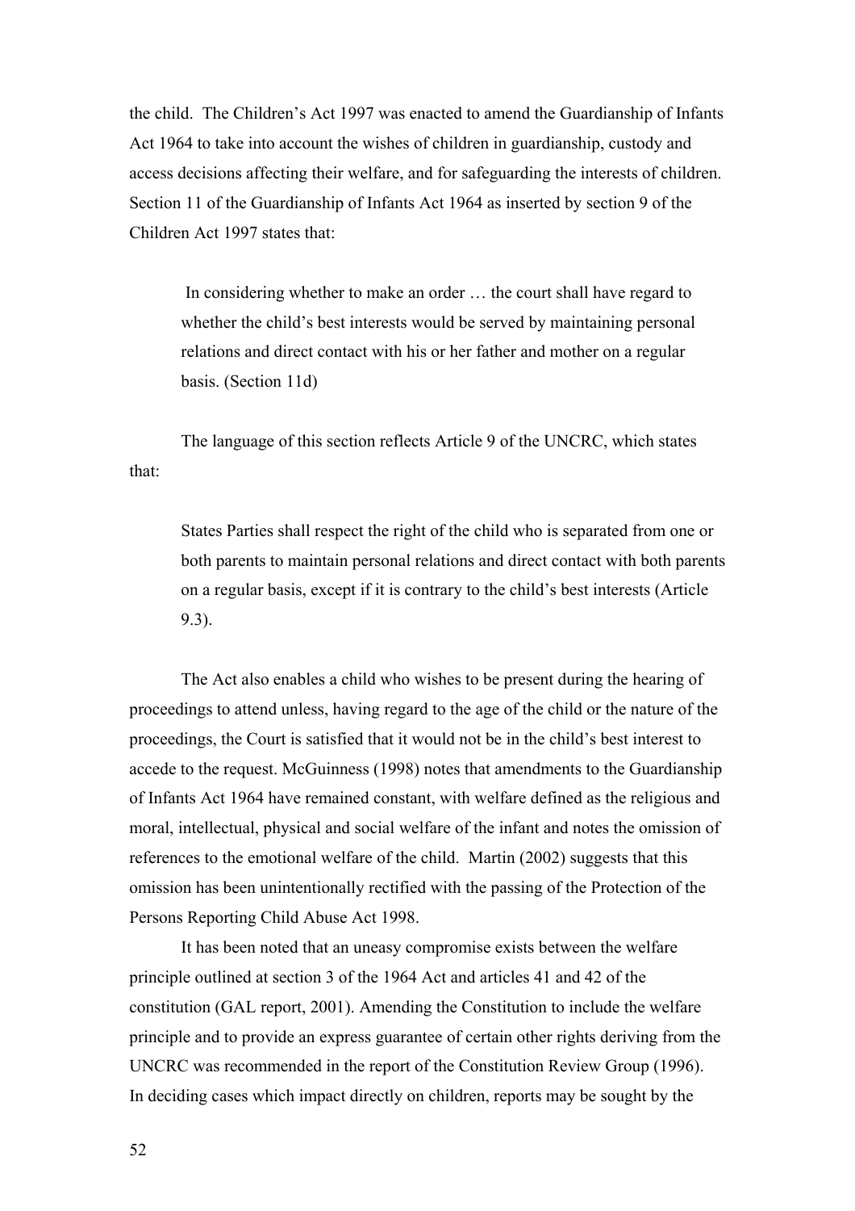the child. The Children's Act 1997 was enacted to amend the Guardianship of Infants Act 1964 to take into account the wishes of children in guardianship, custody and access decisions affecting their welfare, and for safeguarding the interests of children. Section 11 of the Guardianship of Infants Act 1964 as inserted by section 9 of the Children Act 1997 states that:

> In considering whether to make an order … the court shall have regard to whether the child's best interests would be served by maintaining personal relations and direct contact with his or her father and mother on a regular basis. (Section 11d)

The language of this section reflects Article 9 of the UNCRC, which states that:

> States Parties shall respect the right of the child who is separated from one or both parents to maintain personal relations and direct contact with both parents on a regular basis, except if it is contrary to the child's best interests (Article 9.3).

The Act also enables a child who wishes to be present during the hearing of proceedings to attend unless, having regard to the age of the child or the nature of the proceedings, the Court is satisfied that it would not be in the child's best interest to accede to the request. McGuinness (1998) notes that amendments to the Guardianship of Infants Act 1964 have remained constant, with welfare defined as the religious and moral, intellectual, physical and social welfare of the infant and notes the omission of references to the emotional welfare of the child. Martin (2002) suggests that this omission has been unintentionally rectified with the passing of the Protection of the Persons Reporting Child Abuse Act 1998.

It has been noted that an uneasy compromise exists between the welfare principle outlined at section 3 of the 1964 Act and articles 41 and 42 of the constitution (GAL report, 2001). Amending the Constitution to include the welfare principle and to provide an express guarantee of certain other rights deriving from the UNCRC was recommended in the report of the Constitution Review Group (1996). In deciding cases which impact directly on children, reports may be sought by the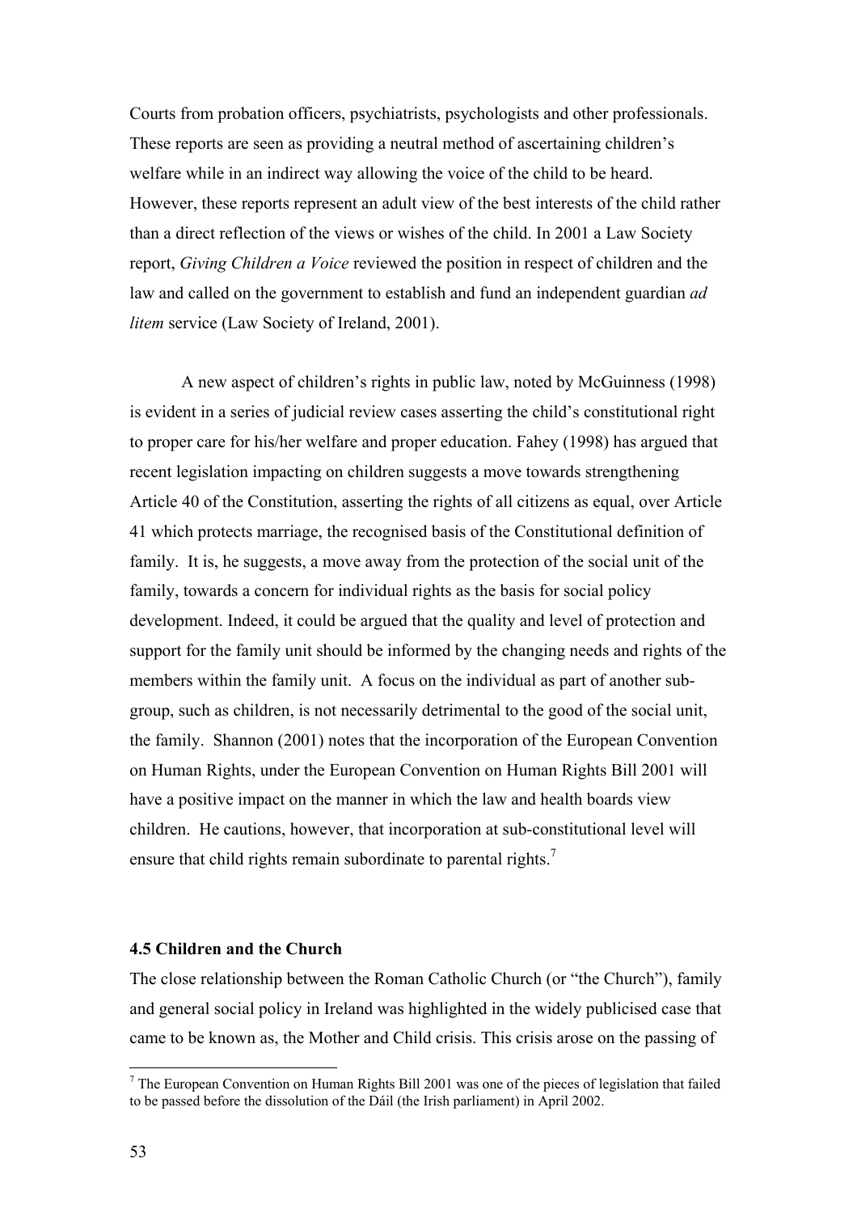Courts from probation officers, psychiatrists, psychologists and other professionals. These reports are seen as providing a neutral method of ascertaining children's welfare while in an indirect way allowing the voice of the child to be heard. However, these reports represent an adult view of the best interests of the child rather than a direct reflection of the views or wishes of the child. In 2001 a Law Society report, *Giving Children a Voice* reviewed the position in respect of children and the law and called on the government to establish and fund an independent guardian *ad litem* service (Law Society of Ireland, 2001).

A new aspect of children's rights in public law, noted by McGuinness (1998) is evident in a series of judicial review cases asserting the child's constitutional right to proper care for his/her welfare and proper education. Fahey (1998) has argued that recent legislation impacting on children suggests a move towards strengthening Article 40 of the Constitution, asserting the rights of all citizens as equal, over Article 41 which protects marriage, the recognised basis of the Constitutional definition of family. It is, he suggests, a move away from the protection of the social unit of the family, towards a concern for individual rights as the basis for social policy development. Indeed, it could be argued that the quality and level of protection and support for the family unit should be informed by the changing needs and rights of the members within the family unit. A focus on the individual as part of another sub-group, such as children, is not necessarily detrimental to the good of the social unit, the family. Shannon (2001) notes that the incorporation of the European Convention on Human Rights, under the European Convention on Human Rights Bill 2001 will have a positive impact on the manner in which the law and health boards view children. He cautions, however, that incorporation at sub-constitutional level will ensure that child rights remain subordinate to parental rights.[7]

### 4.5 Children and the Church

The close relationship between the Roman Catholic Church (or "the Church"), family and general social policy in Ireland was highlighted in the widely publicised case that came to be known as, the Mother and Child crisis. This crisis arose on the passing of

[7] The European Convention on Human Rights Bill 2001 was one of the pieces of legislation that failed to be passed before the dissolution of the Dáil (the Irish parliament) in April 2002.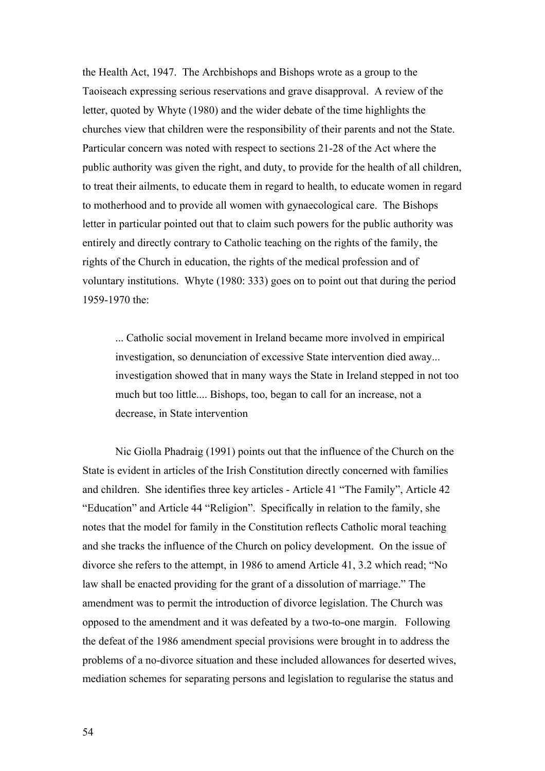the Health Act, 1947. The Archbishops and Bishops wrote as a group to the Taoiseach expressing serious reservations and grave disapproval. A review of the letter, quoted by Whyte (1980) and the wider debate of the time highlights the churches view that children were the responsibility of their parents and not the State. Particular concern was noted with respect to sections 21-28 of the Act where the public authority was given the right, and duty, to provide for the health of all children, to treat their ailments, to educate them in regard to health, to educate women in regard to motherhood and to provide all women with gynaecological care. The Bishops letter in particular pointed out that to claim such powers for the public authority was entirely and directly contrary to Catholic teaching on the rights of the family, the rights of the Church in education, the rights of the medical profession and of voluntary institutions. Whyte (1980: 333) goes on to point out that during the period 1959-1970 the:

> ... Catholic social movement in Ireland became more involved in empirical investigation, so denunciation of excessive State intervention died away... investigation showed that in many ways the State in Ireland stepped in not too much but too little.... Bishops, too, began to call for an increase, not a decrease, in State intervention

Nic Giolla Phadraig (1991) points out that the influence of the Church on the State is evident in articles of the Irish Constitution directly concerned with families and children. She identifies three key articles - Article 41 "The Family", Article 42 "Education" and Article 44 "Religion". Specifically in relation to the family, she notes that the model for family in the Constitution reflects Catholic moral teaching and she tracks the influence of the Church on policy development. On the issue of divorce she refers to the attempt, in 1986 to amend Article 41, 3.2 which read; "No law shall be enacted providing for the grant of a dissolution of marriage." The amendment was to permit the introduction of divorce legislation. The Church was opposed to the amendment and it was defeated by a two-to-one margin. Following the defeat of the 1986 amendment special provisions were brought in to address the problems of a no-divorce situation and these included allowances for deserted wives, mediation schemes for separating persons and legislation to regularise the status and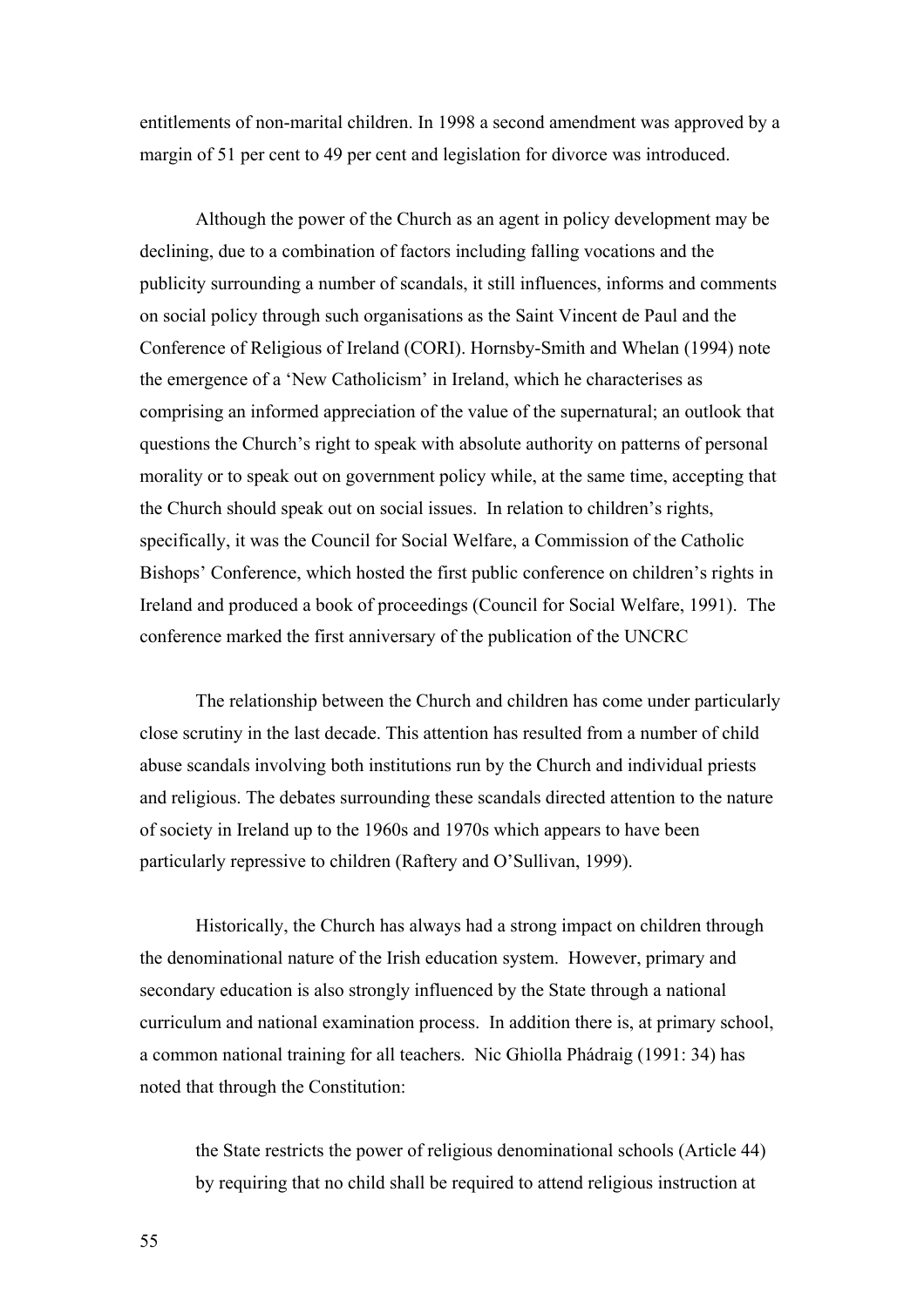entitlements of non-marital children. In 1998 a second amendment was approved by a margin of 51 per cent to 49 per cent and legislation for divorce was introduced.

Although the power of the Church as an agent in policy development may be declining, due to a combination of factors including falling vocations and the publicity surrounding a number of scandals, it still influences, informs and comments on social policy through such organisations as the Saint Vincent de Paul and the Conference of Religious of Ireland (CORI). Hornsby-Smith and Whelan (1994) note the emergence of a 'New Catholicism' in Ireland, which he characterises as comprising an informed appreciation of the value of the supernatural; an outlook that questions the Church's right to speak with absolute authority on patterns of personal morality or to speak out on government policy while, at the same time, accepting that the Church should speak out on social issues. In relation to children's rights, specifically, it was the Council for Social Welfare, a Commission of the Catholic Bishops' Conference, which hosted the first public conference on children's rights in Ireland and produced a book of proceedings (Council for Social Welfare, 1991). The conference marked the first anniversary of the publication of the UNCRC

The relationship between the Church and children has come under particularly close scrutiny in the last decade. This attention has resulted from a number of child abuse scandals involving both institutions run by the Church and individual priests and religious. The debates surrounding these scandals directed attention to the nature of society in Ireland up to the 1960s and 1970s which appears to have been particularly repressive to children (Raftery and O'Sullivan, 1999).

Historically, the Church has always had a strong impact on children through the denominational nature of the Irish education system. However, primary and secondary education is also strongly influenced by the State through a national curriculum and national examination process. In addition there is, at primary school, a common national training for all teachers. Nic Ghiolla Phádraig (1991: 34) has noted that through the Constitution:

> the State restricts the power of religious denominational schools (Article 44) by requiring that no child shall be required to attend religious instruction at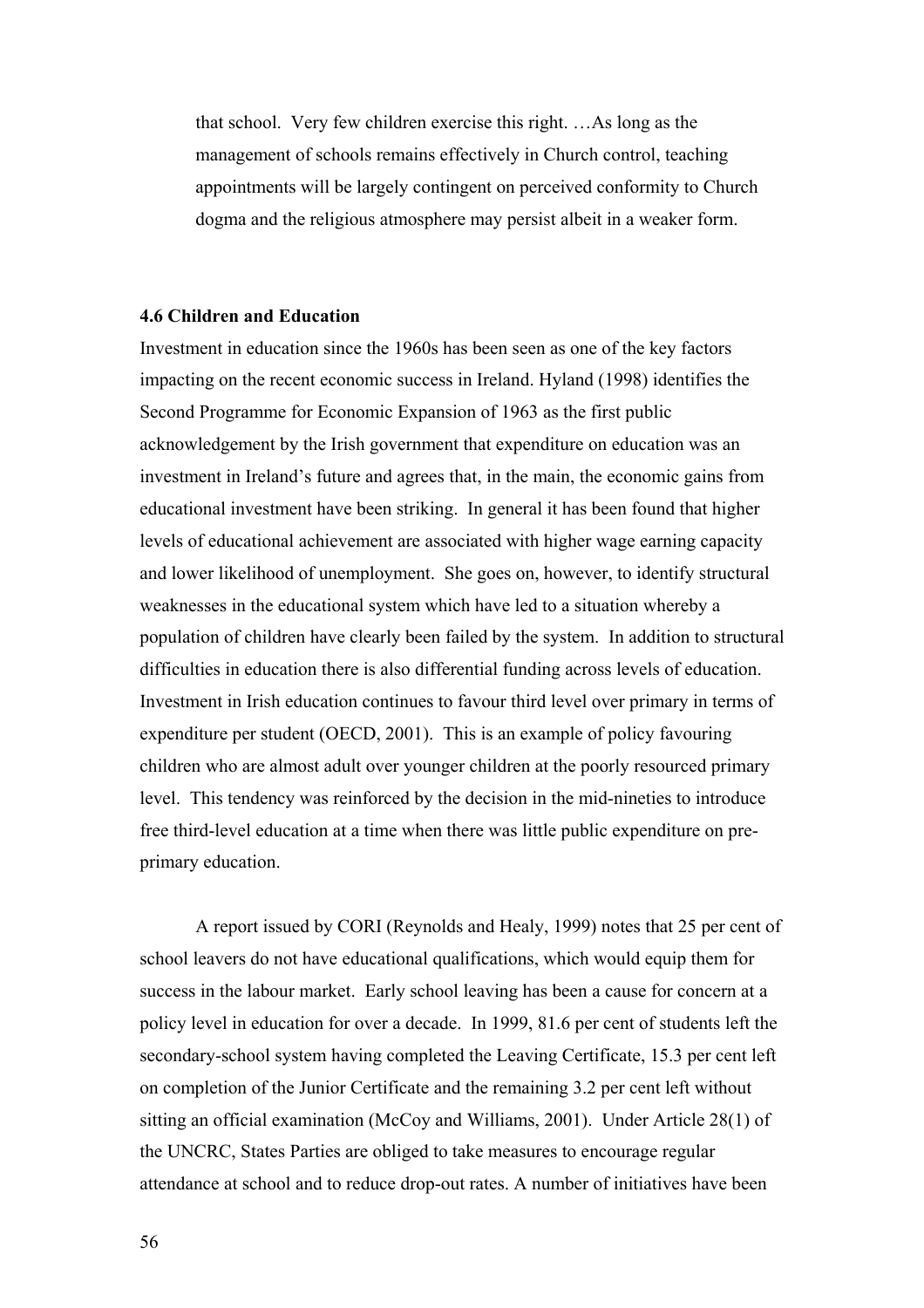that school. Very few children exercise this right. …As long as the management of schools remains effectively in Church control, teaching appointments will be largely contingent on perceived conformity to Church dogma and the religious atmosphere may persist albeit in a weaker form.

**4.6 Children and Education**

Investment in education since the 1960s has been seen as one of the key factors impacting on the recent economic success in Ireland. Hyland (1998) identifies the Second Programme for Economic Expansion of 1963 as the first public acknowledgement by the Irish government that expenditure on education was an investment in Ireland's future and agrees that, in the main, the economic gains from educational investment have been striking. In general it has been found that higher levels of educational achievement are associated with higher wage earning capacity and lower likelihood of unemployment. She goes on, however, to identify structural weaknesses in the educational system which have led to a situation whereby a population of children have clearly been failed by the system. In addition to structural difficulties in education there is also differential funding across levels of education. Investment in Irish education continues to favour third level over primary in terms of expenditure per student (OECD, 2001). This is an example of policy favouring children who are almost adult over younger children at the poorly resourced primary level. This tendency was reinforced by the decision in the mid-nineties to introduce free third-level education at a time when there was little public expenditure on pre-primary education.

A report issued by CORI (Reynolds and Healy, 1999) notes that 25 per cent of school leavers do not have educational qualifications, which would equip them for success in the labour market. Early school leaving has been a cause for concern at a policy level in education for over a decade. In 1999, 81.6 per cent of students left the secondary-school system having completed the Leaving Certificate, 15.3 per cent left on completion of the Junior Certificate and the remaining 3.2 per cent left without sitting an official examination (McCoy and Williams, 2001). Under Article 28(1) of the UNCRC, States Parties are obliged to take measures to encourage regular attendance at school and to reduce drop-out rates. A number of initiatives have been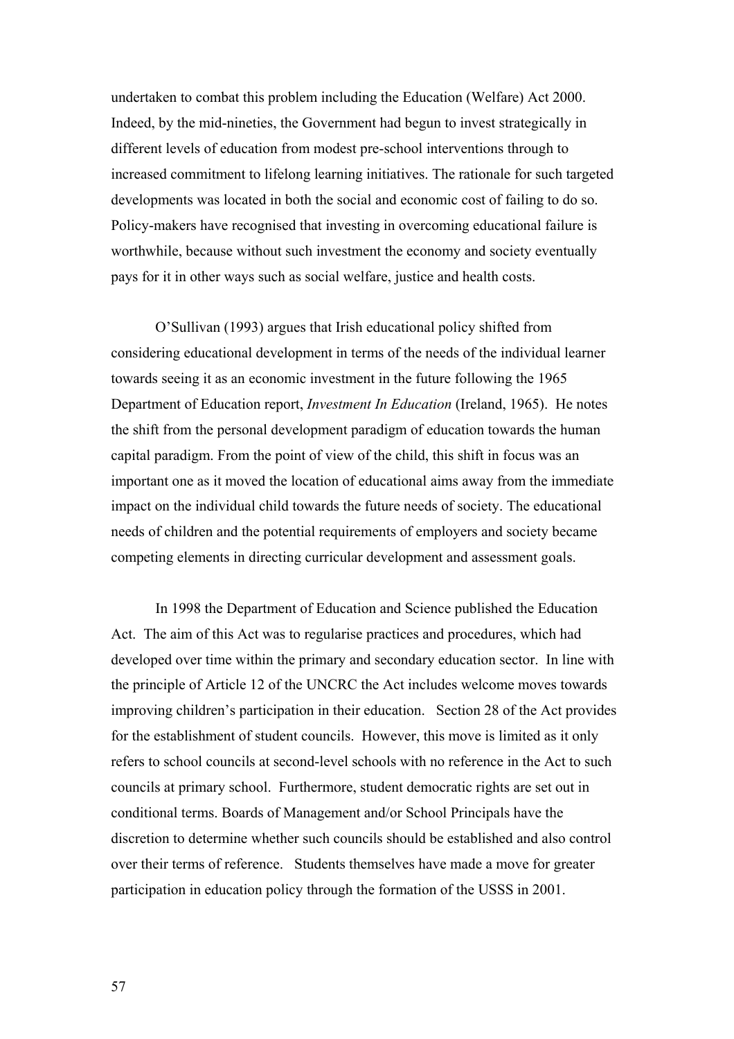undertaken to combat this problem including the Education (Welfare) Act 2000. Indeed, by the mid-nineties, the Government had begun to invest strategically in different levels of education from modest pre-school interventions through to increased commitment to lifelong learning initiatives. The rationale for such targeted developments was located in both the social and economic cost of failing to do so. Policy-makers have recognised that investing in overcoming educational failure is worthwhile, because without such investment the economy and society eventually pays for it in other ways such as social welfare, justice and health costs.

O'Sullivan (1993) argues that Irish educational policy shifted from considering educational development in terms of the needs of the individual learner towards seeing it as an economic investment in the future following the 1965 Department of Education report, *Investment In Education* (Ireland, 1965). He notes the shift from the personal development paradigm of education towards the human capital paradigm. From the point of view of the child, this shift in focus was an important one as it moved the location of educational aims away from the immediate impact on the individual child towards the future needs of society. The educational needs of children and the potential requirements of employers and society became competing elements in directing curricular development and assessment goals.

In 1998 the Department of Education and Science published the Education Act. The aim of this Act was to regularise practices and procedures, which had developed over time within the primary and secondary education sector. In line with the principle of Article 12 of the UNCRC the Act includes welcome moves towards improving children's participation in their education. Section 28 of the Act provides for the establishment of student councils. However, this move is limited as it only refers to school councils at second-level schools with no reference in the Act to such councils at primary school. Furthermore, student democratic rights are set out in conditional terms. Boards of Management and/or School Principals have the discretion to determine whether such councils should be established and also control over their terms of reference. Students themselves have made a move for greater participation in education policy through the formation of the USSS in 2001.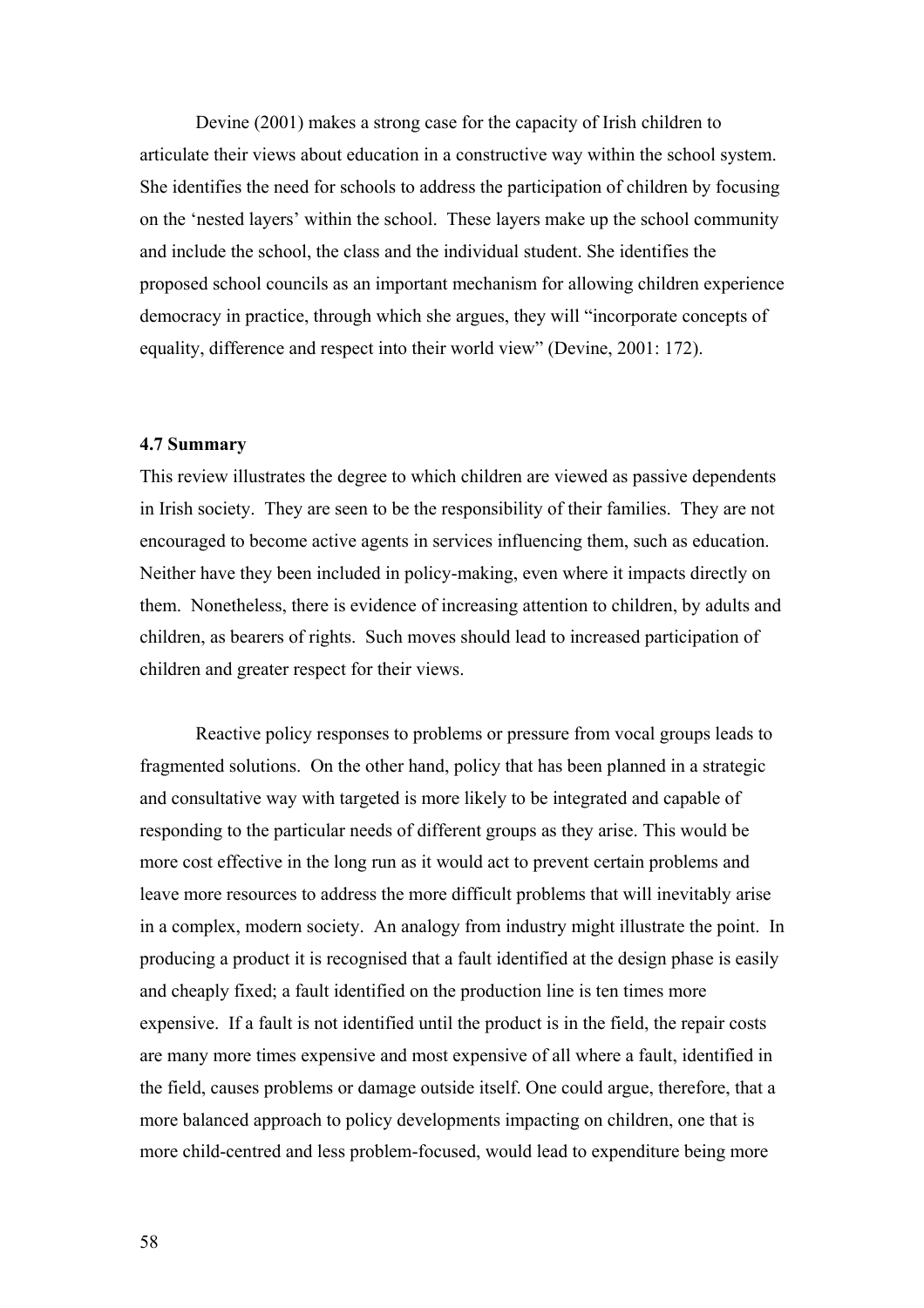Devine (2001) makes a strong case for the capacity of Irish children to articulate their views about education in a constructive way within the school system. She identifies the need for schools to address the participation of children by focusing on the 'nested layers' within the school. These layers make up the school community and include the school, the class and the individual student. She identifies the proposed school councils as an important mechanism for allowing children experience democracy in practice, through which she argues, they will "incorporate concepts of equality, difference and respect into their world view" (Devine, 2001: 172).

### 4.7 Summary

This review illustrates the degree to which children are viewed as passive dependents in Irish society. They are seen to be the responsibility of their families. They are not encouraged to become active agents in services influencing them, such as education. Neither have they been included in policy-making, even where it impacts directly on them. Nonetheless, there is evidence of increasing attention to children, by adults and children, as bearers of rights. Such moves should lead to increased participation of children and greater respect for their views.

Reactive policy responses to problems or pressure from vocal groups leads to fragmented solutions. On the other hand, policy that has been planned in a strategic and consultative way with targeted is more likely to be integrated and capable of responding to the particular needs of different groups as they arise. This would be more cost effective in the long run as it would act to prevent certain problems and leave more resources to address the more difficult problems that will inevitably arise in a complex, modern society. An analogy from industry might illustrate the point. In producing a product it is recognised that a fault identified at the design phase is easily and cheaply fixed; a fault identified on the production line is ten times more expensive. If a fault is not identified until the product is in the field, the repair costs are many more times expensive and most expensive of all where a fault, identified in the field, causes problems or damage outside itself. One could argue, therefore, that a more balanced approach to policy developments impacting on children, one that is more child-centred and less problem-focused, would lead to expenditure being more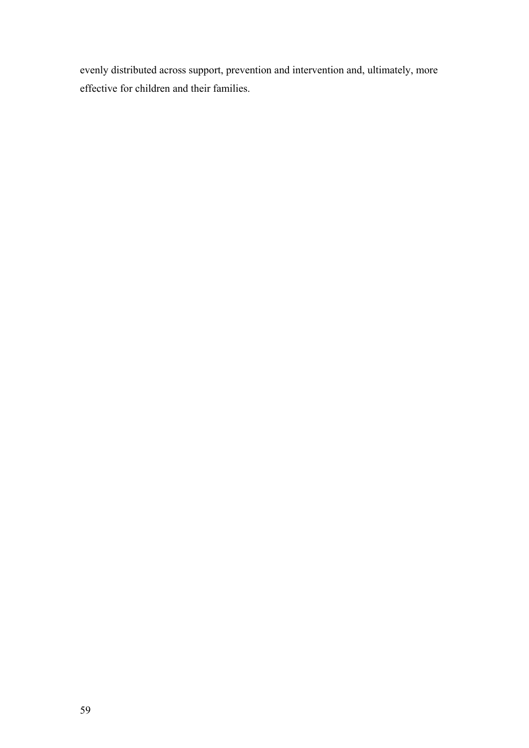evenly distributed across support, prevention and intervention and, ultimately, more effective for children and their families.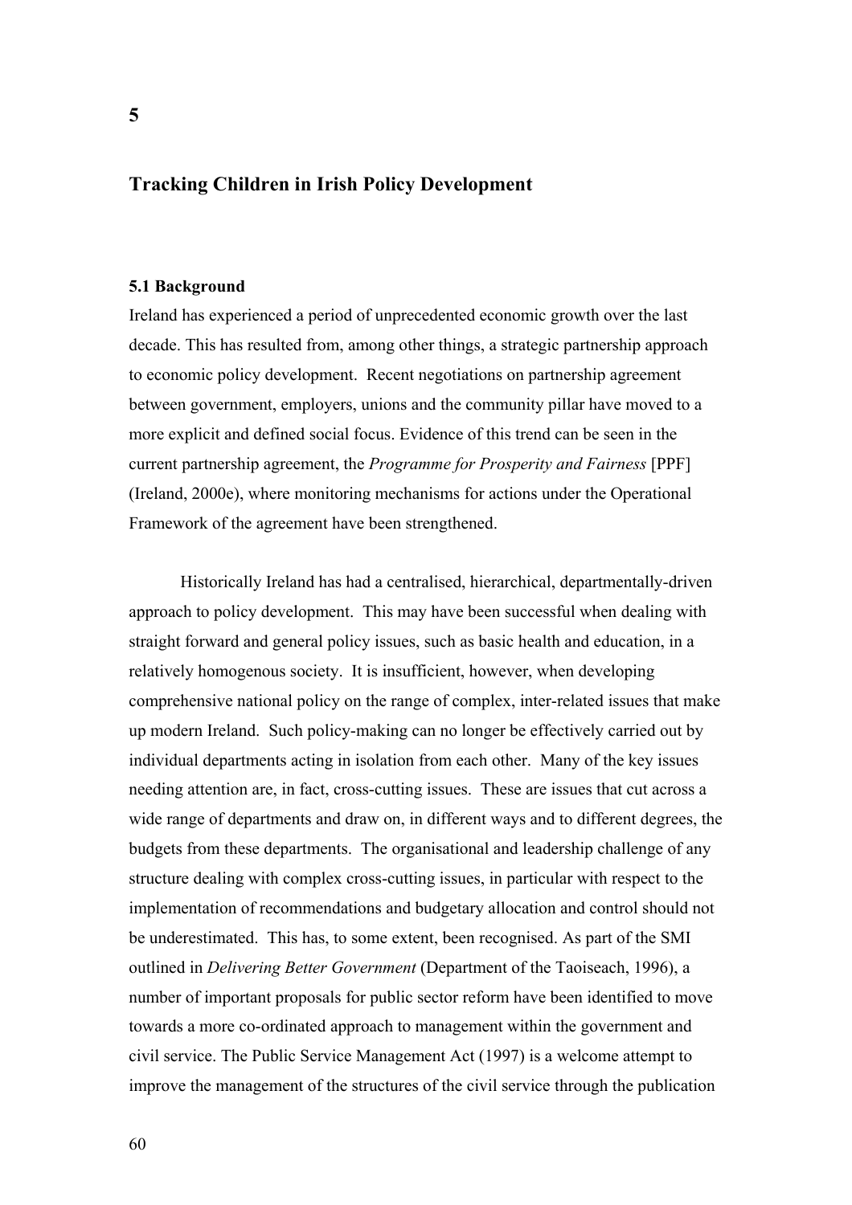# 5

## Tracking Children in Irish Policy Development

### 5.1 Background

Ireland has experienced a period of unprecedented economic growth over the last decade. This has resulted from, among other things, a strategic partnership approach to economic policy development. Recent negotiations on partnership agreement between government, employers, unions and the community pillar have moved to a more explicit and defined social focus. Evidence of this trend can be seen in the current partnership agreement, the *Programme for Prosperity and Fairness* [PPF] (Ireland, 2000e), where monitoring mechanisms for actions under the Operational Framework of the agreement have been strengthened.

Historically Ireland has had a centralised, hierarchical, departmentally-driven approach to policy development. This may have been successful when dealing with straight forward and general policy issues, such as basic health and education, in a relatively homogenous society. It is insufficient, however, when developing comprehensive national policy on the range of complex, inter-related issues that make up modern Ireland. Such policy-making can no longer be effectively carried out by individual departments acting in isolation from each other. Many of the key issues needing attention are, in fact, cross-cutting issues. These are issues that cut across a wide range of departments and draw on, in different ways and to different degrees, the budgets from these departments. The organisational and leadership challenge of any structure dealing with complex cross-cutting issues, in particular with respect to the implementation of recommendations and budgetary allocation and control should not be underestimated. This has, to some extent, been recognised. As part of the SMI outlined in *Delivering Better Government* (Department of the Taoiseach, 1996), a number of important proposals for public sector reform have been identified to move towards a more co-ordinated approach to management within the government and civil service. The Public Service Management Act (1997) is a welcome attempt to improve the management of the structures of the civil service through the publication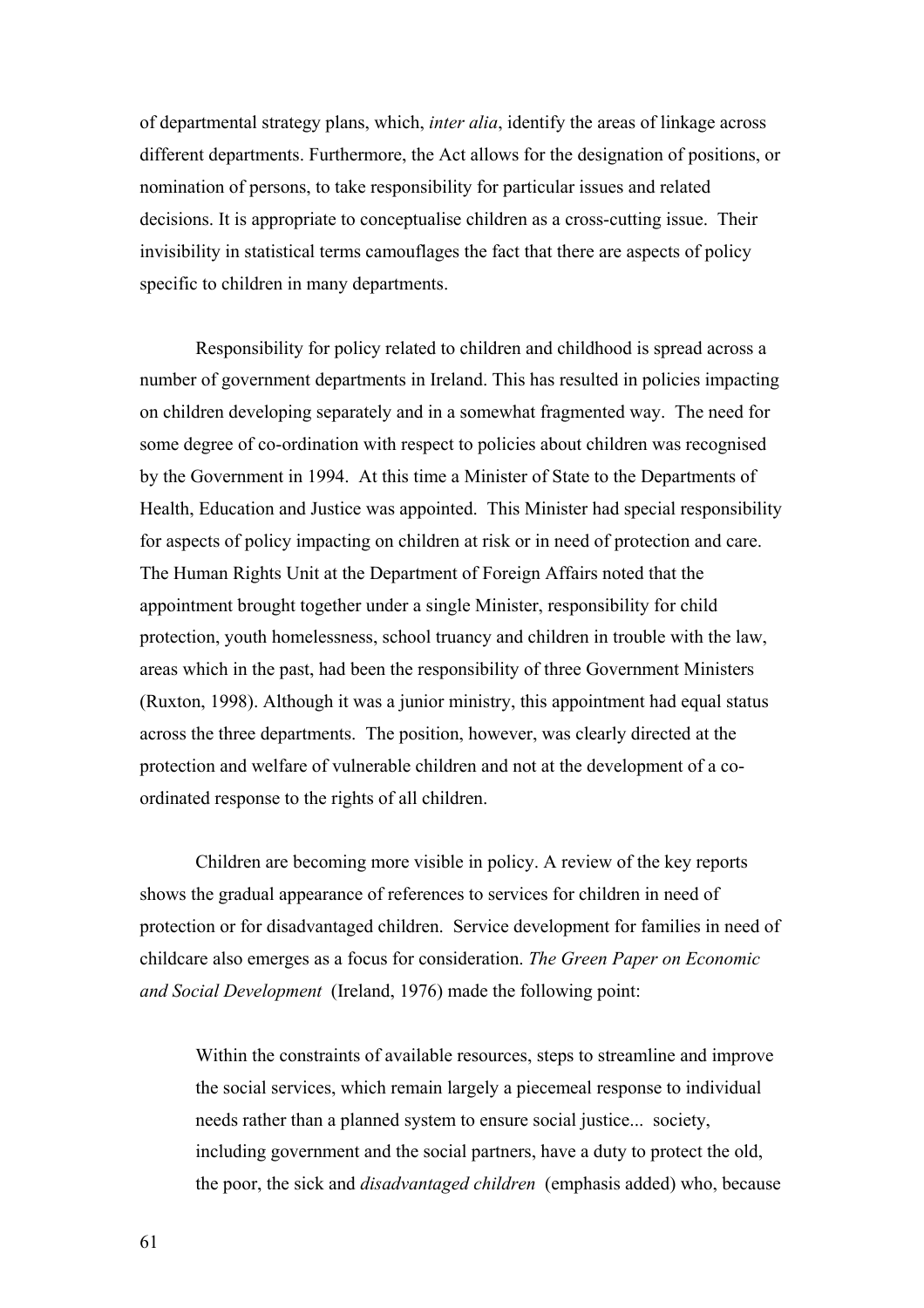of departmental strategy plans, which, *inter alia*, identify the areas of linkage across different departments. Furthermore, the Act allows for the designation of positions, or nomination of persons, to take responsibility for particular issues and related decisions. It is appropriate to conceptualise children as a cross-cutting issue. Their invisibility in statistical terms camouflages the fact that there are aspects of policy specific to children in many departments.

Responsibility for policy related to children and childhood is spread across a number of government departments in Ireland. This has resulted in policies impacting on children developing separately and in a somewhat fragmented way. The need for some degree of co-ordination with respect to policies about children was recognised by the Government in 1994. At this time a Minister of State to the Departments of Health, Education and Justice was appointed. This Minister had special responsibility for aspects of policy impacting on children at risk or in need of protection and care. The Human Rights Unit at the Department of Foreign Affairs noted that the appointment brought together under a single Minister, responsibility for child protection, youth homelessness, school truancy and children in trouble with the law, areas which in the past, had been the responsibility of three Government Ministers (Ruxton, 1998). Although it was a junior ministry, this appointment had equal status across the three departments. The position, however, was clearly directed at the protection and welfare of vulnerable children and not at the development of a co-ordinated response to the rights of all children.

Children are becoming more visible in policy. A review of the key reports shows the gradual appearance of references to services for children in need of protection or for disadvantaged children. Service development for families in need of childcare also emerges as a focus for consideration. *The Green Paper on Economic and Social Development* (Ireland, 1976) made the following point:

> Within the constraints of available resources, steps to streamline and improve the social services, which remain largely a piecemeal response to individual needs rather than a planned system to ensure social justice... society, including government and the social partners, have a duty to protect the old, the poor, the sick and *disadvantaged children* (emphasis added) who, because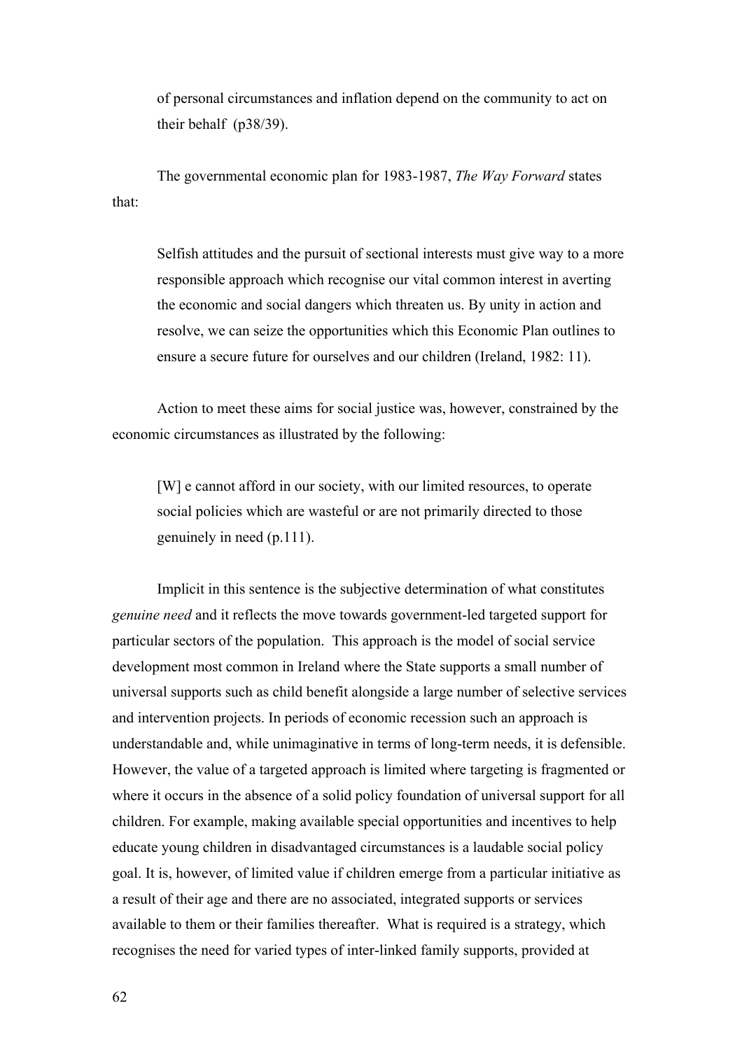> of personal circumstances and inflation depend on the community to act on their behalf (p38/39).

The governmental economic plan for 1983-1987, *The Way Forward* states that:

> Selfish attitudes and the pursuit of sectional interests must give way to a more responsible approach which recognise our vital common interest in averting the economic and social dangers which threaten us. By unity in action and resolve, we can seize the opportunities which this Economic Plan outlines to ensure a secure future for ourselves and our children (Ireland, 1982: 11).

Action to meet these aims for social justice was, however, constrained by the economic circumstances as illustrated by the following:

> [W] e cannot afford in our society, with our limited resources, to operate social policies which are wasteful or are not primarily directed to those genuinely in need (p.111).

Implicit in this sentence is the subjective determination of what constitutes *genuine need* and it reflects the move towards government-led targeted support for particular sectors of the population. This approach is the model of social service development most common in Ireland where the State supports a small number of universal supports such as child benefit alongside a large number of selective services and intervention projects. In periods of economic recession such an approach is understandable and, while unimaginative in terms of long-term needs, it is defensible. However, the value of a targeted approach is limited where targeting is fragmented or where it occurs in the absence of a solid policy foundation of universal support for all children. For example, making available special opportunities and incentives to help educate young children in disadvantaged circumstances is a laudable social policy goal. It is, however, of limited value if children emerge from a particular initiative as a result of their age and there are no associated, integrated supports or services available to them or their families thereafter. What is required is a strategy, which recognises the need for varied types of inter-linked family supports, provided at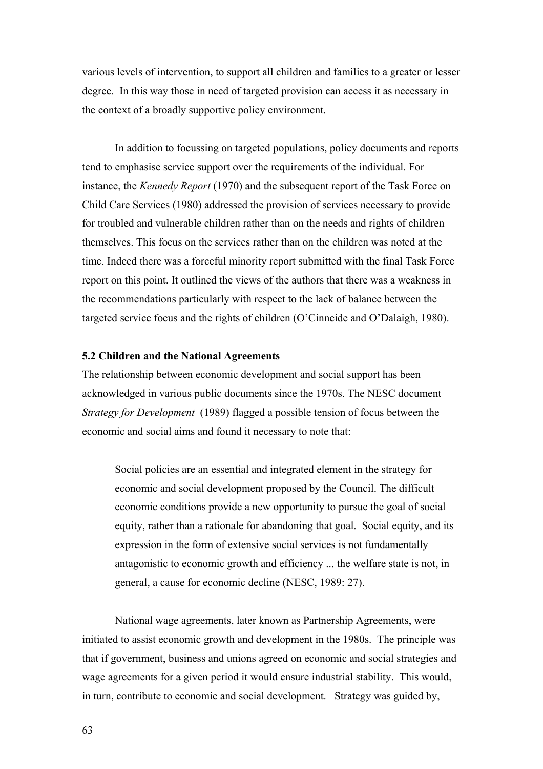various levels of intervention, to support all children and families to a greater or lesser degree. In this way those in need of targeted provision can access it as necessary in the context of a broadly supportive policy environment.

In addition to focussing on targeted populations, policy documents and reports tend to emphasise service support over the requirements of the individual. For instance, the *Kennedy Report* (1970) and the subsequent report of the Task Force on Child Care Services (1980) addressed the provision of services necessary to provide for troubled and vulnerable children rather than on the needs and rights of children themselves. This focus on the services rather than on the children was noted at the time. Indeed there was a forceful minority report submitted with the final Task Force report on this point. It outlined the views of the authors that there was a weakness in the recommendations particularly with respect to the lack of balance between the targeted service focus and the rights of children (O'Cinneide and O'Dalaigh, 1980).

**5.2 Children and the National Agreements**

The relationship between economic development and social support has been acknowledged in various public documents since the 1970s. The NESC document *Strategy for Development* (1989) flagged a possible tension of focus between the economic and social aims and found it necessary to note that:

> Social policies are an essential and integrated element in the strategy for economic and social development proposed by the Council. The difficult economic conditions provide a new opportunity to pursue the goal of social equity, rather than a rationale for abandoning that goal. Social equity, and its expression in the form of extensive social services is not fundamentally antagonistic to economic growth and efficiency ... the welfare state is not, in general, a cause for economic decline (NESC, 1989: 27).

National wage agreements, later known as Partnership Agreements, were initiated to assist economic growth and development in the 1980s. The principle was that if government, business and unions agreed on economic and social strategies and wage agreements for a given period it would ensure industrial stability. This would, in turn, contribute to economic and social development. Strategy was guided by,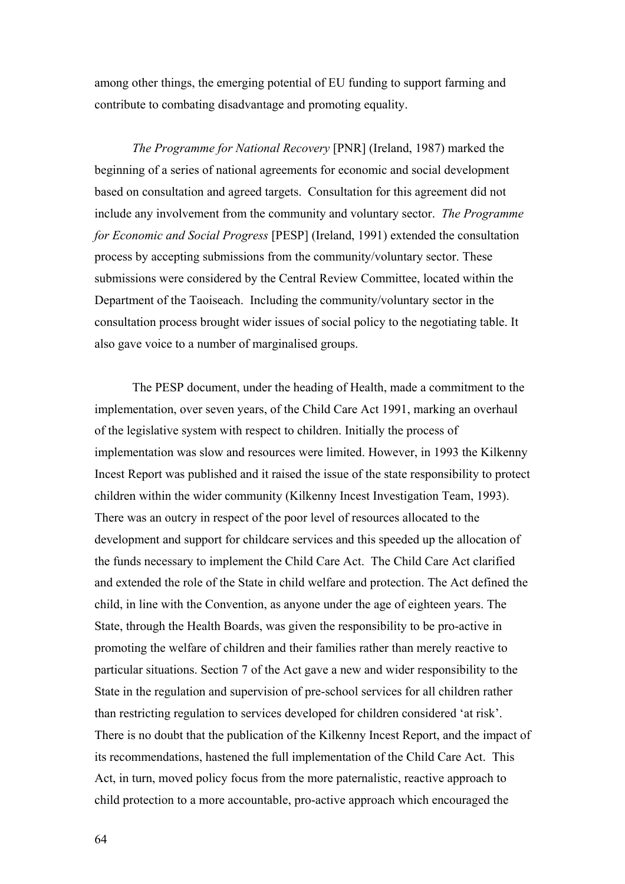among other things, the emerging potential of EU funding to support farming and contribute to combating disadvantage and promoting equality.

*The Programme for National Recovery* [PNR] (Ireland, 1987) marked the beginning of a series of national agreements for economic and social development based on consultation and agreed targets. Consultation for this agreement did not include any involvement from the community and voluntary sector. *The Programme for Economic and Social Progress* [PESP] (Ireland, 1991) extended the consultation process by accepting submissions from the community/voluntary sector. These submissions were considered by the Central Review Committee, located within the Department of the Taoiseach. Including the community/voluntary sector in the consultation process brought wider issues of social policy to the negotiating table. It also gave voice to a number of marginalised groups.

The PESP document, under the heading of Health, made a commitment to the implementation, over seven years, of the Child Care Act 1991, marking an overhaul of the legislative system with respect to children. Initially the process of implementation was slow and resources were limited. However, in 1993 the Kilkenny Incest Report was published and it raised the issue of the state responsibility to protect children within the wider community (Kilkenny Incest Investigation Team, 1993). There was an outcry in respect of the poor level of resources allocated to the development and support for childcare services and this speeded up the allocation of the funds necessary to implement the Child Care Act. The Child Care Act clarified and extended the role of the State in child welfare and protection. The Act defined the child, in line with the Convention, as anyone under the age of eighteen years. The State, through the Health Boards, was given the responsibility to be pro-active in promoting the welfare of children and their families rather than merely reactive to particular situations. Section 7 of the Act gave a new and wider responsibility to the State in the regulation and supervision of pre-school services for all children rather than restricting regulation to services developed for children considered 'at risk'. There is no doubt that the publication of the Kilkenny Incest Report, and the impact of its recommendations, hastened the full implementation of the Child Care Act. This Act, in turn, moved policy focus from the more paternalistic, reactive approach to child protection to a more accountable, pro-active approach which encouraged the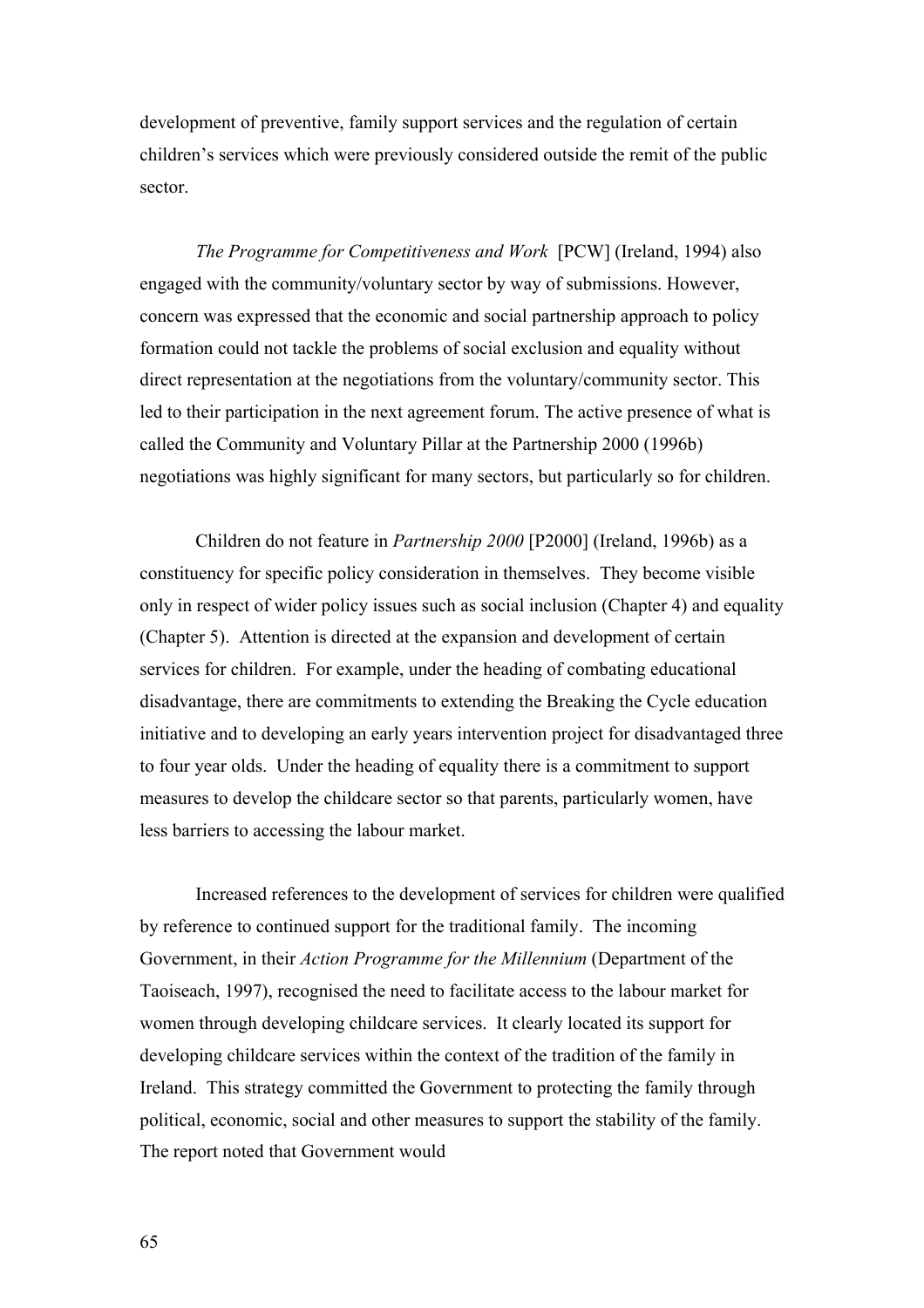development of preventive, family support services and the regulation of certain children's services which were previously considered outside the remit of the public sector.

*The Programme for Competitiveness and Work* [PCW] (Ireland, 1994) also engaged with the community/voluntary sector by way of submissions. However, concern was expressed that the economic and social partnership approach to policy formation could not tackle the problems of social exclusion and equality without direct representation at the negotiations from the voluntary/community sector. This led to their participation in the next agreement forum. The active presence of what is called the Community and Voluntary Pillar at the Partnership 2000 (1996b) negotiations was highly significant for many sectors, but particularly so for children.

Children do not feature in *Partnership 2000* [P2000] (Ireland, 1996b) as a constituency for specific policy consideration in themselves. They become visible only in respect of wider policy issues such as social inclusion (Chapter 4) and equality (Chapter 5). Attention is directed at the expansion and development of certain services for children. For example, under the heading of combating educational disadvantage, there are commitments to extending the Breaking the Cycle education initiative and to developing an early years intervention project for disadvantaged three to four year olds. Under the heading of equality there is a commitment to support measures to develop the childcare sector so that parents, particularly women, have less barriers to accessing the labour market.

Increased references to the development of services for children were qualified by reference to continued support for the traditional family. The incoming Government, in their *Action Programme for the Millennium* (Department of the Taoiseach, 1997), recognised the need to facilitate access to the labour market for women through developing childcare services. It clearly located its support for developing childcare services within the context of the tradition of the family in Ireland. This strategy committed the Government to protecting the family through political, economic, social and other measures to support the stability of the family. The report noted that Government would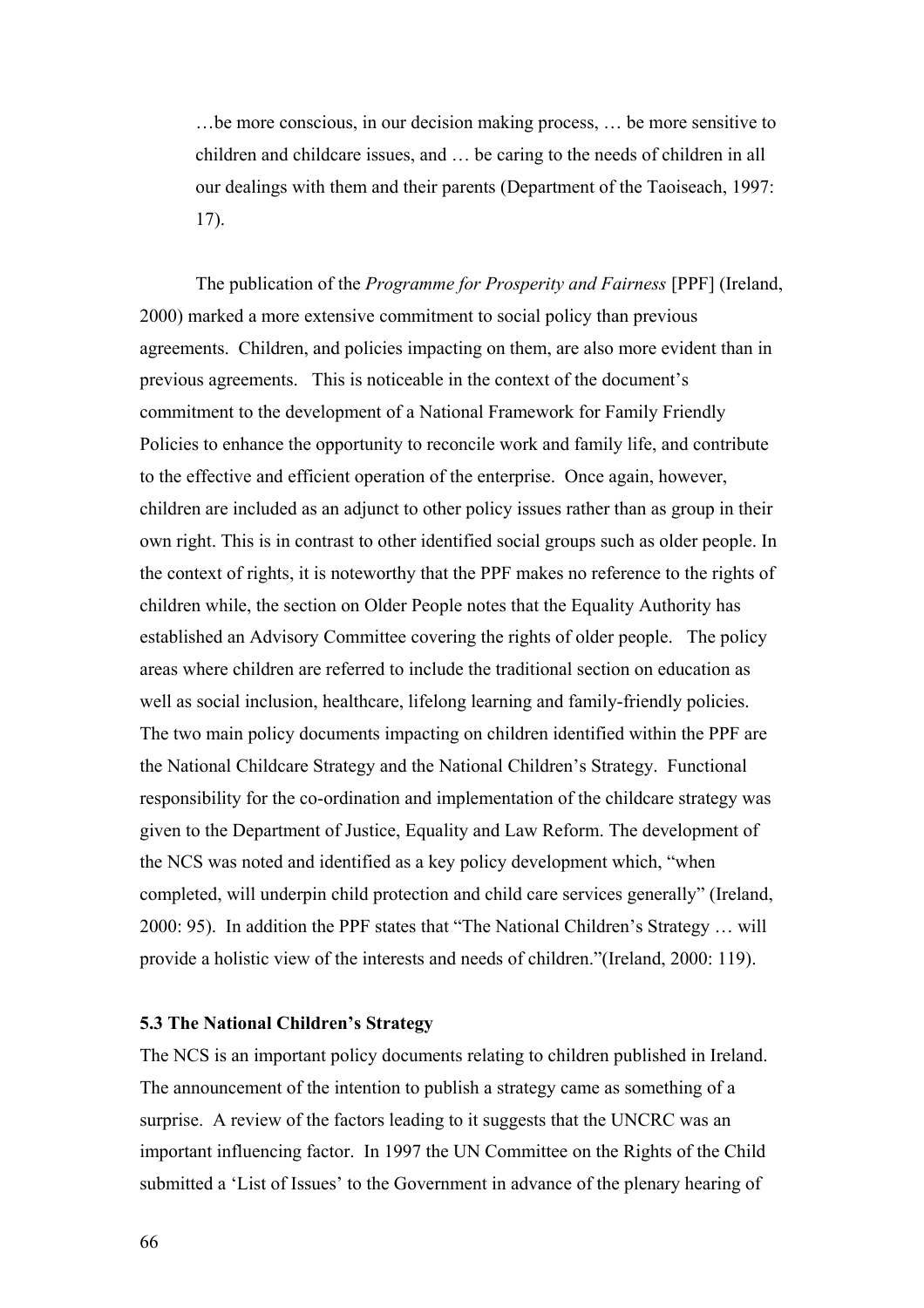> …be more conscious, in our decision making process, … be more sensitive to children and childcare issues, and … be caring to the needs of children in all our dealings with them and their parents (Department of the Taoiseach, 1997: 17).

The publication of the *Programme for Prosperity and Fairness* [PPF] (Ireland, 2000) marked a more extensive commitment to social policy than previous agreements. Children, and policies impacting on them, are also more evident than in previous agreements. This is noticeable in the context of the document's commitment to the development of a National Framework for Family Friendly Policies to enhance the opportunity to reconcile work and family life, and contribute to the effective and efficient operation of the enterprise. Once again, however, children are included as an adjunct to other policy issues rather than as group in their own right. This is in contrast to other identified social groups such as older people. In the context of rights, it is noteworthy that the PPF makes no reference to the rights of children while, the section on Older People notes that the Equality Authority has established an Advisory Committee covering the rights of older people. The policy areas where children are referred to include the traditional section on education as well as social inclusion, healthcare, lifelong learning and family-friendly policies. The two main policy documents impacting on children identified within the PPF are the National Childcare Strategy and the National Children's Strategy. Functional responsibility for the co-ordination and implementation of the childcare strategy was given to the Department of Justice, Equality and Law Reform. The development of the NCS was noted and identified as a key policy development which, "when completed, will underpin child protection and child care services generally" (Ireland, 2000: 95). In addition the PPF states that "The National Children's Strategy … will provide a holistic view of the interests and needs of children."(Ireland, 2000: 119).

### 5.3 The National Children's Strategy

The NCS is an important policy documents relating to children published in Ireland. The announcement of the intention to publish a strategy came as something of a surprise. A review of the factors leading to it suggests that the UNCRC was an important influencing factor. In 1997 the UN Committee on the Rights of the Child submitted a 'List of Issues' to the Government in advance of the plenary hearing of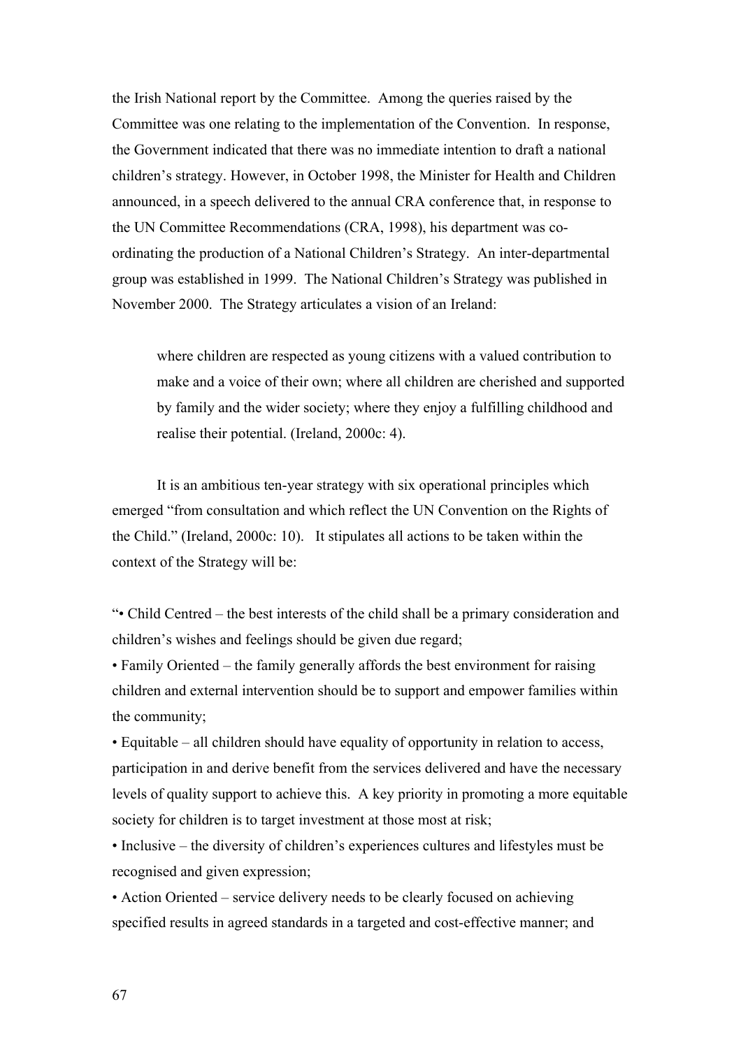the Irish National report by the Committee. Among the queries raised by the Committee was one relating to the implementation of the Convention. In response, the Government indicated that there was no immediate intention to draft a national children's strategy. However, in October 1998, the Minister for Health and Children announced, in a speech delivered to the annual CRA conference that, in response to the UN Committee Recommendations (CRA, 1998), his department was co-ordinating the production of a National Children's Strategy. An inter-departmental group was established in 1999. The National Children's Strategy was published in November 2000. The Strategy articulates a vision of an Ireland:

> where children are respected as young citizens with a valued contribution to make and a voice of their own; where all children are cherished and supported by family and the wider society; where they enjoy a fulfilling childhood and realise their potential. (Ireland, 2000c: 4).

It is an ambitious ten-year strategy with six operational principles which emerged "from consultation and which reflect the UN Convention on the Rights of the Child." (Ireland, 2000c: 10). It stipulates all actions to be taken within the context of the Strategy will be:

"• Child Centred – the best interests of the child shall be a primary consideration and children's wishes and feelings should be given due regard;
• Family Oriented – the family generally affords the best environment for raising children and external intervention should be to support and empower families within the community;
• Equitable – all children should have equality of opportunity in relation to access, participation in and derive benefit from the services delivered and have the necessary levels of quality support to achieve this. A key priority in promoting a more equitable society for children is to target investment at those most at risk;
• Inclusive – the diversity of children's experiences cultures and lifestyles must be recognised and given expression;
• Action Oriented – service delivery needs to be clearly focused on achieving specified results in agreed standards in a targeted and cost-effective manner; and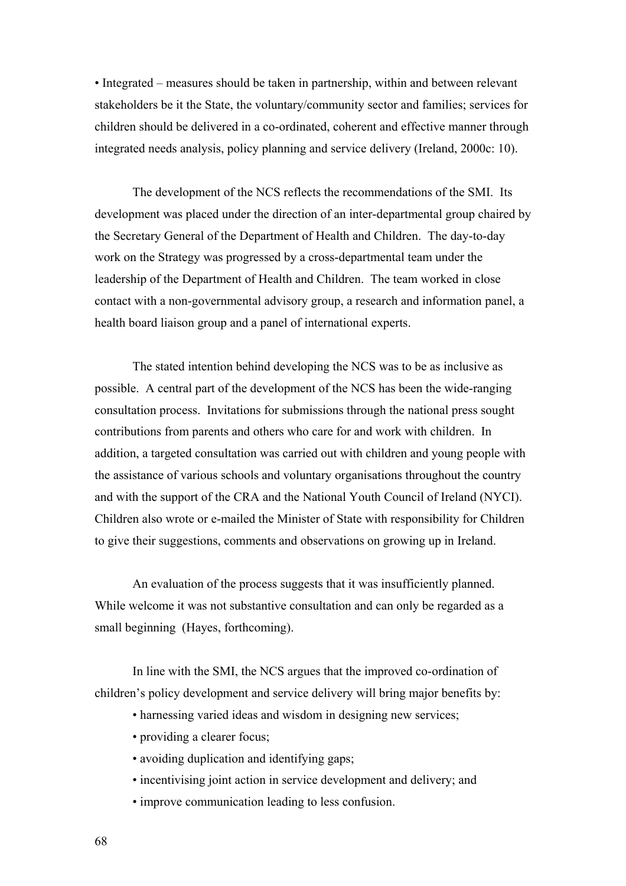• Integrated – measures should be taken in partnership, within and between relevant stakeholders be it the State, the voluntary/community sector and families; services for children should be delivered in a co-ordinated, coherent and effective manner through integrated needs analysis, policy planning and service delivery (Ireland, 2000c: 10).

The development of the NCS reflects the recommendations of the SMI. Its development was placed under the direction of an inter-departmental group chaired by the Secretary General of the Department of Health and Children. The day-to-day work on the Strategy was progressed by a cross-departmental team under the leadership of the Department of Health and Children. The team worked in close contact with a non-governmental advisory group, a research and information panel, a health board liaison group and a panel of international experts.

The stated intention behind developing the NCS was to be as inclusive as possible. A central part of the development of the NCS has been the wide-ranging consultation process. Invitations for submissions through the national press sought contributions from parents and others who care for and work with children. In addition, a targeted consultation was carried out with children and young people with the assistance of various schools and voluntary organisations throughout the country and with the support of the CRA and the National Youth Council of Ireland (NYCI). Children also wrote or e-mailed the Minister of State with responsibility for Children to give their suggestions, comments and observations on growing up in Ireland.

An evaluation of the process suggests that it was insufficiently planned. While welcome it was not substantive consultation and can only be regarded as a small beginning (Hayes, forthcoming).

In line with the SMI, the NCS argues that the improved co-ordination of children's policy development and service delivery will bring major benefits by:

- harnessing varied ideas and wisdom in designing new services;
- providing a clearer focus;
- avoiding duplication and identifying gaps;
- incentivising joint action in service development and delivery; and
- improve communication leading to less confusion.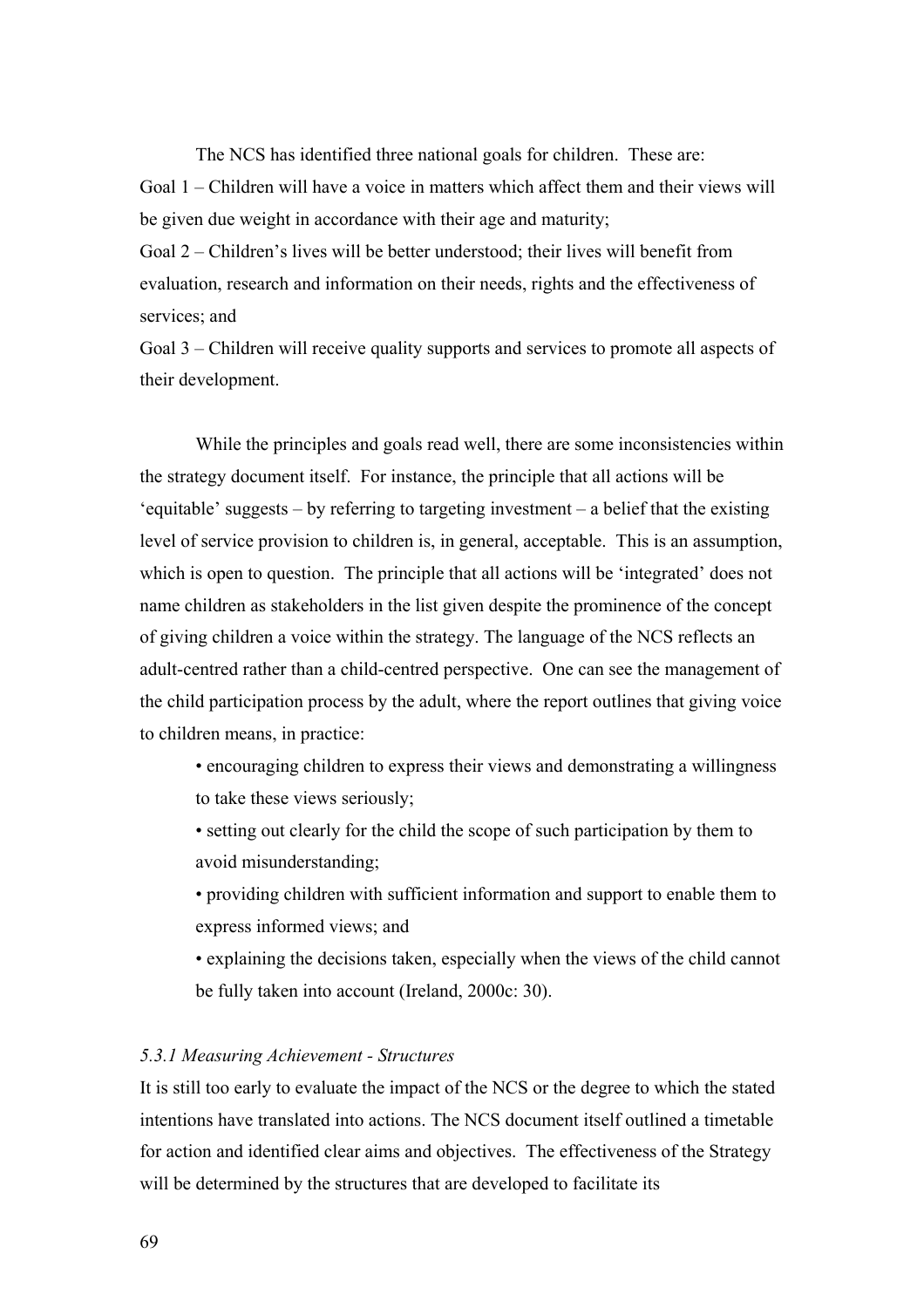The NCS has identified three national goals for children. These are:

Goal 1 – Children will have a voice in matters which affect them and their views will be given due weight in accordance with their age and maturity;

Goal 2 – Children's lives will be better understood; their lives will benefit from evaluation, research and information on their needs, rights and the effectiveness of services; and

Goal 3 – Children will receive quality supports and services to promote all aspects of their development.

While the principles and goals read well, there are some inconsistencies within the strategy document itself. For instance, the principle that all actions will be 'equitable' suggests – by referring to targeting investment – a belief that the existing level of service provision to children is, in general, acceptable. This is an assumption, which is open to question. The principle that all actions will be 'integrated' does not name children as stakeholders in the list given despite the prominence of the concept of giving children a voice within the strategy. The language of the NCS reflects an adult-centred rather than a child-centred perspective. One can see the management of the child participation process by the adult, where the report outlines that giving voice to children means, in practice:

- encouraging children to express their views and demonstrating a willingness to take these views seriously;
- setting out clearly for the child the scope of such participation by them to avoid misunderstanding;
- providing children with sufficient information and support to enable them to express informed views; and
- explaining the decisions taken, especially when the views of the child cannot be fully taken into account (Ireland, 2000c: 30).

### *5.3.1 Measuring Achievement - Structures*

It is still too early to evaluate the impact of the NCS or the degree to which the stated intentions have translated into actions. The NCS document itself outlined a timetable for action and identified clear aims and objectives. The effectiveness of the Strategy will be determined by the structures that are developed to facilitate its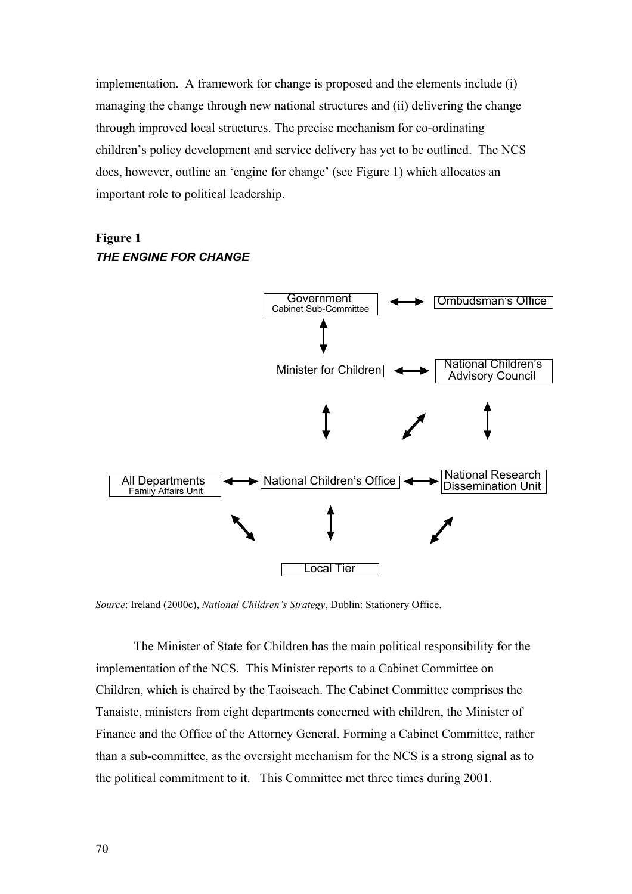implementation. A framework for change is proposed and the elements include (i) managing the change through new national structures and (ii) delivering the change through improved local structures. The precise mechanism for co-ordinating children's policy development and service delivery has yet to be outlined. The NCS does, however, outline an 'engine for change' (see Figure 1) which allocates an important role to political leadership.

**Figure 1**
***THE ENGINE FOR CHANGE***

Government
Cabinet Sub-Committee

Ombudsman's Office

Minister for Children

National Children's Advisory Council

All Departments
Family Affairs Unit

National Children's Office

National Research Dissemination Unit

Local Tier

*Source*: Ireland (2000c), *National Children's Strategy*, Dublin: Stationery Office.

The Minister of State for Children has the main political responsibility for the implementation of the NCS. This Minister reports to a Cabinet Committee on Children, which is chaired by the Taoiseach. The Cabinet Committee comprises the Tanaiste, ministers from eight departments concerned with children, the Minister of Finance and the Office of the Attorney General. Forming a Cabinet Committee, rather than a sub-committee, as the oversight mechanism for the NCS is a strong signal as to the political commitment to it. This Committee met three times during 2001.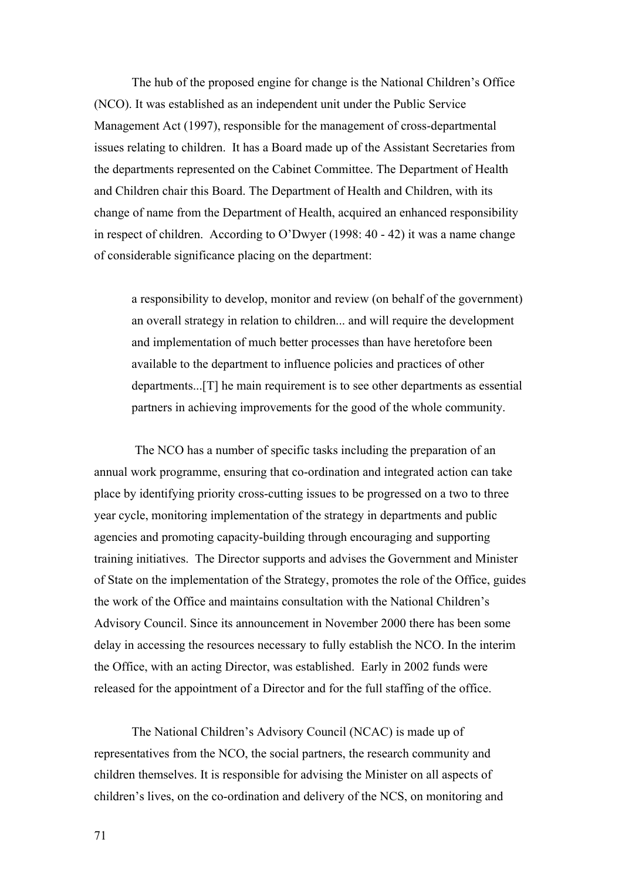The hub of the proposed engine for change is the National Children's Office (NCO). It was established as an independent unit under the Public Service Management Act (1997), responsible for the management of cross-departmental issues relating to children. It has a Board made up of the Assistant Secretaries from the departments represented on the Cabinet Committee. The Department of Health and Children chair this Board. The Department of Health and Children, with its change of name from the Department of Health, acquired an enhanced responsibility in respect of children. According to O'Dwyer (1998: 40 - 42) it was a name change of considerable significance placing on the department:

> a responsibility to develop, monitor and review (on behalf of the government) an overall strategy in relation to children... and will require the development and implementation of much better processes than have heretofore been available to the department to influence policies and practices of other departments...[T] he main requirement is to see other departments as essential partners in achieving improvements for the good of the whole community.

The NCO has a number of specific tasks including the preparation of an annual work programme, ensuring that co-ordination and integrated action can take place by identifying priority cross-cutting issues to be progressed on a two to three year cycle, monitoring implementation of the strategy in departments and public agencies and promoting capacity-building through encouraging and supporting training initiatives. The Director supports and advises the Government and Minister of State on the implementation of the Strategy, promotes the role of the Office, guides the work of the Office and maintains consultation with the National Children's Advisory Council. Since its announcement in November 2000 there has been some delay in accessing the resources necessary to fully establish the NCO. In the interim the Office, with an acting Director, was established. Early in 2002 funds were released for the appointment of a Director and for the full staffing of the office.

The National Children's Advisory Council (NCAC) is made up of representatives from the NCO, the social partners, the research community and children themselves. It is responsible for advising the Minister on all aspects of children's lives, on the co-ordination and delivery of the NCS, on monitoring and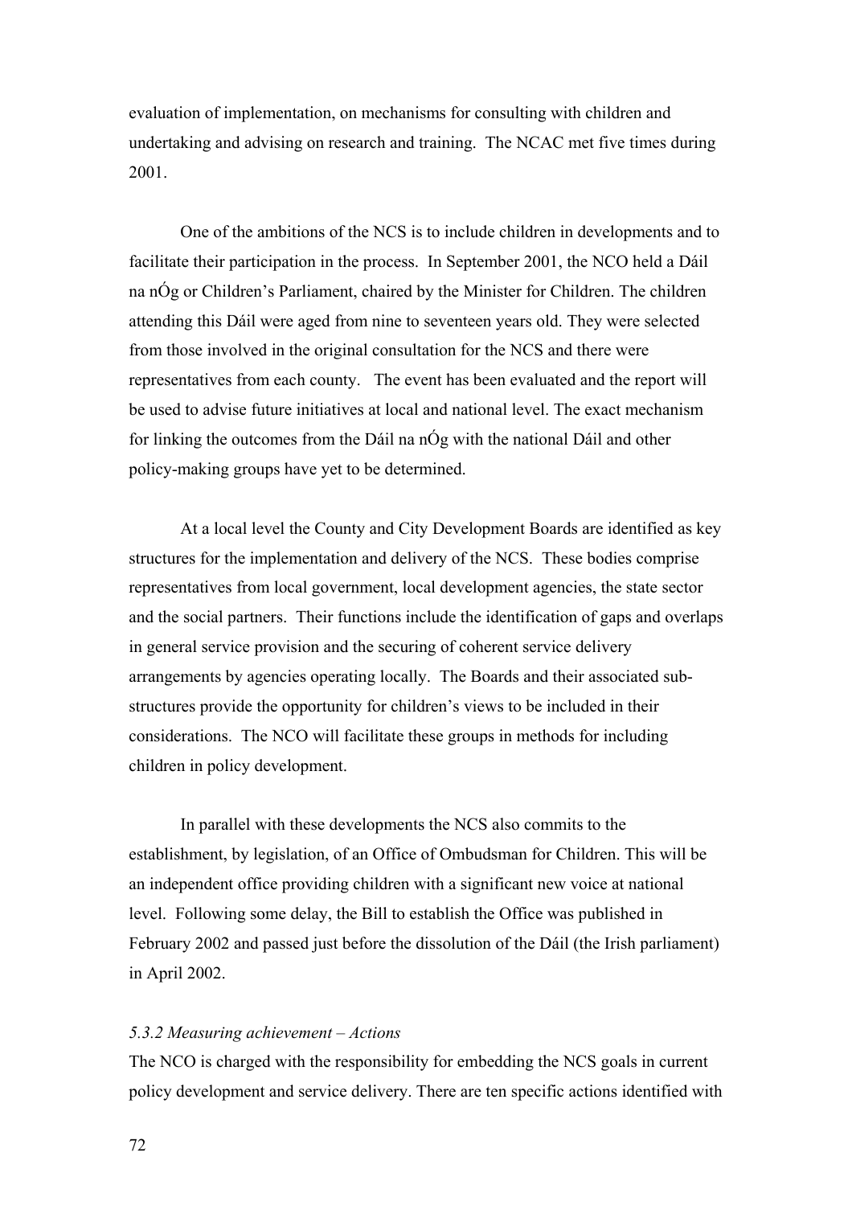evaluation of implementation, on mechanisms for consulting with children and undertaking and advising on research and training. The NCAC met five times during 2001.

One of the ambitions of the NCS is to include children in developments and to facilitate their participation in the process. In September 2001, the NCO held a Dáil na nÓg or Children's Parliament, chaired by the Minister for Children. The children attending this Dáil were aged from nine to seventeen years old. They were selected from those involved in the original consultation for the NCS and there were representatives from each county. The event has been evaluated and the report will be used to advise future initiatives at local and national level. The exact mechanism for linking the outcomes from the Dáil na nÓg with the national Dáil and other policy-making groups have yet to be determined.

At a local level the County and City Development Boards are identified as key structures for the implementation and delivery of the NCS. These bodies comprise representatives from local government, local development agencies, the state sector and the social partners. Their functions include the identification of gaps and overlaps in general service provision and the securing of coherent service delivery arrangements by agencies operating locally. The Boards and their associated sub-structures provide the opportunity for children's views to be included in their considerations. The NCO will facilitate these groups in methods for including children in policy development.

In parallel with these developments the NCS also commits to the establishment, by legislation, of an Office of Ombudsman for Children. This will be an independent office providing children with a significant new voice at national level. Following some delay, the Bill to establish the Office was published in February 2002 and passed just before the dissolution of the Dáil (the Irish parliament) in April 2002.

#### *5.3.2 Measuring achievement – Actions*

The NCO is charged with the responsibility for embedding the NCS goals in current policy development and service delivery. There are ten specific actions identified with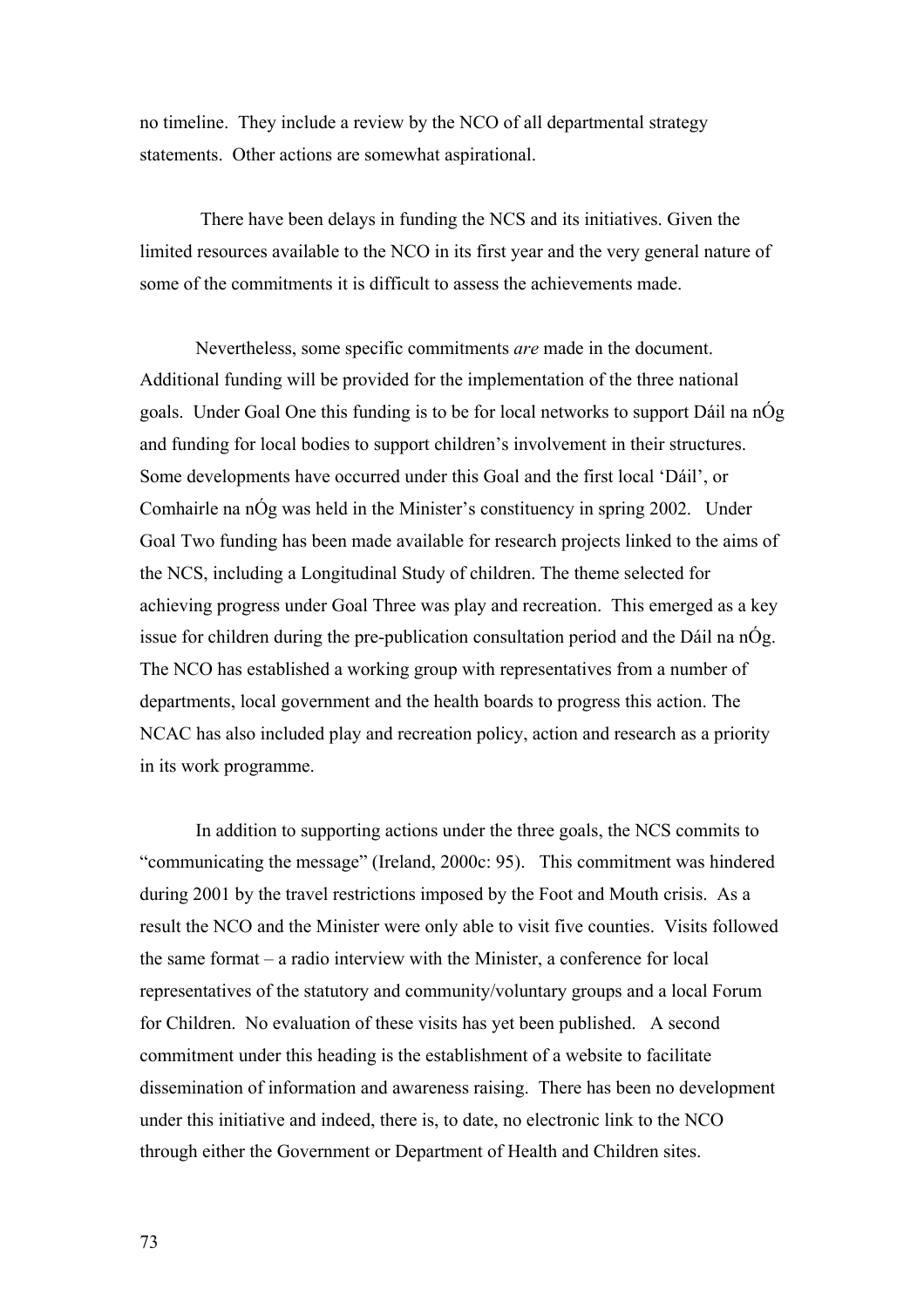no timeline. They include a review by the NCO of all departmental strategy statements. Other actions are somewhat aspirational.

There have been delays in funding the NCS and its initiatives. Given the limited resources available to the NCO in its first year and the very general nature of some of the commitments it is difficult to assess the achievements made.

Nevertheless, some specific commitments *are* made in the document. Additional funding will be provided for the implementation of the three national goals. Under Goal One this funding is to be for local networks to support Dáil na nÓg and funding for local bodies to support children's involvement in their structures. Some developments have occurred under this Goal and the first local 'Dáil', or Comhairle na nÓg was held in the Minister's constituency in spring 2002. Under Goal Two funding has been made available for research projects linked to the aims of the NCS, including a Longitudinal Study of children. The theme selected for achieving progress under Goal Three was play and recreation. This emerged as a key issue for children during the pre-publication consultation period and the Dáil na nÓg. The NCO has established a working group with representatives from a number of departments, local government and the health boards to progress this action. The NCAC has also included play and recreation policy, action and research as a priority in its work programme.

In addition to supporting actions under the three goals, the NCS commits to "communicating the message" (Ireland, 2000c: 95). This commitment was hindered during 2001 by the travel restrictions imposed by the Foot and Mouth crisis. As a result the NCO and the Minister were only able to visit five counties. Visits followed the same format – a radio interview with the Minister, a conference for local representatives of the statutory and community/voluntary groups and a local Forum for Children. No evaluation of these visits has yet been published. A second commitment under this heading is the establishment of a website to facilitate dissemination of information and awareness raising. There has been no development under this initiative and indeed, there is, to date, no electronic link to the NCO through either the Government or Department of Health and Children sites.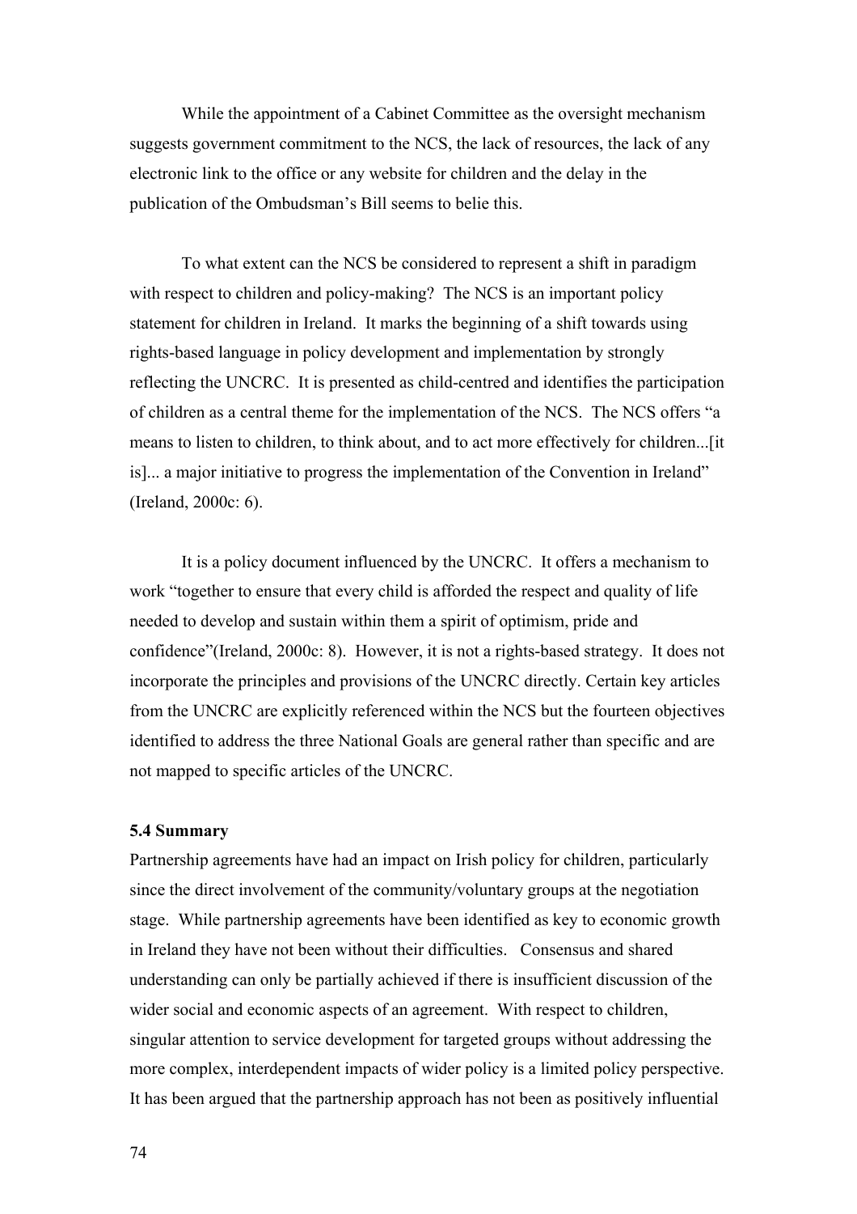While the appointment of a Cabinet Committee as the oversight mechanism suggests government commitment to the NCS, the lack of resources, the lack of any electronic link to the office or any website for children and the delay in the publication of the Ombudsman's Bill seems to belie this.

To what extent can the NCS be considered to represent a shift in paradigm with respect to children and policy-making? The NCS is an important policy statement for children in Ireland. It marks the beginning of a shift towards using rights-based language in policy development and implementation by strongly reflecting the UNCRC. It is presented as child-centred and identifies the participation of children as a central theme for the implementation of the NCS. The NCS offers "a means to listen to children, to think about, and to act more effectively for children...[it is]... a major initiative to progress the implementation of the Convention in Ireland" (Ireland, 2000c: 6).

It is a policy document influenced by the UNCRC. It offers a mechanism to work "together to ensure that every child is afforded the respect and quality of life needed to develop and sustain within them a spirit of optimism, pride and confidence"(Ireland, 2000c: 8). However, it is not a rights-based strategy. It does not incorporate the principles and provisions of the UNCRC directly. Certain key articles from the UNCRC are explicitly referenced within the NCS but the fourteen objectives identified to address the three National Goals are general rather than specific and are not mapped to specific articles of the UNCRC.

### 5.4 Summary

Partnership agreements have had an impact on Irish policy for children, particularly since the direct involvement of the community/voluntary groups at the negotiation stage. While partnership agreements have been identified as key to economic growth in Ireland they have not been without their difficulties. Consensus and shared understanding can only be partially achieved if there is insufficient discussion of the wider social and economic aspects of an agreement. With respect to children, singular attention to service development for targeted groups without addressing the more complex, interdependent impacts of wider policy is a limited policy perspective. It has been argued that the partnership approach has not been as positively influential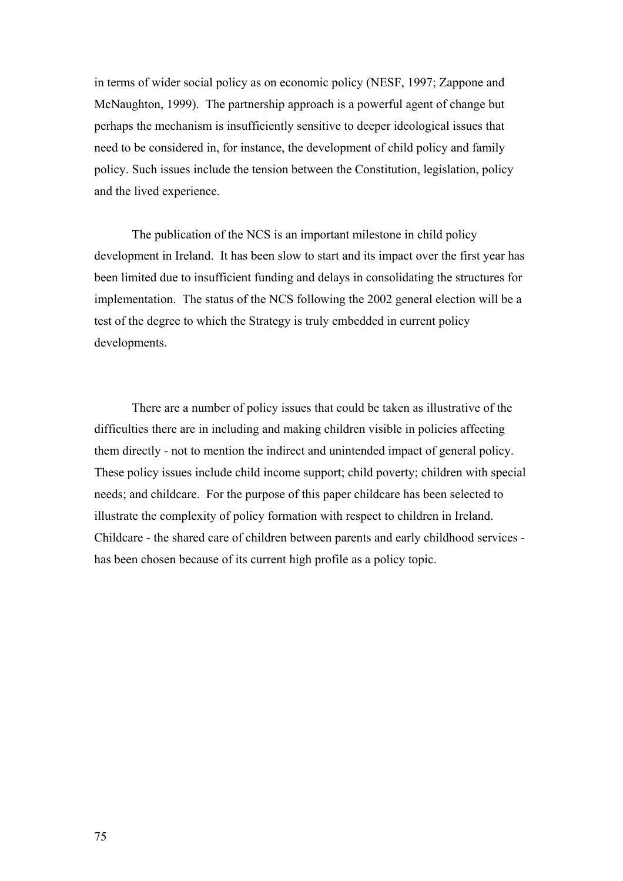in terms of wider social policy as on economic policy (NESF, 1997; Zappone and McNaughton, 1999). The partnership approach is a powerful agent of change but perhaps the mechanism is insufficiently sensitive to deeper ideological issues that need to be considered in, for instance, the development of child policy and family policy. Such issues include the tension between the Constitution, legislation, policy and the lived experience.

The publication of the NCS is an important milestone in child policy development in Ireland. It has been slow to start and its impact over the first year has been limited due to insufficient funding and delays in consolidating the structures for implementation. The status of the NCS following the 2002 general election will be a test of the degree to which the Strategy is truly embedded in current policy developments.

There are a number of policy issues that could be taken as illustrative of the difficulties there are in including and making children visible in policies affecting them directly - not to mention the indirect and unintended impact of general policy. These policy issues include child income support; child poverty; children with special needs; and childcare. For the purpose of this paper childcare has been selected to illustrate the complexity of policy formation with respect to children in Ireland. Childcare - the shared care of children between parents and early childhood services - has been chosen because of its current high profile as a policy topic.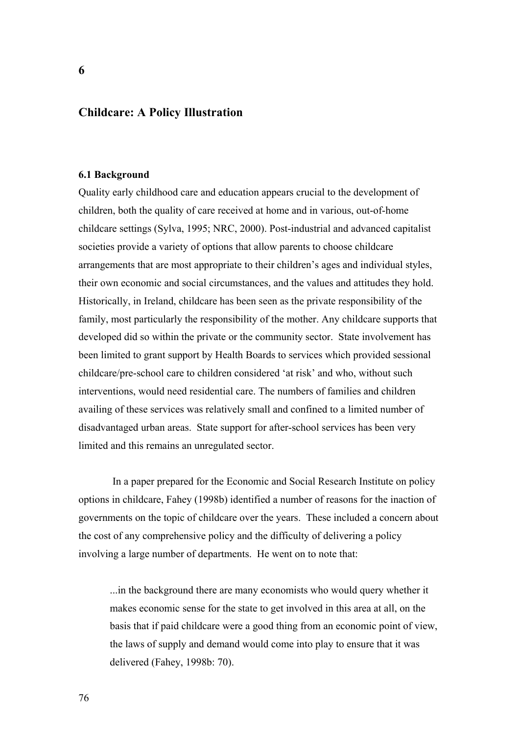# 6

## Childcare: A Policy Illustration

### 6.1 Background

Quality early childhood care and education appears crucial to the development of children, both the quality of care received at home and in various, out-of-home childcare settings (Sylva, 1995; NRC, 2000). Post-industrial and advanced capitalist societies provide a variety of options that allow parents to choose childcare arrangements that are most appropriate to their children's ages and individual styles, their own economic and social circumstances, and the values and attitudes they hold. Historically, in Ireland, childcare has been seen as the private responsibility of the family, most particularly the responsibility of the mother. Any childcare supports that developed did so within the private or the community sector. State involvement has been limited to grant support by Health Boards to services which provided sessional childcare/pre-school care to children considered 'at risk' and who, without such interventions, would need residential care. The numbers of families and children availing of these services was relatively small and confined to a limited number of disadvantaged urban areas. State support for after-school services has been very limited and this remains an unregulated sector.

In a paper prepared for the Economic and Social Research Institute on policy options in childcare, Fahey (1998b) identified a number of reasons for the inaction of governments on the topic of childcare over the years. These included a concern about the cost of any comprehensive policy and the difficulty of delivering a policy involving a large number of departments. He went on to note that:

> ...in the background there are many economists who would query whether it makes economic sense for the state to get involved in this area at all, on the basis that if paid childcare were a good thing from an economic point of view, the laws of supply and demand would come into play to ensure that it was delivered (Fahey, 1998b: 70).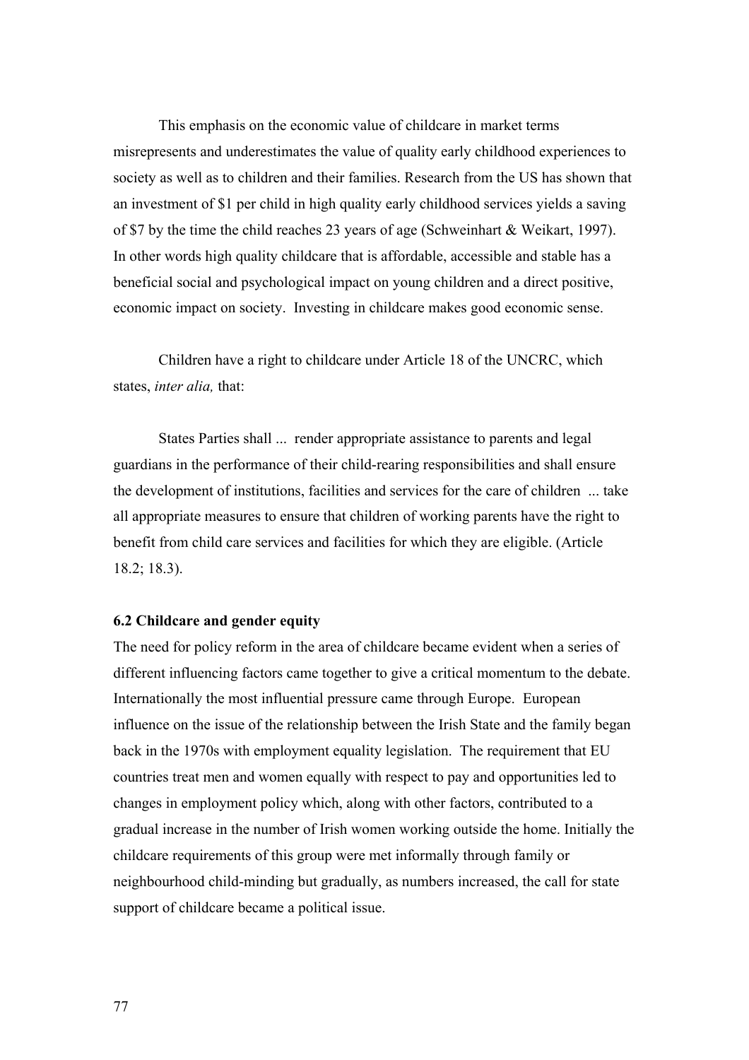This emphasis on the economic value of childcare in market terms misrepresents and underestimates the value of quality early childhood experiences to society as well as to children and their families. Research from the US has shown that an investment of $1 per child in high quality early childhood services yields a saving of $7 by the time the child reaches 23 years of age (Schweinhart & Weikart, 1997). In other words high quality childcare that is affordable, accessible and stable has a beneficial social and psychological impact on young children and a direct positive, economic impact on society. Investing in childcare makes good economic sense.

Children have a right to childcare under Article 18 of the UNCRC, which states, *inter alia,* that:

> States Parties shall ... render appropriate assistance to parents and legal guardians in the performance of their child-rearing responsibilities and shall ensure the development of institutions, facilities and services for the care of children ... take all appropriate measures to ensure that children of working parents have the right to benefit from child care services and facilities for which they are eligible. (Article 18.2; 18.3).

### 6.2 Childcare and gender equity

The need for policy reform in the area of childcare became evident when a series of different influencing factors came together to give a critical momentum to the debate. Internationally the most influential pressure came through Europe. European influence on the issue of the relationship between the Irish State and the family began back in the 1970s with employment equality legislation. The requirement that EU countries treat men and women equally with respect to pay and opportunities led to changes in employment policy which, along with other factors, contributed to a gradual increase in the number of Irish women working outside the home. Initially the childcare requirements of this group were met informally through family or neighbourhood child-minding but gradually, as numbers increased, the call for state support of childcare became a political issue.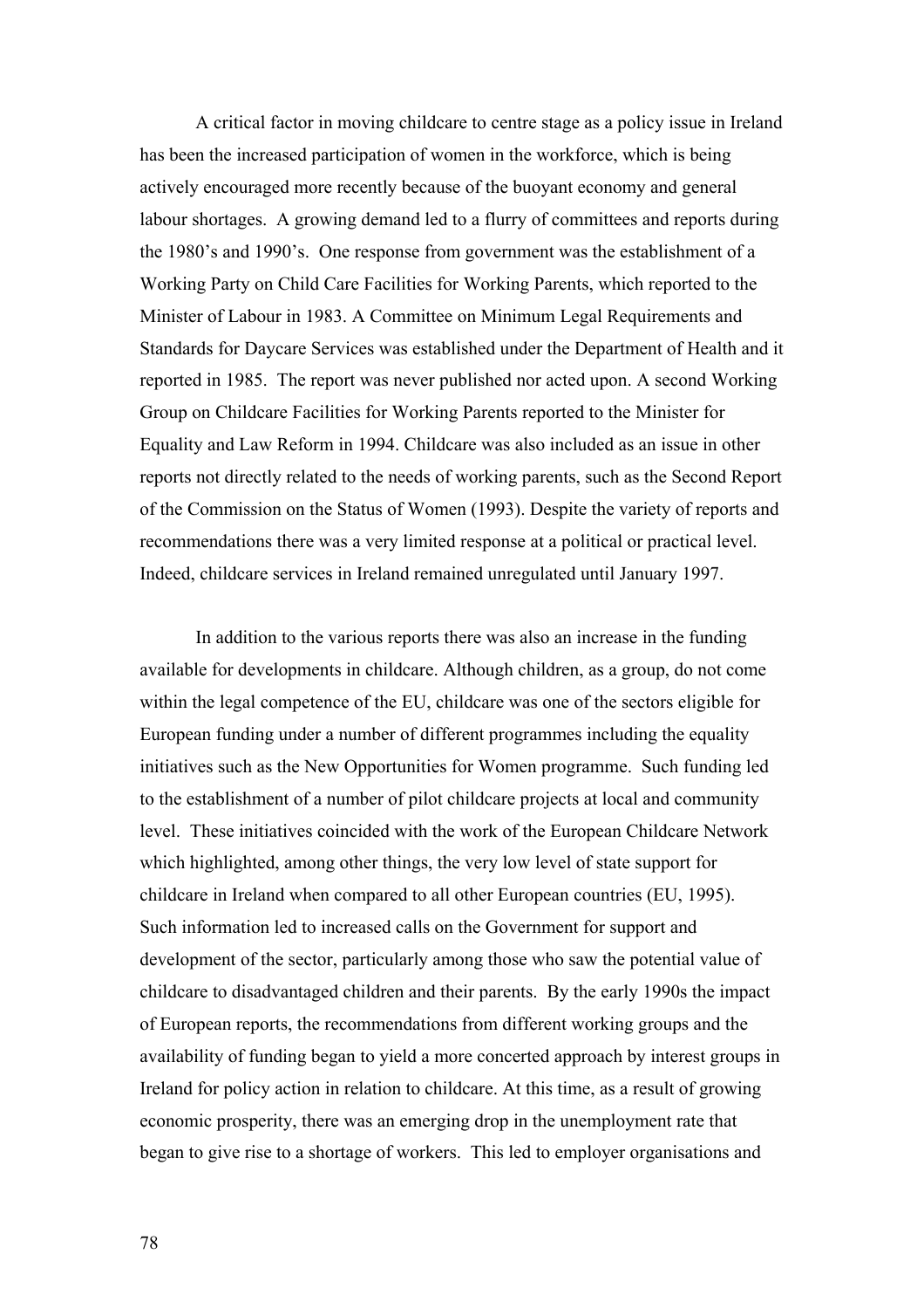A critical factor in moving childcare to centre stage as a policy issue in Ireland has been the increased participation of women in the workforce, which is being actively encouraged more recently because of the buoyant economy and general labour shortages. A growing demand led to a flurry of committees and reports during the 1980's and 1990's. One response from government was the establishment of a Working Party on Child Care Facilities for Working Parents, which reported to the Minister of Labour in 1983. A Committee on Minimum Legal Requirements and Standards for Daycare Services was established under the Department of Health and it reported in 1985. The report was never published nor acted upon. A second Working Group on Childcare Facilities for Working Parents reported to the Minister for Equality and Law Reform in 1994. Childcare was also included as an issue in other reports not directly related to the needs of working parents, such as the Second Report of the Commission on the Status of Women (1993). Despite the variety of reports and recommendations there was a very limited response at a political or practical level. Indeed, childcare services in Ireland remained unregulated until January 1997.

In addition to the various reports there was also an increase in the funding available for developments in childcare. Although children, as a group, do not come within the legal competence of the EU, childcare was one of the sectors eligible for European funding under a number of different programmes including the equality initiatives such as the New Opportunities for Women programme. Such funding led to the establishment of a number of pilot childcare projects at local and community level. These initiatives coincided with the work of the European Childcare Network which highlighted, among other things, the very low level of state support for childcare in Ireland when compared to all other European countries (EU, 1995). Such information led to increased calls on the Government for support and development of the sector, particularly among those who saw the potential value of childcare to disadvantaged children and their parents. By the early 1990s the impact of European reports, the recommendations from different working groups and the availability of funding began to yield a more concerted approach by interest groups in Ireland for policy action in relation to childcare. At this time, as a result of growing economic prosperity, there was an emerging drop in the unemployment rate that began to give rise to a shortage of workers. This led to employer organisations and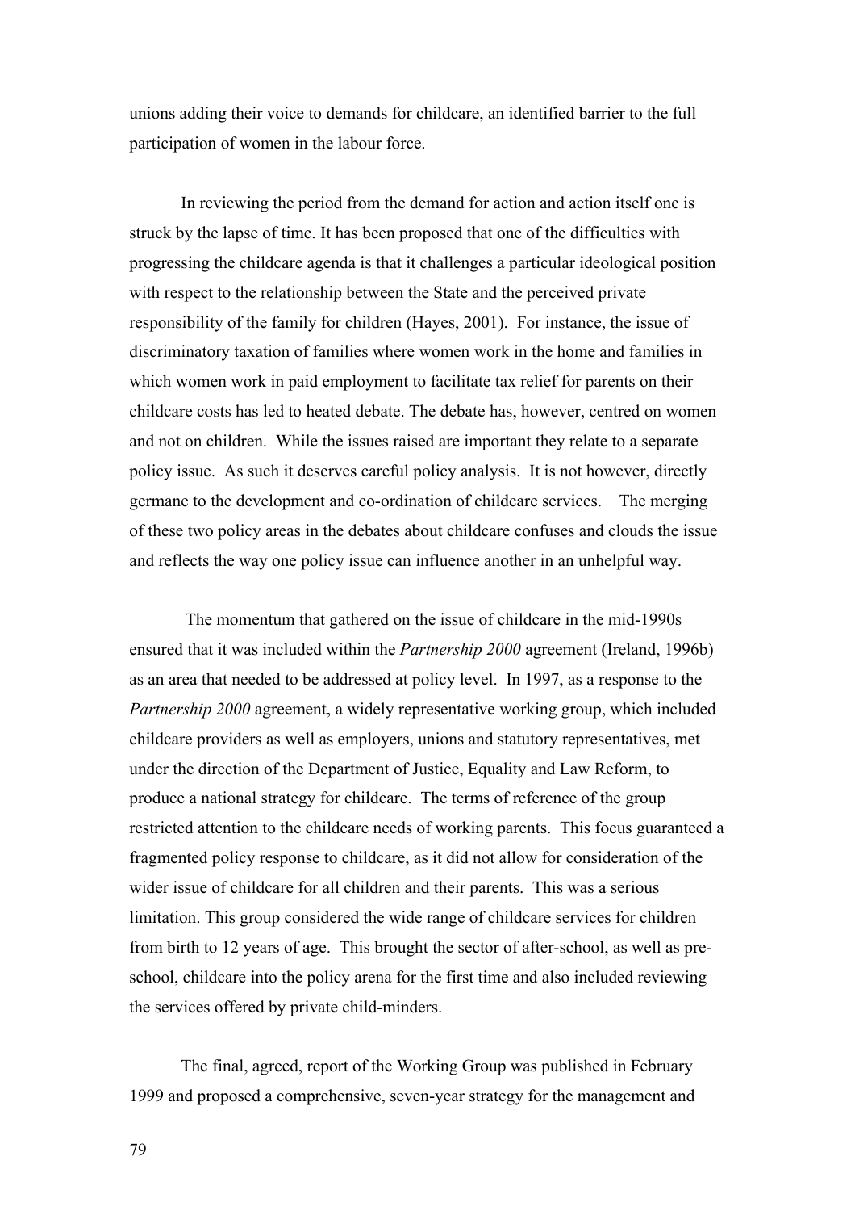unions adding their voice to demands for childcare, an identified barrier to the full participation of women in the labour force.

In reviewing the period from the demand for action and action itself one is struck by the lapse of time. It has been proposed that one of the difficulties with progressing the childcare agenda is that it challenges a particular ideological position with respect to the relationship between the State and the perceived private responsibility of the family for children (Hayes, 2001). For instance, the issue of discriminatory taxation of families where women work in the home and families in which women work in paid employment to facilitate tax relief for parents on their childcare costs has led to heated debate. The debate has, however, centred on women and not on children. While the issues raised are important they relate to a separate policy issue. As such it deserves careful policy analysis. It is not however, directly germane to the development and co-ordination of childcare services. The merging of these two policy areas in the debates about childcare confuses and clouds the issue and reflects the way one policy issue can influence another in an unhelpful way.

The momentum that gathered on the issue of childcare in the mid-1990s ensured that it was included within the *Partnership 2000* agreement (Ireland, 1996b) as an area that needed to be addressed at policy level. In 1997, as a response to the *Partnership 2000* agreement, a widely representative working group, which included childcare providers as well as employers, unions and statutory representatives, met under the direction of the Department of Justice, Equality and Law Reform, to produce a national strategy for childcare. The terms of reference of the group restricted attention to the childcare needs of working parents. This focus guaranteed a fragmented policy response to childcare, as it did not allow for consideration of the wider issue of childcare for all children and their parents. This was a serious limitation. This group considered the wide range of childcare services for children from birth to 12 years of age. This brought the sector of after-school, as well as pre-school, childcare into the policy arena for the first time and also included reviewing the services offered by private child-minders.

The final, agreed, report of the Working Group was published in February 1999 and proposed a comprehensive, seven-year strategy for the management and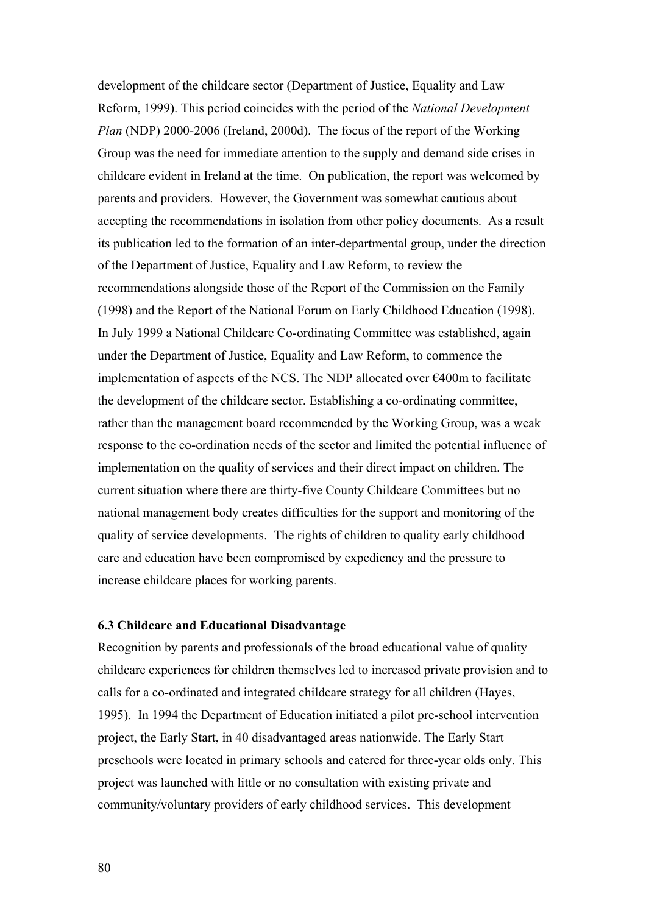development of the childcare sector (Department of Justice, Equality and Law Reform, 1999). This period coincides with the period of the *National Development Plan* (NDP) 2000-2006 (Ireland, 2000d). The focus of the report of the Working Group was the need for immediate attention to the supply and demand side crises in childcare evident in Ireland at the time. On publication, the report was welcomed by parents and providers. However, the Government was somewhat cautious about accepting the recommendations in isolation from other policy documents. As a result its publication led to the formation of an inter-departmental group, under the direction of the Department of Justice, Equality and Law Reform, to review the recommendations alongside those of the Report of the Commission on the Family (1998) and the Report of the National Forum on Early Childhood Education (1998). In July 1999 a National Childcare Co-ordinating Committee was established, again under the Department of Justice, Equality and Law Reform, to commence the implementation of aspects of the NCS. The NDP allocated over €400m to facilitate the development of the childcare sector. Establishing a co-ordinating committee, rather than the management board recommended by the Working Group, was a weak response to the co-ordination needs of the sector and limited the potential influence of implementation on the quality of services and their direct impact on children. The current situation where there are thirty-five County Childcare Committees but no national management body creates difficulties for the support and monitoring of the quality of service developments. The rights of children to quality early childhood care and education have been compromised by expediency and the pressure to increase childcare places for working parents.

### 6.3 Childcare and Educational Disadvantage

Recognition by parents and professionals of the broad educational value of quality childcare experiences for children themselves led to increased private provision and to calls for a co-ordinated and integrated childcare strategy for all children (Hayes, 1995). In 1994 the Department of Education initiated a pilot pre-school intervention project, the Early Start, in 40 disadvantaged areas nationwide. The Early Start preschools were located in primary schools and catered for three-year olds only. This project was launched with little or no consultation with existing private and community/voluntary providers of early childhood services. This development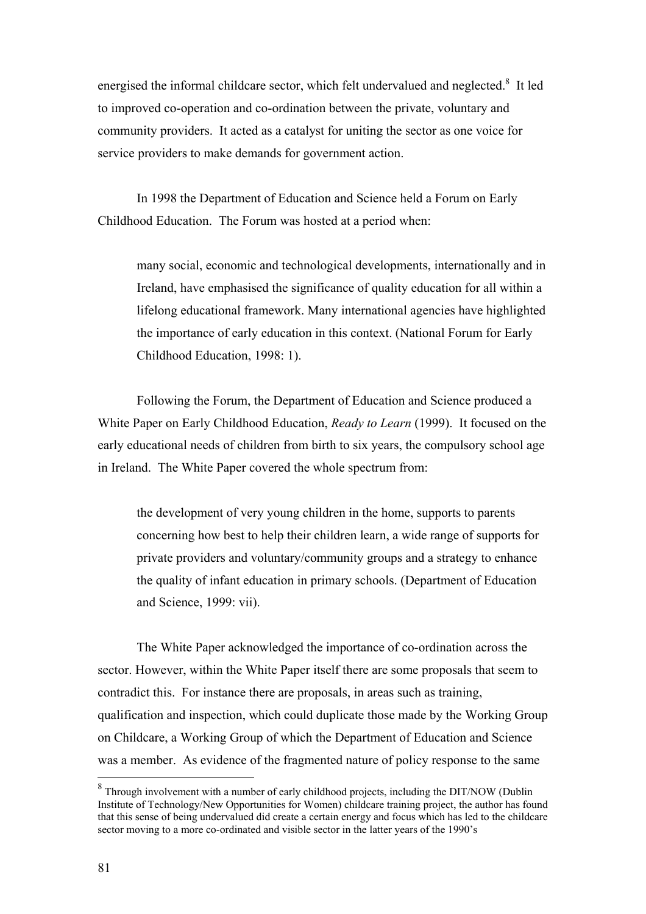energised the informal childcare sector, which felt undervalued and neglected.[8] It led to improved co-operation and co-ordination between the private, voluntary and community providers. It acted as a catalyst for uniting the sector as one voice for service providers to make demands for government action.

In 1998 the Department of Education and Science held a Forum on Early Childhood Education. The Forum was hosted at a period when:

> many social, economic and technological developments, internationally and in Ireland, have emphasised the significance of quality education for all within a lifelong educational framework. Many international agencies have highlighted the importance of early education in this context. (National Forum for Early Childhood Education, 1998: 1).

Following the Forum, the Department of Education and Science produced a White Paper on Early Childhood Education, *Ready to Learn* (1999). It focused on the early educational needs of children from birth to six years, the compulsory school age in Ireland. The White Paper covered the whole spectrum from:

> the development of very young children in the home, supports to parents concerning how best to help their children learn, a wide range of supports for private providers and voluntary/community groups and a strategy to enhance the quality of infant education in primary schools. (Department of Education and Science, 1999: vii).

The White Paper acknowledged the importance of co-ordination across the sector. However, within the White Paper itself there are some proposals that seem to contradict this. For instance there are proposals, in areas such as training, qualification and inspection, which could duplicate those made by the Working Group on Childcare, a Working Group of which the Department of Education and Science was a member. As evidence of the fragmented nature of policy response to the same

---

[8] Through involvement with a number of early childhood projects, including the DIT/NOW (Dublin Institute of Technology/New Opportunities for Women) childcare training project, the author has found that this sense of being undervalued did create a certain energy and focus which has led to the childcare sector moving to a more co-ordinated and visible sector in the latter years of the 1990's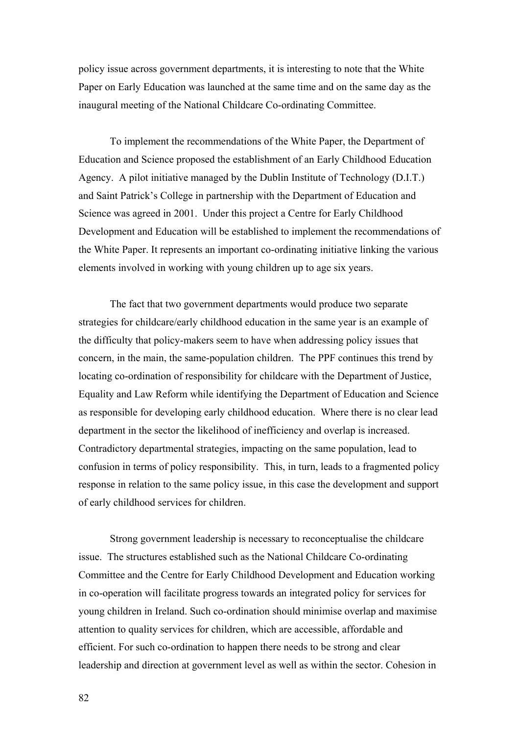policy issue across government departments, it is interesting to note that the White Paper on Early Education was launched at the same time and on the same day as the inaugural meeting of the National Childcare Co-ordinating Committee.

To implement the recommendations of the White Paper, the Department of Education and Science proposed the establishment of an Early Childhood Education Agency. A pilot initiative managed by the Dublin Institute of Technology (D.I.T.) and Saint Patrick's College in partnership with the Department of Education and Science was agreed in 2001. Under this project a Centre for Early Childhood Development and Education will be established to implement the recommendations of the White Paper. It represents an important co-ordinating initiative linking the various elements involved in working with young children up to age six years.

The fact that two government departments would produce two separate strategies for childcare/early childhood education in the same year is an example of the difficulty that policy-makers seem to have when addressing policy issues that concern, in the main, the same-population children. The PPF continues this trend by locating co-ordination of responsibility for childcare with the Department of Justice, Equality and Law Reform while identifying the Department of Education and Science as responsible for developing early childhood education. Where there is no clear lead department in the sector the likelihood of inefficiency and overlap is increased. Contradictory departmental strategies, impacting on the same population, lead to confusion in terms of policy responsibility. This, in turn, leads to a fragmented policy response in relation to the same policy issue, in this case the development and support of early childhood services for children.

Strong government leadership is necessary to reconceptualise the childcare issue. The structures established such as the National Childcare Co-ordinating Committee and the Centre for Early Childhood Development and Education working in co-operation will facilitate progress towards an integrated policy for services for young children in Ireland. Such co-ordination should minimise overlap and maximise attention to quality services for children, which are accessible, affordable and efficient. For such co-ordination to happen there needs to be strong and clear leadership and direction at government level as well as within the sector. Cohesion in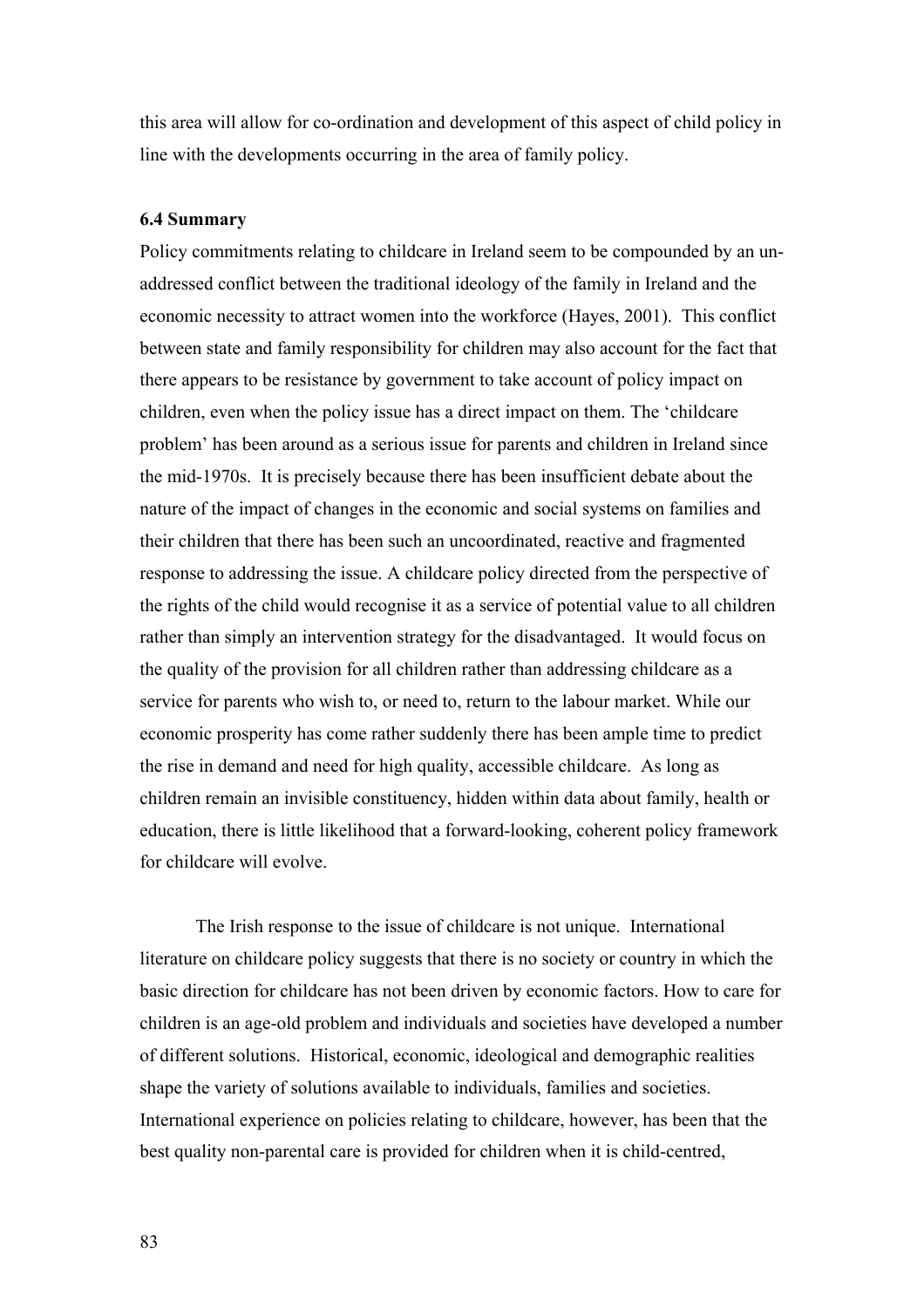this area will allow for co-ordination and development of this aspect of child policy in line with the developments occurring in the area of family policy.

### 6.4 Summary

Policy commitments relating to childcare in Ireland seem to be compounded by an un-addressed conflict between the traditional ideology of the family in Ireland and the economic necessity to attract women into the workforce (Hayes, 2001). This conflict between state and family responsibility for children may also account for the fact that there appears to be resistance by government to take account of policy impact on children, even when the policy issue has a direct impact on them. The 'childcare problem' has been around as a serious issue for parents and children in Ireland since the mid-1970s. It is precisely because there has been insufficient debate about the nature of the impact of changes in the economic and social systems on families and their children that there has been such an uncoordinated, reactive and fragmented response to addressing the issue. A childcare policy directed from the perspective of the rights of the child would recognise it as a service of potential value to all children rather than simply an intervention strategy for the disadvantaged. It would focus on the quality of the provision for all children rather than addressing childcare as a service for parents who wish to, or need to, return to the labour market. While our economic prosperity has come rather suddenly there has been ample time to predict the rise in demand and need for high quality, accessible childcare. As long as children remain an invisible constituency, hidden within data about family, health or education, there is little likelihood that a forward-looking, coherent policy framework for childcare will evolve.

The Irish response to the issue of childcare is not unique. International literature on childcare policy suggests that there is no society or country in which the basic direction for childcare has not been driven by economic factors. How to care for children is an age-old problem and individuals and societies have developed a number of different solutions. Historical, economic, ideological and demographic realities shape the variety of solutions available to individuals, families and societies. International experience on policies relating to childcare, however, has been that the best quality non-parental care is provided for children when it is child-centred,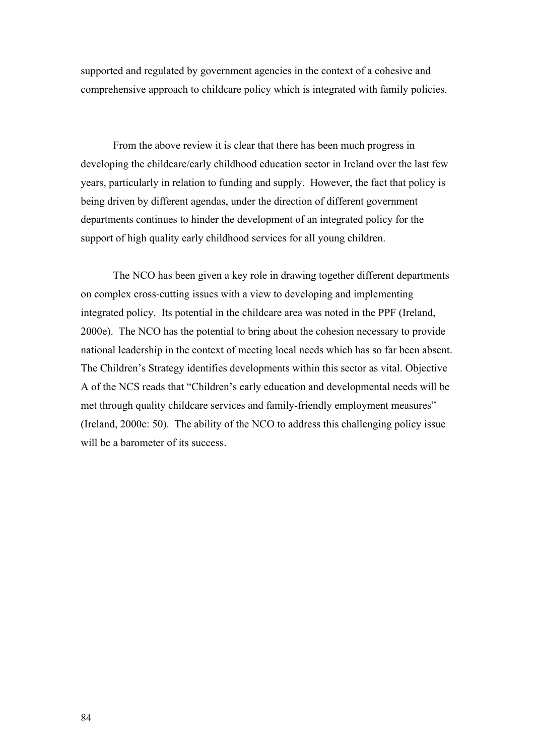supported and regulated by government agencies in the context of a cohesive and comprehensive approach to childcare policy which is integrated with family policies.

From the above review it is clear that there has been much progress in developing the childcare/early childhood education sector in Ireland over the last few years, particularly in relation to funding and supply. However, the fact that policy is being driven by different agendas, under the direction of different government departments continues to hinder the development of an integrated policy for the support of high quality early childhood services for all young children.

The NCO has been given a key role in drawing together different departments on complex cross-cutting issues with a view to developing and implementing integrated policy. Its potential in the childcare area was noted in the PPF (Ireland, 2000e). The NCO has the potential to bring about the cohesion necessary to provide national leadership in the context of meeting local needs which has so far been absent. The Children's Strategy identifies developments within this sector as vital. Objective A of the NCS reads that "Children's early education and developmental needs will be met through quality childcare services and family-friendly employment measures" (Ireland, 2000c: 50). The ability of the NCO to address this challenging policy issue will be a barometer of its success.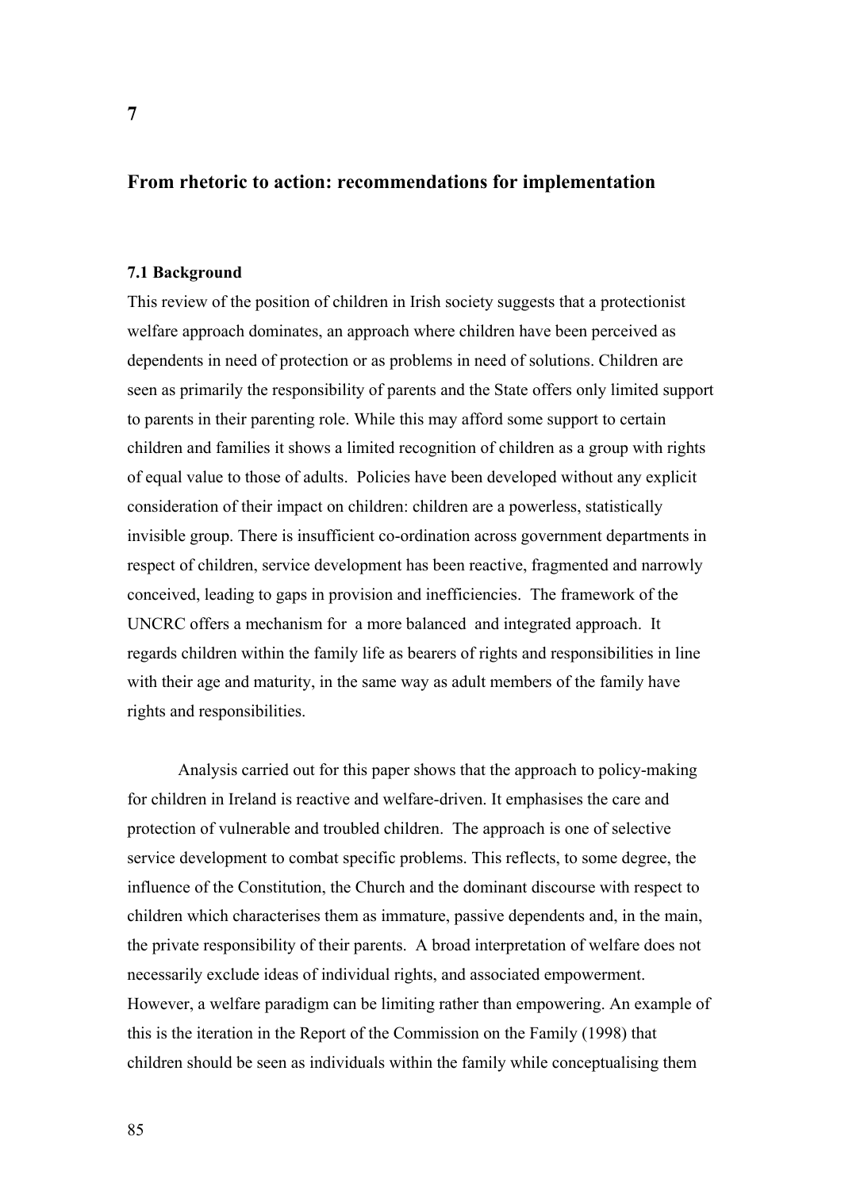# 7

## From rhetoric to action: recommendations for implementation

### 7.1 Background

This review of the position of children in Irish society suggests that a protectionist welfare approach dominates, an approach where children have been perceived as dependents in need of protection or as problems in need of solutions. Children are seen as primarily the responsibility of parents and the State offers only limited support to parents in their parenting role. While this may afford some support to certain children and families it shows a limited recognition of children as a group with rights of equal value to those of adults. Policies have been developed without any explicit consideration of their impact on children: children are a powerless, statistically invisible group. There is insufficient co-ordination across government departments in respect of children, service development has been reactive, fragmented and narrowly conceived, leading to gaps in provision and inefficiencies. The framework of the UNCRC offers a mechanism for a more balanced and integrated approach. It regards children within the family life as bearers of rights and responsibilities in line with their age and maturity, in the same way as adult members of the family have rights and responsibilities.

Analysis carried out for this paper shows that the approach to policy-making for children in Ireland is reactive and welfare-driven. It emphasises the care and protection of vulnerable and troubled children. The approach is one of selective service development to combat specific problems. This reflects, to some degree, the influence of the Constitution, the Church and the dominant discourse with respect to children which characterises them as immature, passive dependents and, in the main, the private responsibility of their parents. A broad interpretation of welfare does not necessarily exclude ideas of individual rights, and associated empowerment. However, a welfare paradigm can be limiting rather than empowering. An example of this is the iteration in the Report of the Commission on the Family (1998) that children should be seen as individuals within the family while conceptualising them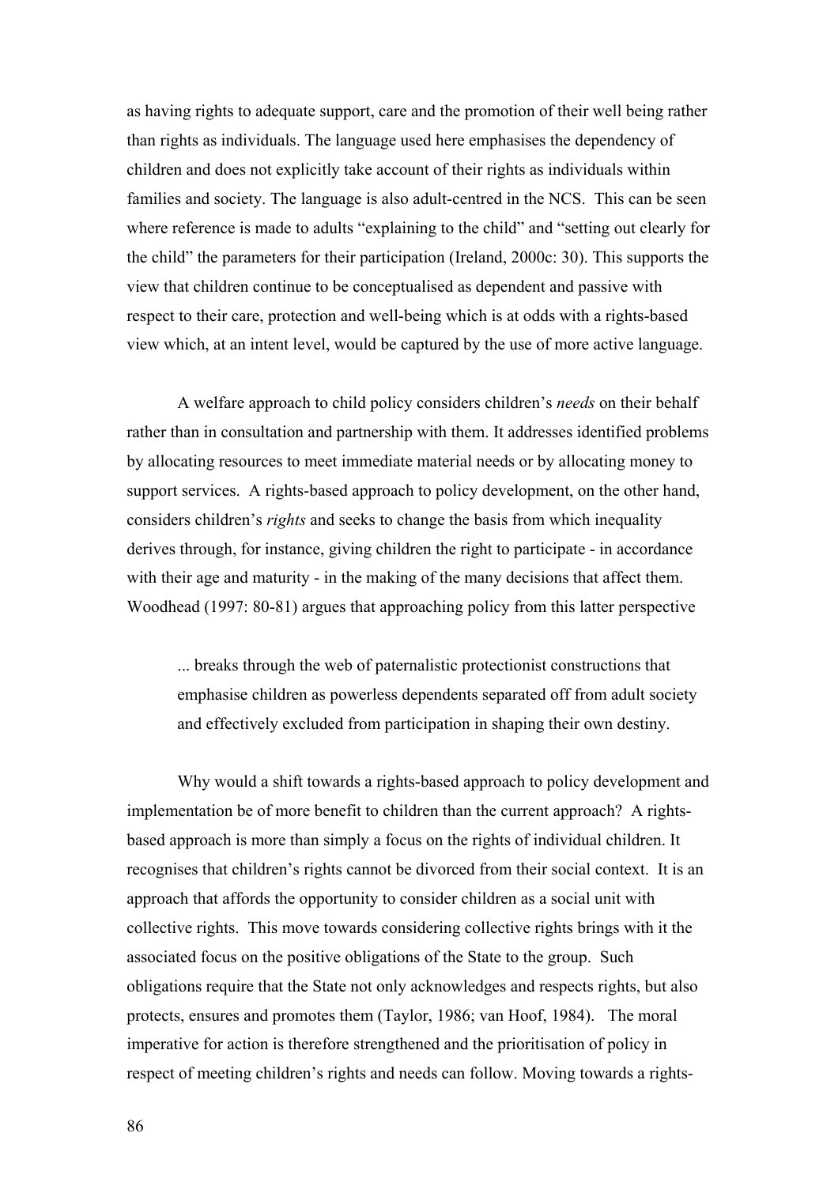as having rights to adequate support, care and the promotion of their well being rather than rights as individuals. The language used here emphasises the dependency of children and does not explicitly take account of their rights as individuals within families and society. The language is also adult-centred in the NCS. This can be seen where reference is made to adults "explaining to the child" and "setting out clearly for the child" the parameters for their participation (Ireland, 2000c: 30). This supports the view that children continue to be conceptualised as dependent and passive with respect to their care, protection and well-being which is at odds with a rights-based view which, at an intent level, would be captured by the use of more active language.

A welfare approach to child policy considers children's *needs* on their behalf rather than in consultation and partnership with them. It addresses identified problems by allocating resources to meet immediate material needs or by allocating money to support services. A rights-based approach to policy development, on the other hand, considers children's *rights* and seeks to change the basis from which inequality derives through, for instance, giving children the right to participate - in accordance with their age and maturity - in the making of the many decisions that affect them. Woodhead (1997: 80-81) argues that approaching policy from this latter perspective

> ... breaks through the web of paternalistic protectionist constructions that emphasise children as powerless dependents separated off from adult society and effectively excluded from participation in shaping their own destiny.

Why would a shift towards a rights-based approach to policy development and implementation be of more benefit to children than the current approach? A rights-based approach is more than simply a focus on the rights of individual children. It recognises that children's rights cannot be divorced from their social context. It is an approach that affords the opportunity to consider children as a social unit with collective rights. This move towards considering collective rights brings with it the associated focus on the positive obligations of the State to the group. Such obligations require that the State not only acknowledges and respects rights, but also protects, ensures and promotes them (Taylor, 1986; van Hoof, 1984). The moral imperative for action is therefore strengthened and the prioritisation of policy in respect of meeting children's rights and needs can follow. Moving towards a rights-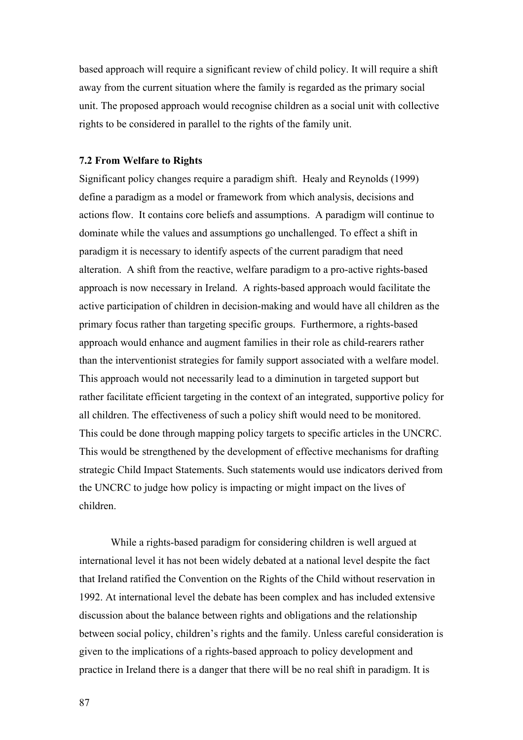based approach will require a significant review of child policy. It will require a shift away from the current situation where the family is regarded as the primary social unit. The proposed approach would recognise children as a social unit with collective rights to be considered in parallel to the rights of the family unit.

### 7.2 From Welfare to Rights

Significant policy changes require a paradigm shift. Healy and Reynolds (1999) define a paradigm as a model or framework from which analysis, decisions and actions flow. It contains core beliefs and assumptions. A paradigm will continue to dominate while the values and assumptions go unchallenged. To effect a shift in paradigm it is necessary to identify aspects of the current paradigm that need alteration. A shift from the reactive, welfare paradigm to a pro-active rights-based approach is now necessary in Ireland. A rights-based approach would facilitate the active participation of children in decision-making and would have all children as the primary focus rather than targeting specific groups. Furthermore, a rights-based approach would enhance and augment families in their role as child-rearers rather than the interventionist strategies for family support associated with a welfare model. This approach would not necessarily lead to a diminution in targeted support but rather facilitate efficient targeting in the context of an integrated, supportive policy for all children. The effectiveness of such a policy shift would need to be monitored. This could be done through mapping policy targets to specific articles in the UNCRC. This would be strengthened by the development of effective mechanisms for drafting strategic Child Impact Statements. Such statements would use indicators derived from the UNCRC to judge how policy is impacting or might impact on the lives of children.

While a rights-based paradigm for considering children is well argued at international level it has not been widely debated at a national level despite the fact that Ireland ratified the Convention on the Rights of the Child without reservation in 1992. At international level the debate has been complex and has included extensive discussion about the balance between rights and obligations and the relationship between social policy, children's rights and the family. Unless careful consideration is given to the implications of a rights-based approach to policy development and practice in Ireland there is a danger that there will be no real shift in paradigm. It is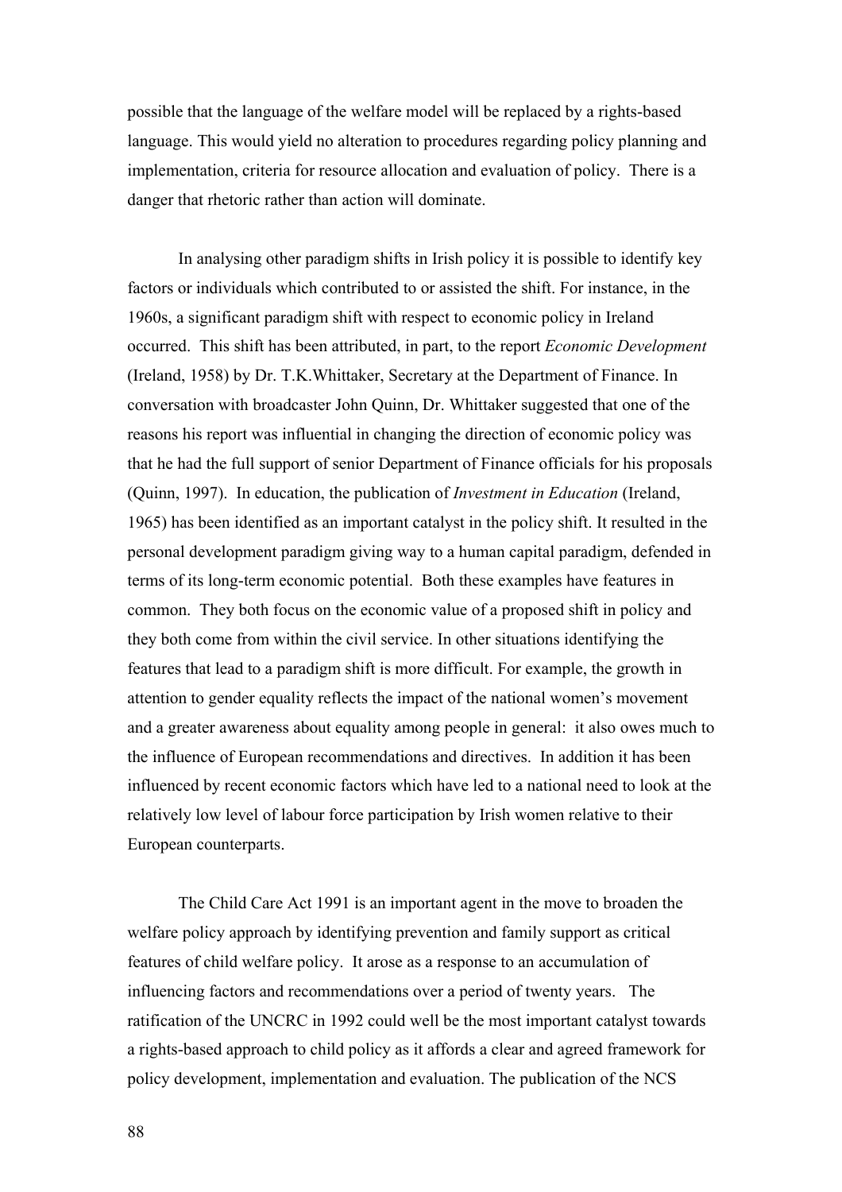possible that the language of the welfare model will be replaced by a rights-based language. This would yield no alteration to procedures regarding policy planning and implementation, criteria for resource allocation and evaluation of policy. There is a danger that rhetoric rather than action will dominate.

In analysing other paradigm shifts in Irish policy it is possible to identify key factors or individuals which contributed to or assisted the shift. For instance, in the 1960s, a significant paradigm shift with respect to economic policy in Ireland occurred. This shift has been attributed, in part, to the report *Economic Development* (Ireland, 1958) by Dr. T.K.Whittaker, Secretary at the Department of Finance. In conversation with broadcaster John Quinn, Dr. Whittaker suggested that one of the reasons his report was influential in changing the direction of economic policy was that he had the full support of senior Department of Finance officials for his proposals (Quinn, 1997). In education, the publication of *Investment in Education* (Ireland, 1965) has been identified as an important catalyst in the policy shift. It resulted in the personal development paradigm giving way to a human capital paradigm, defended in terms of its long-term economic potential. Both these examples have features in common. They both focus on the economic value of a proposed shift in policy and they both come from within the civil service. In other situations identifying the features that lead to a paradigm shift is more difficult. For example, the growth in attention to gender equality reflects the impact of the national women's movement and a greater awareness about equality among people in general: it also owes much to the influence of European recommendations and directives. In addition it has been influenced by recent economic factors which have led to a national need to look at the relatively low level of labour force participation by Irish women relative to their European counterparts.

The Child Care Act 1991 is an important agent in the move to broaden the welfare policy approach by identifying prevention and family support as critical features of child welfare policy. It arose as a response to an accumulation of influencing factors and recommendations over a period of twenty years. The ratification of the UNCRC in 1992 could well be the most important catalyst towards a rights-based approach to child policy as it affords a clear and agreed framework for policy development, implementation and evaluation. The publication of the NCS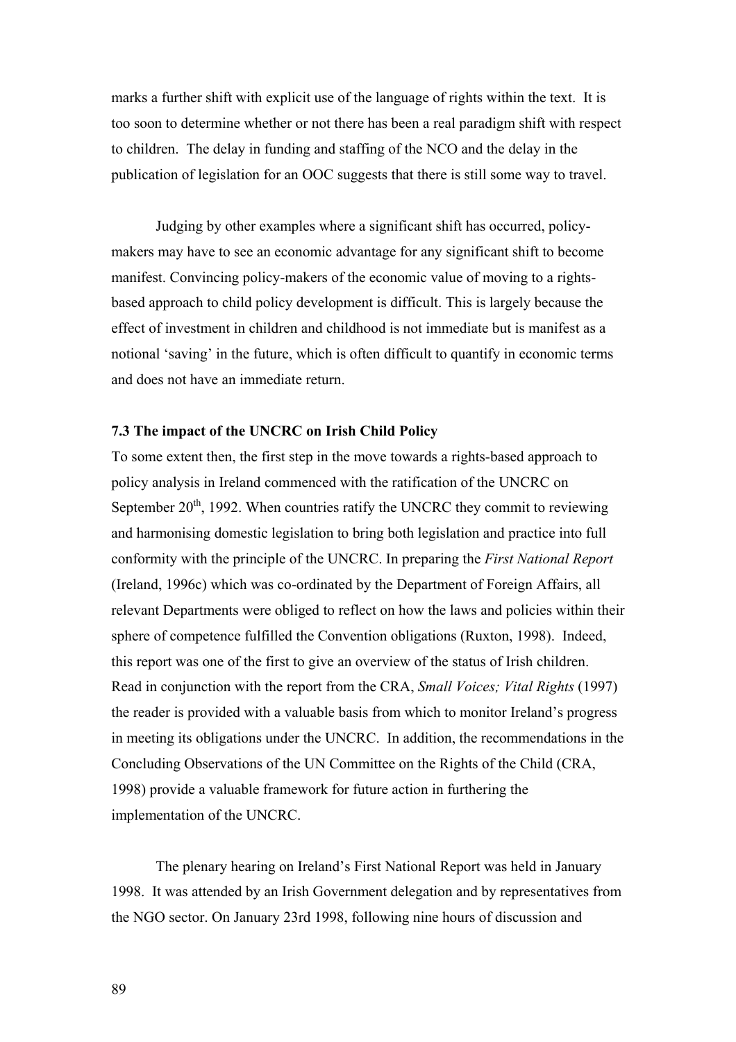marks a further shift with explicit use of the language of rights within the text. It is too soon to determine whether or not there has been a real paradigm shift with respect to children. The delay in funding and staffing of the NCO and the delay in the publication of legislation for an OOC suggests that there is still some way to travel.

Judging by other examples where a significant shift has occurred, policy-makers may have to see an economic advantage for any significant shift to become manifest. Convincing policy-makers of the economic value of moving to a rights-based approach to child policy development is difficult. This is largely because the effect of investment in children and childhood is not immediate but is manifest as a notional 'saving' in the future, which is often difficult to quantify in economic terms and does not have an immediate return.

**7.3 The impact of the UNCRC on Irish Child Policy**

To some extent then, the first step in the move towards a rights-based approach to policy analysis in Ireland commenced with the ratification of the UNCRC on September 20th, 1992. When countries ratify the UNCRC they commit to reviewing and harmonising domestic legislation to bring both legislation and practice into full conformity with the principle of the UNCRC. In preparing the *First National Report* (Ireland, 1996c) which was co-ordinated by the Department of Foreign Affairs, all relevant Departments were obliged to reflect on how the laws and policies within their sphere of competence fulfilled the Convention obligations (Ruxton, 1998). Indeed, this report was one of the first to give an overview of the status of Irish children. Read in conjunction with the report from the CRA, *Small Voices; Vital Rights* (1997) the reader is provided with a valuable basis from which to monitor Ireland's progress in meeting its obligations under the UNCRC. In addition, the recommendations in the Concluding Observations of the UN Committee on the Rights of the Child (CRA, 1998) provide a valuable framework for future action in furthering the implementation of the UNCRC.

The plenary hearing on Ireland's First National Report was held in January 1998. It was attended by an Irish Government delegation and by representatives from the NGO sector. On January 23rd 1998, following nine hours of discussion and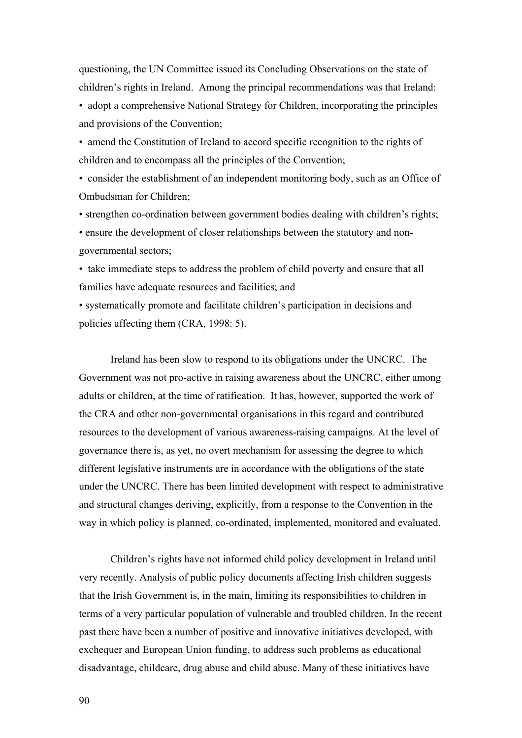questioning, the UN Committee issued its Concluding Observations on the state of children's rights in Ireland. Among the principal recommendations was that Ireland:

- adopt a comprehensive National Strategy for Children, incorporating the principles and provisions of the Convention;
- amend the Constitution of Ireland to accord specific recognition to the rights of children and to encompass all the principles of the Convention;
- consider the establishment of an independent monitoring body, such as an Office of Ombudsman for Children;
- strengthen co-ordination between government bodies dealing with children's rights;
- ensure the development of closer relationships between the statutory and non-governmental sectors;
- take immediate steps to address the problem of child poverty and ensure that all families have adequate resources and facilities; and
- systematically promote and facilitate children's participation in decisions and policies affecting them (CRA, 1998: 5).

Ireland has been slow to respond to its obligations under the UNCRC. The Government was not pro-active in raising awareness about the UNCRC, either among adults or children, at the time of ratification. It has, however, supported the work of the CRA and other non-governmental organisations in this regard and contributed resources to the development of various awareness-raising campaigns. At the level of governance there is, as yet, no overt mechanism for assessing the degree to which different legislative instruments are in accordance with the obligations of the state under the UNCRC. There has been limited development with respect to administrative and structural changes deriving, explicitly, from a response to the Convention in the way in which policy is planned, co-ordinated, implemented, monitored and evaluated.

Children's rights have not informed child policy development in Ireland until very recently. Analysis of public policy documents affecting Irish children suggests that the Irish Government is, in the main, limiting its responsibilities to children in terms of a very particular population of vulnerable and troubled children. In the recent past there have been a number of positive and innovative initiatives developed, with exchequer and European Union funding, to address such problems as educational disadvantage, childcare, drug abuse and child abuse. Many of these initiatives have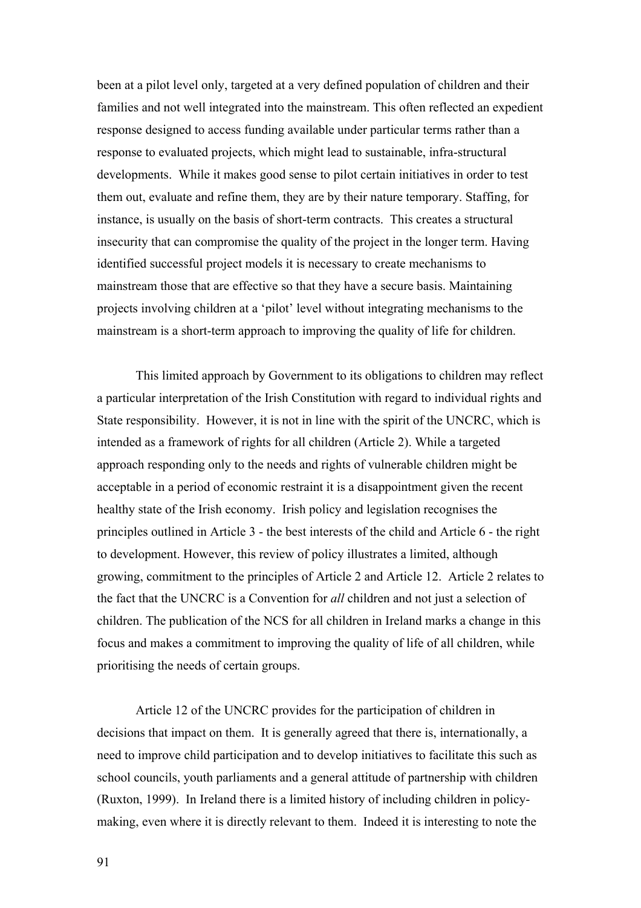been at a pilot level only, targeted at a very defined population of children and their families and not well integrated into the mainstream. This often reflected an expedient response designed to access funding available under particular terms rather than a response to evaluated projects, which might lead to sustainable, infra-structural developments. While it makes good sense to pilot certain initiatives in order to test them out, evaluate and refine them, they are by their nature temporary. Staffing, for instance, is usually on the basis of short-term contracts. This creates a structural insecurity that can compromise the quality of the project in the longer term. Having identified successful project models it is necessary to create mechanisms to mainstream those that are effective so that they have a secure basis. Maintaining projects involving children at a 'pilot' level without integrating mechanisms to the mainstream is a short-term approach to improving the quality of life for children.

This limited approach by Government to its obligations to children may reflect a particular interpretation of the Irish Constitution with regard to individual rights and State responsibility. However, it is not in line with the spirit of the UNCRC, which is intended as a framework of rights for all children (Article 2). While a targeted approach responding only to the needs and rights of vulnerable children might be acceptable in a period of economic restraint it is a disappointment given the recent healthy state of the Irish economy. Irish policy and legislation recognises the principles outlined in Article 3 - the best interests of the child and Article 6 - the right to development. However, this review of policy illustrates a limited, although growing, commitment to the principles of Article 2 and Article 12. Article 2 relates to the fact that the UNCRC is a Convention for *all* children and not just a selection of children. The publication of the NCS for all children in Ireland marks a change in this focus and makes a commitment to improving the quality of life of all children, while prioritising the needs of certain groups.

Article 12 of the UNCRC provides for the participation of children in decisions that impact on them. It is generally agreed that there is, internationally, a need to improve child participation and to develop initiatives to facilitate this such as school councils, youth parliaments and a general attitude of partnership with children (Ruxton, 1999). In Ireland there is a limited history of including children in policy-making, even where it is directly relevant to them. Indeed it is interesting to note the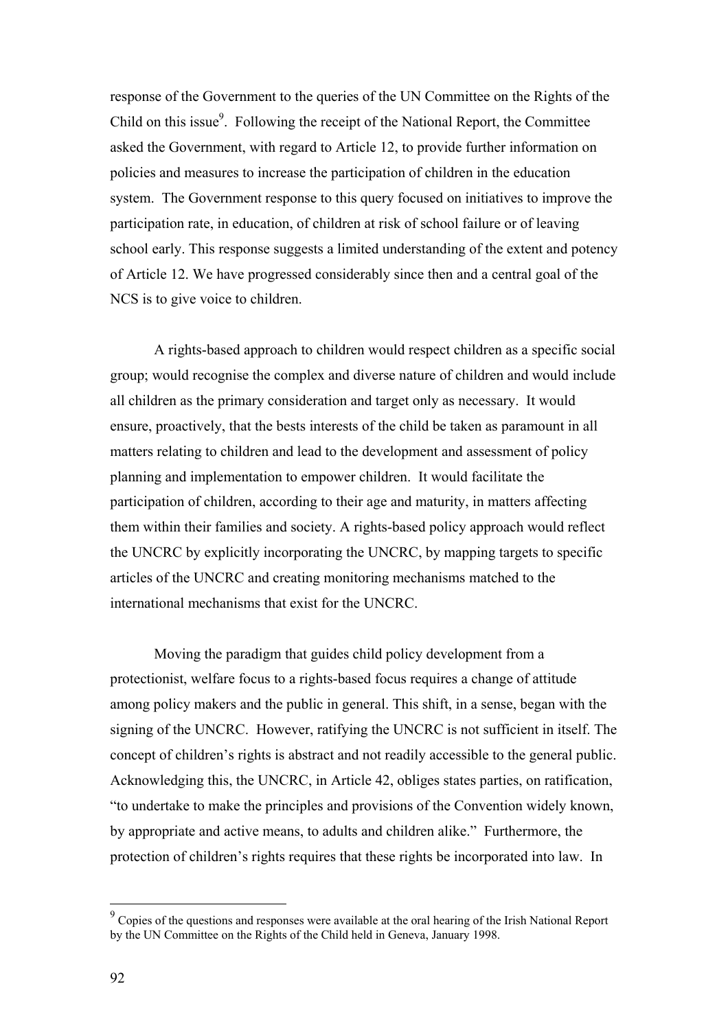response of the Government to the queries of the UN Committee on the Rights of the Child on this issue[9]. Following the receipt of the National Report, the Committee asked the Government, with regard to Article 12, to provide further information on policies and measures to increase the participation of children in the education system. The Government response to this query focused on initiatives to improve the participation rate, in education, of children at risk of school failure or of leaving school early. This response suggests a limited understanding of the extent and potency of Article 12. We have progressed considerably since then and a central goal of the NCS is to give voice to children.

A rights-based approach to children would respect children as a specific social group; would recognise the complex and diverse nature of children and would include all children as the primary consideration and target only as necessary. It would ensure, proactively, that the bests interests of the child be taken as paramount in all matters relating to children and lead to the development and assessment of policy planning and implementation to empower children. It would facilitate the participation of children, according to their age and maturity, in matters affecting them within their families and society. A rights-based policy approach would reflect the UNCRC by explicitly incorporating the UNCRC, by mapping targets to specific articles of the UNCRC and creating monitoring mechanisms matched to the international mechanisms that exist for the UNCRC.

Moving the paradigm that guides child policy development from a protectionist, welfare focus to a rights-based focus requires a change of attitude among policy makers and the public in general. This shift, in a sense, began with the signing of the UNCRC. However, ratifying the UNCRC is not sufficient in itself. The concept of children's rights is abstract and not readily accessible to the general public. Acknowledging this, the UNCRC, in Article 42, obliges states parties, on ratification, "to undertake to make the principles and provisions of the Convention widely known, by appropriate and active means, to adults and children alike." Furthermore, the protection of children's rights requires that these rights be incorporated into law. In

[9] Copies of the questions and responses were available at the oral hearing of the Irish National Report by the UN Committee on the Rights of the Child held in Geneva, January 1998.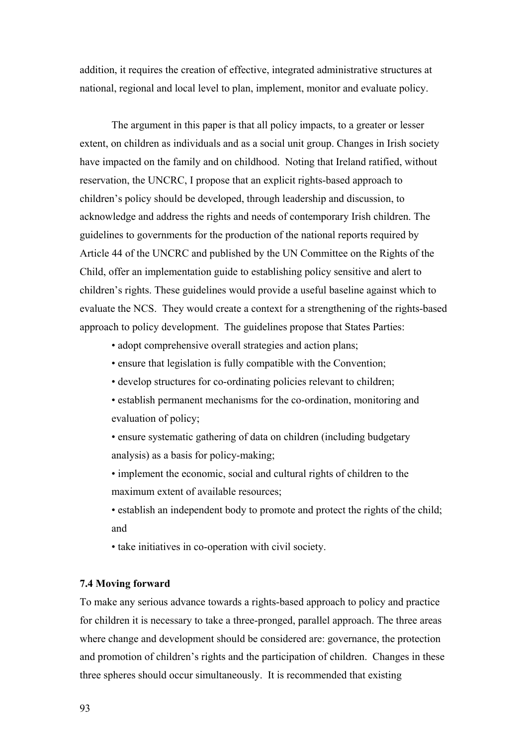addition, it requires the creation of effective, integrated administrative structures at national, regional and local level to plan, implement, monitor and evaluate policy.

The argument in this paper is that all policy impacts, to a greater or lesser extent, on children as individuals and as a social unit group. Changes in Irish society have impacted on the family and on childhood. Noting that Ireland ratified, without reservation, the UNCRC, I propose that an explicit rights-based approach to children's policy should be developed, through leadership and discussion, to acknowledge and address the rights and needs of contemporary Irish children. The guidelines to governments for the production of the national reports required by Article 44 of the UNCRC and published by the UN Committee on the Rights of the Child, offer an implementation guide to establishing policy sensitive and alert to children's rights. These guidelines would provide a useful baseline against which to evaluate the NCS. They would create a context for a strengthening of the rights-based approach to policy development. The guidelines propose that States Parties:

- adopt comprehensive overall strategies and action plans;
- ensure that legislation is fully compatible with the Convention;
- develop structures for co-ordinating policies relevant to children;
- establish permanent mechanisms for the co-ordination, monitoring and evaluation of policy;
- ensure systematic gathering of data on children (including budgetary analysis) as a basis for policy-making;
- implement the economic, social and cultural rights of children to the maximum extent of available resources;
- establish an independent body to promote and protect the rights of the child; and
- take initiatives in co-operation with civil society.

**7.4 Moving forward**

To make any serious advance towards a rights-based approach to policy and practice for children it is necessary to take a three-pronged, parallel approach. The three areas where change and development should be considered are: governance, the protection and promotion of children's rights and the participation of children. Changes in these three spheres should occur simultaneously. It is recommended that existing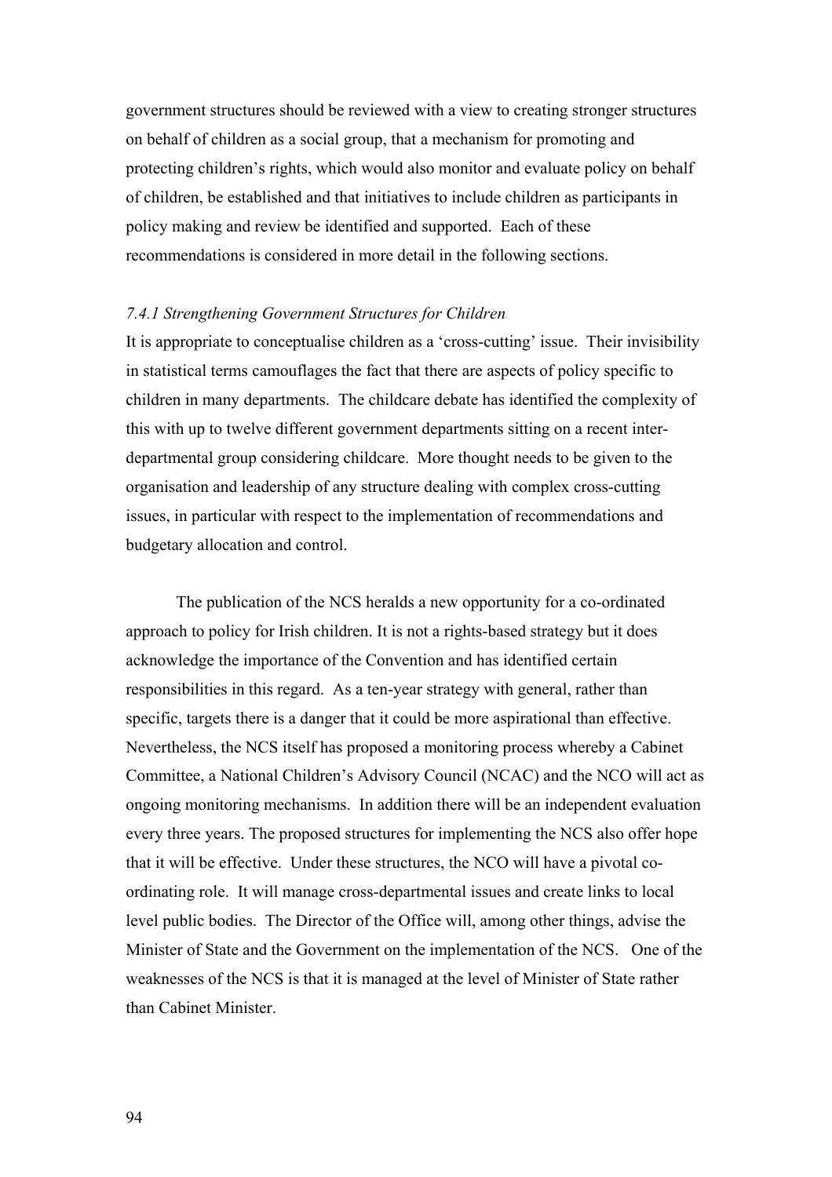government structures should be reviewed with a view to creating stronger structures on behalf of children as a social group, that a mechanism for promoting and protecting children's rights, which would also monitor and evaluate policy on behalf of children, be established and that initiatives to include children as participants in policy making and review be identified and supported. Each of these recommendations is considered in more detail in the following sections.

*7.4.1 Strengthening Government Structures for Children*

It is appropriate to conceptualise children as a 'cross-cutting' issue. Their invisibility in statistical terms camouflages the fact that there are aspects of policy specific to children in many departments. The childcare debate has identified the complexity of this with up to twelve different government departments sitting on a recent inter-departmental group considering childcare. More thought needs to be given to the organisation and leadership of any structure dealing with complex cross-cutting issues, in particular with respect to the implementation of recommendations and budgetary allocation and control.

The publication of the NCS heralds a new opportunity for a co-ordinated approach to policy for Irish children. It is not a rights-based strategy but it does acknowledge the importance of the Convention and has identified certain responsibilities in this regard. As a ten-year strategy with general, rather than specific, targets there is a danger that it could be more aspirational than effective. Nevertheless, the NCS itself has proposed a monitoring process whereby a Cabinet Committee, a National Children's Advisory Council (NCAC) and the NCO will act as ongoing monitoring mechanisms. In addition there will be an independent evaluation every three years. The proposed structures for implementing the NCS also offer hope that it will be effective. Under these structures, the NCO will have a pivotal co-ordinating role. It will manage cross-departmental issues and create links to local level public bodies. The Director of the Office will, among other things, advise the Minister of State and the Government on the implementation of the NCS. One of the weaknesses of the NCS is that it is managed at the level of Minister of State rather than Cabinet Minister.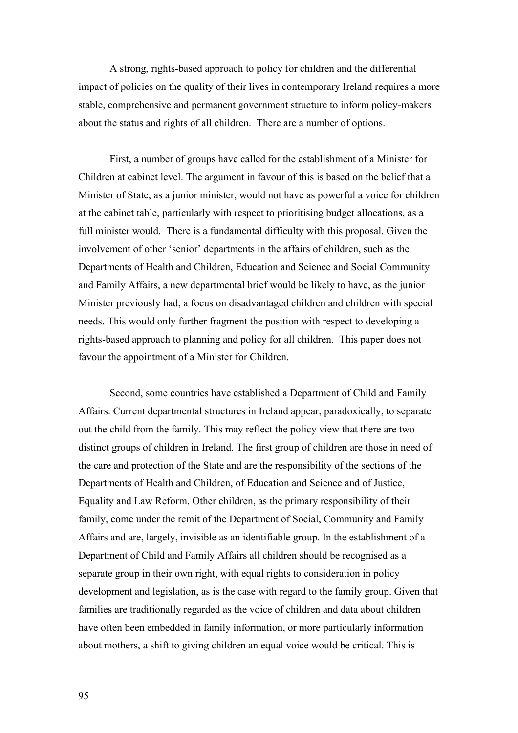A strong, rights-based approach to policy for children and the differential impact of policies on the quality of their lives in contemporary Ireland requires a more stable, comprehensive and permanent government structure to inform policy-makers about the status and rights of all children. There are a number of options.

First, a number of groups have called for the establishment of a Minister for Children at cabinet level. The argument in favour of this is based on the belief that a Minister of State, as a junior minister, would not have as powerful a voice for children at the cabinet table, particularly with respect to prioritising budget allocations, as a full minister would. There is a fundamental difficulty with this proposal. Given the involvement of other 'senior' departments in the affairs of children, such as the Departments of Health and Children, Education and Science and Social Community and Family Affairs, a new departmental brief would be likely to have, as the junior Minister previously had, a focus on disadvantaged children and children with special needs. This would only further fragment the position with respect to developing a rights-based approach to planning and policy for all children. This paper does not favour the appointment of a Minister for Children.

Second, some countries have established a Department of Child and Family Affairs. Current departmental structures in Ireland appear, paradoxically, to separate out the child from the family. This may reflect the policy view that there are two distinct groups of children in Ireland. The first group of children are those in need of the care and protection of the State and are the responsibility of the sections of the Departments of Health and Children, of Education and Science and of Justice, Equality and Law Reform. Other children, as the primary responsibility of their family, come under the remit of the Department of Social, Community and Family Affairs and are, largely, invisible as an identifiable group. In the establishment of a Department of Child and Family Affairs all children should be recognised as a separate group in their own right, with equal rights to consideration in policy development and legislation, as is the case with regard to the family group. Given that families are traditionally regarded as the voice of children and data about children have often been embedded in family information, or more particularly information about mothers, a shift to giving children an equal voice would be critical. This is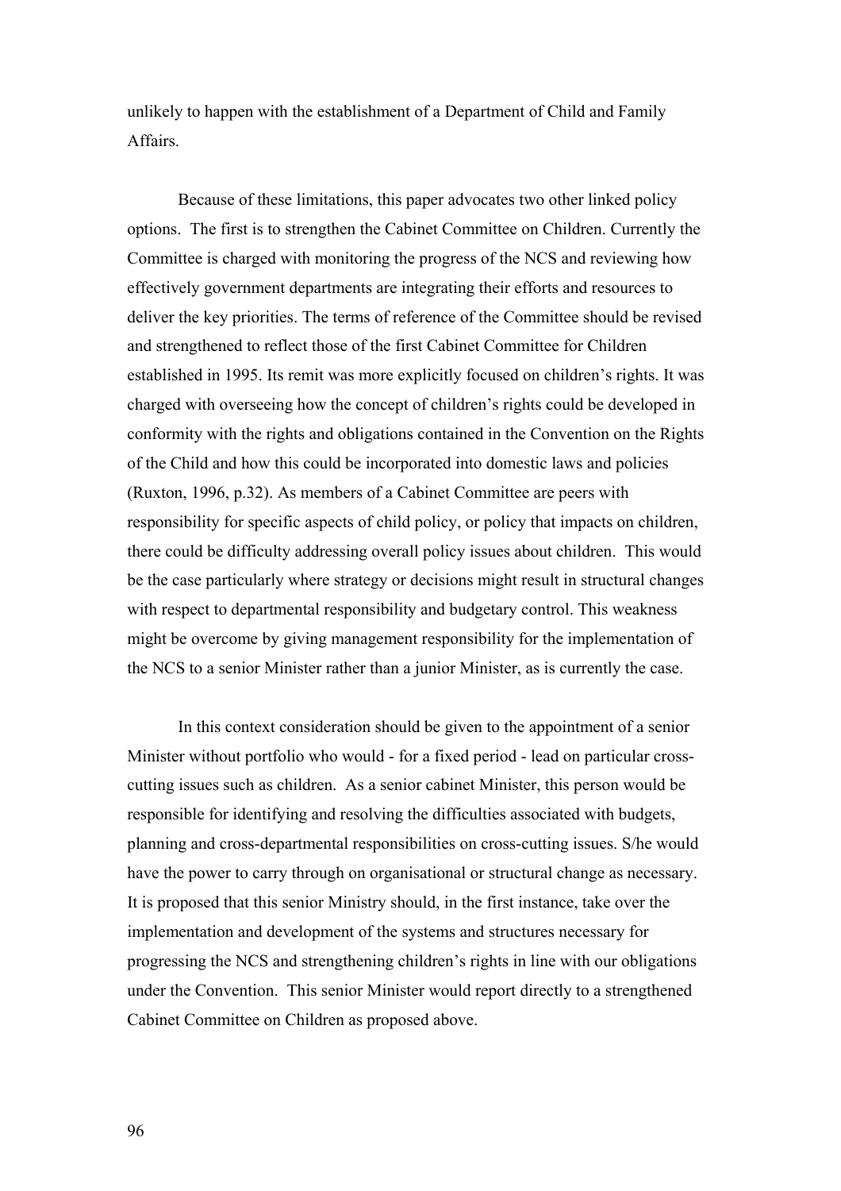unlikely to happen with the establishment of a Department of Child and Family Affairs.

Because of these limitations, this paper advocates two other linked policy options. The first is to strengthen the Cabinet Committee on Children. Currently the Committee is charged with monitoring the progress of the NCS and reviewing how effectively government departments are integrating their efforts and resources to deliver the key priorities. The terms of reference of the Committee should be revised and strengthened to reflect those of the first Cabinet Committee for Children established in 1995. Its remit was more explicitly focused on children's rights. It was charged with overseeing how the concept of children's rights could be developed in conformity with the rights and obligations contained in the Convention on the Rights of the Child and how this could be incorporated into domestic laws and policies (Ruxton, 1996, p.32). As members of a Cabinet Committee are peers with responsibility for specific aspects of child policy, or policy that impacts on children, there could be difficulty addressing overall policy issues about children. This would be the case particularly where strategy or decisions might result in structural changes with respect to departmental responsibility and budgetary control. This weakness might be overcome by giving management responsibility for the implementation of the NCS to a senior Minister rather than a junior Minister, as is currently the case.

In this context consideration should be given to the appointment of a senior Minister without portfolio who would - for a fixed period - lead on particular cross-cutting issues such as children. As a senior cabinet Minister, this person would be responsible for identifying and resolving the difficulties associated with budgets, planning and cross-departmental responsibilities on cross-cutting issues. S/he would have the power to carry through on organisational or structural change as necessary. It is proposed that this senior Ministry should, in the first instance, take over the implementation and development of the systems and structures necessary for progressing the NCS and strengthening children's rights in line with our obligations under the Convention. This senior Minister would report directly to a strengthened Cabinet Committee on Children as proposed above.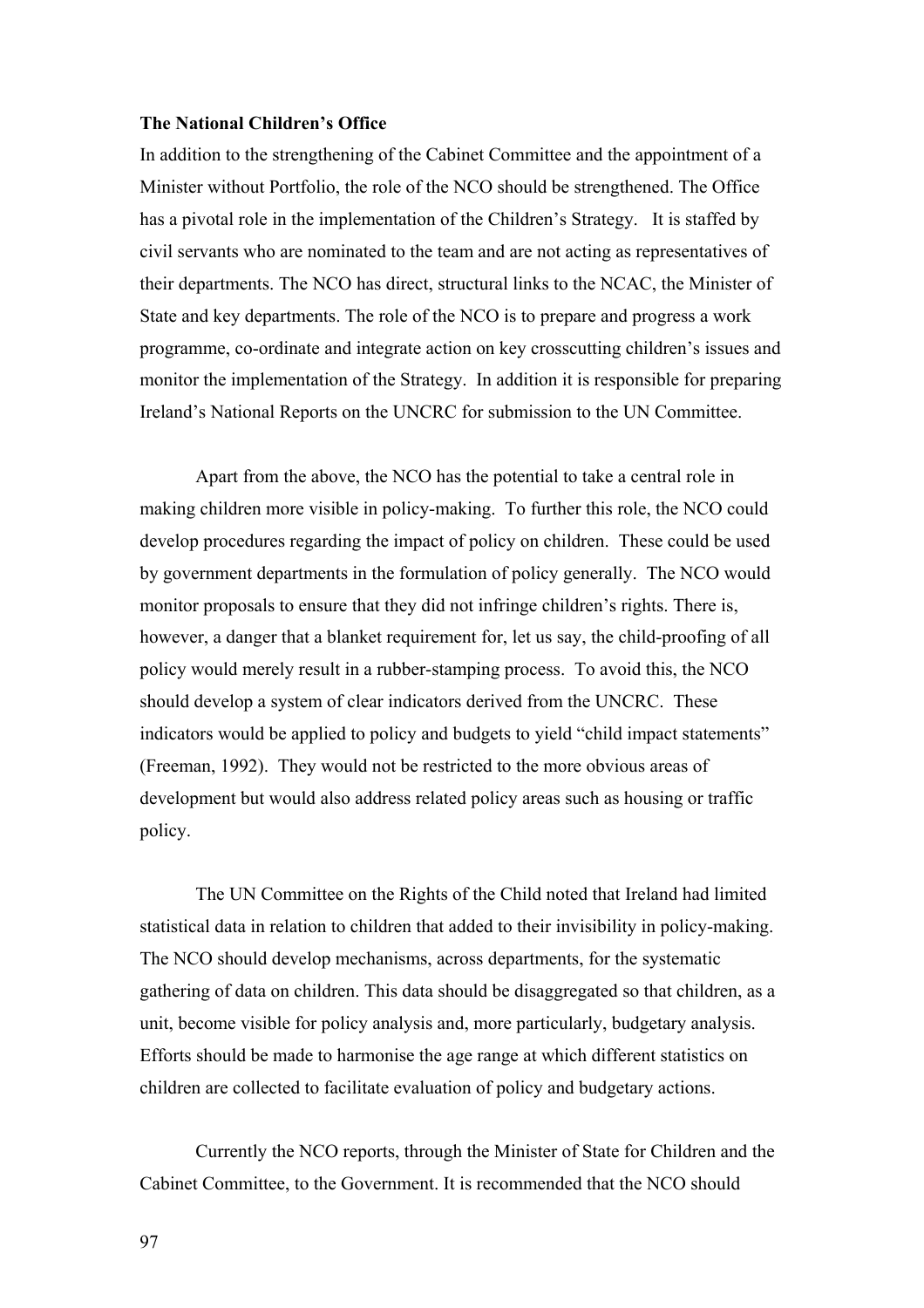**The National Children's Office**

In addition to the strengthening of the Cabinet Committee and the appointment of a Minister without Portfolio, the role of the NCO should be strengthened. The Office has a pivotal role in the implementation of the Children's Strategy. It is staffed by civil servants who are nominated to the team and are not acting as representatives of their departments. The NCO has direct, structural links to the NCAC, the Minister of State and key departments. The role of the NCO is to prepare and progress a work programme, co-ordinate and integrate action on key crosscutting children's issues and monitor the implementation of the Strategy. In addition it is responsible for preparing Ireland's National Reports on the UNCRC for submission to the UN Committee.

Apart from the above, the NCO has the potential to take a central role in making children more visible in policy-making. To further this role, the NCO could develop procedures regarding the impact of policy on children. These could be used by government departments in the formulation of policy generally. The NCO would monitor proposals to ensure that they did not infringe children's rights. There is, however, a danger that a blanket requirement for, let us say, the child-proofing of all policy would merely result in a rubber-stamping process. To avoid this, the NCO should develop a system of clear indicators derived from the UNCRC. These indicators would be applied to policy and budgets to yield "child impact statements" (Freeman, 1992). They would not be restricted to the more obvious areas of development but would also address related policy areas such as housing or traffic policy.

The UN Committee on the Rights of the Child noted that Ireland had limited statistical data in relation to children that added to their invisibility in policy-making. The NCO should develop mechanisms, across departments, for the systematic gathering of data on children. This data should be disaggregated so that children, as a unit, become visible for policy analysis and, more particularly, budgetary analysis. Efforts should be made to harmonise the age range at which different statistics on children are collected to facilitate evaluation of policy and budgetary actions.

Currently the NCO reports, through the Minister of State for Children and the Cabinet Committee, to the Government. It is recommended that the NCO should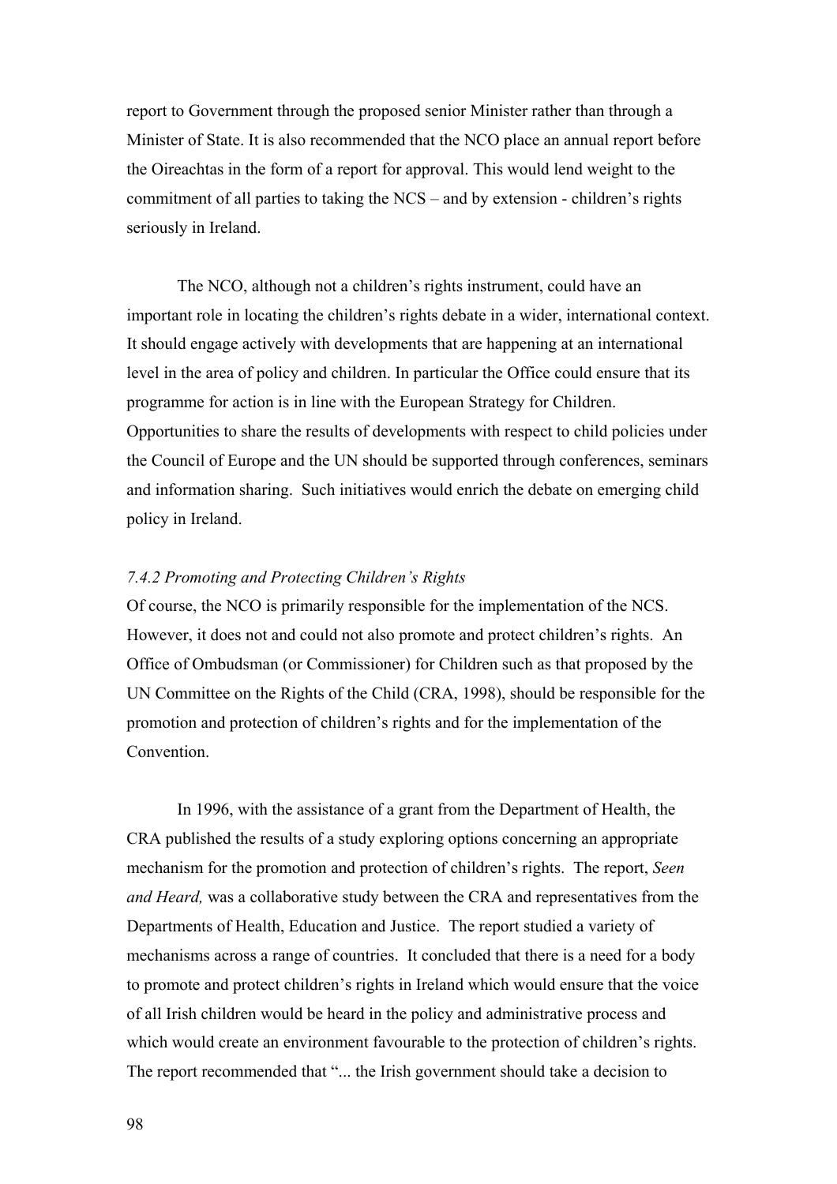report to Government through the proposed senior Minister rather than through a Minister of State. It is also recommended that the NCO place an annual report before the Oireachtas in the form of a report for approval. This would lend weight to the commitment of all parties to taking the NCS – and by extension - children's rights seriously in Ireland.

The NCO, although not a children's rights instrument, could have an important role in locating the children's rights debate in a wider, international context. It should engage actively with developments that are happening at an international level in the area of policy and children. In particular the Office could ensure that its programme for action is in line with the European Strategy for Children. Opportunities to share the results of developments with respect to child policies under the Council of Europe and the UN should be supported through conferences, seminars and information sharing. Such initiatives would enrich the debate on emerging child policy in Ireland.

### *7.4.2 Promoting and Protecting Children's Rights*

Of course, the NCO is primarily responsible for the implementation of the NCS. However, it does not and could not also promote and protect children's rights. An Office of Ombudsman (or Commissioner) for Children such as that proposed by the UN Committee on the Rights of the Child (CRA, 1998), should be responsible for the promotion and protection of children's rights and for the implementation of the Convention.

In 1996, with the assistance of a grant from the Department of Health, the CRA published the results of a study exploring options concerning an appropriate mechanism for the promotion and protection of children's rights. The report, *Seen and Heard,* was a collaborative study between the CRA and representatives from the Departments of Health, Education and Justice. The report studied a variety of mechanisms across a range of countries. It concluded that there is a need for a body to promote and protect children's rights in Ireland which would ensure that the voice of all Irish children would be heard in the policy and administrative process and which would create an environment favourable to the protection of children's rights. The report recommended that "... the Irish government should take a decision to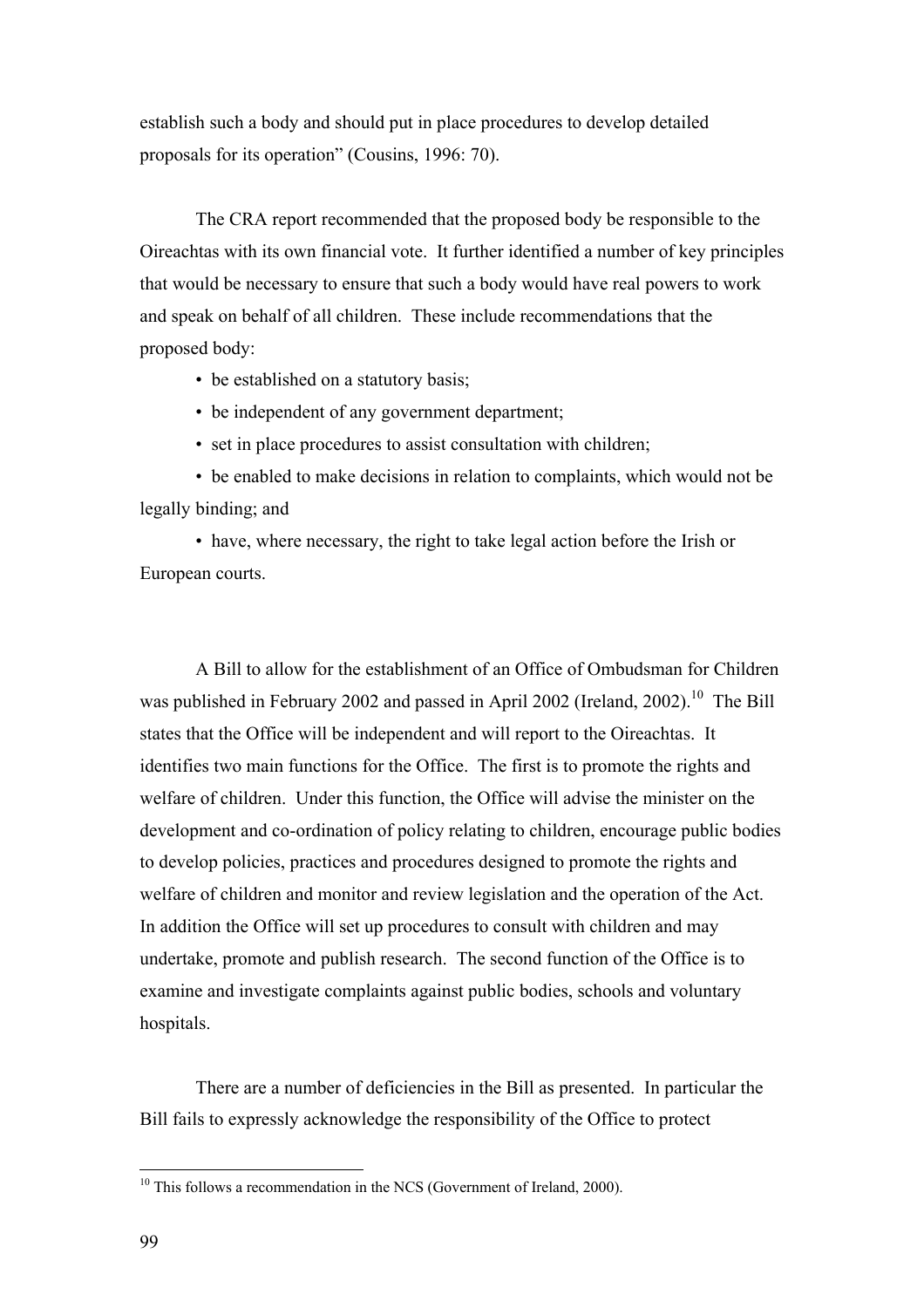establish such a body and should put in place procedures to develop detailed proposals for its operation" (Cousins, 1996: 70).

The CRA report recommended that the proposed body be responsible to the Oireachtas with its own financial vote. It further identified a number of key principles that would be necessary to ensure that such a body would have real powers to work and speak on behalf of all children. These include recommendations that the proposed body:

- be established on a statutory basis;
- be independent of any government department;
- set in place procedures to assist consultation with children;
- be enabled to make decisions in relation to complaints, which would not be legally binding; and
- have, where necessary, the right to take legal action before the Irish or European courts.

A Bill to allow for the establishment of an Office of Ombudsman for Children was published in February 2002 and passed in April 2002 (Ireland, 2002).[10] The Bill states that the Office will be independent and will report to the Oireachtas. It identifies two main functions for the Office. The first is to promote the rights and welfare of children. Under this function, the Office will advise the minister on the development and co-ordination of policy relating to children, encourage public bodies to develop policies, practices and procedures designed to promote the rights and welfare of children and monitor and review legislation and the operation of the Act. In addition the Office will set up procedures to consult with children and may undertake, promote and publish research. The second function of the Office is to examine and investigate complaints against public bodies, schools and voluntary hospitals.

There are a number of deficiencies in the Bill as presented. In particular the Bill fails to expressly acknowledge the responsibility of the Office to protect

[10] This follows a recommendation in the NCS (Government of Ireland, 2000).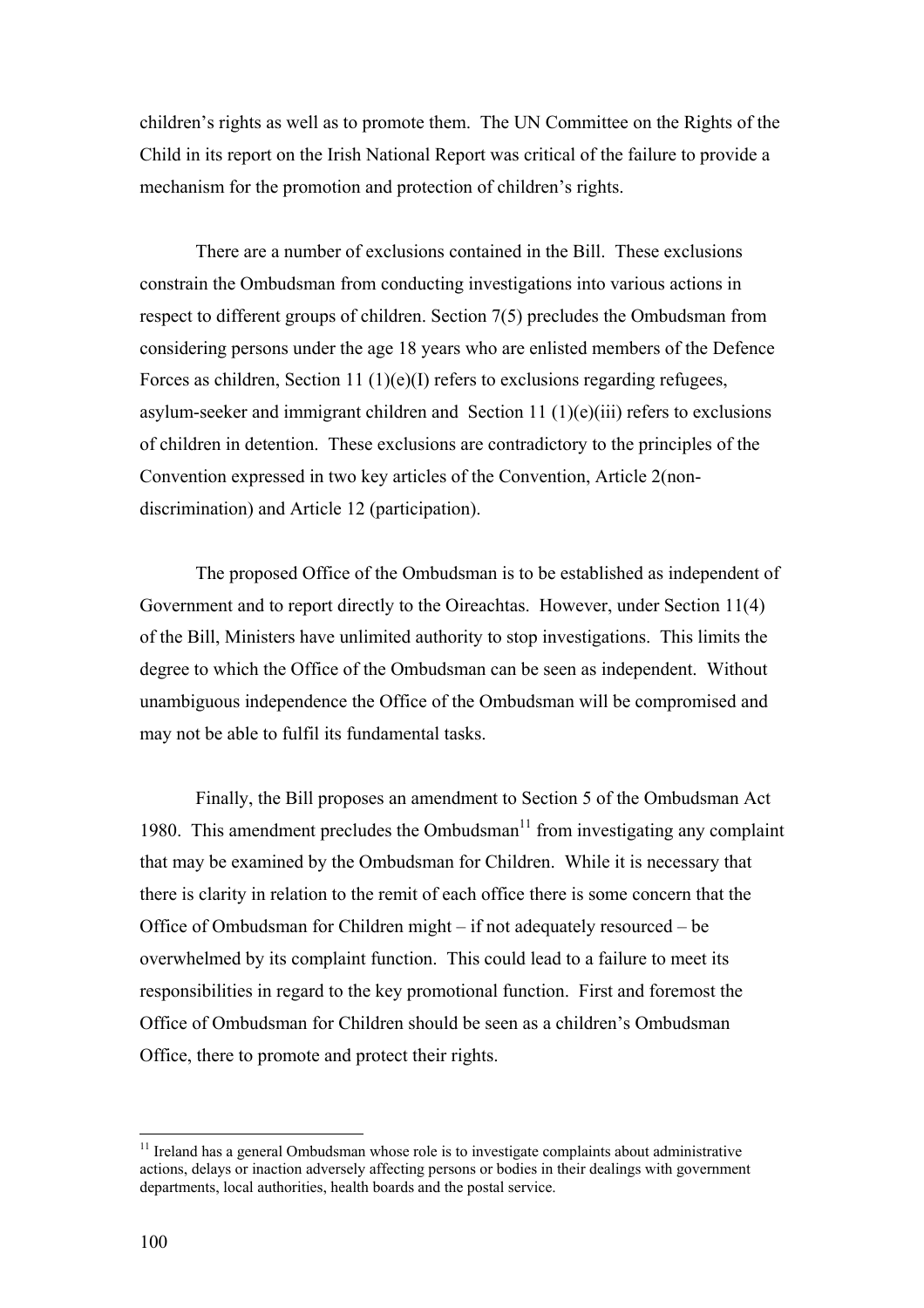children's rights as well as to promote them. The UN Committee on the Rights of the Child in its report on the Irish National Report was critical of the failure to provide a mechanism for the promotion and protection of children's rights.

There are a number of exclusions contained in the Bill. These exclusions constrain the Ombudsman from conducting investigations into various actions in respect to different groups of children. Section 7(5) precludes the Ombudsman from considering persons under the age 18 years who are enlisted members of the Defence Forces as children, Section 11 (1)(e)(I) refers to exclusions regarding refugees, asylum-seeker and immigrant children and Section 11 (1)(e)(iii) refers to exclusions of children in detention. These exclusions are contradictory to the principles of the Convention expressed in two key articles of the Convention, Article 2(non-discrimination) and Article 12 (participation).

The proposed Office of the Ombudsman is to be established as independent of Government and to report directly to the Oireachtas. However, under Section 11(4) of the Bill, Ministers have unlimited authority to stop investigations. This limits the degree to which the Office of the Ombudsman can be seen as independent. Without unambiguous independence the Office of the Ombudsman will be compromised and may not be able to fulfil its fundamental tasks.

Finally, the Bill proposes an amendment to Section 5 of the Ombudsman Act 1980. This amendment precludes the Ombudsman[11] from investigating any complaint that may be examined by the Ombudsman for Children. While it is necessary that there is clarity in relation to the remit of each office there is some concern that the Office of Ombudsman for Children might – if not adequately resourced – be overwhelmed by its complaint function. This could lead to a failure to meet its responsibilities in regard to the key promotional function. First and foremost the Office of Ombudsman for Children should be seen as a children's Ombudsman Office, there to promote and protect their rights.

[11] Ireland has a general Ombudsman whose role is to investigate complaints about administrative actions, delays or inaction adversely affecting persons or bodies in their dealings with government departments, local authorities, health boards and the postal service.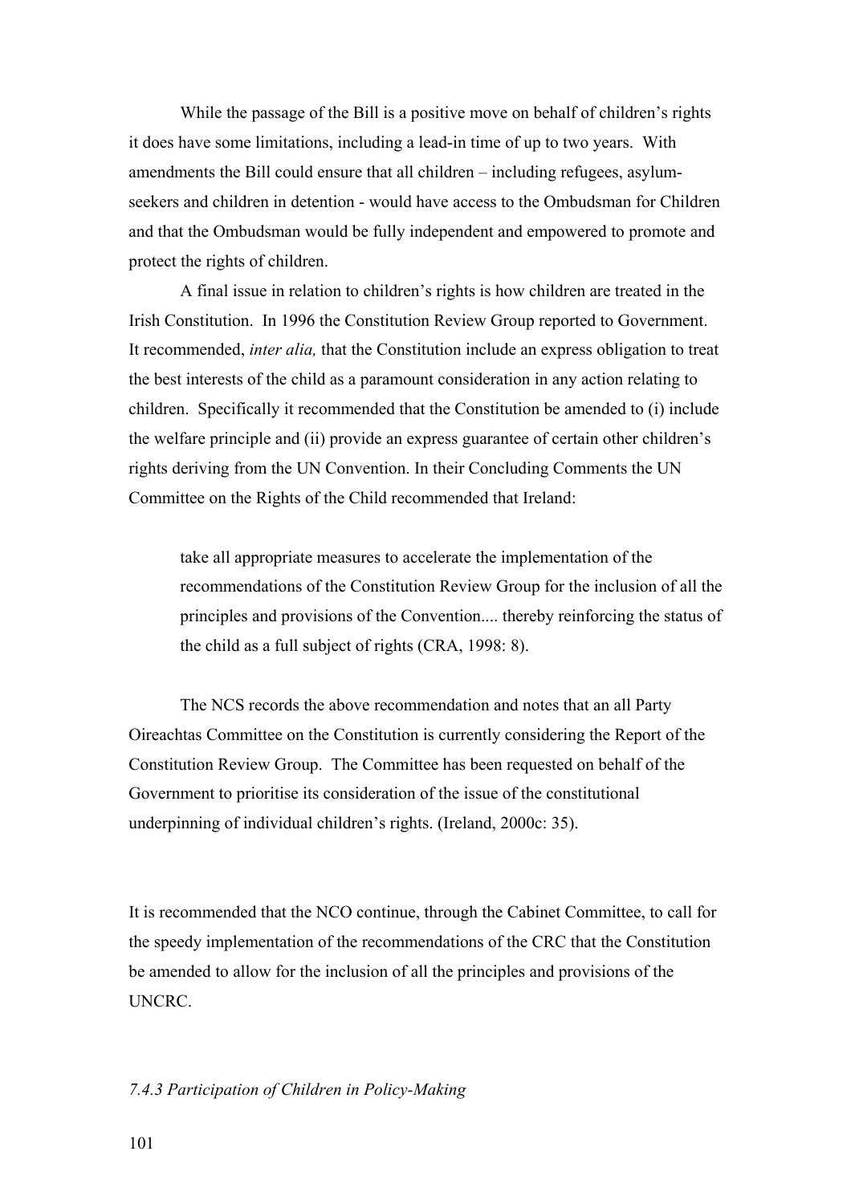While the passage of the Bill is a positive move on behalf of children's rights it does have some limitations, including a lead-in time of up to two years. With amendments the Bill could ensure that all children – including refugees, asylum-seekers and children in detention - would have access to the Ombudsman for Children and that the Ombudsman would be fully independent and empowered to promote and protect the rights of children.

A final issue in relation to children's rights is how children are treated in the Irish Constitution. In 1996 the Constitution Review Group reported to Government. It recommended, *inter alia,* that the Constitution include an express obligation to treat the best interests of the child as a paramount consideration in any action relating to children. Specifically it recommended that the Constitution be amended to (i) include the welfare principle and (ii) provide an express guarantee of certain other children's rights deriving from the UN Convention. In their Concluding Comments the UN Committee on the Rights of the Child recommended that Ireland:

> take all appropriate measures to accelerate the implementation of the recommendations of the Constitution Review Group for the inclusion of all the principles and provisions of the Convention.... thereby reinforcing the status of the child as a full subject of rights (CRA, 1998: 8).

The NCS records the above recommendation and notes that an all Party Oireachtas Committee on the Constitution is currently considering the Report of the Constitution Review Group. The Committee has been requested on behalf of the Government to prioritise its consideration of the issue of the constitutional underpinning of individual children's rights. (Ireland, 2000c: 35).

It is recommended that the NCO continue, through the Cabinet Committee, to call for the speedy implementation of the recommendations of the CRC that the Constitution be amended to allow for the inclusion of all the principles and provisions of the UNCRC.

### *7.4.3 Participation of Children in Policy-Making*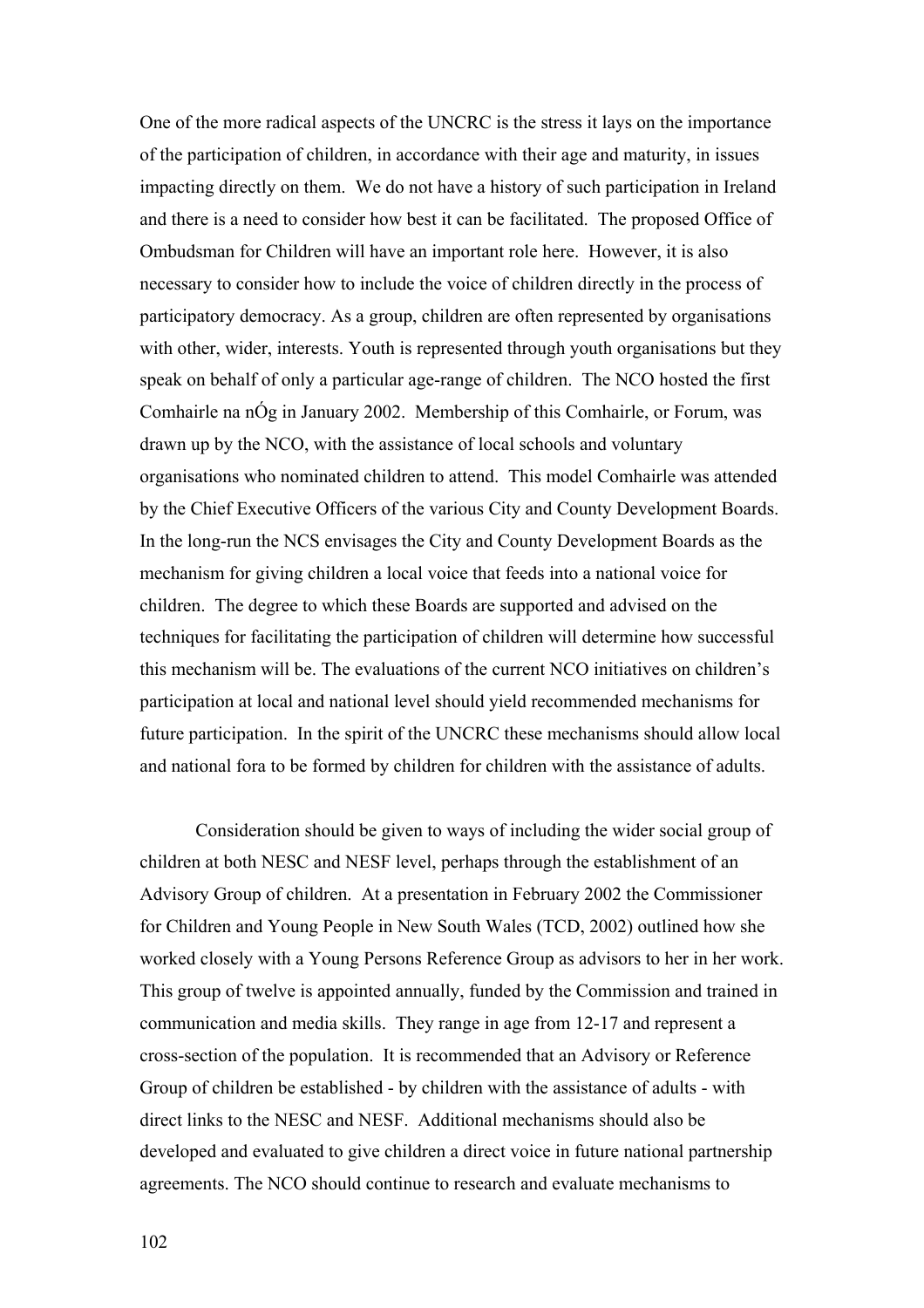One of the more radical aspects of the UNCRC is the stress it lays on the importance of the participation of children, in accordance with their age and maturity, in issues impacting directly on them. We do not have a history of such participation in Ireland and there is a need to consider how best it can be facilitated. The proposed Office of Ombudsman for Children will have an important role here. However, it is also necessary to consider how to include the voice of children directly in the process of participatory democracy. As a group, children are often represented by organisations with other, wider, interests. Youth is represented through youth organisations but they speak on behalf of only a particular age-range of children. The NCO hosted the first Comhairle na nÓg in January 2002. Membership of this Comhairle, or Forum, was drawn up by the NCO, with the assistance of local schools and voluntary organisations who nominated children to attend. This model Comhairle was attended by the Chief Executive Officers of the various City and County Development Boards. In the long-run the NCS envisages the City and County Development Boards as the mechanism for giving children a local voice that feeds into a national voice for children. The degree to which these Boards are supported and advised on the techniques for facilitating the participation of children will determine how successful this mechanism will be. The evaluations of the current NCO initiatives on children's participation at local and national level should yield recommended mechanisms for future participation. In the spirit of the UNCRC these mechanisms should allow local and national fora to be formed by children for children with the assistance of adults.

Consideration should be given to ways of including the wider social group of children at both NESC and NESF level, perhaps through the establishment of an Advisory Group of children. At a presentation in February 2002 the Commissioner for Children and Young People in New South Wales (TCD, 2002) outlined how she worked closely with a Young Persons Reference Group as advisors to her in her work. This group of twelve is appointed annually, funded by the Commission and trained in communication and media skills. They range in age from 12-17 and represent a cross-section of the population. It is recommended that an Advisory or Reference Group of children be established - by children with the assistance of adults - with direct links to the NESC and NESF. Additional mechanisms should also be developed and evaluated to give children a direct voice in future national partnership agreements. The NCO should continue to research and evaluate mechanisms to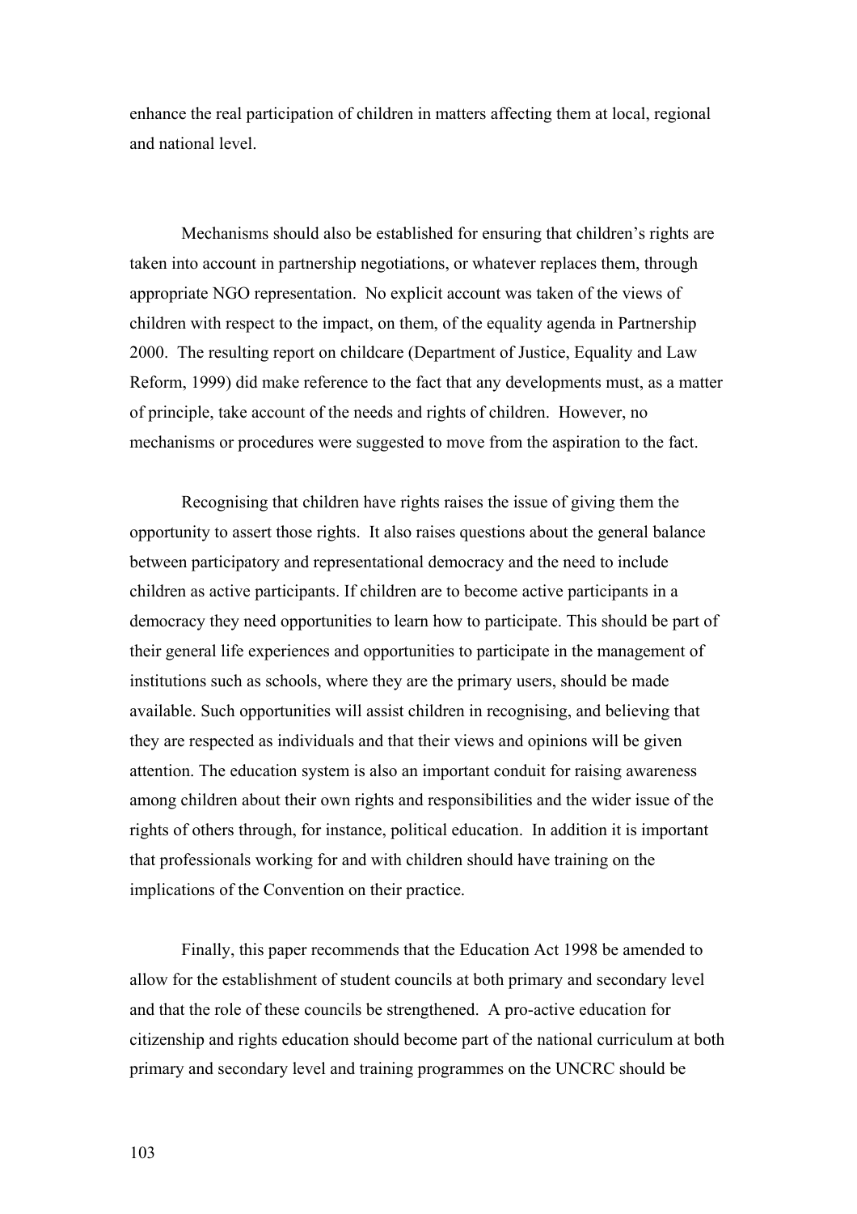enhance the real participation of children in matters affecting them at local, regional and national level.

Mechanisms should also be established for ensuring that children's rights are taken into account in partnership negotiations, or whatever replaces them, through appropriate NGO representation. No explicit account was taken of the views of children with respect to the impact, on them, of the equality agenda in Partnership 2000. The resulting report on childcare (Department of Justice, Equality and Law Reform, 1999) did make reference to the fact that any developments must, as a matter of principle, take account of the needs and rights of children. However, no mechanisms or procedures were suggested to move from the aspiration to the fact.

Recognising that children have rights raises the issue of giving them the opportunity to assert those rights. It also raises questions about the general balance between participatory and representational democracy and the need to include children as active participants. If children are to become active participants in a democracy they need opportunities to learn how to participate. This should be part of their general life experiences and opportunities to participate in the management of institutions such as schools, where they are the primary users, should be made available. Such opportunities will assist children in recognising, and believing that they are respected as individuals and that their views and opinions will be given attention. The education system is also an important conduit for raising awareness among children about their own rights and responsibilities and the wider issue of the rights of others through, for instance, political education. In addition it is important that professionals working for and with children should have training on the implications of the Convention on their practice.

Finally, this paper recommends that the Education Act 1998 be amended to allow for the establishment of student councils at both primary and secondary level and that the role of these councils be strengthened. A pro-active education for citizenship and rights education should become part of the national curriculum at both primary and secondary level and training programmes on the UNCRC should be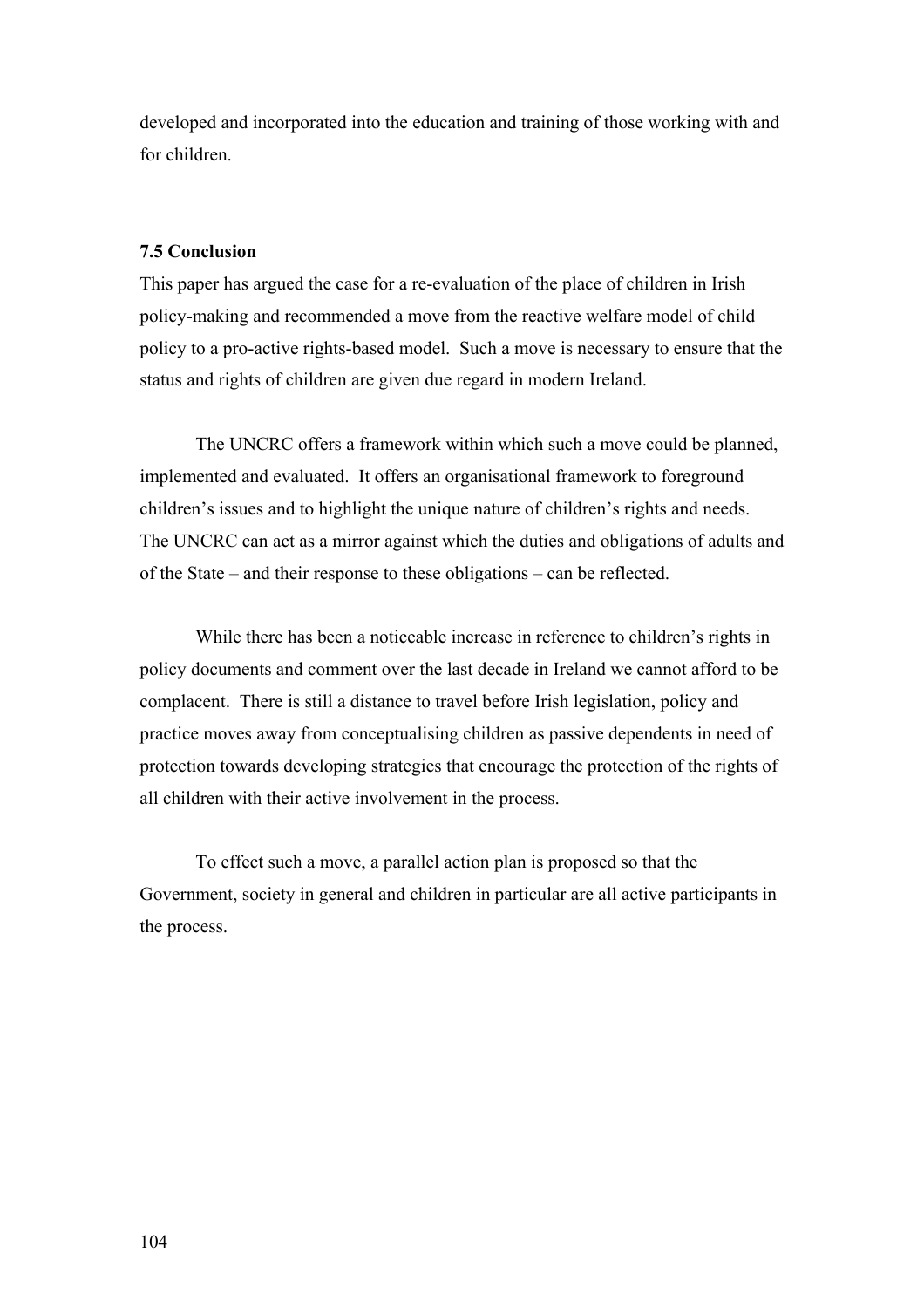developed and incorporated into the education and training of those working with and for children.

### 7.5 Conclusion

This paper has argued the case for a re-evaluation of the place of children in Irish policy-making and recommended a move from the reactive welfare model of child policy to a pro-active rights-based model. Such a move is necessary to ensure that the status and rights of children are given due regard in modern Ireland.

The UNCRC offers a framework within which such a move could be planned, implemented and evaluated. It offers an organisational framework to foreground children's issues and to highlight the unique nature of children's rights and needs. The UNCRC can act as a mirror against which the duties and obligations of adults and of the State – and their response to these obligations – can be reflected.

While there has been a noticeable increase in reference to children's rights in policy documents and comment over the last decade in Ireland we cannot afford to be complacent. There is still a distance to travel before Irish legislation, policy and practice moves away from conceptualising children as passive dependents in need of protection towards developing strategies that encourage the protection of the rights of all children with their active involvement in the process.

To effect such a move, a parallel action plan is proposed so that the Government, society in general and children in particular are all active participants in the process.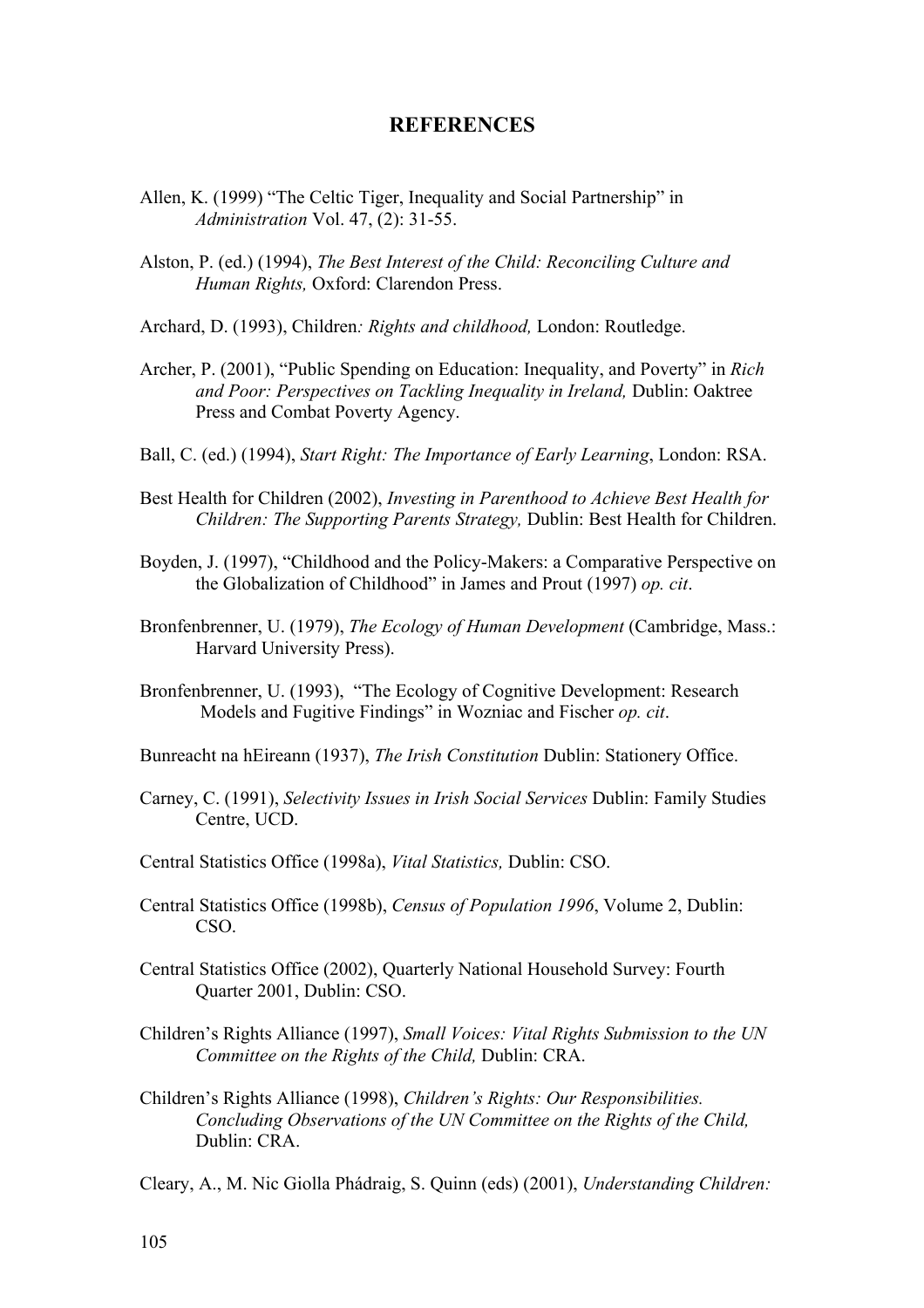# REFERENCES

Allen, K. (1999) "The Celtic Tiger, Inequality and Social Partnership" in *Administration* Vol. 47, (2): 31-55.

Alston, P. (ed.) (1994), *The Best Interest of the Child: Reconciling Culture and Human Rights,* Oxford: Clarendon Press.

Archard, D. (1993), Children*: Rights and childhood,* London: Routledge.

Archer, P. (2001), "Public Spending on Education: Inequality, and Poverty" in *Rich and Poor: Perspectives on Tackling Inequality in Ireland,* Dublin: Oaktree Press and Combat Poverty Agency.

Ball, C. (ed.) (1994), *Start Right: The Importance of Early Learning*, London: RSA.

Best Health for Children (2002), *Investing in Parenthood to Achieve Best Health for Children: The Supporting Parents Strategy,* Dublin: Best Health for Children.

Boyden, J. (1997), "Childhood and the Policy-Makers: a Comparative Perspective on the Globalization of Childhood" in James and Prout (1997) *op. cit*.

Bronfenbrenner, U. (1979), *The Ecology of Human Development* (Cambridge, Mass.: Harvard University Press).

Bronfenbrenner, U. (1993), "The Ecology of Cognitive Development: Research Models and Fugitive Findings" in Wozniac and Fischer *op. cit*.

Bunreacht na hEireann (1937), *The Irish Constitution* Dublin: Stationery Office.

Carney, C. (1991), *Selectivity Issues in Irish Social Services* Dublin: Family Studies Centre, UCD.

Central Statistics Office (1998a), *Vital Statistics,* Dublin: CSO.

Central Statistics Office (1998b), *Census of Population 1996*, Volume 2, Dublin: CSO.

Central Statistics Office (2002), Quarterly National Household Survey: Fourth Quarter 2001, Dublin: CSO.

Children's Rights Alliance (1997), *Small Voices: Vital Rights Submission to the UN Committee on the Rights of the Child,* Dublin: CRA.

Children's Rights Alliance (1998), *Children's Rights: Our Responsibilities. Concluding Observations of the UN Committee on the Rights of the Child,* Dublin: CRA.

Cleary, A., M. Nic Giolla Phádraig, S. Quinn (eds) (2001), *Understanding Children:*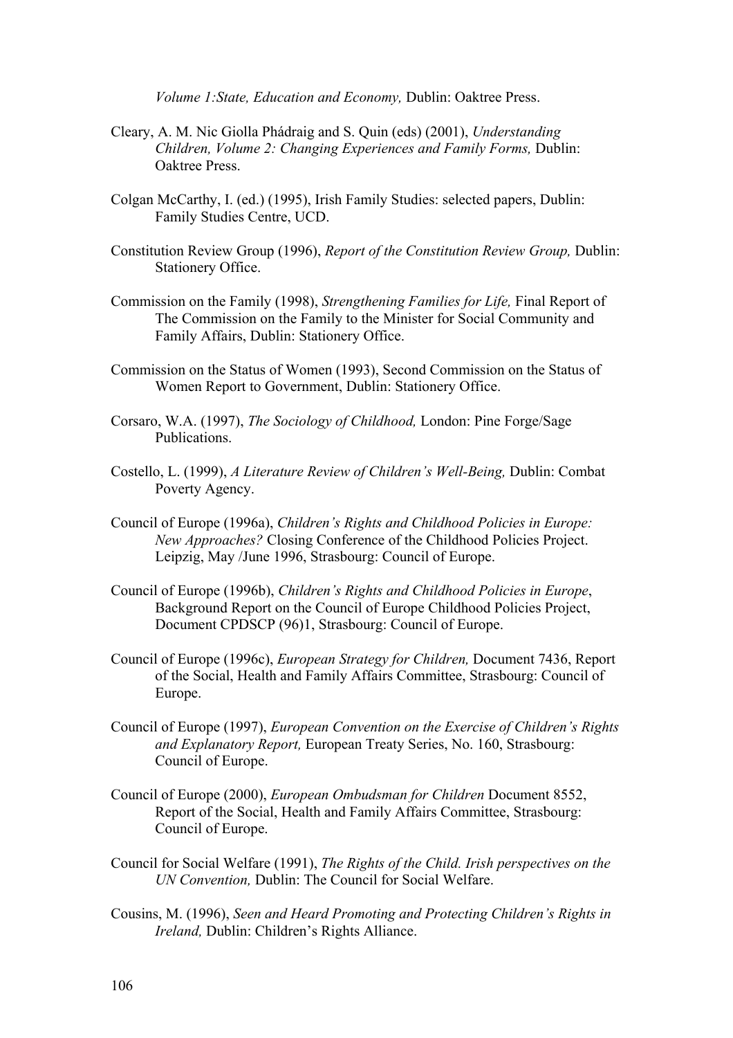*Volume 1:State, Education and Economy,* Dublin: Oaktree Press.

Cleary, A. M. Nic Giolla Phádraig and S. Quin (eds) (2001), *Understanding Children, Volume 2: Changing Experiences and Family Forms,* Dublin: Oaktree Press.

Colgan McCarthy, I. (ed.) (1995), Irish Family Studies: selected papers, Dublin: Family Studies Centre, UCD.

Constitution Review Group (1996), *Report of the Constitution Review Group,* Dublin: Stationery Office.

Commission on the Family (1998), *Strengthening Families for Life,* Final Report of The Commission on the Family to the Minister for Social Community and Family Affairs, Dublin: Stationery Office.

Commission on the Status of Women (1993), Second Commission on the Status of Women Report to Government, Dublin: Stationery Office.

Corsaro, W.A. (1997), *The Sociology of Childhood,* London: Pine Forge/Sage Publications.

Costello, L. (1999), *A Literature Review of Children's Well-Being,* Dublin: Combat Poverty Agency.

Council of Europe (1996a), *Children's Rights and Childhood Policies in Europe: New Approaches?* Closing Conference of the Childhood Policies Project. Leipzig, May /June 1996, Strasbourg: Council of Europe.

Council of Europe (1996b), *Children's Rights and Childhood Policies in Europe*, Background Report on the Council of Europe Childhood Policies Project, Document CPDSCP (96)1, Strasbourg: Council of Europe.

Council of Europe (1996c), *European Strategy for Children,* Document 7436, Report of the Social, Health and Family Affairs Committee, Strasbourg: Council of Europe.

Council of Europe (1997), *European Convention on the Exercise of Children's Rights and Explanatory Report,* European Treaty Series, No. 160, Strasbourg: Council of Europe.

Council of Europe (2000), *European Ombudsman for Children* Document 8552, Report of the Social, Health and Family Affairs Committee, Strasbourg: Council of Europe.

Council for Social Welfare (1991), *The Rights of the Child. Irish perspectives on the UN Convention,* Dublin: The Council for Social Welfare.

Cousins, M. (1996), *Seen and Heard Promoting and Protecting Children's Rights in Ireland,* Dublin: Children's Rights Alliance.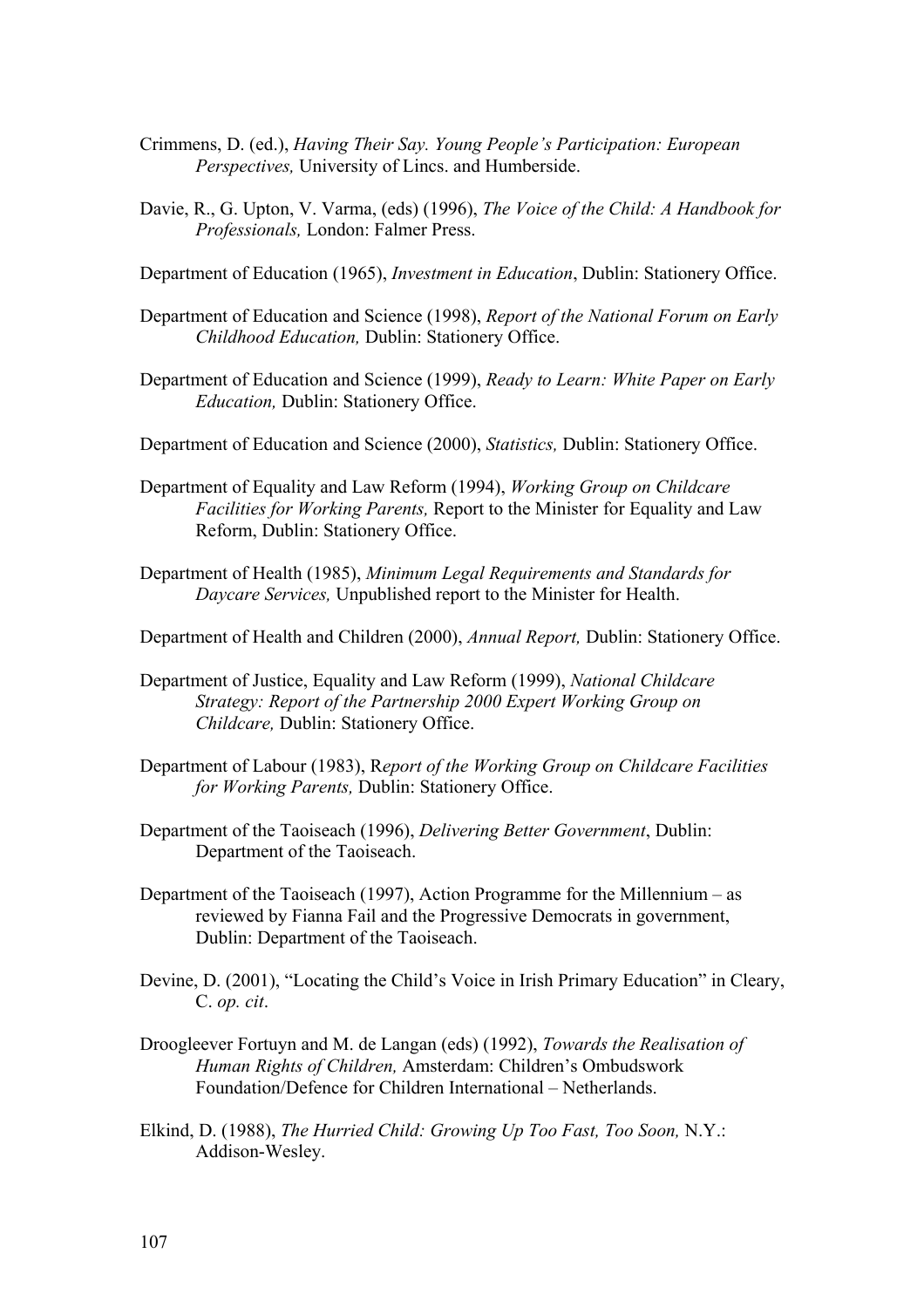Crimmens, D. (ed.), *Having Their Say. Young People's Participation: European Perspectives,* University of Lincs. and Humberside.

Davie, R., G. Upton, V. Varma, (eds) (1996), *The Voice of the Child: A Handbook for Professionals,* London: Falmer Press.

Department of Education (1965), *Investment in Education*, Dublin: Stationery Office.

Department of Education and Science (1998), *Report of the National Forum on Early Childhood Education,* Dublin: Stationery Office.

Department of Education and Science (1999), *Ready to Learn: White Paper on Early Education,* Dublin: Stationery Office.

Department of Education and Science (2000), *Statistics,* Dublin: Stationery Office.

Department of Equality and Law Reform (1994), *Working Group on Childcare Facilities for Working Parents,* Report to the Minister for Equality and Law Reform, Dublin: Stationery Office.

Department of Health (1985), *Minimum Legal Requirements and Standards for Daycare Services,* Unpublished report to the Minister for Health.

Department of Health and Children (2000), *Annual Report,* Dublin: Stationery Office.

Department of Justice, Equality and Law Reform (1999), *National Childcare Strategy: Report of the Partnership 2000 Expert Working Group on Childcare,* Dublin: Stationery Office.

Department of Labour (1983), R*eport of the Working Group on Childcare Facilities for Working Parents,* Dublin: Stationery Office.

Department of the Taoiseach (1996), *Delivering Better Government*, Dublin: Department of the Taoiseach.

Department of the Taoiseach (1997), Action Programme for the Millennium – as reviewed by Fianna Fail and the Progressive Democrats in government, Dublin: Department of the Taoiseach.

Devine, D. (2001), "Locating the Child's Voice in Irish Primary Education" in Cleary, C. *op. cit*.

Droogleever Fortuyn and M. de Langan (eds) (1992), *Towards the Realisation of Human Rights of Children,* Amsterdam: Children's Ombudswork Foundation/Defence for Children International – Netherlands.

Elkind, D. (1988), *The Hurried Child: Growing Up Too Fast, Too Soon,* N.Y.: Addison-Wesley.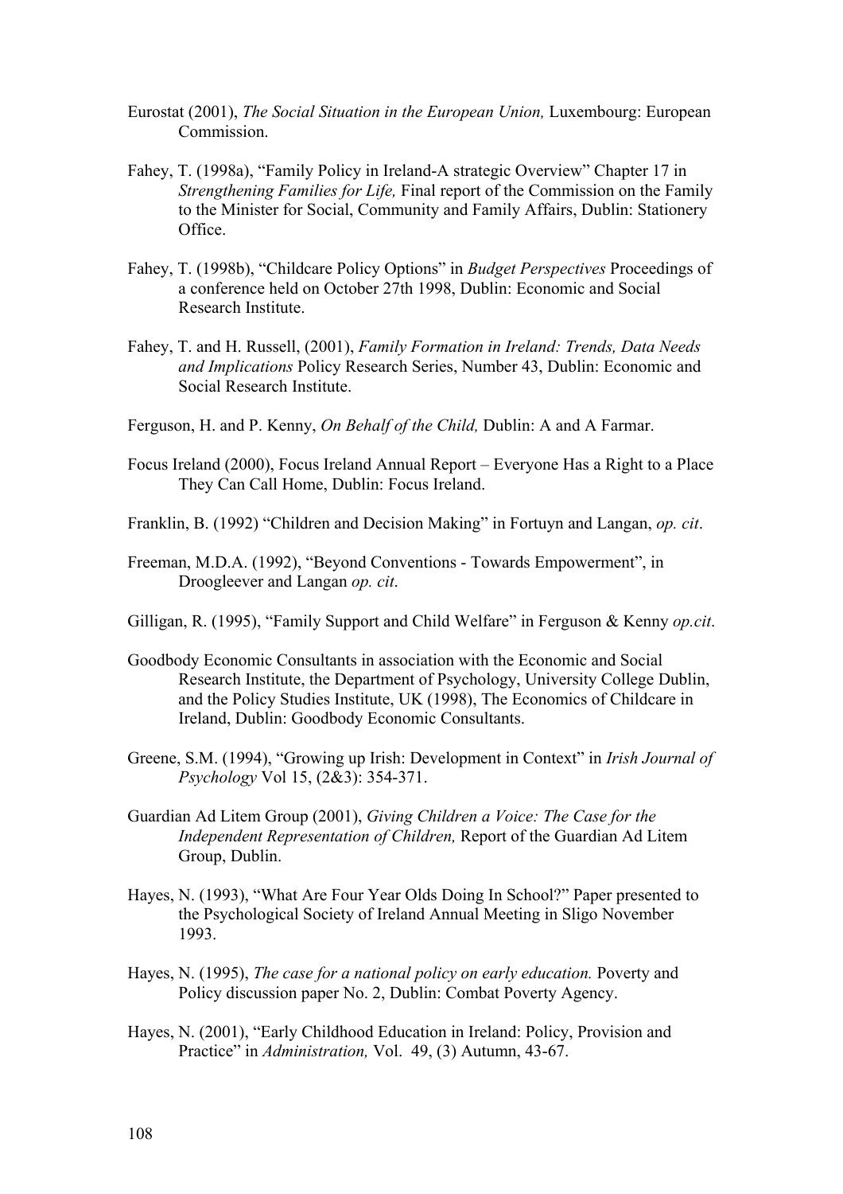Eurostat (2001), *The Social Situation in the European Union,* Luxembourg: European Commission.

Fahey, T. (1998a), "Family Policy in Ireland-A strategic Overview" Chapter 17 in *Strengthening Families for Life,* Final report of the Commission on the Family to the Minister for Social, Community and Family Affairs, Dublin: Stationery Office.

Fahey, T. (1998b), "Childcare Policy Options" in *Budget Perspectives* Proceedings of a conference held on October 27th 1998, Dublin: Economic and Social Research Institute.

Fahey, T. and H. Russell, (2001), *Family Formation in Ireland: Trends, Data Needs and Implications* Policy Research Series, Number 43, Dublin: Economic and Social Research Institute.

Ferguson, H. and P. Kenny, *On Behalf of the Child,* Dublin: A and A Farmar.

Focus Ireland (2000), Focus Ireland Annual Report – Everyone Has a Right to a Place They Can Call Home, Dublin: Focus Ireland.

Franklin, B. (1992) "Children and Decision Making" in Fortuyn and Langan, *op. cit*.

Freeman, M.D.A. (1992), "Beyond Conventions - Towards Empowerment", in Droogleever and Langan *op. cit*.

Gilligan, R. (1995), "Family Support and Child Welfare" in Ferguson & Kenny *op.cit*.

Goodbody Economic Consultants in association with the Economic and Social Research Institute, the Department of Psychology, University College Dublin, and the Policy Studies Institute, UK (1998), The Economics of Childcare in Ireland, Dublin: Goodbody Economic Consultants.

Greene, S.M. (1994), "Growing up Irish: Development in Context" in *Irish Journal of Psychology* Vol 15, (2&3): 354-371.

Guardian Ad Litem Group (2001), *Giving Children a Voice: The Case for the Independent Representation of Children,* Report of the Guardian Ad Litem Group, Dublin.

Hayes, N. (1993), "What Are Four Year Olds Doing In School?" Paper presented to the Psychological Society of Ireland Annual Meeting in Sligo November 1993.

Hayes, N. (1995), *The case for a national policy on early education.* Poverty and Policy discussion paper No. 2, Dublin: Combat Poverty Agency.

Hayes, N. (2001), "Early Childhood Education in Ireland: Policy, Provision and Practice" in *Administration,* Vol. 49, (3) Autumn, 43-67.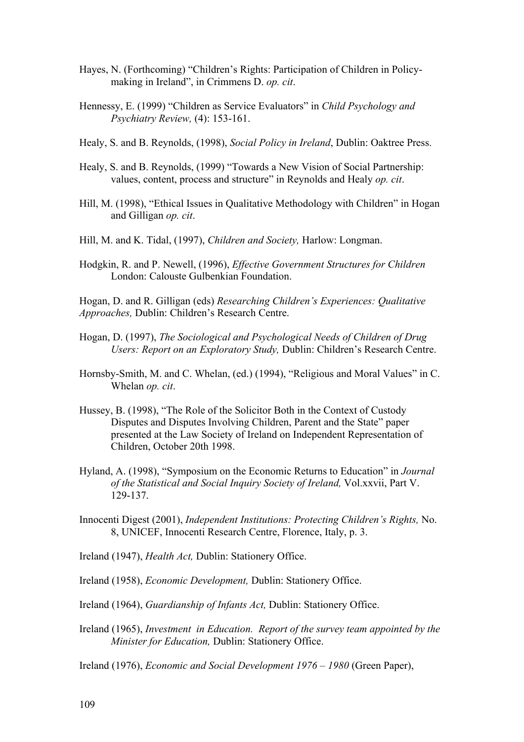Hayes, N. (Forthcoming) "Children's Rights: Participation of Children in Policy-making in Ireland", in Crimmens D. *op. cit*.

Hennessy, E. (1999) "Children as Service Evaluators" in *Child Psychology and Psychiatry Review,* (4): 153-161.

Healy, S. and B. Reynolds, (1998), *Social Policy in Ireland*, Dublin: Oaktree Press.

Healy, S. and B. Reynolds, (1999) "Towards a New Vision of Social Partnership: values, content, process and structure" in Reynolds and Healy *op. cit*.

Hill, M. (1998), "Ethical Issues in Qualitative Methodology with Children" in Hogan and Gilligan *op. cit*.

Hill, M. and K. Tidal, (1997), *Children and Society,* Harlow: Longman.

Hodgkin, R. and P. Newell, (1996), *Effective Government Structures for Children* London: Calouste Gulbenkian Foundation.

Hogan, D. and R. Gilligan (eds) *Researching Children's Experiences: Qualitative Approaches,* Dublin: Children's Research Centre.

Hogan, D. (1997), *The Sociological and Psychological Needs of Children of Drug Users: Report on an Exploratory Study,* Dublin: Children's Research Centre.

Hornsby-Smith, M. and C. Whelan, (ed.) (1994), "Religious and Moral Values" in C. Whelan *op. cit*.

Hussey, B. (1998), "The Role of the Solicitor Both in the Context of Custody Disputes and Disputes Involving Children, Parent and the State" paper presented at the Law Society of Ireland on Independent Representation of Children, October 20th 1998.

Hyland, A. (1998), "Symposium on the Economic Returns to Education" in *Journal of the Statistical and Social Inquiry Society of Ireland,* Vol.xxvii, Part V. 129-137.

Innocenti Digest (2001), *Independent Institutions: Protecting Children's Rights,* No. 8, UNICEF, Innocenti Research Centre, Florence, Italy, p. 3.

Ireland (1947), *Health Act,* Dublin: Stationery Office.

Ireland (1958), *Economic Development,* Dublin: Stationery Office.

Ireland (1964), *Guardianship of Infants Act,* Dublin: Stationery Office.

Ireland (1965), *Investment in Education. Report of the survey team appointed by the Minister for Education,* Dublin: Stationery Office.

Ireland (1976), *Economic and Social Development 1976 – 1980* (Green Paper),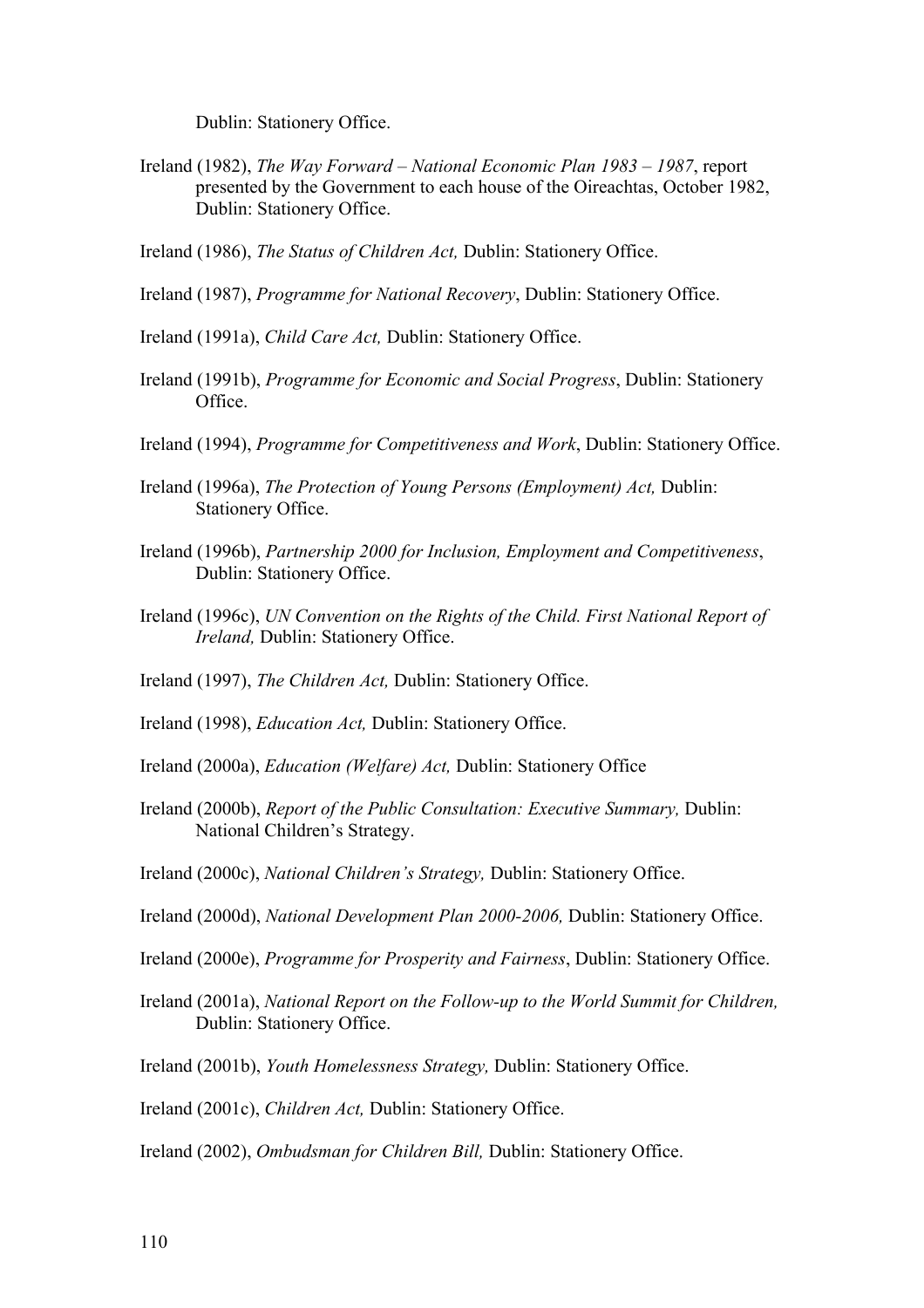Dublin: Stationery Office.

Ireland (1982), *The Way Forward – National Economic Plan 1983 – 1987*, report presented by the Government to each house of the Oireachtas, October 1982, Dublin: Stationery Office.

Ireland (1986), *The Status of Children Act,* Dublin: Stationery Office.

Ireland (1987), *Programme for National Recovery*, Dublin: Stationery Office.

Ireland (1991a), *Child Care Act,* Dublin: Stationery Office.

Ireland (1991b), *Programme for Economic and Social Progress*, Dublin: Stationery Office.

Ireland (1994), *Programme for Competitiveness and Work*, Dublin: Stationery Office.

Ireland (1996a), *The Protection of Young Persons (Employment) Act,* Dublin: Stationery Office.

Ireland (1996b), *Partnership 2000 for Inclusion, Employment and Competitiveness*, Dublin: Stationery Office.

Ireland (1996c), *UN Convention on the Rights of the Child. First National Report of Ireland,* Dublin: Stationery Office.

Ireland (1997), *The Children Act,* Dublin: Stationery Office.

Ireland (1998), *Education Act,* Dublin: Stationery Office.

Ireland (2000a), *Education (Welfare) Act,* Dublin: Stationery Office

Ireland (2000b), *Report of the Public Consultation: Executive Summary,* Dublin: National Children's Strategy.

Ireland (2000c), *National Children's Strategy,* Dublin: Stationery Office.

Ireland (2000d), *National Development Plan 2000-2006,* Dublin: Stationery Office.

Ireland (2000e), *Programme for Prosperity and Fairness*, Dublin: Stationery Office.

Ireland (2001a), *National Report on the Follow-up to the World Summit for Children,* Dublin: Stationery Office.

Ireland (2001b), *Youth Homelessness Strategy,* Dublin: Stationery Office.

Ireland (2001c), *Children Act,* Dublin: Stationery Office.

Ireland (2002), *Ombudsman for Children Bill,* Dublin: Stationery Office.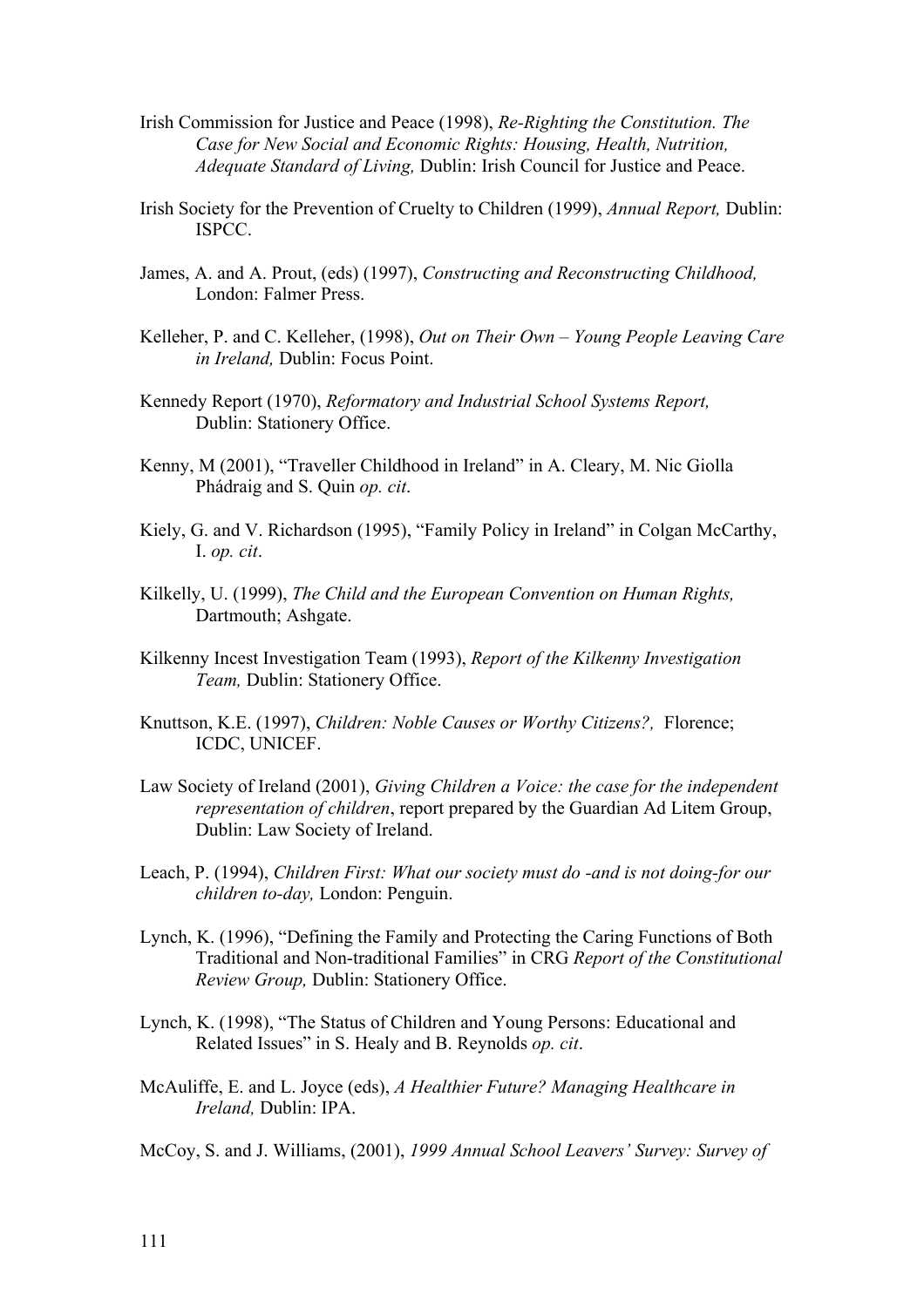Irish Commission for Justice and Peace (1998), *Re-Righting the Constitution. The Case for New Social and Economic Rights: Housing, Health, Nutrition, Adequate Standard of Living,* Dublin: Irish Council for Justice and Peace.

Irish Society for the Prevention of Cruelty to Children (1999), *Annual Report,* Dublin: ISPCC.

James, A. and A. Prout, (eds) (1997), *Constructing and Reconstructing Childhood,* London: Falmer Press.

Kelleher, P. and C. Kelleher, (1998), *Out on Their Own – Young People Leaving Care in Ireland,* Dublin: Focus Point.

Kennedy Report (1970), *Reformatory and Industrial School Systems Report,* Dublin: Stationery Office.

Kenny, M (2001), "Traveller Childhood in Ireland" in A. Cleary, M. Nic Giolla Phádraig and S. Quin *op. cit*.

Kiely, G. and V. Richardson (1995), "Family Policy in Ireland" in Colgan McCarthy, I. *op. cit*.

Kilkelly, U. (1999), *The Child and the European Convention on Human Rights,* Dartmouth; Ashgate.

Kilkenny Incest Investigation Team (1993), *Report of the Kilkenny Investigation Team,* Dublin: Stationery Office.

Knuttson, K.E. (1997), *Children: Noble Causes or Worthy Citizens?,* Florence; ICDC, UNICEF.

Law Society of Ireland (2001), *Giving Children a Voice: the case for the independent representation of children*, report prepared by the Guardian Ad Litem Group, Dublin: Law Society of Ireland.

Leach, P. (1994), *Children First: What our society must do -and is not doing-for our children to-day,* London: Penguin.

Lynch, K. (1996), "Defining the Family and Protecting the Caring Functions of Both Traditional and Non-traditional Families" in CRG *Report of the Constitutional Review Group,* Dublin: Stationery Office.

Lynch, K. (1998), "The Status of Children and Young Persons: Educational and Related Issues" in S. Healy and B. Reynolds *op. cit*.

McAuliffe, E. and L. Joyce (eds), *A Healthier Future? Managing Healthcare in Ireland,* Dublin: IPA.

McCoy, S. and J. Williams, (2001), *1999 Annual School Leavers' Survey: Survey of*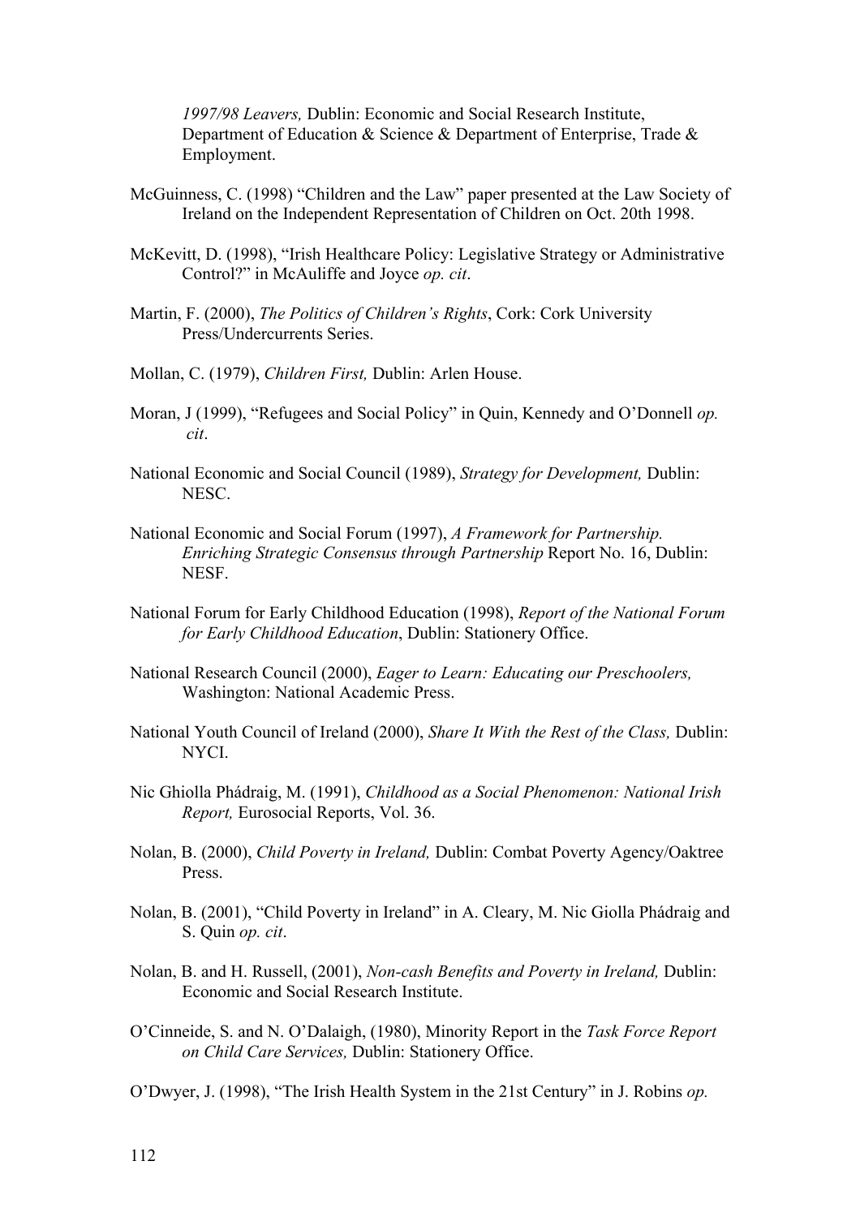*1997/98 Leavers,* Dublin: Economic and Social Research Institute, Department of Education & Science & Department of Enterprise, Trade & Employment.

McGuinness, C. (1998) "Children and the Law" paper presented at the Law Society of Ireland on the Independent Representation of Children on Oct. 20th 1998.

McKevitt, D. (1998), "Irish Healthcare Policy: Legislative Strategy or Administrative Control?" in McAuliffe and Joyce *op. cit*.

Martin, F. (2000), *The Politics of Children's Rights*, Cork: Cork University Press/Undercurrents Series.

Mollan, C. (1979), *Children First,* Dublin: Arlen House.

Moran, J (1999), "Refugees and Social Policy" in Quin, Kennedy and O'Donnell *op. cit*.

National Economic and Social Council (1989), *Strategy for Development,* Dublin: NESC.

National Economic and Social Forum (1997), *A Framework for Partnership. Enriching Strategic Consensus through Partnership* Report No. 16, Dublin: NESF.

National Forum for Early Childhood Education (1998), *Report of the National Forum for Early Childhood Education*, Dublin: Stationery Office.

National Research Council (2000), *Eager to Learn: Educating our Preschoolers,* Washington: National Academic Press.

National Youth Council of Ireland (2000), *Share It With the Rest of the Class,* Dublin: NYCI.

Nic Ghiolla Phádraig, M. (1991), *Childhood as a Social Phenomenon: National Irish Report,* Eurosocial Reports, Vol. 36.

Nolan, B. (2000), *Child Poverty in Ireland,* Dublin: Combat Poverty Agency/Oaktree Press.

Nolan, B. (2001), "Child Poverty in Ireland" in A. Cleary, M. Nic Giolla Phádraig and S. Quin *op. cit*.

Nolan, B. and H. Russell, (2001), *Non-cash Benefits and Poverty in Ireland,* Dublin: Economic and Social Research Institute.

O'Cinneide, S. and N. O'Dalaigh, (1980), Minority Report in the *Task Force Report on Child Care Services,* Dublin: Stationery Office.

O'Dwyer, J. (1998), "The Irish Health System in the 21st Century" in J. Robins *op.*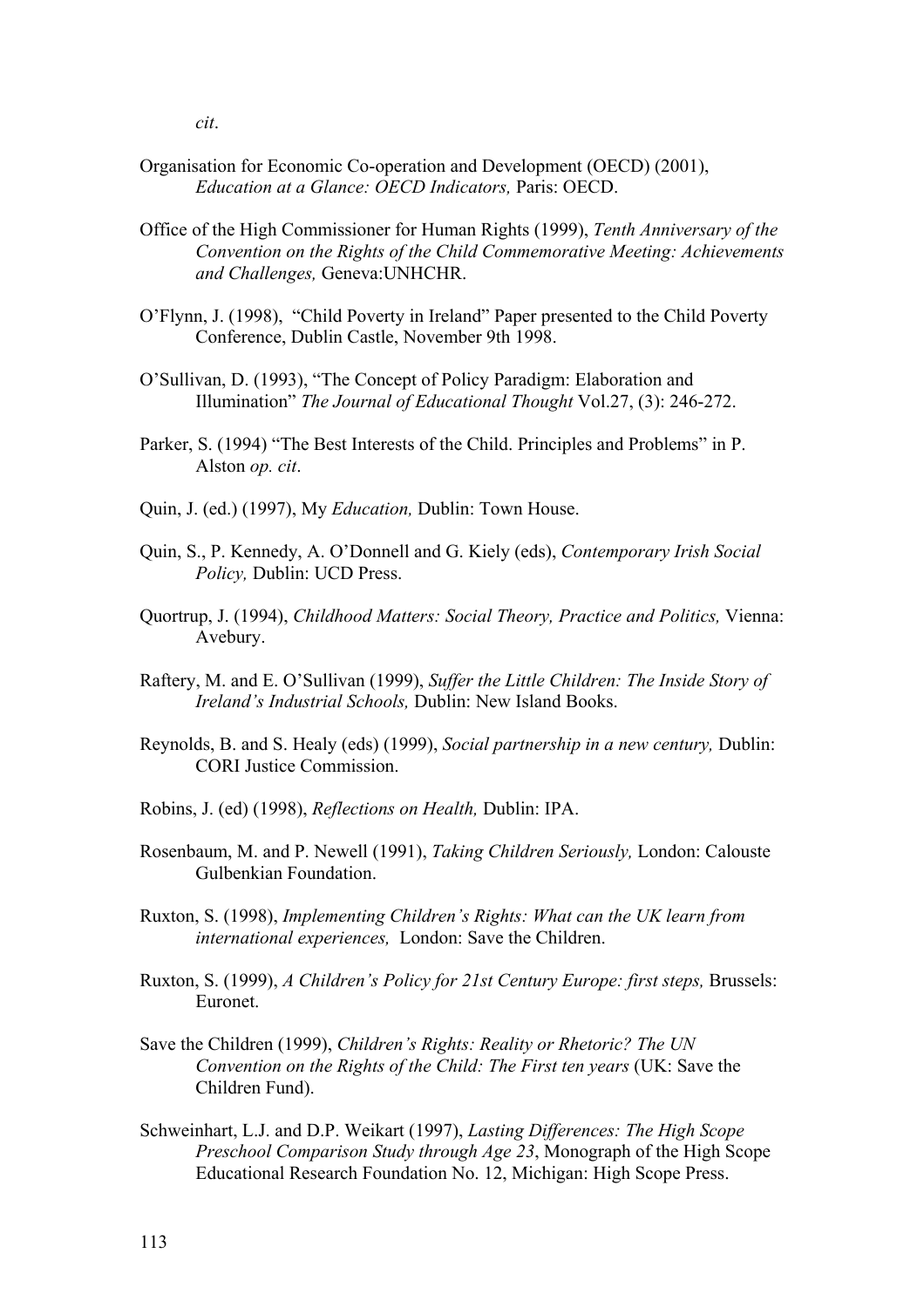*cit*.

Organisation for Economic Co-operation and Development (OECD) (2001), *Education at a Glance: OECD Indicators,* Paris: OECD.

Office of the High Commissioner for Human Rights (1999), *Tenth Anniversary of the Convention on the Rights of the Child Commemorative Meeting: Achievements and Challenges,* Geneva:UNHCHR.

O'Flynn, J. (1998), "Child Poverty in Ireland" Paper presented to the Child Poverty Conference, Dublin Castle, November 9th 1998.

O'Sullivan, D. (1993), "The Concept of Policy Paradigm: Elaboration and Illumination" *The Journal of Educational Thought* Vol.27, (3): 246-272.

Parker, S. (1994) "The Best Interests of the Child. Principles and Problems" in P. Alston *op. cit*.

Quin, J. (ed.) (1997), My *Education,* Dublin: Town House.

Quin, S., P. Kennedy, A. O'Donnell and G. Kiely (eds), *Contemporary Irish Social Policy,* Dublin: UCD Press.

Quortrup, J. (1994), *Childhood Matters: Social Theory, Practice and Politics,* Vienna: Avebury.

Raftery, M. and E. O'Sullivan (1999), *Suffer the Little Children: The Inside Story of Ireland's Industrial Schools,* Dublin: New Island Books.

Reynolds, B. and S. Healy (eds) (1999), *Social partnership in a new century,* Dublin: CORI Justice Commission.

Robins, J. (ed) (1998), *Reflections on Health,* Dublin: IPA.

Rosenbaum, M. and P. Newell (1991), *Taking Children Seriously,* London: Calouste Gulbenkian Foundation.

Ruxton, S. (1998), *Implementing Children's Rights: What can the UK learn from international experiences,* London: Save the Children.

Ruxton, S. (1999), *A Children's Policy for 21st Century Europe: first steps,* Brussels: Euronet.

Save the Children (1999), *Children's Rights: Reality or Rhetoric? The UN Convention on the Rights of the Child: The First ten years* (UK: Save the Children Fund).

Schweinhart, L.J. and D.P. Weikart (1997), *Lasting Differences: The High Scope Preschool Comparison Study through Age 23*, Monograph of the High Scope Educational Research Foundation No. 12, Michigan: High Scope Press.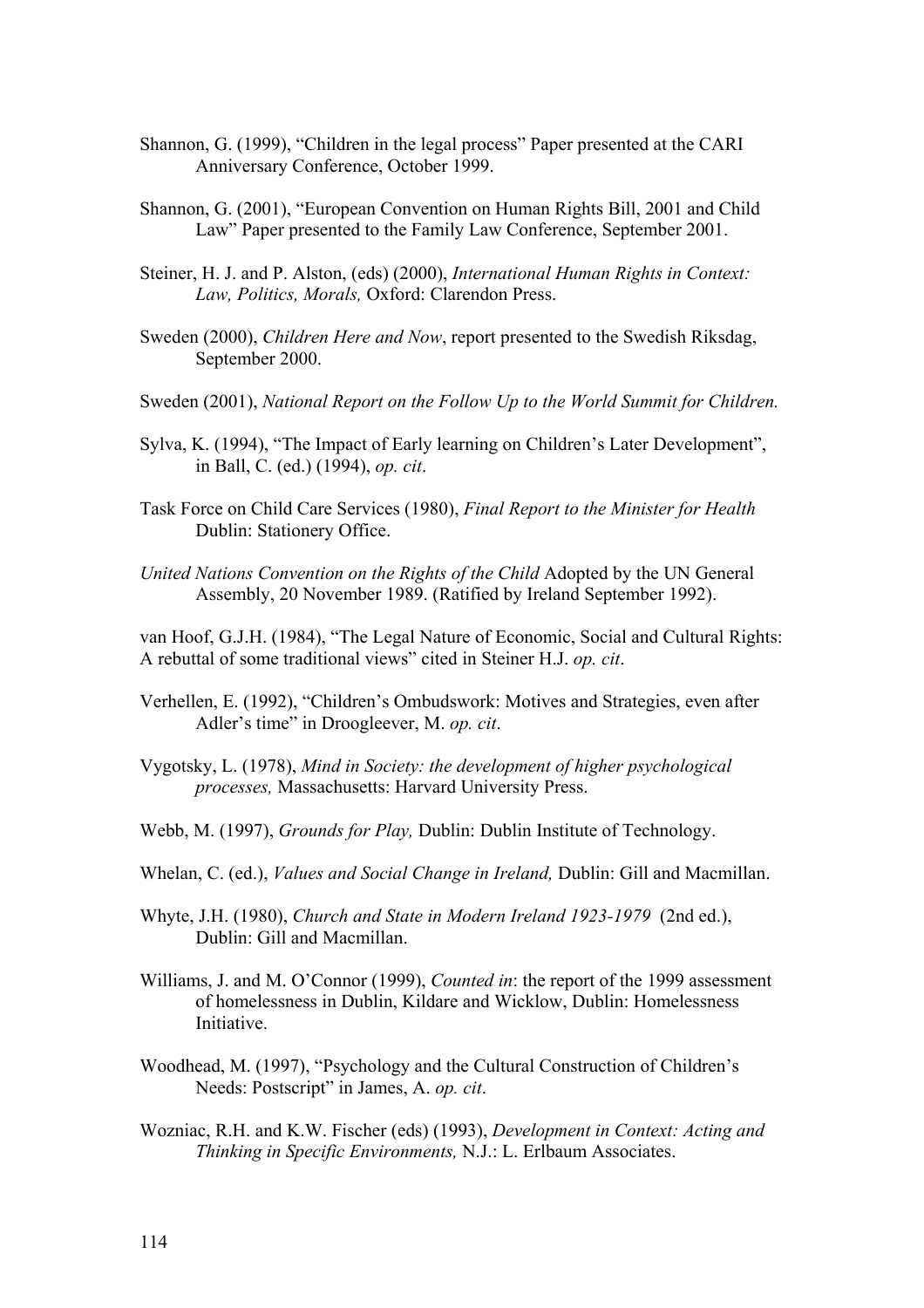Shannon, G. (1999), "Children in the legal process" Paper presented at the CARI Anniversary Conference, October 1999.

Shannon, G. (2001), "European Convention on Human Rights Bill, 2001 and Child Law" Paper presented to the Family Law Conference, September 2001.

Steiner, H. J. and P. Alston, (eds) (2000), *International Human Rights in Context: Law, Politics, Morals,* Oxford: Clarendon Press.

Sweden (2000), *Children Here and Now*, report presented to the Swedish Riksdag, September 2000.

Sweden (2001), *National Report on the Follow Up to the World Summit for Children.*

Sylva, K. (1994), "The Impact of Early learning on Children's Later Development", in Ball, C. (ed.) (1994), *op. cit*.

Task Force on Child Care Services (1980), *Final Report to the Minister for Health* Dublin: Stationery Office.

*United Nations Convention on the Rights of the Child* Adopted by the UN General Assembly, 20 November 1989. (Ratified by Ireland September 1992).

van Hoof, G.J.H. (1984), "The Legal Nature of Economic, Social and Cultural Rights: A rebuttal of some traditional views" cited in Steiner H.J. *op. cit*.

Verhellen, E. (1992), "Children's Ombudswork: Motives and Strategies, even after Adler's time" in Droogleever, M. *op. cit*.

Vygotsky, L. (1978), *Mind in Society: the development of higher psychological processes,* Massachusetts: Harvard University Press.

Webb, M. (1997), *Grounds for Play,* Dublin: Dublin Institute of Technology.

Whelan, C. (ed.), *Values and Social Change in Ireland,* Dublin: Gill and Macmillan.

Whyte, J.H. (1980), *Church and State in Modern Ireland 1923-1979* (2nd ed.), Dublin: Gill and Macmillan.

Williams, J. and M. O'Connor (1999), *Counted in*: the report of the 1999 assessment of homelessness in Dublin, Kildare and Wicklow, Dublin: Homelessness Initiative.

Woodhead, M. (1997), "Psychology and the Cultural Construction of Children's Needs: Postscript" in James, A. *op. cit*.

Wozniac, R.H. and K.W. Fischer (eds) (1993), *Development in Context: Acting and Thinking in Specific Environments,* N.J.: L. Erlbaum Associates.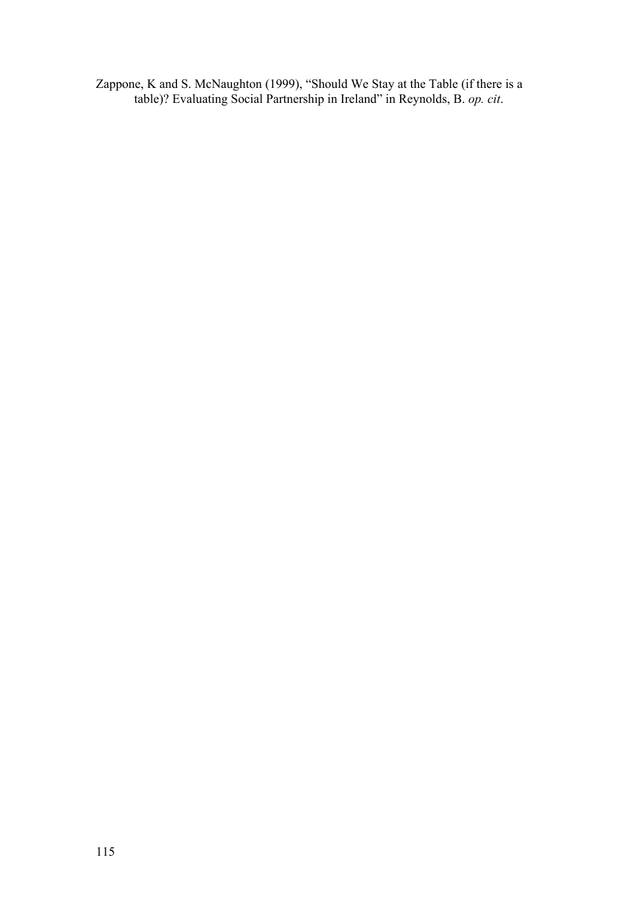Zappone, K and S. McNaughton (1999), "Should We Stay at the Table (if there is a table)? Evaluating Social Partnership in Ireland" in Reynolds, B. *op. cit*.